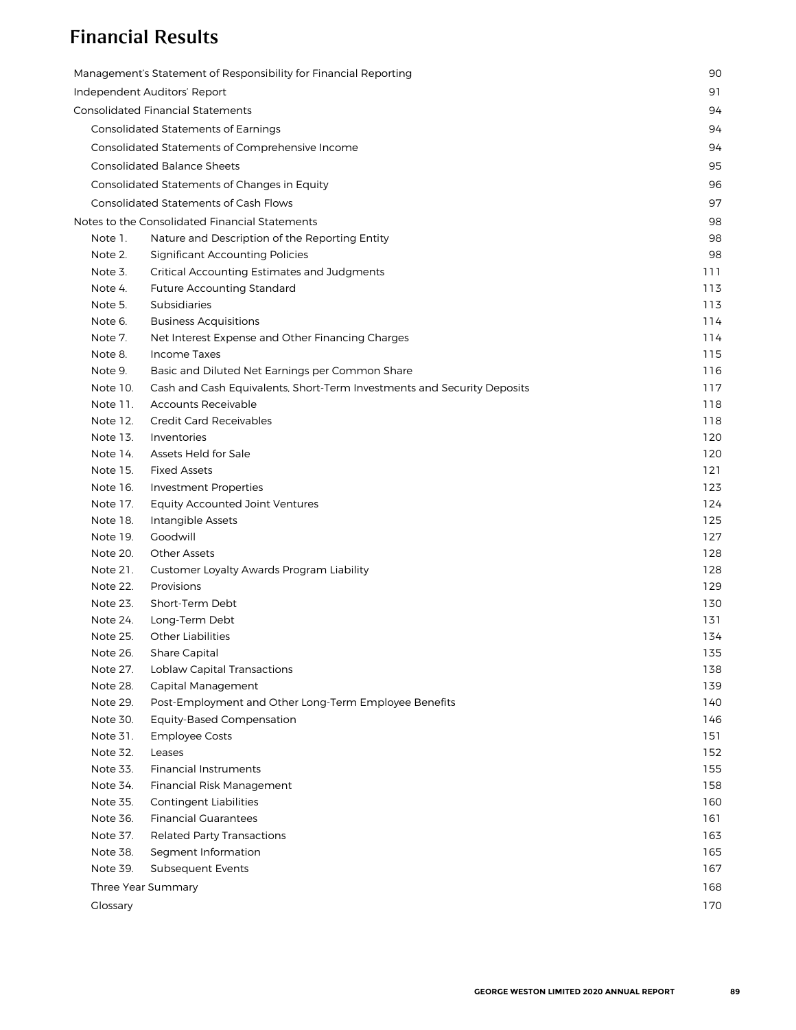# Financial Results

| | |
|---|---|
| Management's Statement of Responsibility for Financial Reporting | 90 |
| Independent Auditors' Report | 91 |
| Consolidated Financial Statements | 94 |
| Consolidated Statements of Earnings | 94 |
| Consolidated Statements of Comprehensive Income | 94 |
| Consolidated Balance Sheets | 95 |
| Consolidated Statements of Changes in Equity | 96 |
| Consolidated Statements of Cash Flows | 97 |
| Notes to the Consolidated Financial Statements | 98 |
| Note 1. Nature and Description of the Reporting Entity | 98 |
| Note 2. Significant Accounting Policies | 98 |
| Note 3. Critical Accounting Estimates and Judgments | 111 |
| Note 4. Future Accounting Standard | 113 |
| Note 5. Subsidiaries | 113 |
| Note 6. Business Acquisitions | 114 |
| Note 7. Net Interest Expense and Other Financing Charges | 114 |
| Note 8. Income Taxes | 115 |
| Note 9. Basic and Diluted Net Earnings per Common Share | 116 |
| Note 10. Cash and Cash Equivalents, Short-Term Investments and Security Deposits | 117 |
| Note 11. Accounts Receivable | 118 |
| Note 12. Credit Card Receivables | 118 |
| Note 13. Inventories | 120 |
| Note 14. Assets Held for Sale | 120 |
| Note 15. Fixed Assets | 121 |
| Note 16. Investment Properties | 123 |
| Note 17. Equity Accounted Joint Ventures | 124 |
| Note 18. Intangible Assets | 125 |
| Note 19. Goodwill | 127 |
| Note 20. Other Assets | 128 |
| Note 21. Customer Loyalty Awards Program Liability | 128 |
| Note 22. Provisions | 129 |
| Note 23. Short-Term Debt | 130 |
| Note 24. Long-Term Debt | 131 |
| Note 25. Other Liabilities | 134 |
| Note 26. Share Capital | 135 |
| Note 27. Loblaw Capital Transactions | 138 |
| Note 28. Capital Management | 139 |
| Note 29. Post-Employment and Other Long-Term Employee Benefits | 140 |
| Note 30. Equity-Based Compensation | 146 |
| Note 31. Employee Costs | 151 |
| Note 32. Leases | 152 |
| Note 33. Financial Instruments | 155 |
| Note 34. Financial Risk Management | 158 |
| Note 35. Contingent Liabilities | 160 |
| Note 36. Financial Guarantees | 161 |
| Note 37. Related Party Transactions | 163 |
| Note 38. Segment Information | 165 |
| Note 39. Subsequent Events | 167 |
| Three Year Summary | 168 |
| Glossary | 170 |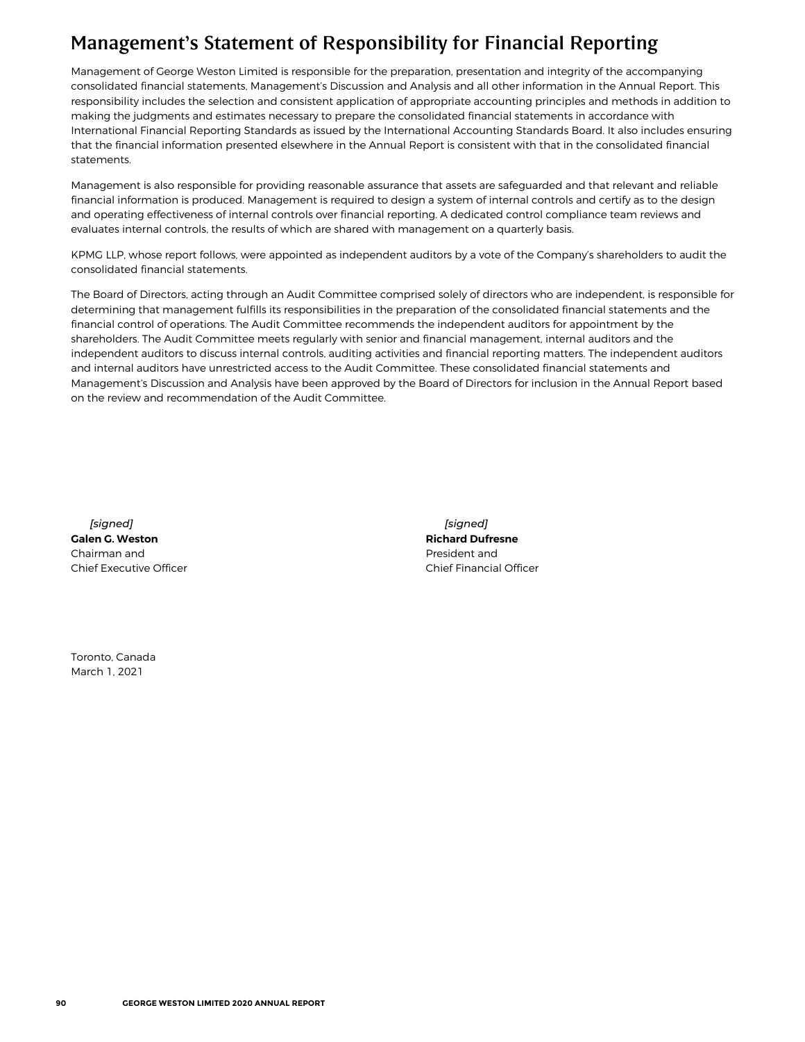# Management's Statement of Responsibility for Financial Reporting

Management of George Weston Limited is responsible for the preparation, presentation and integrity of the accompanying consolidated financial statements, Management's Discussion and Analysis and all other information in the Annual Report. This responsibility includes the selection and consistent application of appropriate accounting principles and methods in addition to making the judgments and estimates necessary to prepare the consolidated financial statements in accordance with International Financial Reporting Standards as issued by the International Accounting Standards Board. It also includes ensuring that the financial information presented elsewhere in the Annual Report is consistent with that in the consolidated financial statements.

Management is also responsible for providing reasonable assurance that assets are safeguarded and that relevant and reliable financial information is produced. Management is required to design a system of internal controls and certify as to the design and operating effectiveness of internal controls over financial reporting. A dedicated control compliance team reviews and evaluates internal controls, the results of which are shared with management on a quarterly basis.

KPMG LLP, whose report follows, were appointed as independent auditors by a vote of the Company's shareholders to audit the consolidated financial statements.

The Board of Directors, acting through an Audit Committee comprised solely of directors who are independent, is responsible for determining that management fulfills its responsibilities in the preparation of the consolidated financial statements and the financial control of operations. The Audit Committee recommends the independent auditors for appointment by the shareholders. The Audit Committee meets regularly with senior and financial management, internal auditors and the independent auditors to discuss internal controls, auditing activities and financial reporting matters. The independent auditors and internal auditors have unrestricted access to the Audit Committee. These consolidated financial statements and Management's Discussion and Analysis have been approved by the Board of Directors for inclusion in the Annual Report based on the review and recommendation of the Audit Committee.

*[signed]*
**Galen G. Weston**
Chairman and
Chief Executive Officer

*[signed]*
**Richard Dufresne**
President and
Chief Financial Officer

Toronto, Canada
March 1, 2021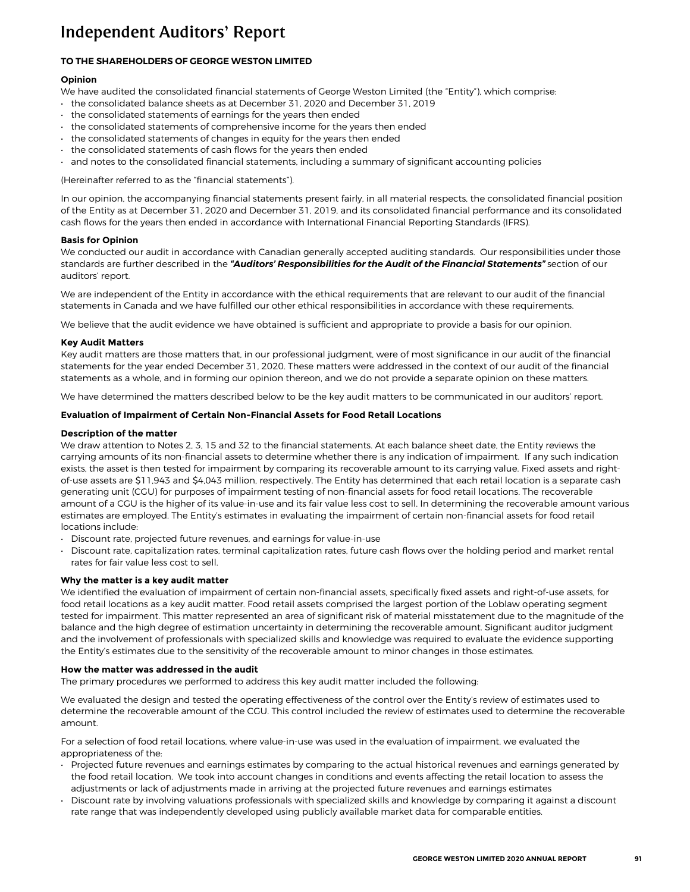# Independent Auditors' Report

**TO THE SHAREHOLDERS OF GEORGE WESTON LIMITED**

**Opinion**

We have audited the consolidated financial statements of George Weston Limited (the "Entity"), which comprise:

- the consolidated balance sheets as at December 31, 2020 and December 31, 2019
- the consolidated statements of earnings for the years then ended
- the consolidated statements of comprehensive income for the years then ended
- the consolidated statements of changes in equity for the years then ended
- the consolidated statements of cash flows for the years then ended
- and notes to the consolidated financial statements, including a summary of significant accounting policies

(Hereinafter referred to as the "financial statements").

In our opinion, the accompanying financial statements present fairly, in all material respects, the consolidated financial position of the Entity as at December 31, 2020 and December 31, 2019, and its consolidated financial performance and its consolidated cash flows for the years then ended in accordance with International Financial Reporting Standards (IFRS).

**Basis for Opinion**

We conducted our audit in accordance with Canadian generally accepted auditing standards. Our responsibilities under those standards are further described in the ***"Auditors' Responsibilities for the Audit of the Financial Statements"*** section of our auditors' report.

We are independent of the Entity in accordance with the ethical requirements that are relevant to our audit of the financial statements in Canada and we have fulfilled our other ethical responsibilities in accordance with these requirements.

We believe that the audit evidence we have obtained is sufficient and appropriate to provide a basis for our opinion.

**Key Audit Matters**

Key audit matters are those matters that, in our professional judgment, were of most significance in our audit of the financial statements for the year ended December 31, 2020. These matters were addressed in the context of our audit of the financial statements as a whole, and in forming our opinion thereon, and we do not provide a separate opinion on these matters.

We have determined the matters described below to be the key audit matters to be communicated in our auditors' report.

**Evaluation of Impairment of Certain Non-Financial Assets for Food Retail Locations**

**Description of the matter**

We draw attention to Notes 2, 3, 15 and 32 to the financial statements. At each balance sheet date, the Entity reviews the carrying amounts of its non-financial assets to determine whether there is any indication of impairment. If any such indication exists, the asset is then tested for impairment by comparing its recoverable amount to its carrying value. Fixed assets and right-of-use assets are $11,943 and $4,043 million, respectively. The Entity has determined that each retail location is a separate cash generating unit (CGU) for purposes of impairment testing of non-financial assets for food retail locations. The recoverable amount of a CGU is the higher of its value-in-use and its fair value less cost to sell. In determining the recoverable amount various estimates are employed. The Entity's estimates in evaluating the impairment of certain non-financial assets for food retail locations include:

- Discount rate, projected future revenues, and earnings for value-in-use
- Discount rate, capitalization rates, terminal capitalization rates, future cash flows over the holding period and market rental rates for fair value less cost to sell.

**Why the matter is a key audit matter**

We identified the evaluation of impairment of certain non-financial assets, specifically fixed assets and right-of-use assets, for food retail locations as a key audit matter. Food retail assets comprised the largest portion of the Loblaw operating segment tested for impairment. This matter represented an area of significant risk of material misstatement due to the magnitude of the balance and the high degree of estimation uncertainty in determining the recoverable amount. Significant auditor judgment and the involvement of professionals with specialized skills and knowledge was required to evaluate the evidence supporting the Entity's estimates due to the sensitivity of the recoverable amount to minor changes in those estimates.

**How the matter was addressed in the audit**

The primary procedures we performed to address this key audit matter included the following:

We evaluated the design and tested the operating effectiveness of the control over the Entity's review of estimates used to determine the recoverable amount of the CGU. This control included the review of estimates used to determine the recoverable amount.

For a selection of food retail locations, where value-in-use was used in the evaluation of impairment, we evaluated the appropriateness of the:

- Projected future revenues and earnings estimates by comparing to the actual historical revenues and earnings generated by the food retail location. We took into account changes in conditions and events affecting the retail location to assess the adjustments or lack of adjustments made in arriving at the projected future revenues and earnings estimates
- Discount rate by involving valuations professionals with specialized skills and knowledge by comparing it against a discount rate range that was independently developed using publicly available market data for comparable entities.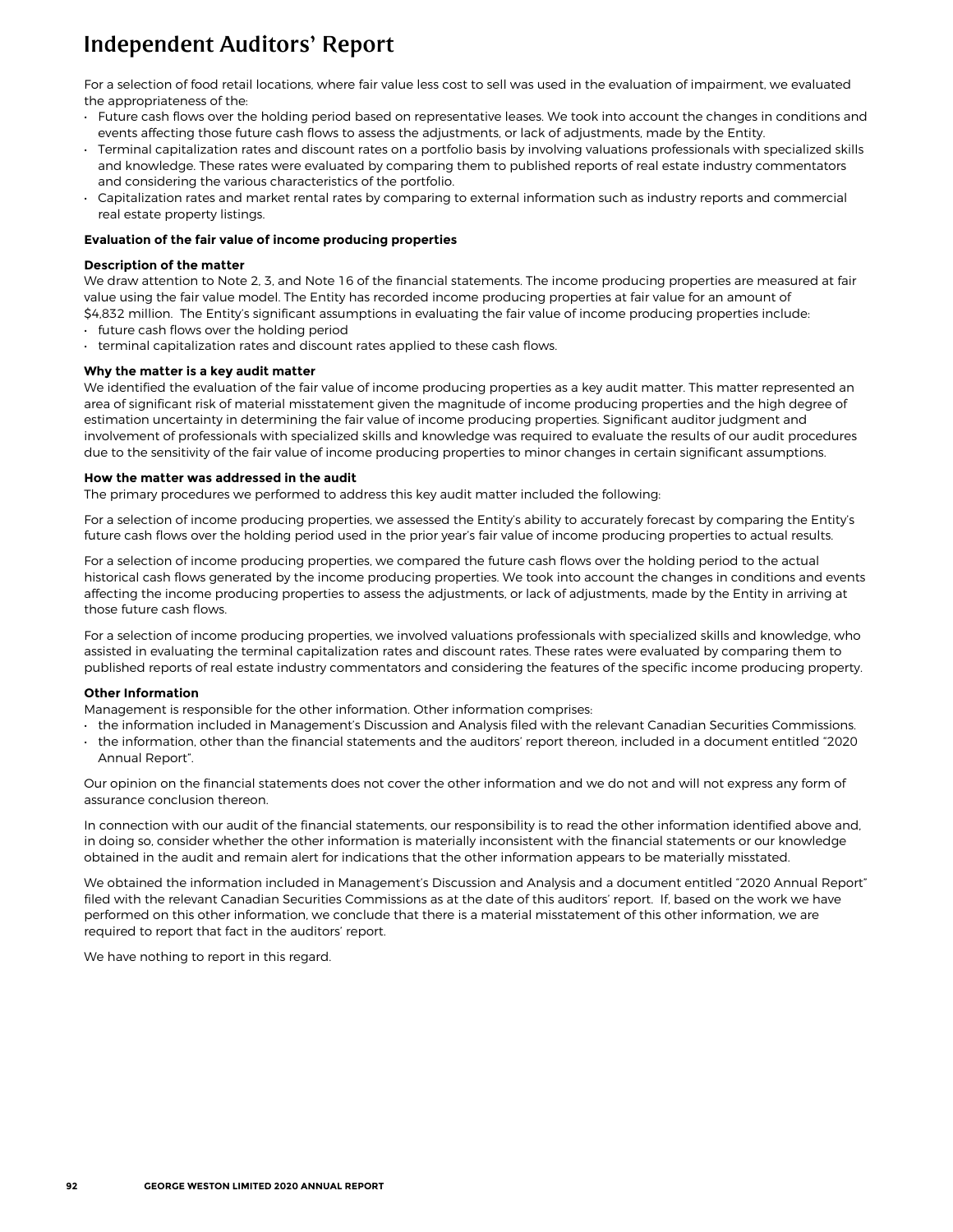# Independent Auditors' Report

For a selection of food retail locations, where fair value less cost to sell was used in the evaluation of impairment, we evaluated the appropriateness of the:

- Future cash flows over the holding period based on representative leases. We took into account the changes in conditions and events affecting those future cash flows to assess the adjustments, or lack of adjustments, made by the Entity.
- Terminal capitalization rates and discount rates on a portfolio basis by involving valuations professionals with specialized skills and knowledge. These rates were evaluated by comparing them to published reports of real estate industry commentators and considering the various characteristics of the portfolio.
- Capitalization rates and market rental rates by comparing to external information such as industry reports and commercial real estate property listings.

**Evaluation of the fair value of income producing properties**

**Description of the matter**

We draw attention to Note 2, 3, and Note 16 of the financial statements. The income producing properties are measured at fair value using the fair value model. The Entity has recorded income producing properties at fair value for an amount of $4,832 million. The Entity's significant assumptions in evaluating the fair value of income producing properties include:

- future cash flows over the holding period
- terminal capitalization rates and discount rates applied to these cash flows.

**Why the matter is a key audit matter**

We identified the evaluation of the fair value of income producing properties as a key audit matter. This matter represented an area of significant risk of material misstatement given the magnitude of income producing properties and the high degree of estimation uncertainty in determining the fair value of income producing properties. Significant auditor judgment and involvement of professionals with specialized skills and knowledge was required to evaluate the results of our audit procedures due to the sensitivity of the fair value of income producing properties to minor changes in certain significant assumptions.

**How the matter was addressed in the audit**

The primary procedures we performed to address this key audit matter included the following:

For a selection of income producing properties, we assessed the Entity's ability to accurately forecast by comparing the Entity's future cash flows over the holding period used in the prior year's fair value of income producing properties to actual results.

For a selection of income producing properties, we compared the future cash flows over the holding period to the actual historical cash flows generated by the income producing properties. We took into account the changes in conditions and events affecting the income producing properties to assess the adjustments, or lack of adjustments, made by the Entity in arriving at those future cash flows.

For a selection of income producing properties, we involved valuations professionals with specialized skills and knowledge, who assisted in evaluating the terminal capitalization rates and discount rates. These rates were evaluated by comparing them to published reports of real estate industry commentators and considering the features of the specific income producing property.

**Other Information**

Management is responsible for the other information. Other information comprises:

- the information included in Management's Discussion and Analysis filed with the relevant Canadian Securities Commissions.
- the information, other than the financial statements and the auditors' report thereon, included in a document entitled "2020 Annual Report".

Our opinion on the financial statements does not cover the other information and we do not and will not express any form of assurance conclusion thereon.

In connection with our audit of the financial statements, our responsibility is to read the other information identified above and, in doing so, consider whether the other information is materially inconsistent with the financial statements or our knowledge obtained in the audit and remain alert for indications that the other information appears to be materially misstated.

We obtained the information included in Management's Discussion and Analysis and a document entitled "2020 Annual Report" filed with the relevant Canadian Securities Commissions as at the date of this auditors' report. If, based on the work we have performed on this other information, we conclude that there is a material misstatement of this other information, we are required to report that fact in the auditors' report.

We have nothing to report in this regard.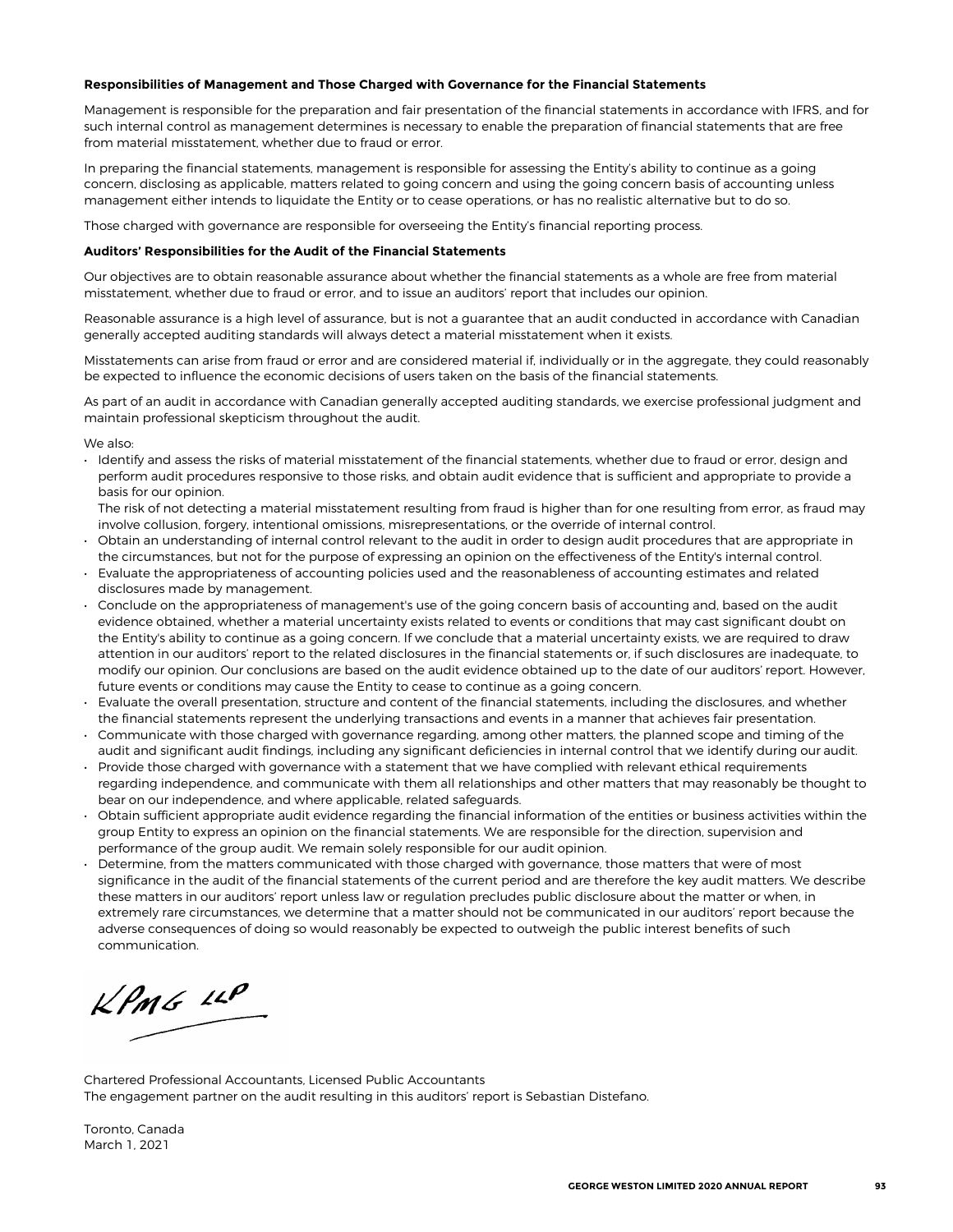**Responsibilities of Management and Those Charged with Governance for the Financial Statements**

Management is responsible for the preparation and fair presentation of the financial statements in accordance with IFRS, and for such internal control as management determines is necessary to enable the preparation of financial statements that are free from material misstatement, whether due to fraud or error.

In preparing the financial statements, management is responsible for assessing the Entity's ability to continue as a going concern, disclosing as applicable, matters related to going concern and using the going concern basis of accounting unless management either intends to liquidate the Entity or to cease operations, or has no realistic alternative but to do so.

Those charged with governance are responsible for overseeing the Entity's financial reporting process.

**Auditors' Responsibilities for the Audit of the Financial Statements**

Our objectives are to obtain reasonable assurance about whether the financial statements as a whole are free from material misstatement, whether due to fraud or error, and to issue an auditors' report that includes our opinion.

Reasonable assurance is a high level of assurance, but is not a guarantee that an audit conducted in accordance with Canadian generally accepted auditing standards will always detect a material misstatement when it exists.

Misstatements can arise from fraud or error and are considered material if, individually or in the aggregate, they could reasonably be expected to influence the economic decisions of users taken on the basis of the financial statements.

As part of an audit in accordance with Canadian generally accepted auditing standards, we exercise professional judgment and maintain professional skepticism throughout the audit.

We also:

- Identify and assess the risks of material misstatement of the financial statements, whether due to fraud or error, design and perform audit procedures responsive to those risks, and obtain audit evidence that is sufficient and appropriate to provide a basis for our opinion.
  The risk of not detecting a material misstatement resulting from fraud is higher than for one resulting from error, as fraud may involve collusion, forgery, intentional omissions, misrepresentations, or the override of internal control.
- Obtain an understanding of internal control relevant to the audit in order to design audit procedures that are appropriate in the circumstances, but not for the purpose of expressing an opinion on the effectiveness of the Entity's internal control.
- Evaluate the appropriateness of accounting policies used and the reasonableness of accounting estimates and related disclosures made by management.
- Conclude on the appropriateness of management's use of the going concern basis of accounting and, based on the audit evidence obtained, whether a material uncertainty exists related to events or conditions that may cast significant doubt on the Entity's ability to continue as a going concern. If we conclude that a material uncertainty exists, we are required to draw attention in our auditors' report to the related disclosures in the financial statements or, if such disclosures are inadequate, to modify our opinion. Our conclusions are based on the audit evidence obtained up to the date of our auditors' report. However, future events or conditions may cause the Entity to cease to continue as a going concern.
- Evaluate the overall presentation, structure and content of the financial statements, including the disclosures, and whether the financial statements represent the underlying transactions and events in a manner that achieves fair presentation.
- Communicate with those charged with governance regarding, among other matters, the planned scope and timing of the audit and significant audit findings, including any significant deficiencies in internal control that we identify during our audit.
- Provide those charged with governance with a statement that we have complied with relevant ethical requirements regarding independence, and communicate with them all relationships and other matters that may reasonably be thought to bear on our independence, and where applicable, related safeguards.
- Obtain sufficient appropriate audit evidence regarding the financial information of the entities or business activities within the group Entity to express an opinion on the financial statements. We are responsible for the direction, supervision and performance of the group audit. We remain solely responsible for our audit opinion.
- Determine, from the matters communicated with those charged with governance, those matters that were of most significance in the audit of the financial statements of the current period and are therefore the key audit matters. We describe these matters in our auditors' report unless law or regulation precludes public disclosure about the matter or when, in extremely rare circumstances, we determine that a matter should not be communicated in our auditors' report because the adverse consequences of doing so would reasonably be expected to outweigh the public interest benefits of such communication.

KPMG LLP

Chartered Professional Accountants, Licensed Public Accountants
The engagement partner on the audit resulting in this auditors' report is Sebastian Distefano.

Toronto, Canada
March 1, 2021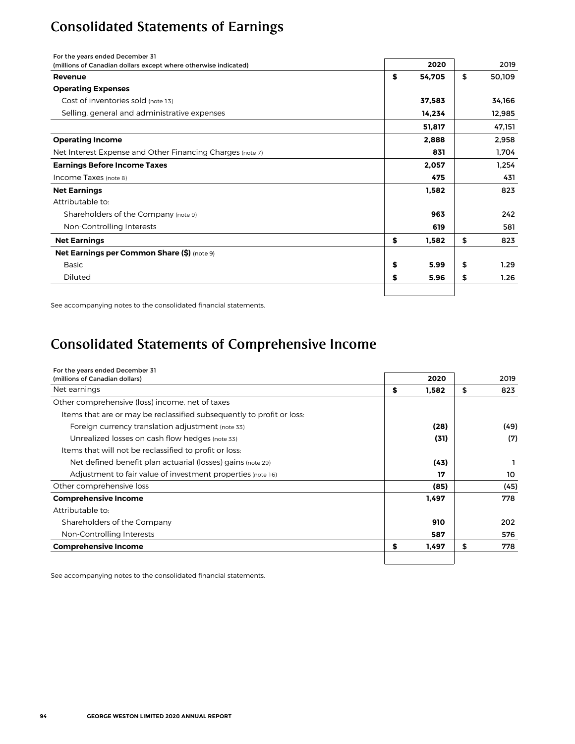# Consolidated Statements of Earnings

| For the years ended December 31<br>(millions of Canadian dollars except where otherwise indicated) | 2020 | 2019 |
|---|---|---|
| **Revenue** | **$ 54,705** | $ 50,109 |
| **Operating Expenses** | | |
| Cost of inventories sold (note 13) | **37,583** | 34,166 |
| Selling, general and administrative expenses | **14,234** | 12,985 |
| | **51,817** | 47,151 |
| **Operating Income** | **2,888** | 2,958 |
| Net Interest Expense and Other Financing Charges (note 7) | **831** | 1,704 |
| **Earnings Before Income Taxes** | **2,057** | 1,254 |
| Income Taxes (note 8) | **475** | 431 |
| **Net Earnings** | **1,582** | 823 |
| Attributable to: | | |
| Shareholders of the Company (note 9) | **963** | 242 |
| Non-Controlling Interests | **619** | 581 |
| **Net Earnings** | **$ 1,582** | $ 823 |
| **Net Earnings per Common Share ($)** (note 9) | | |
| Basic | **$ 5.99** | $ 1.29 |
| Diluted | **$ 5.96** | $ 1.26 |

See accompanying notes to the consolidated financial statements.

# Consolidated Statements of Comprehensive Income

| For the years ended December 31<br>(millions of Canadian dollars) | 2020 | 2019 |
|---|---|---|
| Net earnings | **$ 1,582** | $ 823 |
| Other comprehensive (loss) income, net of taxes | | |
| Items that are or may be reclassified subsequently to profit or loss: | | |
| Foreign currency translation adjustment (note 33) | **(28)** | (49) |
| Unrealized losses on cash flow hedges (note 33) | **(31)** | (7) |
| Items that will not be reclassified to profit or loss: | | |
| Net defined benefit plan actuarial (losses) gains (note 29) | **(43)** | 1 |
| Adjustment to fair value of investment properties (note 16) | **17** | 10 |
| Other comprehensive loss | **(85)** | (45) |
| **Comprehensive Income** | **1,497** | 778 |
| Attributable to: | | |
| Shareholders of the Company | **910** | 202 |
| Non-Controlling Interests | **587** | 576 |
| **Comprehensive Income** | **$ 1,497** | $ 778 |

See accompanying notes to the consolidated financial statements.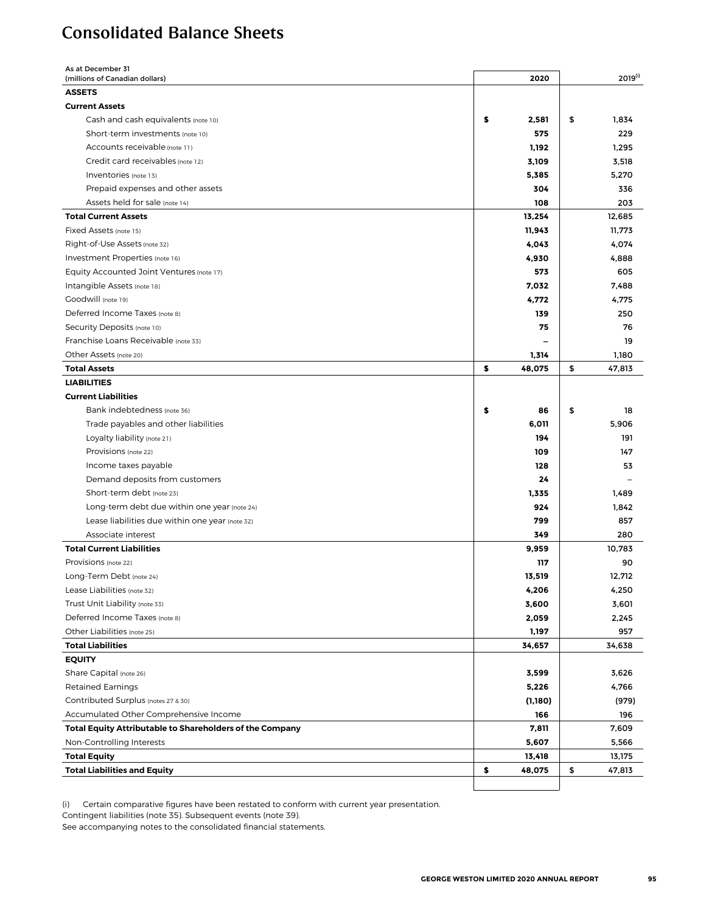# Consolidated Balance Sheets

| As at December 31<br>(millions of Canadian dollars) | 2020 | 2019[i] |
|---|---|---|
| **ASSETS** | | |
| **Current Assets** | | |
| Cash and cash equivalents (note 10) | **$ 2,581** | $ 1,834 |
| Short-term investments (note 10) | **575** | 229 |
| Accounts receivable (note 11) | **1,192** | 1,295 |
| Credit card receivables (note 12) | **3,109** | 3,518 |
| Inventories (note 13) | **5,385** | 5,270 |
| Prepaid expenses and other assets | **304** | 336 |
| Assets held for sale (note 14) | **108** | 203 |
| **Total Current Assets** | **13,254** | 12,685 |
| Fixed Assets (note 15) | **11,943** | 11,773 |
| Right-of-Use Assets (note 32) | **4,043** | 4,074 |
| Investment Properties (note 16) | **4,930** | 4,888 |
| Equity Accounted Joint Ventures (note 17) | **573** | 605 |
| Intangible Assets (note 18) | **7,032** | 7,488 |
| Goodwill (note 19) | **4,772** | 4,775 |
| Deferred Income Taxes (note 8) | **139** | 250 |
| Security Deposits (note 10) | **75** | 76 |
| Franchise Loans Receivable (note 33) | **–** | 19 |
| Other Assets (note 20) | **1,314** | 1,180 |
| **Total Assets** | **$ 48,075** | $ 47,813 |
| **LIABILITIES** | | |
| **Current Liabilities** | | |
| Bank indebtedness (note 36) | **$ 86** | $ 18 |
| Trade payables and other liabilities | **6,011** | 5,906 |
| Loyalty liability (note 21) | **194** | 191 |
| Provisions (note 22) | **109** | 147 |
| Income taxes payable | **128** | 53 |
| Demand deposits from customers | **24** | – |
| Short-term debt (note 23) | **1,335** | 1,489 |
| Long-term debt due within one year (note 24) | **924** | 1,842 |
| Lease liabilities due within one year (note 32) | **799** | 857 |
| Associate interest | **349** | 280 |
| **Total Current Liabilities** | **9,959** | 10,783 |
| Provisions (note 22) | **117** | 90 |
| Long-Term Debt (note 24) | **13,519** | 12,712 |
| Lease Liabilities (note 32) | **4,206** | 4,250 |
| Trust Unit Liability (note 33) | **3,600** | 3,601 |
| Deferred Income Taxes (note 8) | **2,059** | 2,245 |
| Other Liabilities (note 25) | **1,197** | 957 |
| **Total Liabilities** | **34,657** | 34,638 |
| **EQUITY** | | |
| Share Capital (note 26) | **3,599** | 3,626 |
| Retained Earnings | **5,226** | 4,766 |
| Contributed Surplus (notes 27 & 30) | **(1,180)** | (979) |
| Accumulated Other Comprehensive Income | **166** | 196 |
| **Total Equity Attributable to Shareholders of the Company** | **7,811** | 7,609 |
| Non-Controlling Interests | **5,607** | 5,566 |
| **Total Equity** | **13,418** | 13,175 |
| **Total Liabilities and Equity** | **$ 48,075** | $ 47,813 |

(i) Certain comparative figures have been restated to conform with current year presentation.
Contingent liabilities (note 35). Subsequent events (note 39).
See accompanying notes to the consolidated financial statements.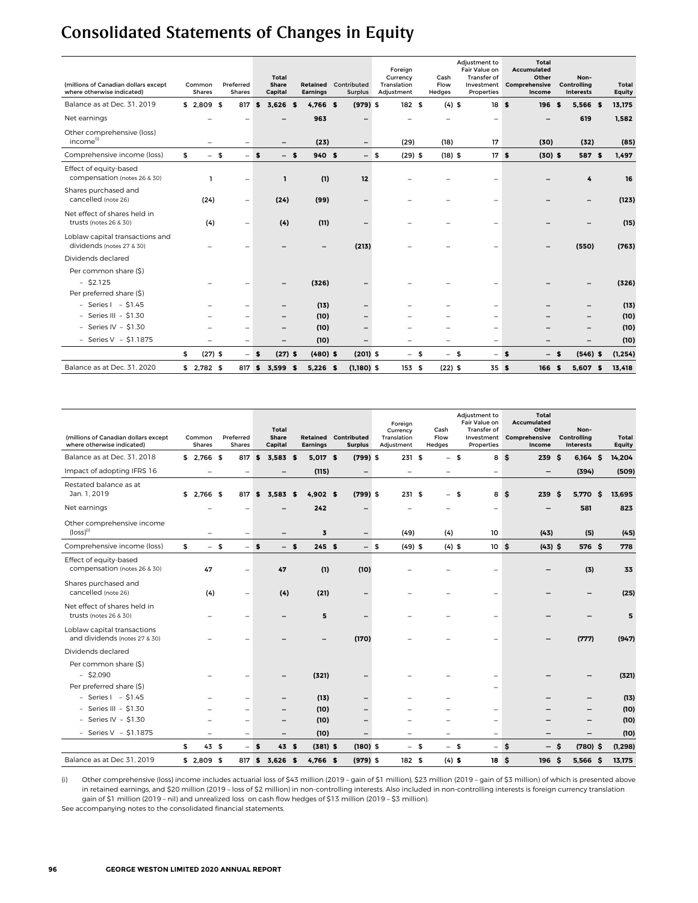# Consolidated Statements of Changes in Equity

| (millions of Canadian dollars except where otherwise indicated) | Common Shares | Preferred Shares | Total Share Capital | Retained Earnings | Contributed Surplus | Foreign Currency Translation Adjustment | Cash Flow Hedges | Adjustment to Fair Value on Transfer of Investment Properties | Total Accumulated Other Comprehensive Income | Non-Controlling Interests | Total Equity |
|---|---|---|---|---|---|---|---|---|---|---|---|
| Balance as at Dec. 31, 2019 | $ 2,809 | $ 817 | $ 3,626 | $ 4,766 | $ (979) | $ 182 | $ (4) | $ 18 | $ 196 | $ 5,566 | $ 13,175 |
| Net earnings | – | – | – | 963 | – | – | – | – | – | 619 | 1,582 |
| Other comprehensive (loss) income[(i)] | – | – | – | (23) | – | (29) | (18) | 17 | (30) | (32) | (85) |
| Comprehensive income (loss) | $ – | $ – | $ – | $ 940 | $ – | $ (29) | $ (18) | $ 17 | $ (30) | $ 587 | $ 1,497 |
| Effect of equity-based compensation (notes 26 & 30) | 1 | – | 1 | (1) | 12 | – | – | – | – | 4 | 16 |
| Shares purchased and cancelled (note 26) | (24) | – | (24) | (99) | – | – | – | – | – | – | (123) |
| Net effect of shares held in trusts (notes 26 & 30) | (4) | – | (4) | (11) | – | – | – | – | – | – | (15) |
| Loblaw capital transactions and dividends (notes 27 & 30) | – | – | – | – | (213) | – | – | – | – | (550) | (763) |
| Dividends declared | | | | | | | | | | | |
| Per common share ($) | | | | | | | | | | | |
| – $2.125 | – | – | – | (326) | – | – | – | – | – | – | (326) |
| Per preferred share ($) | | | | | | | | | | | |
| – Series I – $1.45 | – | – | – | (13) | – | – | – | – | – | – | (13) |
| – Series III – $1.30 | – | – | – | (10) | – | – | – | – | – | – | (10) |
| – Series IV – $1.30 | – | – | – | (10) | – | – | – | – | – | – | (10) |
| – Series V – $1.1875 | – | – | – | (10) | – | – | – | – | – | – | (10) |
| | $ (27) | $ – | $ (27) | $ (480) | $ (201) | $ – | $ – | $ – | $ – | $ (546) | $ (1,254) |
| Balance as at Dec. 31, 2020 | $ 2,782 | $ 817 | $ 3,599 | $ 5,226 | $ (1,180) | $ 153 | $ (22) | $ 35 | $ 166 | $ 5,607 | $ 13,418 |

| (millions of Canadian dollars except where otherwise indicated) | Common Shares | Preferred Shares | Total Share Capital | Retained Earnings | Contributed Surplus | Foreign Currency Translation Adjustment | Cash Flow Hedges | Adjustment to Fair Value on Transfer of Investment Properties | Total Accumulated Other Comprehensive Income | Non-Controlling Interests | Total Equity |
|---|---|---|---|---|---|---|---|---|---|---|---|
| Balance as at Dec. 31, 2018 | $ 2,766 | $ 817 | $ 3,583 | $ 5,017 | $ (799) | $ 231 | $ – | $ 8 | $ 239 | $ 6,164 | $ 14,204 |
| Impact of adopting IFRS 16 | – | – | – | (115) | – | – | – | – | – | (394) | (509) |
| Restated balance as at Jan. 1, 2019 | $ 2,766 | $ 817 | $ 3,583 | $ 4,902 | $ (799) | $ 231 | $ – | $ 8 | $ 239 | $ 5,770 | $ 13,695 |
| Net earnings | – | – | – | 242 | – | – | – | – | – | 581 | 823 |
| Other comprehensive income (loss)[(i)] | – | – | – | 3 | – | (49) | (4) | 10 | (43) | (5) | (45) |
| Comprehensive income (loss) | $ – | $ – | $ – | $ 245 | $ – | $ (49) | $ (4) | $ 10 | $ (43) | $ 576 | $ 778 |
| Effect of equity-based compensation (notes 26 & 30) | 47 | – | 47 | (1) | (10) | – | – | – | – | (3) | 33 |
| Shares purchased and cancelled (note 26) | (4) | – | (4) | (21) | – | – | – | – | – | – | (25) |
| Net effect of shares held in trusts (notes 26 & 30) | – | – | – | 5 | – | – | – | – | – | – | 5 |
| Loblaw capital transactions and dividends (notes 27 & 30) | – | – | – | – | (170) | – | – | – | – | (777) | (947) |
| Dividends declared | | | | | | | | | | | |
| Per common share ($) | | | | | | | | | | | |
| – $2.090 | – | – | – | (321) | – | – | – | – | – | – | (321) |
| Per preferred share ($) | | | | | | | | – | | | |
| – Series I – $1.45 | – | – | – | (13) | – | – | – | | – | – | (13) |
| – Series III – $1.30 | – | – | – | (10) | – | – | – | – | – | – | (10) |
| – Series IV – $1.30 | – | – | – | (10) | – | – | – | – | – | – | (10) |
| – Series V – $1.1875 | – | – | – | (10) | – | – | – | – | – | – | (10) |
| | $ 43 | $ – | $ 43 | $ (381) | $ (180) | $ – | $ – | $ – | $ – | $ (780) | $ (1,298) |
| Balance as at Dec 31, 2019 | $ 2,809 | $ 817 | $ 3,626 | $ 4,766 | $ (979) | $ 182 | $ (4) | $ 18 | $ 196 | $ 5,566 | $ 13,175 |

(i) Other comprehensive (loss) income includes actuarial loss of $43 million (2019 – gain of $1 million), $23 million (2019 – gain of $3 million) of which is presented above in retained earnings, and $20 million (2019 – loss of $2 million) in non-controlling interests. Also included in non-controlling interests is foreign currency translation gain of $1 million (2019 – nil) and unrealized loss on cash flow hedges of $13 million (2019 – $3 million).

See accompanying notes to the consolidated financial statements.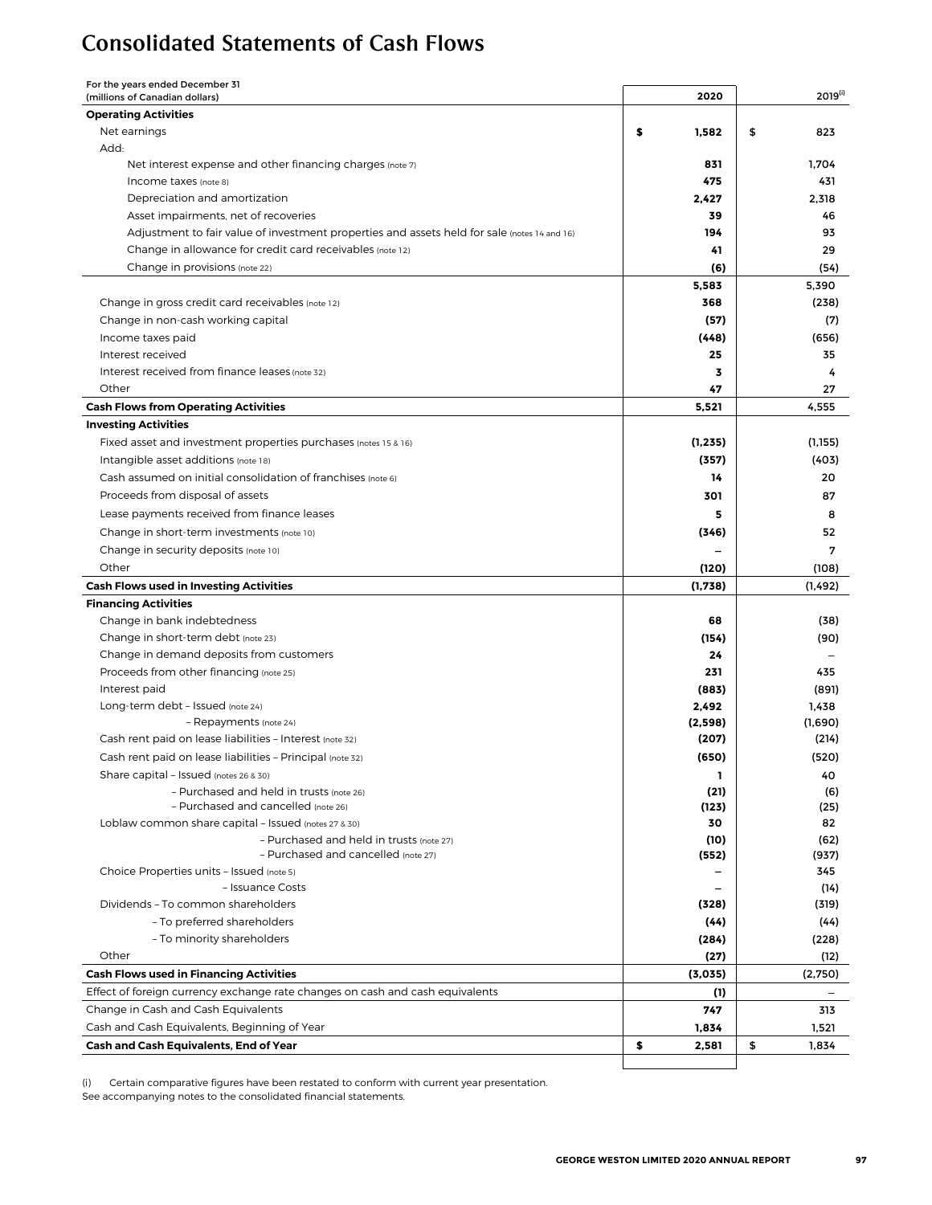# Consolidated Statements of Cash Flows

| For the years ended December 31 (millions of Canadian dollars) | 2020 | 2019[(i)] |
|---|---|---|
| **Operating Activities** | | |
| Net earnings | **$ 1,582** | $ 823 |
| Add: | | |
| Net interest expense and other financing charges (note 7) | **831** | 1,704 |
| Income taxes (note 8) | **475** | 431 |
| Depreciation and amortization | **2,427** | 2,318 |
| Asset impairments, net of recoveries | **39** | 46 |
| Adjustment to fair value of investment properties and assets held for sale (notes 14 and 16) | **194** | 93 |
| Change in allowance for credit card receivables (note 12) | **41** | 29 |
| Change in provisions (note 22) | **(6)** | (54) |
| | **5,583** | 5,390 |
| Change in gross credit card receivables (note 12) | **368** | (238) |
| Change in non-cash working capital | **(57)** | (7) |
| Income taxes paid | **(448)** | (656) |
| Interest received | **25** | 35 |
| Interest received from finance leases (note 32) | **3** | 4 |
| Other | **47** | 27 |
| **Cash Flows from Operating Activities** | **5,521** | 4,555 |
| **Investing Activities** | | |
| Fixed asset and investment properties purchases (notes 15 & 16) | **(1,235)** | (1,155) |
| Intangible asset additions (note 18) | **(357)** | (403) |
| Cash assumed on initial consolidation of franchises (note 6) | **14** | 20 |
| Proceeds from disposal of assets | **301** | 87 |
| Lease payments received from finance leases | **5** | 8 |
| Change in short-term investments (note 10) | **(346)** | 52 |
| Change in security deposits (note 10) | **–** | 7 |
| Other | **(120)** | (108) |
| **Cash Flows used in Investing Activities** | **(1,738)** | (1,492) |
| **Financing Activities** | | |
| Change in bank indebtedness | **68** | (38) |
| Change in short-term debt (note 23) | **(154)** | (90) |
| Change in demand deposits from customers | **24** | – |
| Proceeds from other financing (note 25) | **231** | 435 |
| Interest paid | **(883)** | (891) |
| Long-term debt – Issued (note 24) | **2,492** | 1,438 |
| – Repayments (note 24) | **(2,598)** | (1,690) |
| Cash rent paid on lease liabilities – Interest (note 32) | **(207)** | (214) |
| Cash rent paid on lease liabilities – Principal (note 32) | **(650)** | (520) |
| Share capital – Issued (notes 26 & 30) | **1** | 40 |
| – Purchased and held in trusts (note 26) | **(21)** | (6) |
| – Purchased and cancelled (note 26) | **(123)** | (25) |
| Loblaw common share capital – Issued (notes 27 & 30) | **30** | 82 |
| – Purchased and held in trusts (note 27) | **(10)** | (62) |
| – Purchased and cancelled (note 27) | **(552)** | (937) |
| Choice Properties units – Issued (note 5) | **–** | 345 |
| – Issuance Costs | **–** | (14) |
| Dividends – To common shareholders | **(328)** | (319) |
| – To preferred shareholders | **(44)** | (44) |
| – To minority shareholders | **(284)** | (228) |
| Other | **(27)** | (12) |
| **Cash Flows used in Financing Activities** | **(3,035)** | (2,750) |
| Effect of foreign currency exchange rate changes on cash and cash equivalents | **(1)** | – |
| Change in Cash and Cash Equivalents | **747** | 313 |
| Cash and Cash Equivalents, Beginning of Year | **1,834** | 1,521 |
| **Cash and Cash Equivalents, End of Year** | **$ 2,581** | $ 1,834 |

(i) Certain comparative figures have been restated to conform with current year presentation.

See accompanying notes to the consolidated financial statements.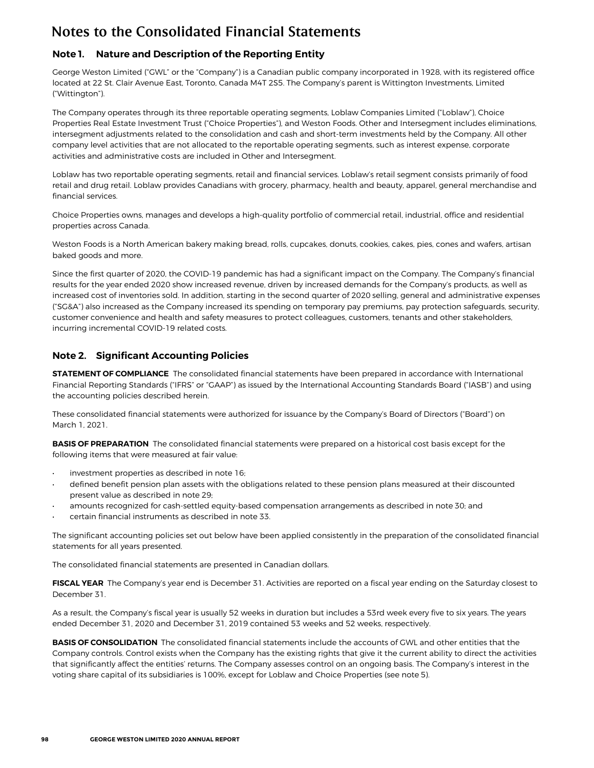# Notes to the Consolidated Financial Statements

## Note 1. Nature and Description of the Reporting Entity

George Weston Limited ("GWL" or the "Company") is a Canadian public company incorporated in 1928, with its registered office located at 22 St. Clair Avenue East, Toronto, Canada M4T 2S5. The Company's parent is Wittington Investments, Limited ("Wittington").

The Company operates through its three reportable operating segments, Loblaw Companies Limited ("Loblaw"), Choice Properties Real Estate Investment Trust ("Choice Properties"), and Weston Foods. Other and Intersegment includes eliminations, intersegment adjustments related to the consolidation and cash and short-term investments held by the Company. All other company level activities that are not allocated to the reportable operating segments, such as interest expense, corporate activities and administrative costs are included in Other and Intersegment.

Loblaw has two reportable operating segments, retail and financial services. Loblaw's retail segment consists primarily of food retail and drug retail. Loblaw provides Canadians with grocery, pharmacy, health and beauty, apparel, general merchandise and financial services.

Choice Properties owns, manages and develops a high-quality portfolio of commercial retail, industrial, office and residential properties across Canada.

Weston Foods is a North American bakery making bread, rolls, cupcakes, donuts, cookies, cakes, pies, cones and wafers, artisan baked goods and more.

Since the first quarter of 2020, the COVID-19 pandemic has had a significant impact on the Company. The Company's financial results for the year ended 2020 show increased revenue, driven by increased demands for the Company's products, as well as increased cost of inventories sold. In addition, starting in the second quarter of 2020 selling, general and administrative expenses ("SG&A") also increased as the Company increased its spending on temporary pay premiums, pay protection safeguards, security, customer convenience and health and safety measures to protect colleagues, customers, tenants and other stakeholders, incurring incremental COVID-19 related costs.

## Note 2. Significant Accounting Policies

**STATEMENT OF COMPLIANCE** The consolidated financial statements have been prepared in accordance with International Financial Reporting Standards ("IFRS" or "GAAP") as issued by the International Accounting Standards Board ("IASB") and using the accounting policies described herein.

These consolidated financial statements were authorized for issuance by the Company's Board of Directors ("Board") on March 1, 2021.

**BASIS OF PREPARATION** The consolidated financial statements were prepared on a historical cost basis except for the following items that were measured at fair value:

- investment properties as described in note 16;
- defined benefit pension plan assets with the obligations related to these pension plans measured at their discounted present value as described in note 29;
- amounts recognized for cash-settled equity-based compensation arrangements as described in note 30; and
- certain financial instruments as described in note 33.

The significant accounting policies set out below have been applied consistently in the preparation of the consolidated financial statements for all years presented.

The consolidated financial statements are presented in Canadian dollars.

**FISCAL YEAR** The Company's year end is December 31. Activities are reported on a fiscal year ending on the Saturday closest to December 31.

As a result, the Company's fiscal year is usually 52 weeks in duration but includes a 53rd week every five to six years. The years ended December 31, 2020 and December 31, 2019 contained 53 weeks and 52 weeks, respectively.

**BASIS OF CONSOLIDATION** The consolidated financial statements include the accounts of GWL and other entities that the Company controls. Control exists when the Company has the existing rights that give it the current ability to direct the activities that significantly affect the entities' returns. The Company assesses control on an ongoing basis. The Company's interest in the voting share capital of its subsidiaries is 100%, except for Loblaw and Choice Properties (see note 5).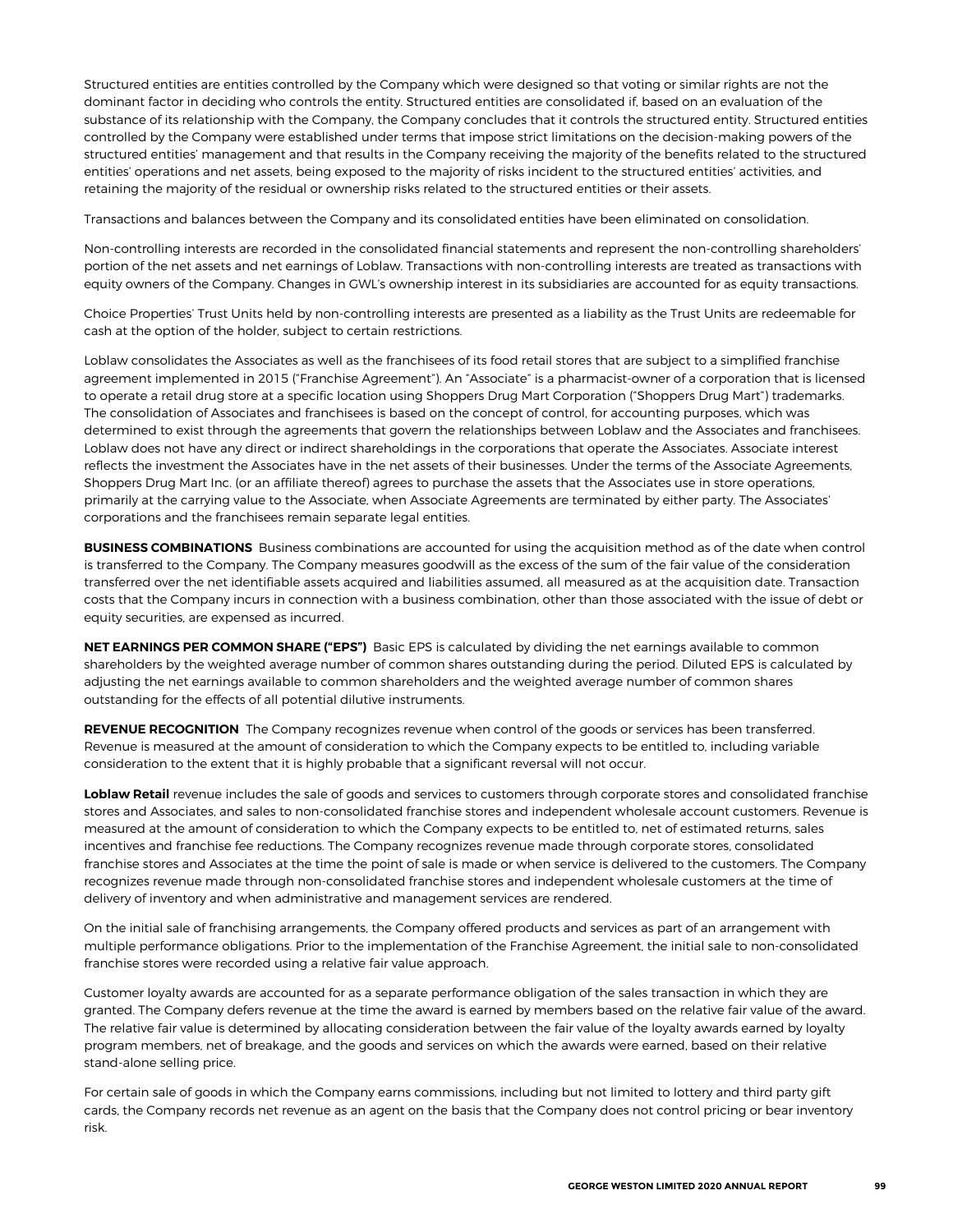Structured entities are entities controlled by the Company which were designed so that voting or similar rights are not the dominant factor in deciding who controls the entity. Structured entities are consolidated if, based on an evaluation of the substance of its relationship with the Company, the Company concludes that it controls the structured entity. Structured entities controlled by the Company were established under terms that impose strict limitations on the decision-making powers of the structured entities' management and that results in the Company receiving the majority of the benefits related to the structured entities' operations and net assets, being exposed to the majority of risks incident to the structured entities' activities, and retaining the majority of the residual or ownership risks related to the structured entities or their assets.

Transactions and balances between the Company and its consolidated entities have been eliminated on consolidation.

Non-controlling interests are recorded in the consolidated financial statements and represent the non-controlling shareholders' portion of the net assets and net earnings of Loblaw. Transactions with non-controlling interests are treated as transactions with equity owners of the Company. Changes in GWL's ownership interest in its subsidiaries are accounted for as equity transactions.

Choice Properties' Trust Units held by non-controlling interests are presented as a liability as the Trust Units are redeemable for cash at the option of the holder, subject to certain restrictions.

Loblaw consolidates the Associates as well as the franchisees of its food retail stores that are subject to a simplified franchise agreement implemented in 2015 ("Franchise Agreement"). An "Associate" is a pharmacist-owner of a corporation that is licensed to operate a retail drug store at a specific location using Shoppers Drug Mart Corporation ("Shoppers Drug Mart") trademarks. The consolidation of Associates and franchisees is based on the concept of control, for accounting purposes, which was determined to exist through the agreements that govern the relationships between Loblaw and the Associates and franchisees. Loblaw does not have any direct or indirect shareholdings in the corporations that operate the Associates. Associate interest reflects the investment the Associates have in the net assets of their businesses. Under the terms of the Associate Agreements, Shoppers Drug Mart Inc. (or an affiliate thereof) agrees to purchase the assets that the Associates use in store operations, primarily at the carrying value to the Associate, when Associate Agreements are terminated by either party. The Associates' corporations and the franchisees remain separate legal entities.

**BUSINESS COMBINATIONS** Business combinations are accounted for using the acquisition method as of the date when control is transferred to the Company. The Company measures goodwill as the excess of the sum of the fair value of the consideration transferred over the net identifiable assets acquired and liabilities assumed, all measured as at the acquisition date. Transaction costs that the Company incurs in connection with a business combination, other than those associated with the issue of debt or equity securities, are expensed as incurred.

**NET EARNINGS PER COMMON SHARE ("EPS")** Basic EPS is calculated by dividing the net earnings available to common shareholders by the weighted average number of common shares outstanding during the period. Diluted EPS is calculated by adjusting the net earnings available to common shareholders and the weighted average number of common shares outstanding for the effects of all potential dilutive instruments.

**REVENUE RECOGNITION** The Company recognizes revenue when control of the goods or services has been transferred. Revenue is measured at the amount of consideration to which the Company expects to be entitled to, including variable consideration to the extent that it is highly probable that a significant reversal will not occur.

**Loblaw Retail** revenue includes the sale of goods and services to customers through corporate stores and consolidated franchise stores and Associates, and sales to non-consolidated franchise stores and independent wholesale account customers. Revenue is measured at the amount of consideration to which the Company expects to be entitled to, net of estimated returns, sales incentives and franchise fee reductions. The Company recognizes revenue made through corporate stores, consolidated franchise stores and Associates at the time the point of sale is made or when service is delivered to the customers. The Company recognizes revenue made through non-consolidated franchise stores and independent wholesale customers at the time of delivery of inventory and when administrative and management services are rendered.

On the initial sale of franchising arrangements, the Company offered products and services as part of an arrangement with multiple performance obligations. Prior to the implementation of the Franchise Agreement, the initial sale to non-consolidated franchise stores were recorded using a relative fair value approach.

Customer loyalty awards are accounted for as a separate performance obligation of the sales transaction in which they are granted. The Company defers revenue at the time the award is earned by members based on the relative fair value of the award. The relative fair value is determined by allocating consideration between the fair value of the loyalty awards earned by loyalty program members, net of breakage, and the goods and services on which the awards were earned, based on their relative stand-alone selling price.

For certain sale of goods in which the Company earns commissions, including but not limited to lottery and third party gift cards, the Company records net revenue as an agent on the basis that the Company does not control pricing or bear inventory risk.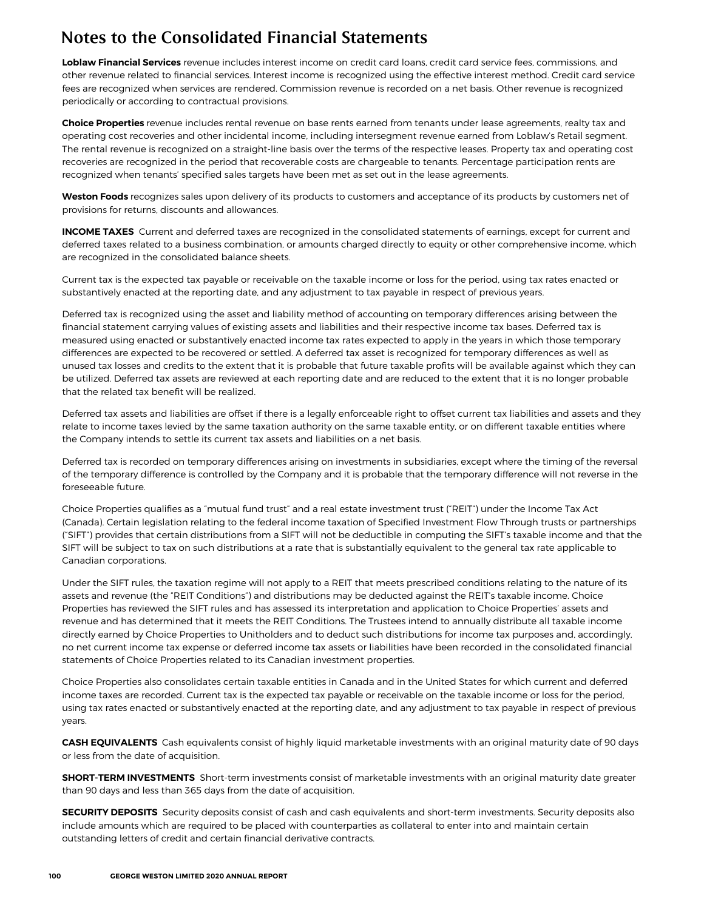# Notes to the Consolidated Financial Statements

**Loblaw Financial Services** revenue includes interest income on credit card loans, credit card service fees, commissions, and other revenue related to financial services. Interest income is recognized using the effective interest method. Credit card service fees are recognized when services are rendered. Commission revenue is recorded on a net basis. Other revenue is recognized periodically or according to contractual provisions.

**Choice Properties** revenue includes rental revenue on base rents earned from tenants under lease agreements, realty tax and operating cost recoveries and other incidental income, including intersegment revenue earned from Loblaw's Retail segment. The rental revenue is recognized on a straight-line basis over the terms of the respective leases. Property tax and operating cost recoveries are recognized in the period that recoverable costs are chargeable to tenants. Percentage participation rents are recognized when tenants' specified sales targets have been met as set out in the lease agreements.

**Weston Foods** recognizes sales upon delivery of its products to customers and acceptance of its products by customers net of provisions for returns, discounts and allowances.

**INCOME TAXES** Current and deferred taxes are recognized in the consolidated statements of earnings, except for current and deferred taxes related to a business combination, or amounts charged directly to equity or other comprehensive income, which are recognized in the consolidated balance sheets.

Current tax is the expected tax payable or receivable on the taxable income or loss for the period, using tax rates enacted or substantively enacted at the reporting date, and any adjustment to tax payable in respect of previous years.

Deferred tax is recognized using the asset and liability method of accounting on temporary differences arising between the financial statement carrying values of existing assets and liabilities and their respective income tax bases. Deferred tax is measured using enacted or substantively enacted income tax rates expected to apply in the years in which those temporary differences are expected to be recovered or settled. A deferred tax asset is recognized for temporary differences as well as unused tax losses and credits to the extent that it is probable that future taxable profits will be available against which they can be utilized. Deferred tax assets are reviewed at each reporting date and are reduced to the extent that it is no longer probable that the related tax benefit will be realized.

Deferred tax assets and liabilities are offset if there is a legally enforceable right to offset current tax liabilities and assets and they relate to income taxes levied by the same taxation authority on the same taxable entity, or on different taxable entities where the Company intends to settle its current tax assets and liabilities on a net basis.

Deferred tax is recorded on temporary differences arising on investments in subsidiaries, except where the timing of the reversal of the temporary difference is controlled by the Company and it is probable that the temporary difference will not reverse in the foreseeable future.

Choice Properties qualifies as a "mutual fund trust" and a real estate investment trust ("REIT") under the Income Tax Act (Canada). Certain legislation relating to the federal income taxation of Specified Investment Flow Through trusts or partnerships ("SIFT") provides that certain distributions from a SIFT will not be deductible in computing the SIFT's taxable income and that the SIFT will be subject to tax on such distributions at a rate that is substantially equivalent to the general tax rate applicable to Canadian corporations.

Under the SIFT rules, the taxation regime will not apply to a REIT that meets prescribed conditions relating to the nature of its assets and revenue (the "REIT Conditions") and distributions may be deducted against the REIT's taxable income. Choice Properties has reviewed the SIFT rules and has assessed its interpretation and application to Choice Properties' assets and revenue and has determined that it meets the REIT Conditions. The Trustees intend to annually distribute all taxable income directly earned by Choice Properties to Unitholders and to deduct such distributions for income tax purposes and, accordingly, no net current income tax expense or deferred income tax assets or liabilities have been recorded in the consolidated financial statements of Choice Properties related to its Canadian investment properties.

Choice Properties also consolidates certain taxable entities in Canada and in the United States for which current and deferred income taxes are recorded. Current tax is the expected tax payable or receivable on the taxable income or loss for the period, using tax rates enacted or substantively enacted at the reporting date, and any adjustment to tax payable in respect of previous years.

**CASH EQUIVALENTS** Cash equivalents consist of highly liquid marketable investments with an original maturity date of 90 days or less from the date of acquisition.

**SHORT-TERM INVESTMENTS** Short-term investments consist of marketable investments with an original maturity date greater than 90 days and less than 365 days from the date of acquisition.

**SECURITY DEPOSITS** Security deposits consist of cash and cash equivalents and short-term investments. Security deposits also include amounts which are required to be placed with counterparties as collateral to enter into and maintain certain outstanding letters of credit and certain financial derivative contracts.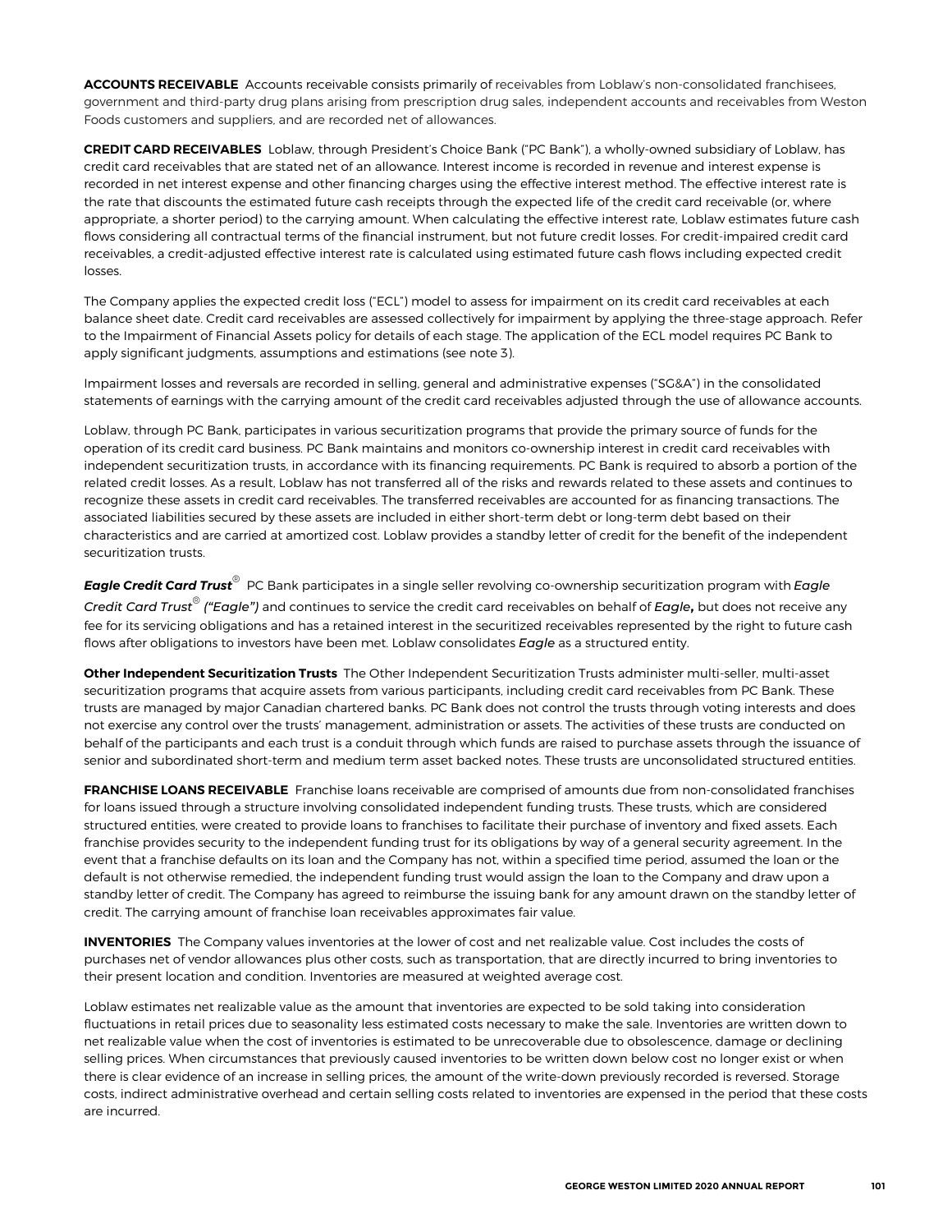**ACCOUNTS RECEIVABLE** Accounts receivable consists primarily of receivables from Loblaw's non-consolidated franchisees, government and third-party drug plans arising from prescription drug sales, independent accounts and receivables from Weston Foods customers and suppliers, and are recorded net of allowances.

**CREDIT CARD RECEIVABLES** Loblaw, through President's Choice Bank ("PC Bank"), a wholly-owned subsidiary of Loblaw, has credit card receivables that are stated net of an allowance. Interest income is recorded in revenue and interest expense is recorded in net interest expense and other financing charges using the effective interest method. The effective interest rate is the rate that discounts the estimated future cash receipts through the expected life of the credit card receivable (or, where appropriate, a shorter period) to the carrying amount. When calculating the effective interest rate, Loblaw estimates future cash flows considering all contractual terms of the financial instrument, but not future credit losses. For credit-impaired credit card receivables, a credit-adjusted effective interest rate is calculated using estimated future cash flows including expected credit losses.

The Company applies the expected credit loss ("ECL") model to assess for impairment on its credit card receivables at each balance sheet date. Credit card receivables are assessed collectively for impairment by applying the three-stage approach. Refer to the Impairment of Financial Assets policy for details of each stage. The application of the ECL model requires PC Bank to apply significant judgments, assumptions and estimations (see note 3).

Impairment losses and reversals are recorded in selling, general and administrative expenses ("SG&A") in the consolidated statements of earnings with the carrying amount of the credit card receivables adjusted through the use of allowance accounts.

Loblaw, through PC Bank, participates in various securitization programs that provide the primary source of funds for the operation of its credit card business. PC Bank maintains and monitors co-ownership interest in credit card receivables with independent securitization trusts, in accordance with its financing requirements. PC Bank is required to absorb a portion of the related credit losses. As a result, Loblaw has not transferred all of the risks and rewards related to these assets and continues to recognize these assets in credit card receivables. The transferred receivables are accounted for as financing transactions. The associated liabilities secured by these assets are included in either short-term debt or long-term debt based on their characteristics and are carried at amortized cost. Loblaw provides a standby letter of credit for the benefit of the independent securitization trusts.

***Eagle Credit Card Trust®*** PC Bank participates in a single seller revolving co-ownership securitization program with *Eagle Credit Card Trust® ("Eagle")* and continues to service the credit card receivables on behalf of ***Eagle***, but does not receive any fee for its servicing obligations and has a retained interest in the securitized receivables represented by the right to future cash flows after obligations to investors have been met. Loblaw consolidates *Eagle* as a structured entity.

**Other Independent Securitization Trusts** The Other Independent Securitization Trusts administer multi-seller, multi-asset securitization programs that acquire assets from various participants, including credit card receivables from PC Bank. These trusts are managed by major Canadian chartered banks. PC Bank does not control the trusts through voting interests and does not exercise any control over the trusts' management, administration or assets. The activities of these trusts are conducted on behalf of the participants and each trust is a conduit through which funds are raised to purchase assets through the issuance of senior and subordinated short-term and medium term asset backed notes. These trusts are unconsolidated structured entities.

**FRANCHISE LOANS RECEIVABLE** Franchise loans receivable are comprised of amounts due from non-consolidated franchises for loans issued through a structure involving consolidated independent funding trusts. These trusts, which are considered structured entities, were created to provide loans to franchises to facilitate their purchase of inventory and fixed assets. Each franchise provides security to the independent funding trust for its obligations by way of a general security agreement. In the event that a franchise defaults on its loan and the Company has not, within a specified time period, assumed the loan or the default is not otherwise remedied, the independent funding trust would assign the loan to the Company and draw upon a standby letter of credit. The Company has agreed to reimburse the issuing bank for any amount drawn on the standby letter of credit. The carrying amount of franchise loan receivables approximates fair value.

**INVENTORIES** The Company values inventories at the lower of cost and net realizable value. Cost includes the costs of purchases net of vendor allowances plus other costs, such as transportation, that are directly incurred to bring inventories to their present location and condition. Inventories are measured at weighted average cost.

Loblaw estimates net realizable value as the amount that inventories are expected to be sold taking into consideration fluctuations in retail prices due to seasonality less estimated costs necessary to make the sale. Inventories are written down to net realizable value when the cost of inventories is estimated to be unrecoverable due to obsolescence, damage or declining selling prices. When circumstances that previously caused inventories to be written down below cost no longer exist or when there is clear evidence of an increase in selling prices, the amount of the write-down previously recorded is reversed. Storage costs, indirect administrative overhead and certain selling costs related to inventories are expensed in the period that these costs are incurred.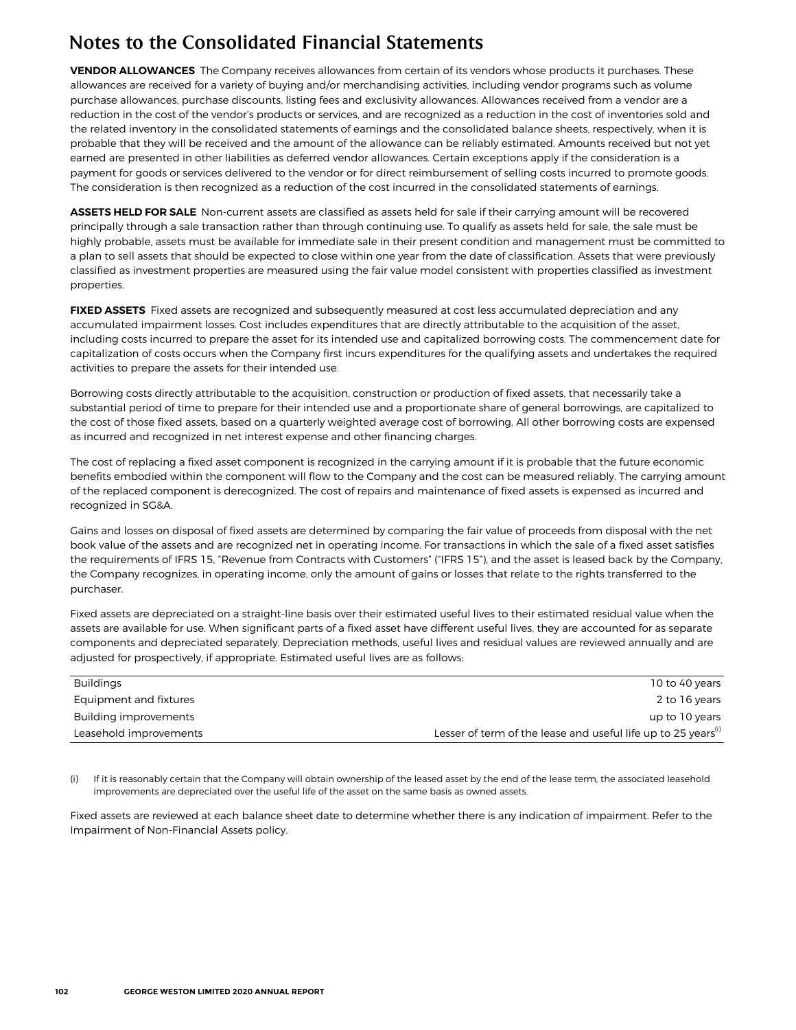# Notes to the Consolidated Financial Statements

**VENDOR ALLOWANCES** The Company receives allowances from certain of its vendors whose products it purchases. These allowances are received for a variety of buying and/or merchandising activities, including vendor programs such as volume purchase allowances, purchase discounts, listing fees and exclusivity allowances. Allowances received from a vendor are a reduction in the cost of the vendor's products or services, and are recognized as a reduction in the cost of inventories sold and the related inventory in the consolidated statements of earnings and the consolidated balance sheets, respectively, when it is probable that they will be received and the amount of the allowance can be reliably estimated. Amounts received but not yet earned are presented in other liabilities as deferred vendor allowances. Certain exceptions apply if the consideration is a payment for goods or services delivered to the vendor or for direct reimbursement of selling costs incurred to promote goods. The consideration is then recognized as a reduction of the cost incurred in the consolidated statements of earnings.

**ASSETS HELD FOR SALE** Non-current assets are classified as assets held for sale if their carrying amount will be recovered principally through a sale transaction rather than through continuing use. To qualify as assets held for sale, the sale must be highly probable, assets must be available for immediate sale in their present condition and management must be committed to a plan to sell assets that should be expected to close within one year from the date of classification. Assets that were previously classified as investment properties are measured using the fair value model consistent with properties classified as investment properties.

**FIXED ASSETS** Fixed assets are recognized and subsequently measured at cost less accumulated depreciation and any accumulated impairment losses. Cost includes expenditures that are directly attributable to the acquisition of the asset, including costs incurred to prepare the asset for its intended use and capitalized borrowing costs. The commencement date for capitalization of costs occurs when the Company first incurs expenditures for the qualifying assets and undertakes the required activities to prepare the assets for their intended use.

Borrowing costs directly attributable to the acquisition, construction or production of fixed assets, that necessarily take a substantial period of time to prepare for their intended use and a proportionate share of general borrowings, are capitalized to the cost of those fixed assets, based on a quarterly weighted average cost of borrowing. All other borrowing costs are expensed as incurred and recognized in net interest expense and other financing charges.

The cost of replacing a fixed asset component is recognized in the carrying amount if it is probable that the future economic benefits embodied within the component will flow to the Company and the cost can be measured reliably. The carrying amount of the replaced component is derecognized. The cost of repairs and maintenance of fixed assets is expensed as incurred and recognized in SG&A.

Gains and losses on disposal of fixed assets are determined by comparing the fair value of proceeds from disposal with the net book value of the assets and are recognized net in operating income. For transactions in which the sale of a fixed asset satisfies the requirements of IFRS 15, "Revenue from Contracts with Customers" ("IFRS 15"), and the asset is leased back by the Company, the Company recognizes, in operating income, only the amount of gains or losses that relate to the rights transferred to the purchaser.

Fixed assets are depreciated on a straight-line basis over their estimated useful lives to their estimated residual value when the assets are available for use. When significant parts of a fixed asset have different useful lives, they are accounted for as separate components and depreciated separately. Depreciation methods, useful lives and residual values are reviewed annually and are adjusted for prospectively, if appropriate. Estimated useful lives are as follows:

| | |
|---|---|
| Buildings | 10 to 40 years |
| Equipment and fixtures | 2 to 16 years |
| Building improvements | up to 10 years |
| Leasehold improvements | Lesser of term of the lease and useful life up to 25 years[(i)] |

(i) If it is reasonably certain that the Company will obtain ownership of the leased asset by the end of the lease term, the associated leasehold improvements are depreciated over the useful life of the asset on the same basis as owned assets.

Fixed assets are reviewed at each balance sheet date to determine whether there is any indication of impairment. Refer to the Impairment of Non-Financial Assets policy.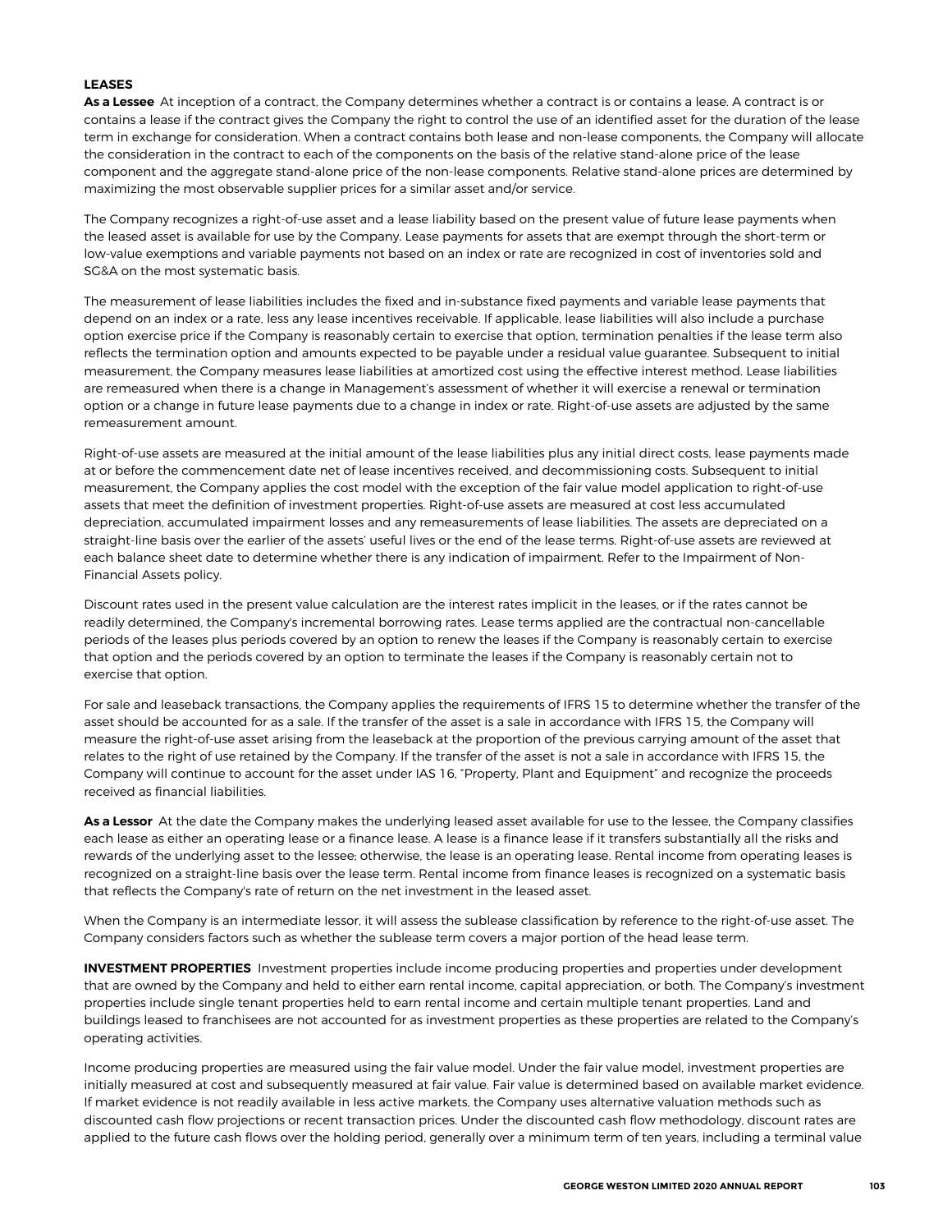**LEASES**

**As a Lessee** At inception of a contract, the Company determines whether a contract is or contains a lease. A contract is or contains a lease if the contract gives the Company the right to control the use of an identified asset for the duration of the lease term in exchange for consideration. When a contract contains both lease and non-lease components, the Company will allocate the consideration in the contract to each of the components on the basis of the relative stand-alone price of the lease component and the aggregate stand-alone price of the non-lease components. Relative stand-alone prices are determined by maximizing the most observable supplier prices for a similar asset and/or service.

The Company recognizes a right-of-use asset and a lease liability based on the present value of future lease payments when the leased asset is available for use by the Company. Lease payments for assets that are exempt through the short-term or low-value exemptions and variable payments not based on an index or rate are recognized in cost of inventories sold and SG&A on the most systematic basis.

The measurement of lease liabilities includes the fixed and in-substance fixed payments and variable lease payments that depend on an index or a rate, less any lease incentives receivable. If applicable, lease liabilities will also include a purchase option exercise price if the Company is reasonably certain to exercise that option, termination penalties if the lease term also reflects the termination option and amounts expected to be payable under a residual value guarantee. Subsequent to initial measurement, the Company measures lease liabilities at amortized cost using the effective interest method. Lease liabilities are remeasured when there is a change in Management's assessment of whether it will exercise a renewal or termination option or a change in future lease payments due to a change in index or rate. Right-of-use assets are adjusted by the same remeasurement amount.

Right-of-use assets are measured at the initial amount of the lease liabilities plus any initial direct costs, lease payments made at or before the commencement date net of lease incentives received, and decommissioning costs. Subsequent to initial measurement, the Company applies the cost model with the exception of the fair value model application to right-of-use assets that meet the definition of investment properties. Right-of-use assets are measured at cost less accumulated depreciation, accumulated impairment losses and any remeasurements of lease liabilities. The assets are depreciated on a straight-line basis over the earlier of the assets' useful lives or the end of the lease terms. Right-of-use assets are reviewed at each balance sheet date to determine whether there is any indication of impairment. Refer to the Impairment of Non-Financial Assets policy.

Discount rates used in the present value calculation are the interest rates implicit in the leases, or if the rates cannot be readily determined, the Company's incremental borrowing rates. Lease terms applied are the contractual non-cancellable periods of the leases plus periods covered by an option to renew the leases if the Company is reasonably certain to exercise that option and the periods covered by an option to terminate the leases if the Company is reasonably certain not to exercise that option.

For sale and leaseback transactions, the Company applies the requirements of IFRS 15 to determine whether the transfer of the asset should be accounted for as a sale. If the transfer of the asset is a sale in accordance with IFRS 15, the Company will measure the right-of-use asset arising from the leaseback at the proportion of the previous carrying amount of the asset that relates to the right of use retained by the Company. If the transfer of the asset is not a sale in accordance with IFRS 15, the Company will continue to account for the asset under IAS 16, "Property, Plant and Equipment" and recognize the proceeds received as financial liabilities.

**As a Lessor** At the date the Company makes the underlying leased asset available for use to the lessee, the Company classifies each lease as either an operating lease or a finance lease. A lease is a finance lease if it transfers substantially all the risks and rewards of the underlying asset to the lessee; otherwise, the lease is an operating lease. Rental income from operating leases is recognized on a straight-line basis over the lease term. Rental income from finance leases is recognized on a systematic basis that reflects the Company's rate of return on the net investment in the leased asset.

When the Company is an intermediate lessor, it will assess the sublease classification by reference to the right-of-use asset. The Company considers factors such as whether the sublease term covers a major portion of the head lease term.

**INVESTMENT PROPERTIES** Investment properties include income producing properties and properties under development that are owned by the Company and held to either earn rental income, capital appreciation, or both. The Company's investment properties include single tenant properties held to earn rental income and certain multiple tenant properties. Land and buildings leased to franchisees are not accounted for as investment properties as these properties are related to the Company's operating activities.

Income producing properties are measured using the fair value model. Under the fair value model, investment properties are initially measured at cost and subsequently measured at fair value. Fair value is determined based on available market evidence. If market evidence is not readily available in less active markets, the Company uses alternative valuation methods such as discounted cash flow projections or recent transaction prices. Under the discounted cash flow methodology, discount rates are applied to the future cash flows over the holding period, generally over a minimum term of ten years, including a terminal value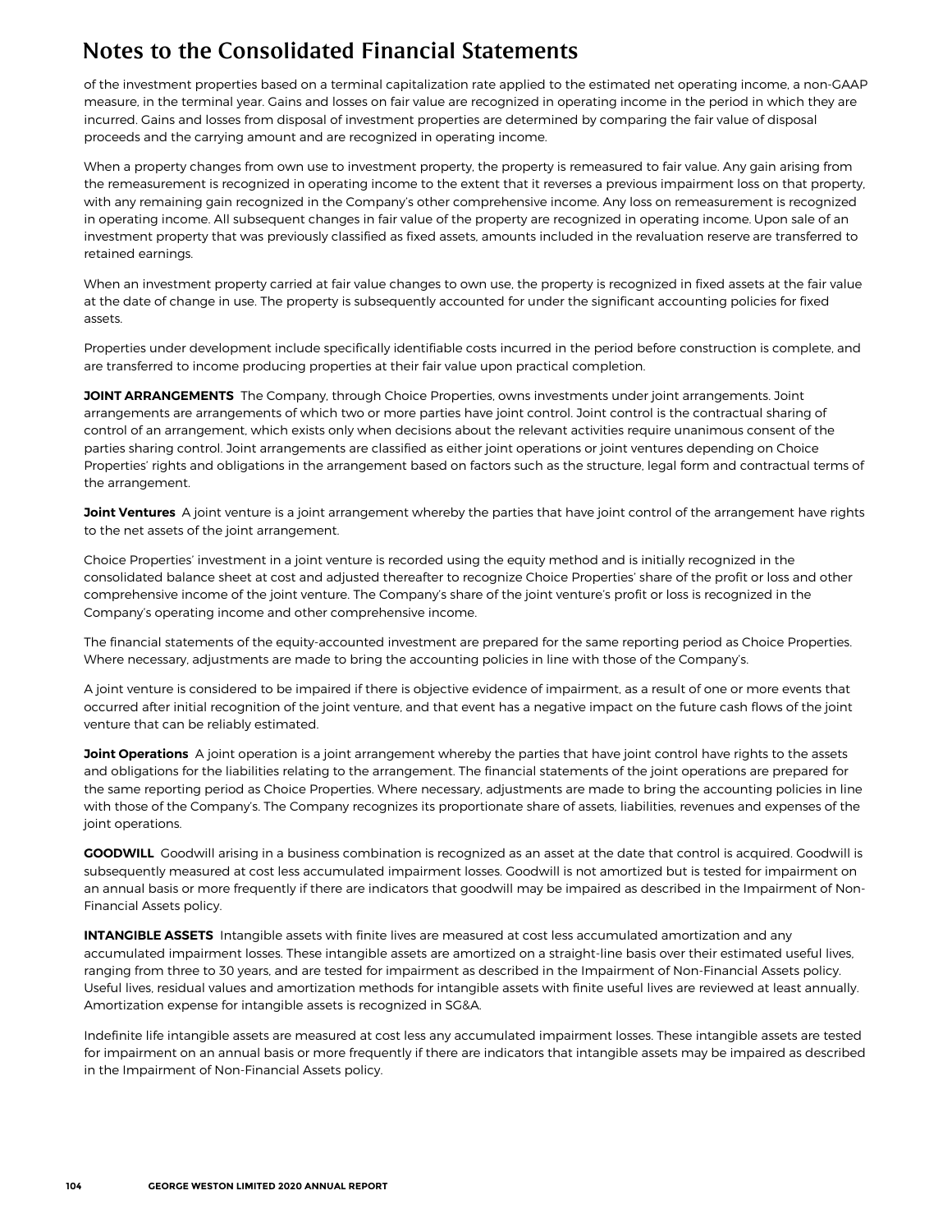# Notes to the Consolidated Financial Statements

of the investment properties based on a terminal capitalization rate applied to the estimated net operating income, a non-GAAP measure, in the terminal year. Gains and losses on fair value are recognized in operating income in the period in which they are incurred. Gains and losses from disposal of investment properties are determined by comparing the fair value of disposal proceeds and the carrying amount and are recognized in operating income.

When a property changes from own use to investment property, the property is remeasured to fair value. Any gain arising from the remeasurement is recognized in operating income to the extent that it reverses a previous impairment loss on that property, with any remaining gain recognized in the Company's other comprehensive income. Any loss on remeasurement is recognized in operating income. All subsequent changes in fair value of the property are recognized in operating income. Upon sale of an investment property that was previously classified as fixed assets, amounts included in the revaluation reserve are transferred to retained earnings.

When an investment property carried at fair value changes to own use, the property is recognized in fixed assets at the fair value at the date of change in use. The property is subsequently accounted for under the significant accounting policies for fixed assets.

Properties under development include specifically identifiable costs incurred in the period before construction is complete, and are transferred to income producing properties at their fair value upon practical completion.

**JOINT ARRANGEMENTS** The Company, through Choice Properties, owns investments under joint arrangements. Joint arrangements are arrangements of which two or more parties have joint control. Joint control is the contractual sharing of control of an arrangement, which exists only when decisions about the relevant activities require unanimous consent of the parties sharing control. Joint arrangements are classified as either joint operations or joint ventures depending on Choice Properties' rights and obligations in the arrangement based on factors such as the structure, legal form and contractual terms of the arrangement.

**Joint Ventures** A joint venture is a joint arrangement whereby the parties that have joint control of the arrangement have rights to the net assets of the joint arrangement.

Choice Properties' investment in a joint venture is recorded using the equity method and is initially recognized in the consolidated balance sheet at cost and adjusted thereafter to recognize Choice Properties' share of the profit or loss and other comprehensive income of the joint venture. The Company's share of the joint venture's profit or loss is recognized in the Company's operating income and other comprehensive income.

The financial statements of the equity-accounted investment are prepared for the same reporting period as Choice Properties. Where necessary, adjustments are made to bring the accounting policies in line with those of the Company's.

A joint venture is considered to be impaired if there is objective evidence of impairment, as a result of one or more events that occurred after initial recognition of the joint venture, and that event has a negative impact on the future cash flows of the joint venture that can be reliably estimated.

**Joint Operations** A joint operation is a joint arrangement whereby the parties that have joint control have rights to the assets and obligations for the liabilities relating to the arrangement. The financial statements of the joint operations are prepared for the same reporting period as Choice Properties. Where necessary, adjustments are made to bring the accounting policies in line with those of the Company's. The Company recognizes its proportionate share of assets, liabilities, revenues and expenses of the joint operations.

**GOODWILL** Goodwill arising in a business combination is recognized as an asset at the date that control is acquired. Goodwill is subsequently measured at cost less accumulated impairment losses. Goodwill is not amortized but is tested for impairment on an annual basis or more frequently if there are indicators that goodwill may be impaired as described in the Impairment of Non-Financial Assets policy.

**INTANGIBLE ASSETS** Intangible assets with finite lives are measured at cost less accumulated amortization and any accumulated impairment losses. These intangible assets are amortized on a straight-line basis over their estimated useful lives, ranging from three to 30 years, and are tested for impairment as described in the Impairment of Non-Financial Assets policy. Useful lives, residual values and amortization methods for intangible assets with finite useful lives are reviewed at least annually. Amortization expense for intangible assets is recognized in SG&A.

Indefinite life intangible assets are measured at cost less any accumulated impairment losses. These intangible assets are tested for impairment on an annual basis or more frequently if there are indicators that intangible assets may be impaired as described in the Impairment of Non-Financial Assets policy.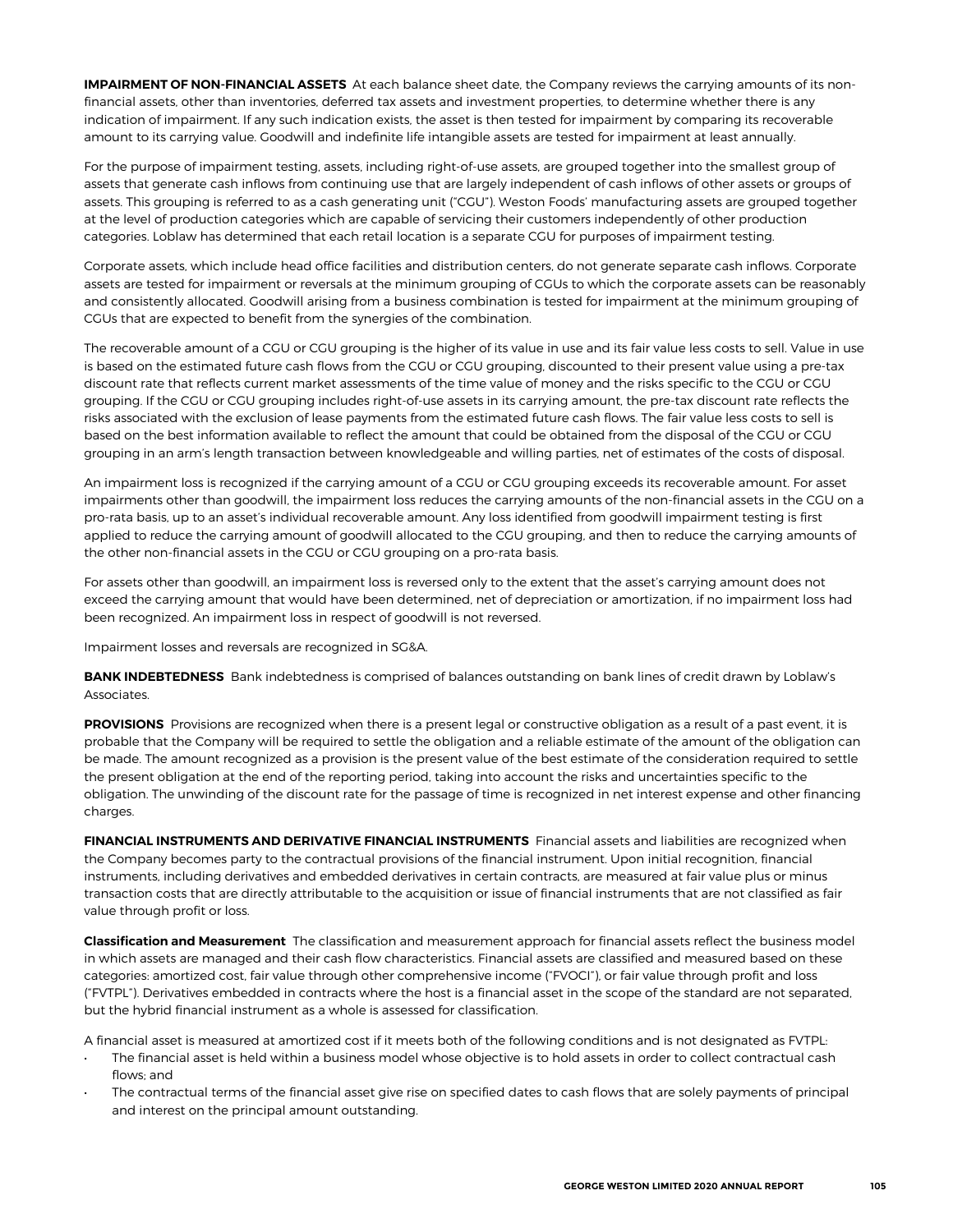**IMPAIRMENT OF NON-FINANCIAL ASSETS** At each balance sheet date, the Company reviews the carrying amounts of its non-financial assets, other than inventories, deferred tax assets and investment properties, to determine whether there is any indication of impairment. If any such indication exists, the asset is then tested for impairment by comparing its recoverable amount to its carrying value. Goodwill and indefinite life intangible assets are tested for impairment at least annually.

For the purpose of impairment testing, assets, including right-of-use assets, are grouped together into the smallest group of assets that generate cash inflows from continuing use that are largely independent of cash inflows of other assets or groups of assets. This grouping is referred to as a cash generating unit ("CGU"). Weston Foods' manufacturing assets are grouped together at the level of production categories which are capable of servicing their customers independently of other production categories. Loblaw has determined that each retail location is a separate CGU for purposes of impairment testing.

Corporate assets, which include head office facilities and distribution centers, do not generate separate cash inflows. Corporate assets are tested for impairment or reversals at the minimum grouping of CGUs to which the corporate assets can be reasonably and consistently allocated. Goodwill arising from a business combination is tested for impairment at the minimum grouping of CGUs that are expected to benefit from the synergies of the combination.

The recoverable amount of a CGU or CGU grouping is the higher of its value in use and its fair value less costs to sell. Value in use is based on the estimated future cash flows from the CGU or CGU grouping, discounted to their present value using a pre-tax discount rate that reflects current market assessments of the time value of money and the risks specific to the CGU or CGU grouping. If the CGU or CGU grouping includes right-of-use assets in its carrying amount, the pre-tax discount rate reflects the risks associated with the exclusion of lease payments from the estimated future cash flows. The fair value less costs to sell is based on the best information available to reflect the amount that could be obtained from the disposal of the CGU or CGU grouping in an arm's length transaction between knowledgeable and willing parties, net of estimates of the costs of disposal.

An impairment loss is recognized if the carrying amount of a CGU or CGU grouping exceeds its recoverable amount. For asset impairments other than goodwill, the impairment loss reduces the carrying amounts of the non-financial assets in the CGU on a pro-rata basis, up to an asset's individual recoverable amount. Any loss identified from goodwill impairment testing is first applied to reduce the carrying amount of goodwill allocated to the CGU grouping, and then to reduce the carrying amounts of the other non-financial assets in the CGU or CGU grouping on a pro-rata basis.

For assets other than goodwill, an impairment loss is reversed only to the extent that the asset's carrying amount does not exceed the carrying amount that would have been determined, net of depreciation or amortization, if no impairment loss had been recognized. An impairment loss in respect of goodwill is not reversed.

Impairment losses and reversals are recognized in SG&A.

**BANK INDEBTEDNESS** Bank indebtedness is comprised of balances outstanding on bank lines of credit drawn by Loblaw's Associates.

**PROVISIONS** Provisions are recognized when there is a present legal or constructive obligation as a result of a past event, it is probable that the Company will be required to settle the obligation and a reliable estimate of the amount of the obligation can be made. The amount recognized as a provision is the present value of the best estimate of the consideration required to settle the present obligation at the end of the reporting period, taking into account the risks and uncertainties specific to the obligation. The unwinding of the discount rate for the passage of time is recognized in net interest expense and other financing charges.

**FINANCIAL INSTRUMENTS AND DERIVATIVE FINANCIAL INSTRUMENTS** Financial assets and liabilities are recognized when the Company becomes party to the contractual provisions of the financial instrument. Upon initial recognition, financial instruments, including derivatives and embedded derivatives in certain contracts, are measured at fair value plus or minus transaction costs that are directly attributable to the acquisition or issue of financial instruments that are not classified as fair value through profit or loss.

**Classification and Measurement** The classification and measurement approach for financial assets reflect the business model in which assets are managed and their cash flow characteristics. Financial assets are classified and measured based on these categories: amortized cost, fair value through other comprehensive income ("FVOCI"), or fair value through profit and loss ("FVTPL"). Derivatives embedded in contracts where the host is a financial asset in the scope of the standard are not separated, but the hybrid financial instrument as a whole is assessed for classification.

A financial asset is measured at amortized cost if it meets both of the following conditions and is not designated as FVTPL:

- The financial asset is held within a business model whose objective is to hold assets in order to collect contractual cash flows; and
- The contractual terms of the financial asset give rise on specified dates to cash flows that are solely payments of principal and interest on the principal amount outstanding.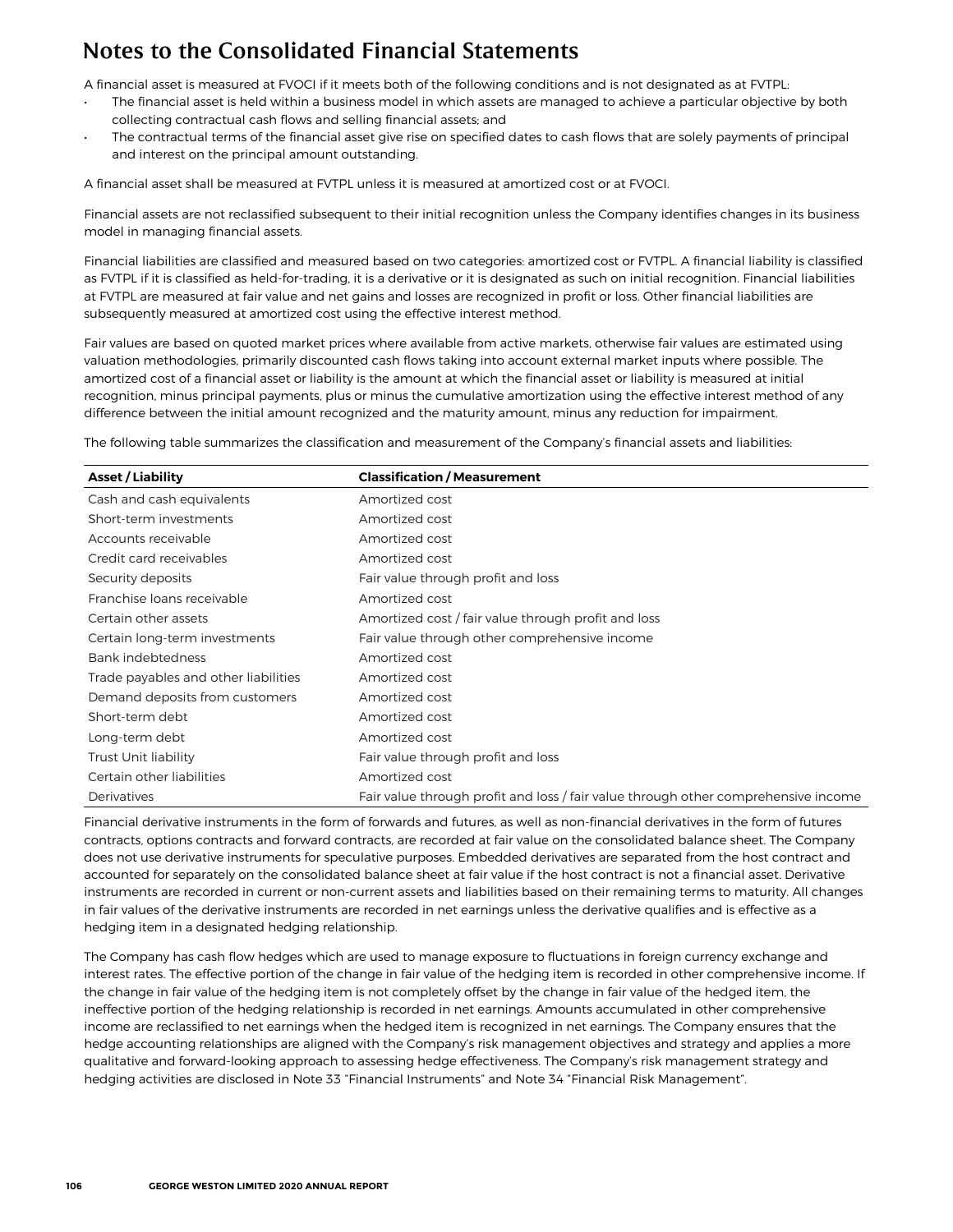# Notes to the Consolidated Financial Statements

A financial asset is measured at FVOCI if it meets both of the following conditions and is not designated as at FVTPL:

- The financial asset is held within a business model in which assets are managed to achieve a particular objective by both collecting contractual cash flows and selling financial assets; and
- The contractual terms of the financial asset give rise on specified dates to cash flows that are solely payments of principal and interest on the principal amount outstanding.

A financial asset shall be measured at FVTPL unless it is measured at amortized cost or at FVOCI.

Financial assets are not reclassified subsequent to their initial recognition unless the Company identifies changes in its business model in managing financial assets.

Financial liabilities are classified and measured based on two categories: amortized cost or FVTPL. A financial liability is classified as FVTPL if it is classified as held-for-trading, it is a derivative or it is designated as such on initial recognition. Financial liabilities at FVTPL are measured at fair value and net gains and losses are recognized in profit or loss. Other financial liabilities are subsequently measured at amortized cost using the effective interest method.

Fair values are based on quoted market prices where available from active markets, otherwise fair values are estimated using valuation methodologies, primarily discounted cash flows taking into account external market inputs where possible. The amortized cost of a financial asset or liability is the amount at which the financial asset or liability is measured at initial recognition, minus principal payments, plus or minus the cumulative amortization using the effective interest method of any difference between the initial amount recognized and the maturity amount, minus any reduction for impairment.

The following table summarizes the classification and measurement of the Company's financial assets and liabilities:

| Asset / Liability | Classification / Measurement |
|---|---|
| Cash and cash equivalents | Amortized cost |
| Short-term investments | Amortized cost |
| Accounts receivable | Amortized cost |
| Credit card receivables | Amortized cost |
| Security deposits | Fair value through profit and loss |
| Franchise loans receivable | Amortized cost |
| Certain other assets | Amortized cost / fair value through profit and loss |
| Certain long-term investments | Fair value through other comprehensive income |
| Bank indebtedness | Amortized cost |
| Trade payables and other liabilities | Amortized cost |
| Demand deposits from customers | Amortized cost |
| Short-term debt | Amortized cost |
| Long-term debt | Amortized cost |
| Trust Unit liability | Fair value through profit and loss |
| Certain other liabilities | Amortized cost |
| Derivatives | Fair value through profit and loss / fair value through other comprehensive income |

Financial derivative instruments in the form of forwards and futures, as well as non-financial derivatives in the form of futures contracts, options contracts and forward contracts, are recorded at fair value on the consolidated balance sheet. The Company does not use derivative instruments for speculative purposes. Embedded derivatives are separated from the host contract and accounted for separately on the consolidated balance sheet at fair value if the host contract is not a financial asset. Derivative instruments are recorded in current or non-current assets and liabilities based on their remaining terms to maturity. All changes in fair values of the derivative instruments are recorded in net earnings unless the derivative qualifies and is effective as a hedging item in a designated hedging relationship.

The Company has cash flow hedges which are used to manage exposure to fluctuations in foreign currency exchange and interest rates. The effective portion of the change in fair value of the hedging item is recorded in other comprehensive income. If the change in fair value of the hedging item is not completely offset by the change in fair value of the hedged item, the ineffective portion of the hedging relationship is recorded in net earnings. Amounts accumulated in other comprehensive income are reclassified to net earnings when the hedged item is recognized in net earnings. The Company ensures that the hedge accounting relationships are aligned with the Company's risk management objectives and strategy and applies a more qualitative and forward-looking approach to assessing hedge effectiveness. The Company's risk management strategy and hedging activities are disclosed in Note 33 "Financial Instruments" and Note 34 "Financial Risk Management".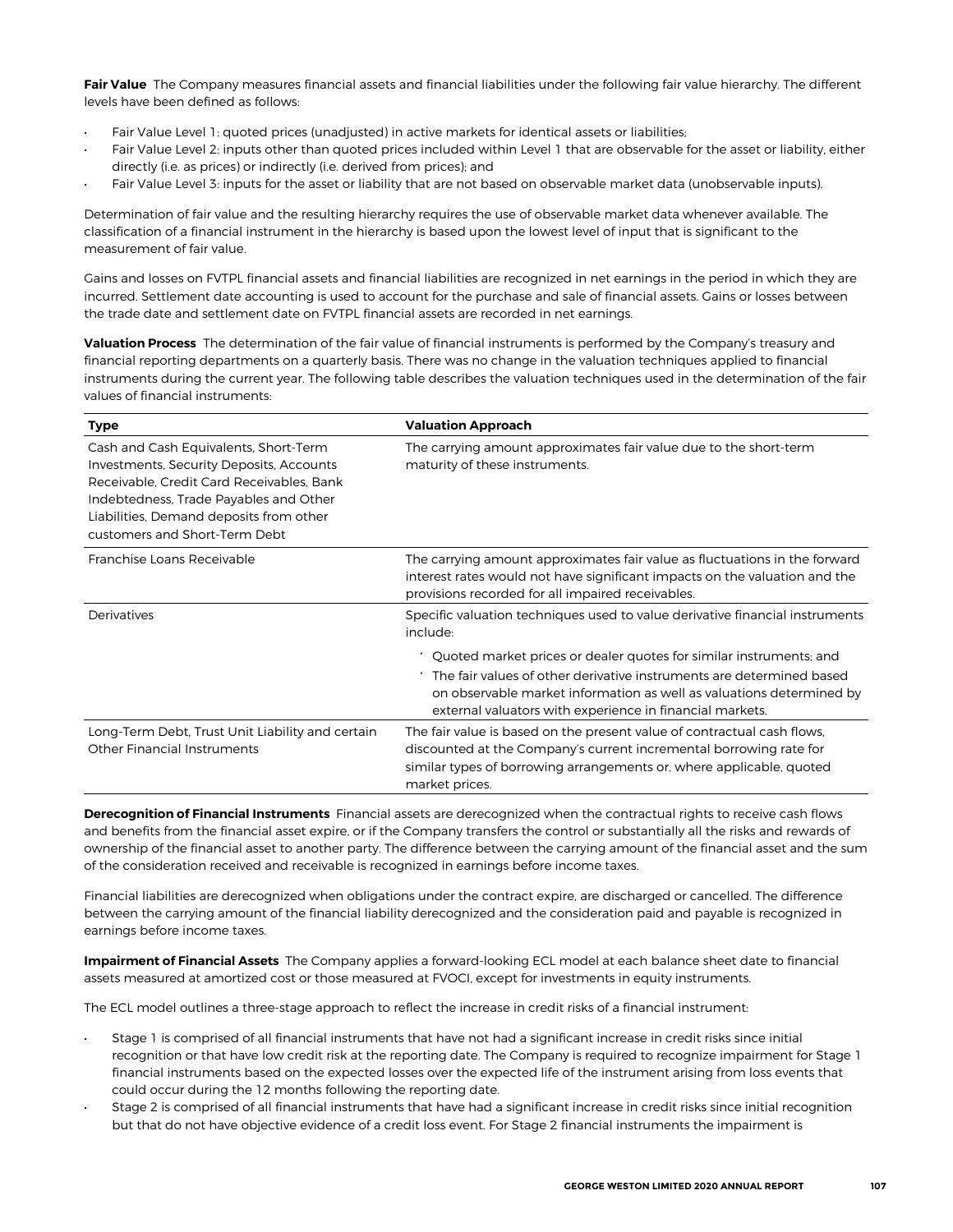**Fair Value** The Company measures financial assets and financial liabilities under the following fair value hierarchy. The different levels have been defined as follows:

- Fair Value Level 1: quoted prices (unadjusted) in active markets for identical assets or liabilities;
- Fair Value Level 2: inputs other than quoted prices included within Level 1 that are observable for the asset or liability, either directly (i.e. as prices) or indirectly (i.e. derived from prices); and
- Fair Value Level 3: inputs for the asset or liability that are not based on observable market data (unobservable inputs).

Determination of fair value and the resulting hierarchy requires the use of observable market data whenever available. The classification of a financial instrument in the hierarchy is based upon the lowest level of input that is significant to the measurement of fair value.

Gains and losses on FVTPL financial assets and financial liabilities are recognized in net earnings in the period in which they are incurred. Settlement date accounting is used to account for the purchase and sale of financial assets. Gains or losses between the trade date and settlement date on FVTPL financial assets are recorded in net earnings.

**Valuation Process** The determination of the fair value of financial instruments is performed by the Company's treasury and financial reporting departments on a quarterly basis. There was no change in the valuation techniques applied to financial instruments during the current year. The following table describes the valuation techniques used in the determination of the fair values of financial instruments:

| Type | Valuation Approach |
|---|---|
| Cash and Cash Equivalents, Short-Term Investments, Security Deposits, Accounts Receivable, Credit Card Receivables, Bank Indebtedness, Trade Payables and Other Liabilities, Demand deposits from other customers and Short-Term Debt | The carrying amount approximates fair value due to the short-term maturity of these instruments. |
| Franchise Loans Receivable | The carrying amount approximates fair value as fluctuations in the forward interest rates would not have significant impacts on the valuation and the provisions recorded for all impaired receivables. |
| Derivatives | Specific valuation techniques used to value derivative financial instruments include: • Quoted market prices or dealer quotes for similar instruments; and • The fair values of other derivative instruments are determined based on observable market information as well as valuations determined by external valuators with experience in financial markets. |
| Long-Term Debt, Trust Unit Liability and certain Other Financial Instruments | The fair value is based on the present value of contractual cash flows, discounted at the Company's current incremental borrowing rate for similar types of borrowing arrangements or, where applicable, quoted market prices. |

**Derecognition of Financial Instruments** Financial assets are derecognized when the contractual rights to receive cash flows and benefits from the financial asset expire, or if the Company transfers the control or substantially all the risks and rewards of ownership of the financial asset to another party. The difference between the carrying amount of the financial asset and the sum of the consideration received and receivable is recognized in earnings before income taxes.

Financial liabilities are derecognized when obligations under the contract expire, are discharged or cancelled. The difference between the carrying amount of the financial liability derecognized and the consideration paid and payable is recognized in earnings before income taxes.

**Impairment of Financial Assets** The Company applies a forward-looking ECL model at each balance sheet date to financial assets measured at amortized cost or those measured at FVOCI, except for investments in equity instruments.

The ECL model outlines a three-stage approach to reflect the increase in credit risks of a financial instrument:

- Stage 1 is comprised of all financial instruments that have not had a significant increase in credit risks since initial recognition or that have low credit risk at the reporting date. The Company is required to recognize impairment for Stage 1 financial instruments based on the expected losses over the expected life of the instrument arising from loss events that could occur during the 12 months following the reporting date.
- Stage 2 is comprised of all financial instruments that have had a significant increase in credit risks since initial recognition but that do not have objective evidence of a credit loss event. For Stage 2 financial instruments the impairment is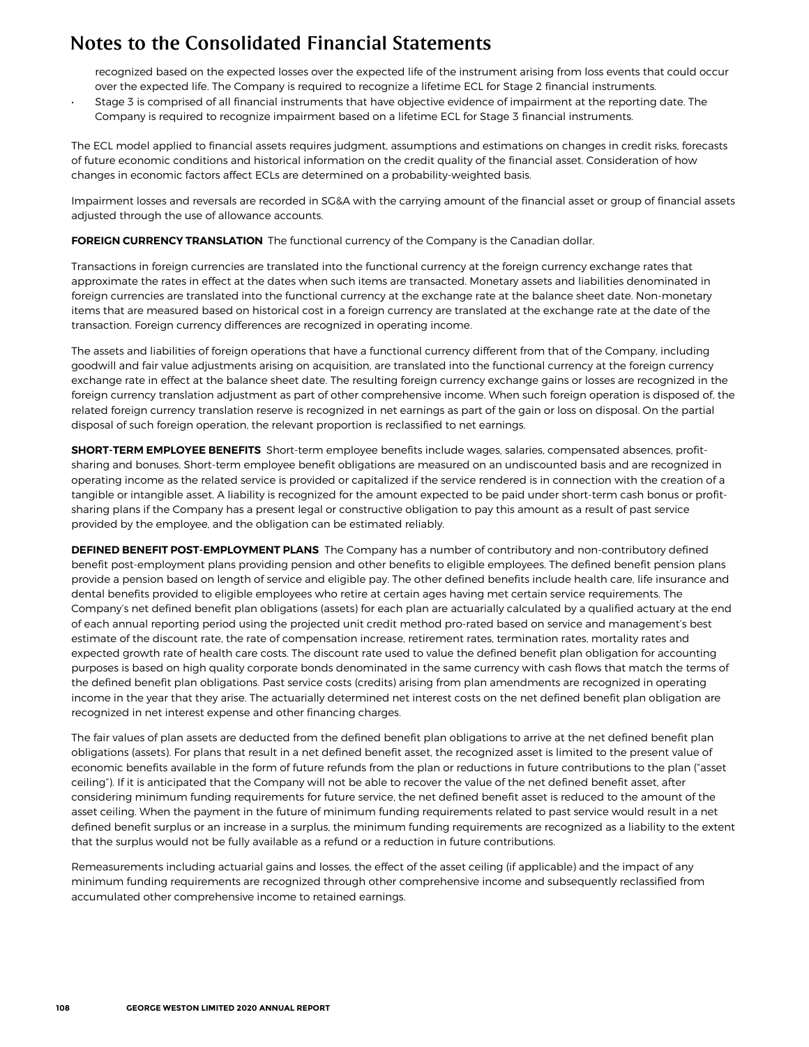recognized based on the expected losses over the expected life of the instrument arising from loss events that could occur over the expected life. The Company is required to recognize a lifetime ECL for Stage 2 financial instruments.

- Stage 3 is comprised of all financial instruments that have objective evidence of impairment at the reporting date. The Company is required to recognize impairment based on a lifetime ECL for Stage 3 financial instruments.

The ECL model applied to financial assets requires judgment, assumptions and estimations on changes in credit risks, forecasts of future economic conditions and historical information on the credit quality of the financial asset. Consideration of how changes in economic factors affect ECLs are determined on a probability-weighted basis.

Impairment losses and reversals are recorded in SG&A with the carrying amount of the financial asset or group of financial assets adjusted through the use of allowance accounts.

**FOREIGN CURRENCY TRANSLATION** The functional currency of the Company is the Canadian dollar.

Transactions in foreign currencies are translated into the functional currency at the foreign currency exchange rates that approximate the rates in effect at the dates when such items are transacted. Monetary assets and liabilities denominated in foreign currencies are translated into the functional currency at the exchange rate at the balance sheet date. Non-monetary items that are measured based on historical cost in a foreign currency are translated at the exchange rate at the date of the transaction. Foreign currency differences are recognized in operating income.

The assets and liabilities of foreign operations that have a functional currency different from that of the Company, including goodwill and fair value adjustments arising on acquisition, are translated into the functional currency at the foreign currency exchange rate in effect at the balance sheet date. The resulting foreign currency exchange gains or losses are recognized in the foreign currency translation adjustment as part of other comprehensive income. When such foreign operation is disposed of, the related foreign currency translation reserve is recognized in net earnings as part of the gain or loss on disposal. On the partial disposal of such foreign operation, the relevant proportion is reclassified to net earnings.

**SHORT-TERM EMPLOYEE BENEFITS** Short-term employee benefits include wages, salaries, compensated absences, profit-sharing and bonuses. Short-term employee benefit obligations are measured on an undiscounted basis and are recognized in operating income as the related service is provided or capitalized if the service rendered is in connection with the creation of a tangible or intangible asset. A liability is recognized for the amount expected to be paid under short-term cash bonus or profit-sharing plans if the Company has a present legal or constructive obligation to pay this amount as a result of past service provided by the employee, and the obligation can be estimated reliably.

**DEFINED BENEFIT POST-EMPLOYMENT PLANS** The Company has a number of contributory and non-contributory defined benefit post-employment plans providing pension and other benefits to eligible employees. The defined benefit pension plans provide a pension based on length of service and eligible pay. The other defined benefits include health care, life insurance and dental benefits provided to eligible employees who retire at certain ages having met certain service requirements. The Company's net defined benefit plan obligations (assets) for each plan are actuarially calculated by a qualified actuary at the end of each annual reporting period using the projected unit credit method pro-rated based on service and management's best estimate of the discount rate, the rate of compensation increase, retirement rates, termination rates, mortality rates and expected growth rate of health care costs. The discount rate used to value the defined benefit plan obligation for accounting purposes is based on high quality corporate bonds denominated in the same currency with cash flows that match the terms of the defined benefit plan obligations. Past service costs (credits) arising from plan amendments are recognized in operating income in the year that they arise. The actuarially determined net interest costs on the net defined benefit plan obligation are recognized in net interest expense and other financing charges.

The fair values of plan assets are deducted from the defined benefit plan obligations to arrive at the net defined benefit plan obligations (assets). For plans that result in a net defined benefit asset, the recognized asset is limited to the present value of economic benefits available in the form of future refunds from the plan or reductions in future contributions to the plan ("asset ceiling"). If it is anticipated that the Company will not be able to recover the value of the net defined benefit asset, after considering minimum funding requirements for future service, the net defined benefit asset is reduced to the amount of the asset ceiling. When the payment in the future of minimum funding requirements related to past service would result in a net defined benefit surplus or an increase in a surplus, the minimum funding requirements are recognized as a liability to the extent that the surplus would not be fully available as a refund or a reduction in future contributions.

Remeasurements including actuarial gains and losses, the effect of the asset ceiling (if applicable) and the impact of any minimum funding requirements are recognized through other comprehensive income and subsequently reclassified from accumulated other comprehensive income to retained earnings.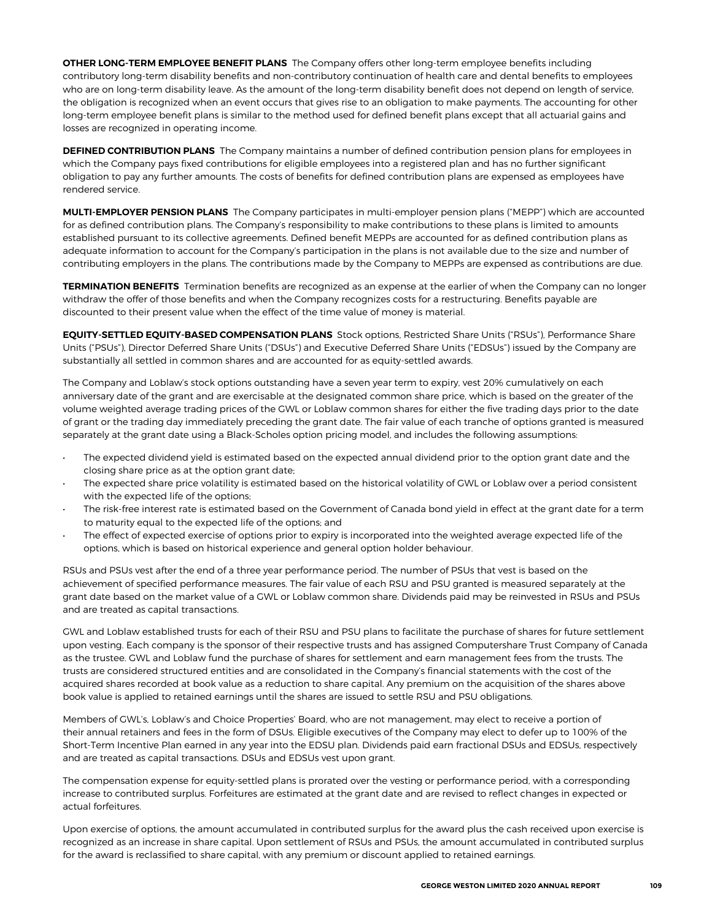**OTHER LONG-TERM EMPLOYEE BENEFIT PLANS** The Company offers other long-term employee benefits including contributory long-term disability benefits and non-contributory continuation of health care and dental benefits to employees who are on long-term disability leave. As the amount of the long-term disability benefit does not depend on length of service, the obligation is recognized when an event occurs that gives rise to an obligation to make payments. The accounting for other long-term employee benefit plans is similar to the method used for defined benefit plans except that all actuarial gains and losses are recognized in operating income.

**DEFINED CONTRIBUTION PLANS** The Company maintains a number of defined contribution pension plans for employees in which the Company pays fixed contributions for eligible employees into a registered plan and has no further significant obligation to pay any further amounts. The costs of benefits for defined contribution plans are expensed as employees have rendered service.

**MULTI-EMPLOYER PENSION PLANS** The Company participates in multi-employer pension plans ("MEPP") which are accounted for as defined contribution plans. The Company's responsibility to make contributions to these plans is limited to amounts established pursuant to its collective agreements. Defined benefit MEPPs are accounted for as defined contribution plans as adequate information to account for the Company's participation in the plans is not available due to the size and number of contributing employers in the plans. The contributions made by the Company to MEPPs are expensed as contributions are due.

**TERMINATION BENEFITS** Termination benefits are recognized as an expense at the earlier of when the Company can no longer withdraw the offer of those benefits and when the Company recognizes costs for a restructuring. Benefits payable are discounted to their present value when the effect of the time value of money is material.

**EQUITY-SETTLED EQUITY-BASED COMPENSATION PLANS** Stock options, Restricted Share Units ("RSUs"), Performance Share Units ("PSUs"), Director Deferred Share Units ("DSUs") and Executive Deferred Share Units ("EDSUs") issued by the Company are substantially all settled in common shares and are accounted for as equity-settled awards.

The Company and Loblaw's stock options outstanding have a seven year term to expiry, vest 20% cumulatively on each anniversary date of the grant and are exercisable at the designated common share price, which is based on the greater of the volume weighted average trading prices of the GWL or Loblaw common shares for either the five trading days prior to the date of grant or the trading day immediately preceding the grant date. The fair value of each tranche of options granted is measured separately at the grant date using a Black-Scholes option pricing model, and includes the following assumptions:

- The expected dividend yield is estimated based on the expected annual dividend prior to the option grant date and the closing share price as at the option grant date;
- The expected share price volatility is estimated based on the historical volatility of GWL or Loblaw over a period consistent with the expected life of the options;
- The risk-free interest rate is estimated based on the Government of Canada bond yield in effect at the grant date for a term to maturity equal to the expected life of the options; and
- The effect of expected exercise of options prior to expiry is incorporated into the weighted average expected life of the options, which is based on historical experience and general option holder behaviour.

RSUs and PSUs vest after the end of a three year performance period. The number of PSUs that vest is based on the achievement of specified performance measures. The fair value of each RSU and PSU granted is measured separately at the grant date based on the market value of a GWL or Loblaw common share. Dividends paid may be reinvested in RSUs and PSUs and are treated as capital transactions.

GWL and Loblaw established trusts for each of their RSU and PSU plans to facilitate the purchase of shares for future settlement upon vesting. Each company is the sponsor of their respective trusts and has assigned Computershare Trust Company of Canada as the trustee. GWL and Loblaw fund the purchase of shares for settlement and earn management fees from the trusts. The trusts are considered structured entities and are consolidated in the Company's financial statements with the cost of the acquired shares recorded at book value as a reduction to share capital. Any premium on the acquisition of the shares above book value is applied to retained earnings until the shares are issued to settle RSU and PSU obligations.

Members of GWL's, Loblaw's and Choice Properties' Board, who are not management, may elect to receive a portion of their annual retainers and fees in the form of DSUs. Eligible executives of the Company may elect to defer up to 100% of the Short-Term Incentive Plan earned in any year into the EDSU plan. Dividends paid earn fractional DSUs and EDSUs, respectively and are treated as capital transactions. DSUs and EDSUs vest upon grant.

The compensation expense for equity-settled plans is prorated over the vesting or performance period, with a corresponding increase to contributed surplus. Forfeitures are estimated at the grant date and are revised to reflect changes in expected or actual forfeitures.

Upon exercise of options, the amount accumulated in contributed surplus for the award plus the cash received upon exercise is recognized as an increase in share capital. Upon settlement of RSUs and PSUs, the amount accumulated in contributed surplus for the award is reclassified to share capital, with any premium or discount applied to retained earnings.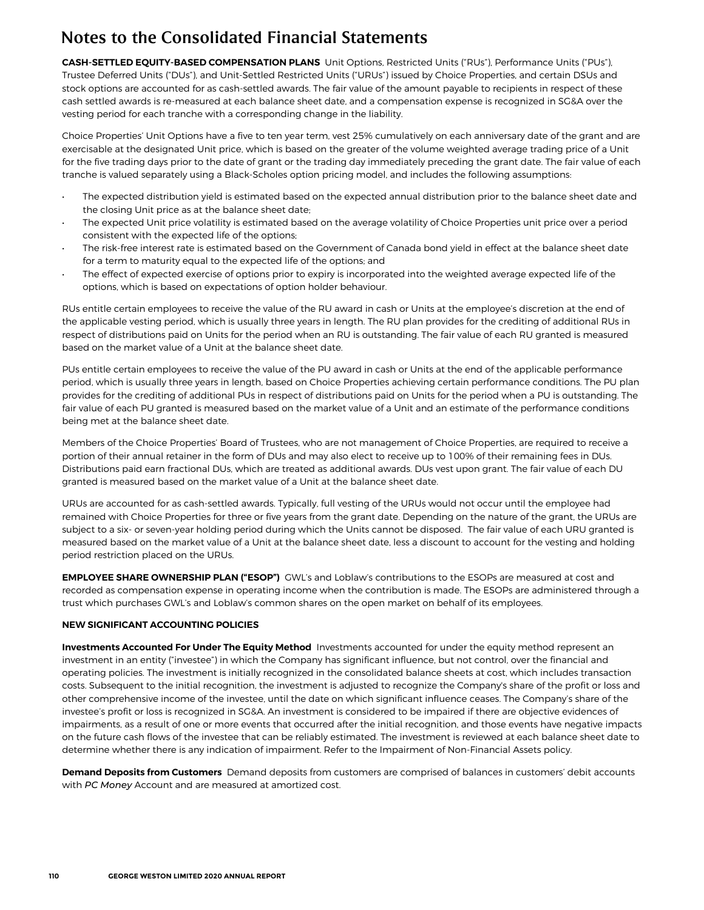# Notes to the Consolidated Financial Statements

**CASH-SETTLED EQUITY-BASED COMPENSATION PLANS** Unit Options, Restricted Units ("RUs"), Performance Units ("PUs"), Trustee Deferred Units ("DUs"), and Unit-Settled Restricted Units ("URUs") issued by Choice Properties, and certain DSUs and stock options are accounted for as cash-settled awards. The fair value of the amount payable to recipients in respect of these cash settled awards is re-measured at each balance sheet date, and a compensation expense is recognized in SG&A over the vesting period for each tranche with a corresponding change in the liability.

Choice Properties' Unit Options have a five to ten year term, vest 25% cumulatively on each anniversary date of the grant and are exercisable at the designated Unit price, which is based on the greater of the volume weighted average trading price of a Unit for the five trading days prior to the date of grant or the trading day immediately preceding the grant date. The fair value of each tranche is valued separately using a Black-Scholes option pricing model, and includes the following assumptions:

- The expected distribution yield is estimated based on the expected annual distribution prior to the balance sheet date and the closing Unit price as at the balance sheet date;
- The expected Unit price volatility is estimated based on the average volatility of Choice Properties unit price over a period consistent with the expected life of the options;
- The risk-free interest rate is estimated based on the Government of Canada bond yield in effect at the balance sheet date for a term to maturity equal to the expected life of the options; and
- The effect of expected exercise of options prior to expiry is incorporated into the weighted average expected life of the options, which is based on expectations of option holder behaviour.

RUs entitle certain employees to receive the value of the RU award in cash or Units at the employee's discretion at the end of the applicable vesting period, which is usually three years in length. The RU plan provides for the crediting of additional RUs in respect of distributions paid on Units for the period when an RU is outstanding. The fair value of each RU granted is measured based on the market value of a Unit at the balance sheet date.

PUs entitle certain employees to receive the value of the PU award in cash or Units at the end of the applicable performance period, which is usually three years in length, based on Choice Properties achieving certain performance conditions. The PU plan provides for the crediting of additional PUs in respect of distributions paid on Units for the period when a PU is outstanding. The fair value of each PU granted is measured based on the market value of a Unit and an estimate of the performance conditions being met at the balance sheet date.

Members of the Choice Properties' Board of Trustees, who are not management of Choice Properties, are required to receive a portion of their annual retainer in the form of DUs and may also elect to receive up to 100% of their remaining fees in DUs. Distributions paid earn fractional DUs, which are treated as additional awards. DUs vest upon grant. The fair value of each DU granted is measured based on the market value of a Unit at the balance sheet date.

URUs are accounted for as cash-settled awards. Typically, full vesting of the URUs would not occur until the employee had remained with Choice Properties for three or five years from the grant date. Depending on the nature of the grant, the URUs are subject to a six- or seven-year holding period during which the Units cannot be disposed. The fair value of each URU granted is measured based on the market value of a Unit at the balance sheet date, less a discount to account for the vesting and holding period restriction placed on the URUs.

**EMPLOYEE SHARE OWNERSHIP PLAN ("ESOP")** GWL's and Loblaw's contributions to the ESOPs are measured at cost and recorded as compensation expense in operating income when the contribution is made. The ESOPs are administered through a trust which purchases GWL's and Loblaw's common shares on the open market on behalf of its employees.

**NEW SIGNIFICANT ACCOUNTING POLICIES**

**Investments Accounted For Under The Equity Method** Investments accounted for under the equity method represent an investment in an entity ("investee") in which the Company has significant influence, but not control, over the financial and operating policies. The investment is initially recognized in the consolidated balance sheets at cost, which includes transaction costs. Subsequent to the initial recognition, the investment is adjusted to recognize the Company's share of the profit or loss and other comprehensive income of the investee, until the date on which significant influence ceases. The Company's share of the investee's profit or loss is recognized in SG&A. An investment is considered to be impaired if there are objective evidences of impairments, as a result of one or more events that occurred after the initial recognition, and those events have negative impacts on the future cash flows of the investee that can be reliably estimated. The investment is reviewed at each balance sheet date to determine whether there is any indication of impairment. Refer to the Impairment of Non-Financial Assets policy.

**Demand Deposits from Customers** Demand deposits from customers are comprised of balances in customers' debit accounts with *PC Money* Account and are measured at amortized cost.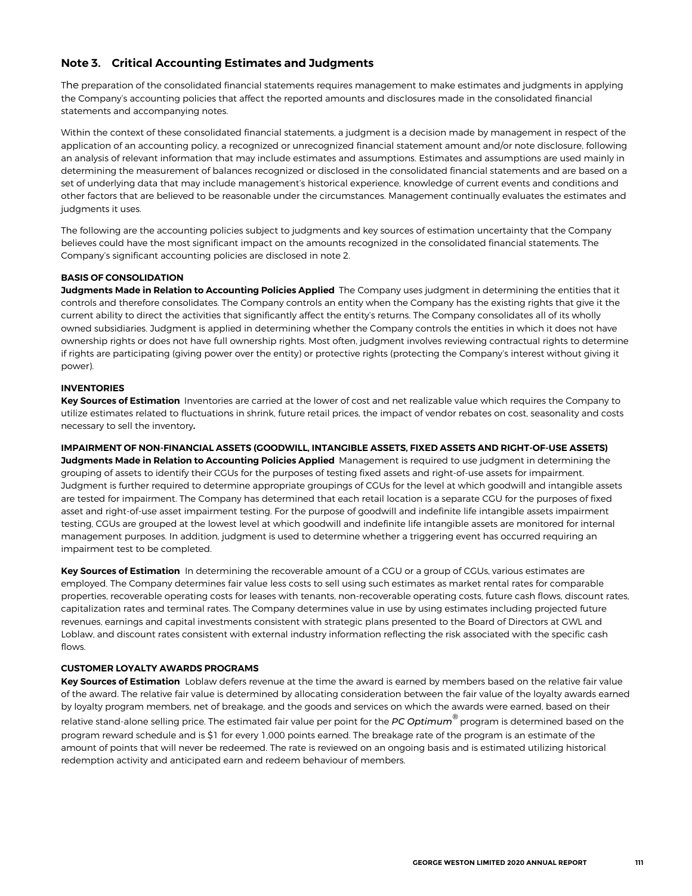## Note 3. Critical Accounting Estimates and Judgments

The preparation of the consolidated financial statements requires management to make estimates and judgments in applying the Company's accounting policies that affect the reported amounts and disclosures made in the consolidated financial statements and accompanying notes.

Within the context of these consolidated financial statements, a judgment is a decision made by management in respect of the application of an accounting policy, a recognized or unrecognized financial statement amount and/or note disclosure, following an analysis of relevant information that may include estimates and assumptions. Estimates and assumptions are used mainly in determining the measurement of balances recognized or disclosed in the consolidated financial statements and are based on a set of underlying data that may include management's historical experience, knowledge of current events and conditions and other factors that are believed to be reasonable under the circumstances. Management continually evaluates the estimates and judgments it uses.

The following are the accounting policies subject to judgments and key sources of estimation uncertainty that the Company believes could have the most significant impact on the amounts recognized in the consolidated financial statements. The Company's significant accounting policies are disclosed in note 2.

**BASIS OF CONSOLIDATION**

**Judgments Made in Relation to Accounting Policies Applied** The Company uses judgment in determining the entities that it controls and therefore consolidates. The Company controls an entity when the Company has the existing rights that give it the current ability to direct the activities that significantly affect the entity's returns. The Company consolidates all of its wholly owned subsidiaries. Judgment is applied in determining whether the Company controls the entities in which it does not have ownership rights or does not have full ownership rights. Most often, judgment involves reviewing contractual rights to determine if rights are participating (giving power over the entity) or protective rights (protecting the Company's interest without giving it power).

**INVENTORIES**

**Key Sources of Estimation** Inventories are carried at the lower of cost and net realizable value which requires the Company to utilize estimates related to fluctuations in shrink, future retail prices, the impact of vendor rebates on cost, seasonality and costs necessary to sell the inventory**.**

**IMPAIRMENT OF NON-FINANCIAL ASSETS (GOODWILL, INTANGIBLE ASSETS, FIXED ASSETS AND RIGHT-OF-USE ASSETS)**

**Judgments Made in Relation to Accounting Policies Applied** Management is required to use judgment in determining the grouping of assets to identify their CGUs for the purposes of testing fixed assets and right-of-use assets for impairment. Judgment is further required to determine appropriate groupings of CGUs for the level at which goodwill and intangible assets are tested for impairment. The Company has determined that each retail location is a separate CGU for the purposes of fixed asset and right-of-use asset impairment testing. For the purpose of goodwill and indefinite life intangible assets impairment testing, CGUs are grouped at the lowest level at which goodwill and indefinite life intangible assets are monitored for internal management purposes. In addition, judgment is used to determine whether a triggering event has occurred requiring an impairment test to be completed.

**Key Sources of Estimation** In determining the recoverable amount of a CGU or a group of CGUs, various estimates are employed. The Company determines fair value less costs to sell using such estimates as market rental rates for comparable properties, recoverable operating costs for leases with tenants, non-recoverable operating costs, future cash flows, discount rates, capitalization rates and terminal rates. The Company determines value in use by using estimates including projected future revenues, earnings and capital investments consistent with strategic plans presented to the Board of Directors at GWL and Loblaw, and discount rates consistent with external industry information reflecting the risk associated with the specific cash flows.

**CUSTOMER LOYALTY AWARDS PROGRAMS**

**Key Sources of Estimation** Loblaw defers revenue at the time the award is earned by members based on the relative fair value of the award. The relative fair value is determined by allocating consideration between the fair value of the loyalty awards earned by loyalty program members, net of breakage, and the goods and services on which the awards were earned, based on their relative stand-alone selling price. The estimated fair value per point for the *PC Optimum®* program is determined based on the program reward schedule and is $1 for every 1,000 points earned. The breakage rate of the program is an estimate of the amount of points that will never be redeemed. The rate is reviewed on an ongoing basis and is estimated utilizing historical redemption activity and anticipated earn and redeem behaviour of members.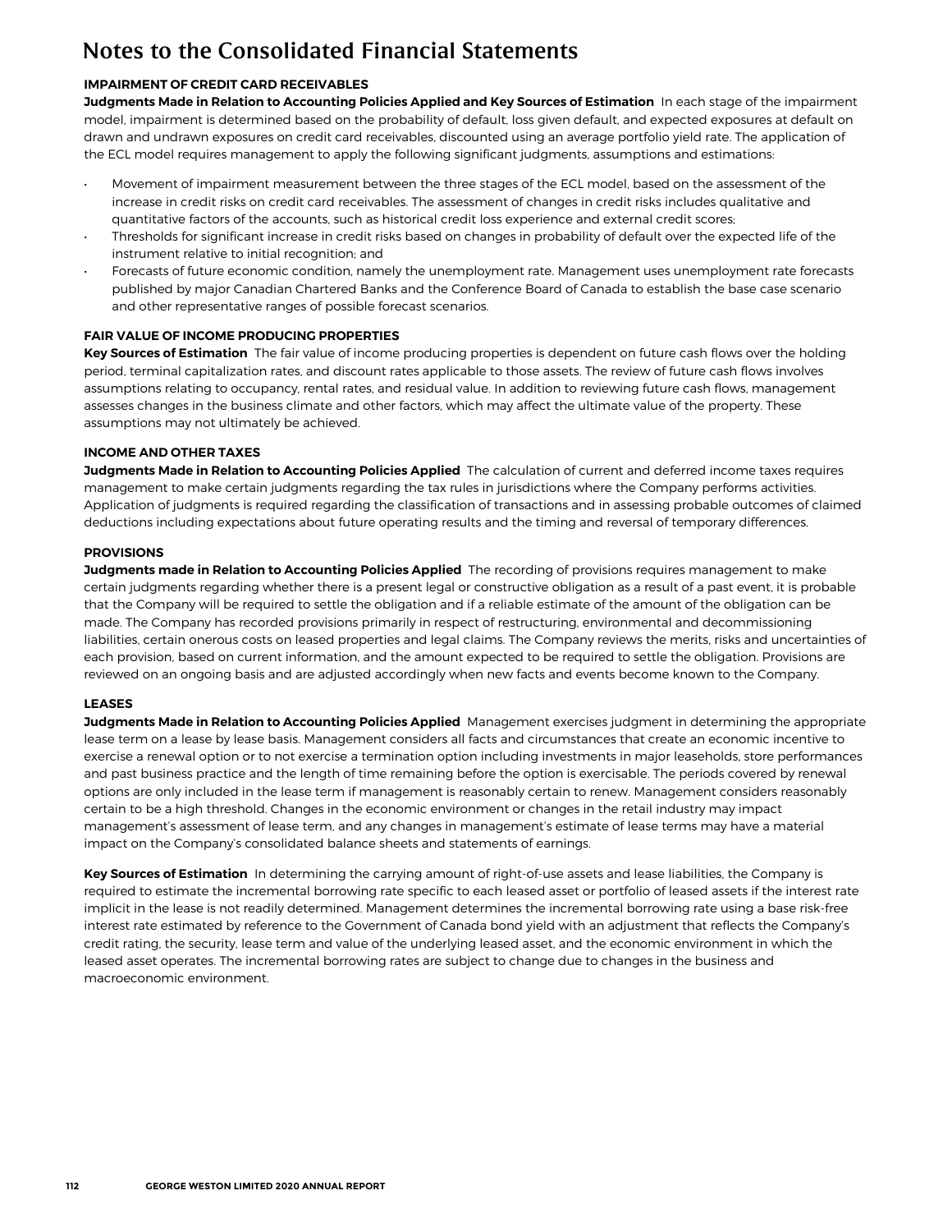# Notes to the Consolidated Financial Statements

**IMPAIRMENT OF CREDIT CARD RECEIVABLES**

**Judgments Made in Relation to Accounting Policies Applied and Key Sources of Estimation** In each stage of the impairment model, impairment is determined based on the probability of default, loss given default, and expected exposures at default on drawn and undrawn exposures on credit card receivables, discounted using an average portfolio yield rate. The application of the ECL model requires management to apply the following significant judgments, assumptions and estimations:

- Movement of impairment measurement between the three stages of the ECL model, based on the assessment of the increase in credit risks on credit card receivables. The assessment of changes in credit risks includes qualitative and quantitative factors of the accounts, such as historical credit loss experience and external credit scores;
- Thresholds for significant increase in credit risks based on changes in probability of default over the expected life of the instrument relative to initial recognition; and
- Forecasts of future economic condition, namely the unemployment rate. Management uses unemployment rate forecasts published by major Canadian Chartered Banks and the Conference Board of Canada to establish the base case scenario and other representative ranges of possible forecast scenarios.

**FAIR VALUE OF INCOME PRODUCING PROPERTIES**

**Key Sources of Estimation** The fair value of income producing properties is dependent on future cash flows over the holding period, terminal capitalization rates, and discount rates applicable to those assets. The review of future cash flows involves assumptions relating to occupancy, rental rates, and residual value. In addition to reviewing future cash flows, management assesses changes in the business climate and other factors, which may affect the ultimate value of the property. These assumptions may not ultimately be achieved.

**INCOME AND OTHER TAXES**

**Judgments Made in Relation to Accounting Policies Applied** The calculation of current and deferred income taxes requires management to make certain judgments regarding the tax rules in jurisdictions where the Company performs activities. Application of judgments is required regarding the classification of transactions and in assessing probable outcomes of claimed deductions including expectations about future operating results and the timing and reversal of temporary differences.

**PROVISIONS**

**Judgments made in Relation to Accounting Policies Applied** The recording of provisions requires management to make certain judgments regarding whether there is a present legal or constructive obligation as a result of a past event, it is probable that the Company will be required to settle the obligation and if a reliable estimate of the amount of the obligation can be made. The Company has recorded provisions primarily in respect of restructuring, environmental and decommissioning liabilities, certain onerous costs on leased properties and legal claims. The Company reviews the merits, risks and uncertainties of each provision, based on current information, and the amount expected to be required to settle the obligation. Provisions are reviewed on an ongoing basis and are adjusted accordingly when new facts and events become known to the Company.

**LEASES**

**Judgments Made in Relation to Accounting Policies Applied** Management exercises judgment in determining the appropriate lease term on a lease by lease basis. Management considers all facts and circumstances that create an economic incentive to exercise a renewal option or to not exercise a termination option including investments in major leaseholds, store performances and past business practice and the length of time remaining before the option is exercisable. The periods covered by renewal options are only included in the lease term if management is reasonably certain to renew. Management considers reasonably certain to be a high threshold. Changes in the economic environment or changes in the retail industry may impact management's assessment of lease term, and any changes in management's estimate of lease terms may have a material impact on the Company's consolidated balance sheets and statements of earnings.

**Key Sources of Estimation** In determining the carrying amount of right-of-use assets and lease liabilities, the Company is required to estimate the incremental borrowing rate specific to each leased asset or portfolio of leased assets if the interest rate implicit in the lease is not readily determined. Management determines the incremental borrowing rate using a base risk-free interest rate estimated by reference to the Government of Canada bond yield with an adjustment that reflects the Company's credit rating, the security, lease term and value of the underlying leased asset, and the economic environment in which the leased asset operates. The incremental borrowing rates are subject to change due to changes in the business and macroeconomic environment.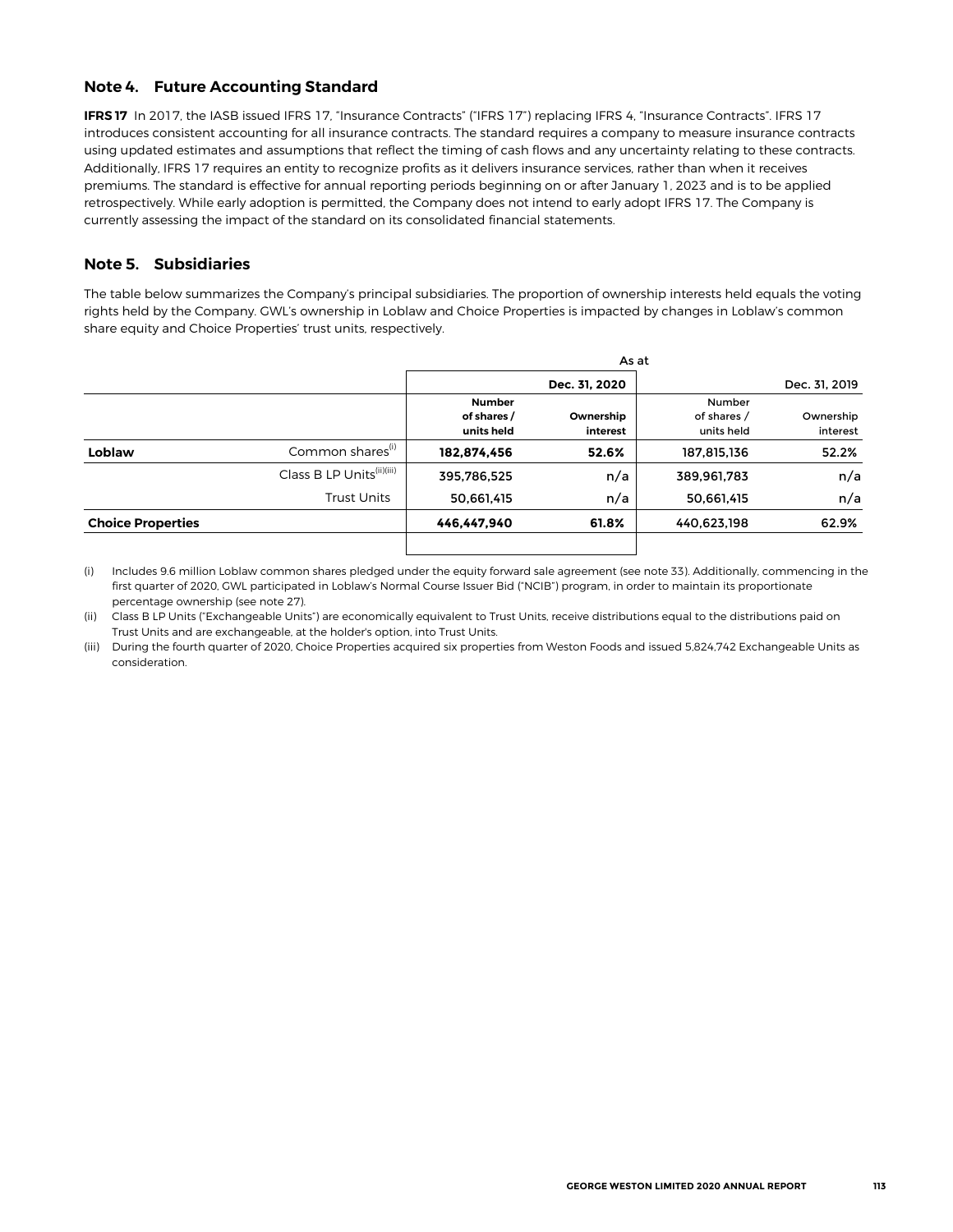## Note 4. Future Accounting Standard

**IFRS 17** In 2017, the IASB issued IFRS 17, "Insurance Contracts" ("IFRS 17") replacing IFRS 4, "Insurance Contracts". IFRS 17 introduces consistent accounting for all insurance contracts. The standard requires a company to measure insurance contracts using updated estimates and assumptions that reflect the timing of cash flows and any uncertainty relating to these contracts. Additionally, IFRS 17 requires an entity to recognize profits as it delivers insurance services, rather than when it receives premiums. The standard is effective for annual reporting periods beginning on or after January 1, 2023 and is to be applied retrospectively. While early adoption is permitted, the Company does not intend to early adopt IFRS 17. The Company is currently assessing the impact of the standard on its consolidated financial statements.

## Note 5. Subsidiaries

The table below summarizes the Company's principal subsidiaries. The proportion of ownership interests held equals the voting rights held by the Company. GWL's ownership in Loblaw and Choice Properties is impacted by changes in Loblaw's common share equity and Choice Properties' trust units, respectively.

| | | As at | | | |
|---|---|---|---|---|---|
| | | **Dec. 31, 2020** | | Dec. 31, 2019 | |
| | | **Number of shares / units held** | **Ownership interest** | Number of shares / units held | Ownership interest |
| **Loblaw** | Common shares[(i)] | **182,874,456** | **52.6%** | 187,815,136 | 52.2% |
| | Class B LP Units[(ii)(iii)] | **395,786,525** | **n/a** | 389,961,783 | n/a |
| | Trust Units | **50,661,415** | **n/a** | 50,661,415 | n/a |
| **Choice Properties** | | **446,447,940** | **61.8%** | 440,623,198 | 62.9% |

(i) Includes 9.6 million Loblaw common shares pledged under the equity forward sale agreement (see note 33). Additionally, commencing in the first quarter of 2020, GWL participated in Loblaw's Normal Course Issuer Bid ("NCIB") program, in order to maintain its proportionate percentage ownership (see note 27).

(ii) Class B LP Units ("Exchangeable Units") are economically equivalent to Trust Units, receive distributions equal to the distributions paid on Trust Units and are exchangeable, at the holder's option, into Trust Units.

(iii) During the fourth quarter of 2020, Choice Properties acquired six properties from Weston Foods and issued 5,824,742 Exchangeable Units as consideration.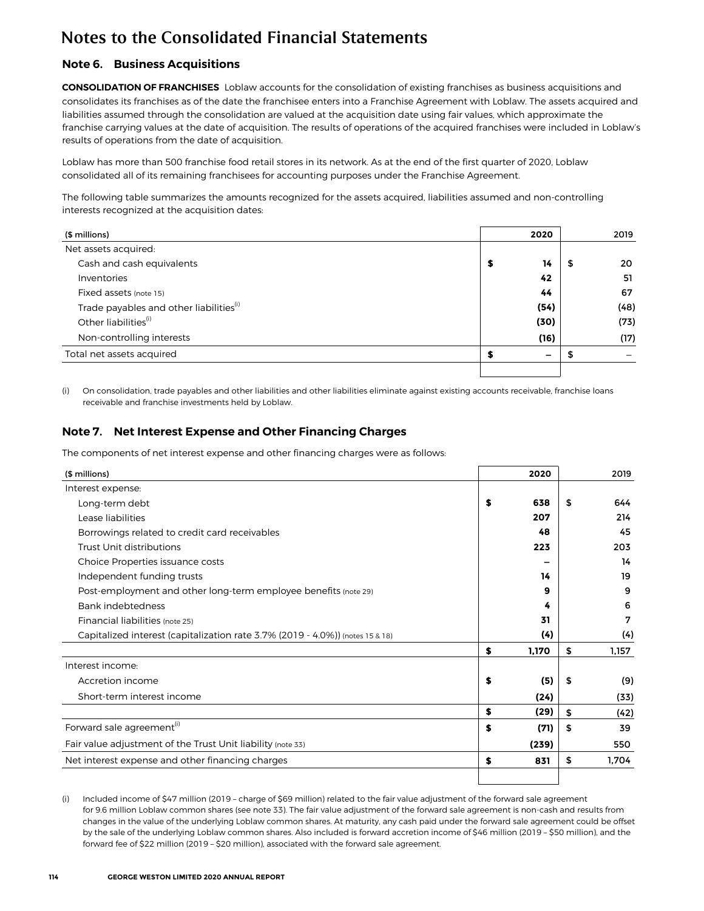# Notes to the Consolidated Financial Statements

## Note 6. Business Acquisitions

**CONSOLIDATION OF FRANCHISES** Loblaw accounts for the consolidation of existing franchises as business acquisitions and consolidates its franchises as of the date the franchisee enters into a Franchise Agreement with Loblaw. The assets acquired and liabilities assumed through the consolidation are valued at the acquisition date using fair values, which approximate the franchise carrying values at the date of acquisition. The results of operations of the acquired franchises were included in Loblaw's results of operations from the date of acquisition.

Loblaw has more than 500 franchise food retail stores in its network. As at the end of the first quarter of 2020, Loblaw consolidated all of its remaining franchisees for accounting purposes under the Franchise Agreement.

The following table summarizes the amounts recognized for the assets acquired, liabilities assumed and non-controlling interests recognized at the acquisition dates:

| ($ millions) | 2020 | 2019 |
|---|---|---|
| Net assets acquired: | | |
| Cash and cash equivalents | **$ 14** | $ 20 |
| Inventories | **42** | 51 |
| Fixed assets (note 15) | **44** | 67 |
| Trade payables and other liabilities[(i)] | **(54)** | (48) |
| Other liabilities[(i)] | **(30)** | (73) |
| Non-controlling interests | **(16)** | (17) |
| Total net assets acquired | **$ –** | $ – |

(i) On consolidation, trade payables and other liabilities and other liabilities eliminate against existing accounts receivable, franchise loans receivable and franchise investments held by Loblaw.

## Note 7. Net Interest Expense and Other Financing Charges

The components of net interest expense and other financing charges were as follows:

| ($ millions) | 2020 | 2019 |
|---|---|---|
| Interest expense: | | |
| Long-term debt | **$ 638** | $ 644 |
| Lease liabilities | **207** | 214 |
| Borrowings related to credit card receivables | **48** | 45 |
| Trust Unit distributions | **223** | 203 |
| Choice Properties issuance costs | **–** | 14 |
| Independent funding trusts | **14** | 19 |
| Post-employment and other long-term employee benefits (note 29) | **9** | 9 |
| Bank indebtedness | **4** | 6 |
| Financial liabilities (note 25) | **31** | 7 |
| Capitalized interest (capitalization rate 3.7% (2019 - 4.0%)) (notes 15 & 18) | **(4)** | (4) |
| | **$ 1,170** | $ 1,157 |
| Interest income: | | |
| Accretion income | **$ (5)** | $ (9) |
| Short-term interest income | **(24)** | (33) |
| | **$ (29)** | $ (42) |
| Forward sale agreement[(i)] | **$ (71)** | $ 39 |
| Fair value adjustment of the Trust Unit liability (note 33) | **(239)** | 550 |
| Net interest expense and other financing charges | **$ 831** | $ 1,704 |

(i) Included income of $47 million (2019 – charge of $69 million) related to the fair value adjustment of the forward sale agreement for 9.6 million Loblaw common shares (see note 33). The fair value adjustment of the forward sale agreement is non-cash and results from changes in the value of the underlying Loblaw common shares. At maturity, any cash paid under the forward sale agreement could be offset by the sale of the underlying Loblaw common shares. Also included is forward accretion income of $46 million (2019 – $50 million), and the forward fee of $22 million (2019 – $20 million), associated with the forward sale agreement.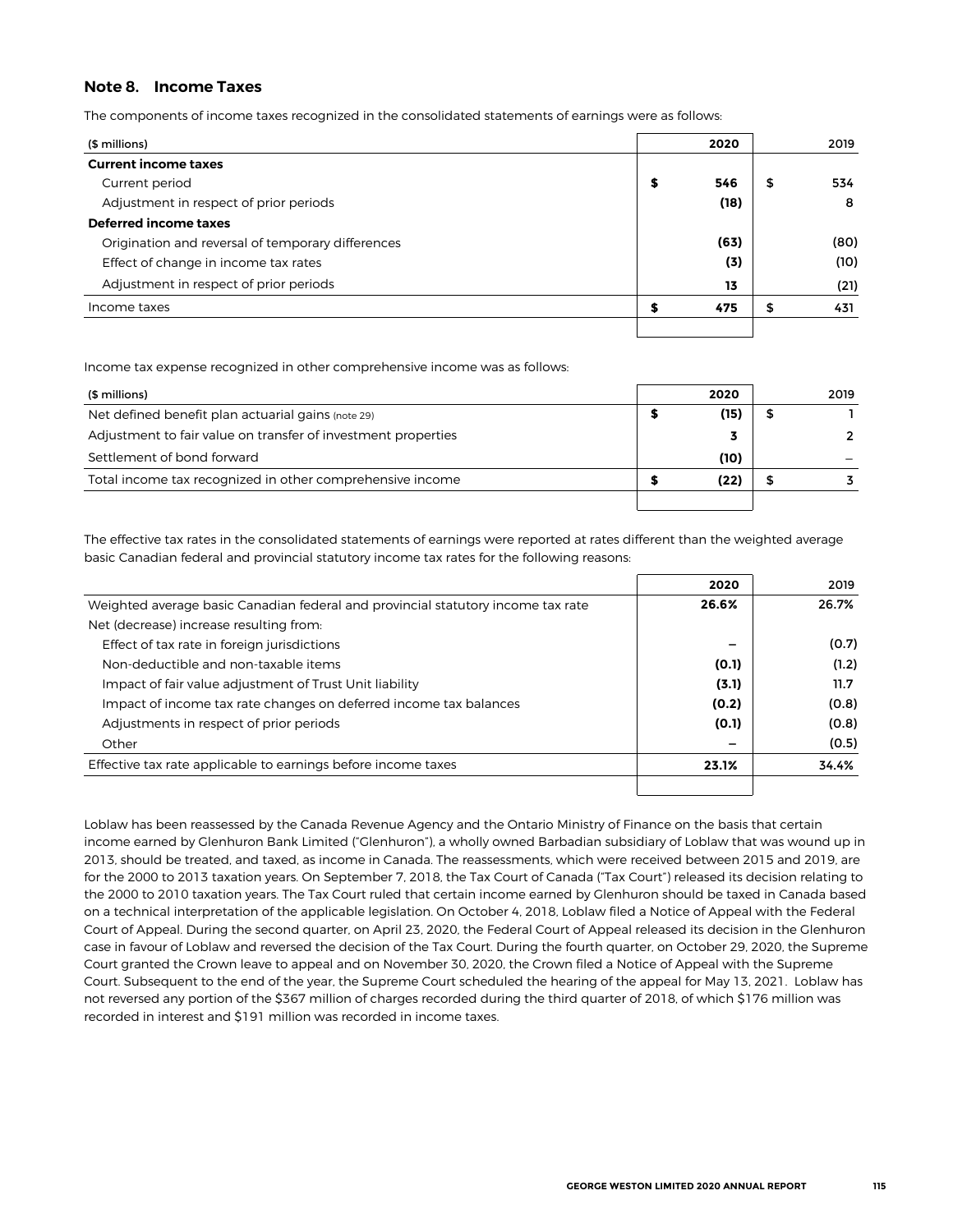## Note 8. Income Taxes

The components of income taxes recognized in the consolidated statements of earnings were as follows:

| ($ millions) | 2020 | 2019 |
|---|---|---|
| **Current income taxes** | | |
| Current period | **$ 546** | $ 534 |
| Adjustment in respect of prior periods | **(18)** | 8 |
| **Deferred income taxes** | | |
| Origination and reversal of temporary differences | **(63)** | (80) |
| Effect of change in income tax rates | **(3)** | (10) |
| Adjustment in respect of prior periods | **13** | (21) |
| Income taxes | **$ 475** | $ 431 |

Income tax expense recognized in other comprehensive income was as follows:

| ($ millions) | 2020 | 2019 |
|---|---|---|
| Net defined benefit plan actuarial gains (note 29) | **$ (15)** | $ 1 |
| Adjustment to fair value on transfer of investment properties | **3** | 2 |
| Settlement of bond forward | **(10)** | – |
| Total income tax recognized in other comprehensive income | **$ (22)** | $ 3 |

The effective tax rates in the consolidated statements of earnings were reported at rates different than the weighted average basic Canadian federal and provincial statutory income tax rates for the following reasons:

| | 2020 | 2019 |
|---|---|---|
| Weighted average basic Canadian federal and provincial statutory income tax rate | **26.6%** | 26.7% |
| Net (decrease) increase resulting from: | | |
| Effect of tax rate in foreign jurisdictions | **–** | (0.7) |
| Non-deductible and non-taxable items | **(0.1)** | (1.2) |
| Impact of fair value adjustment of Trust Unit liability | **(3.1)** | 11.7 |
| Impact of income tax rate changes on deferred income tax balances | **(0.2)** | (0.8) |
| Adjustments in respect of prior periods | **(0.1)** | (0.8) |
| Other | **–** | (0.5) |
| Effective tax rate applicable to earnings before income taxes | **23.1%** | 34.4% |

Loblaw has been reassessed by the Canada Revenue Agency and the Ontario Ministry of Finance on the basis that certain income earned by Glenhuron Bank Limited ("Glenhuron"), a wholly owned Barbadian subsidiary of Loblaw that was wound up in 2013, should be treated, and taxed, as income in Canada. The reassessments, which were received between 2015 and 2019, are for the 2000 to 2013 taxation years. On September 7, 2018, the Tax Court of Canada ("Tax Court") released its decision relating to the 2000 to 2010 taxation years. The Tax Court ruled that certain income earned by Glenhuron should be taxed in Canada based on a technical interpretation of the applicable legislation. On October 4, 2018, Loblaw filed a Notice of Appeal with the Federal Court of Appeal. During the second quarter, on April 23, 2020, the Federal Court of Appeal released its decision in the Glenhuron case in favour of Loblaw and reversed the decision of the Tax Court. During the fourth quarter, on October 29, 2020, the Supreme Court granted the Crown leave to appeal and on November 30, 2020, the Crown filed a Notice of Appeal with the Supreme Court. Subsequent to the end of the year, the Supreme Court scheduled the hearing of the appeal for May 13, 2021. Loblaw has not reversed any portion of the $367 million of charges recorded during the third quarter of 2018, of which $176 million was recorded in interest and $191 million was recorded in income taxes.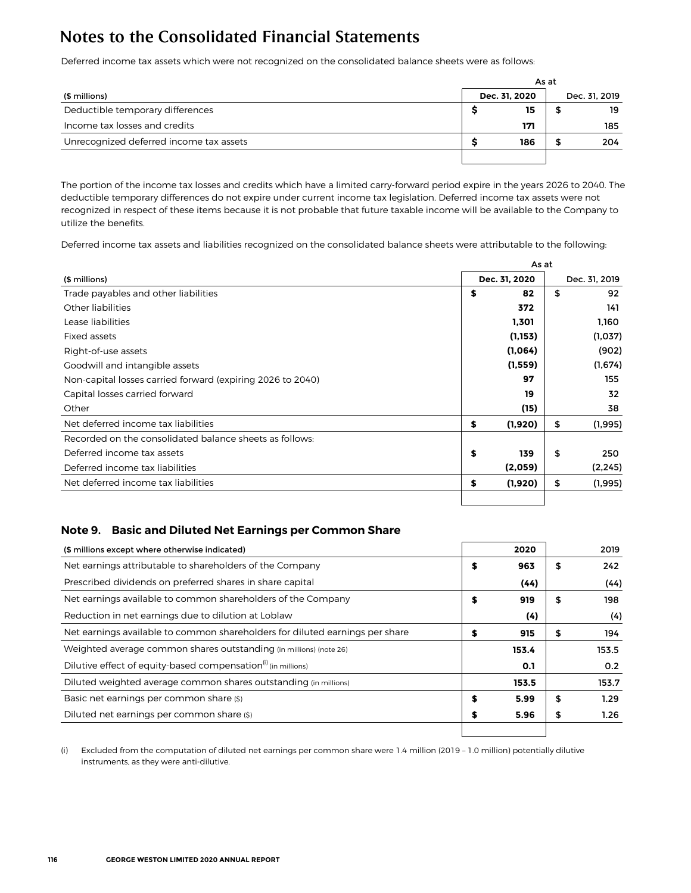# Notes to the Consolidated Financial Statements

Deferred income tax assets which were not recognized on the consolidated balance sheets were as follows:

| | As at | |
|---|---|---|
| ($ millions) | Dec. 31, 2020 | Dec. 31, 2019 |
| Deductible temporary differences | $ 15 | $ 19 |
| Income tax losses and credits | 171 | 185 |
| Unrecognized deferred income tax assets | $ 186 | $ 204 |

The portion of the income tax losses and credits which have a limited carry-forward period expire in the years 2026 to 2040. The deductible temporary differences do not expire under current income tax legislation. Deferred income tax assets were not recognized in respect of these items because it is not probable that future taxable income will be available to the Company to utilize the benefits.

Deferred income tax assets and liabilities recognized on the consolidated balance sheets were attributable to the following:

| | As at | |
|---|---|---|
| ($ millions) | Dec. 31, 2020 | Dec. 31, 2019 |
| Trade payables and other liabilities | $ 82 | $ 92 |
| Other liabilities | 372 | 141 |
| Lease liabilities | 1,301 | 1,160 |
| Fixed assets | (1,153) | (1,037) |
| Right-of-use assets | (1,064) | (902) |
| Goodwill and intangible assets | (1,559) | (1,674) |
| Non-capital losses carried forward (expiring 2026 to 2040) | 97 | 155 |
| Capital losses carried forward | 19 | 32 |
| Other | (15) | 38 |
| Net deferred income tax liabilities | $ (1,920) | $ (1,995) |
| Recorded on the consolidated balance sheets as follows: | | |
| Deferred income tax assets | $ 139 | $ 250 |
| Deferred income tax liabilities | (2,059) | (2,245) |
| Net deferred income tax liabilities | $ (1,920) | $ (1,995) |

## Note 9. Basic and Diluted Net Earnings per Common Share

| ($ millions except where otherwise indicated) | 2020 | 2019 |
|---|---|---|
| Net earnings attributable to shareholders of the Company | $ 963 | $ 242 |
| Prescribed dividends on preferred shares in share capital | (44) | (44) |
| Net earnings available to common shareholders of the Company | $ 919 | $ 198 |
| Reduction in net earnings due to dilution at Loblaw | (4) | (4) |
| Net earnings available to common shareholders for diluted earnings per share | $ 915 | $ 194 |
| Weighted average common shares outstanding (in millions) (note 26) | 153.4 | 153.5 |
| Dilutive effect of equity-based compensation(i) (in millions) | 0.1 | 0.2 |
| Diluted weighted average common shares outstanding (in millions) | 153.5 | 153.7 |
| Basic net earnings per common share ($) | $ 5.99 | $ 1.29 |
| Diluted net earnings per common share ($) | $ 5.96 | $ 1.26 |

(i) Excluded from the computation of diluted net earnings per common share were 1.4 million (2019 – 1.0 million) potentially dilutive instruments, as they were anti-dilutive.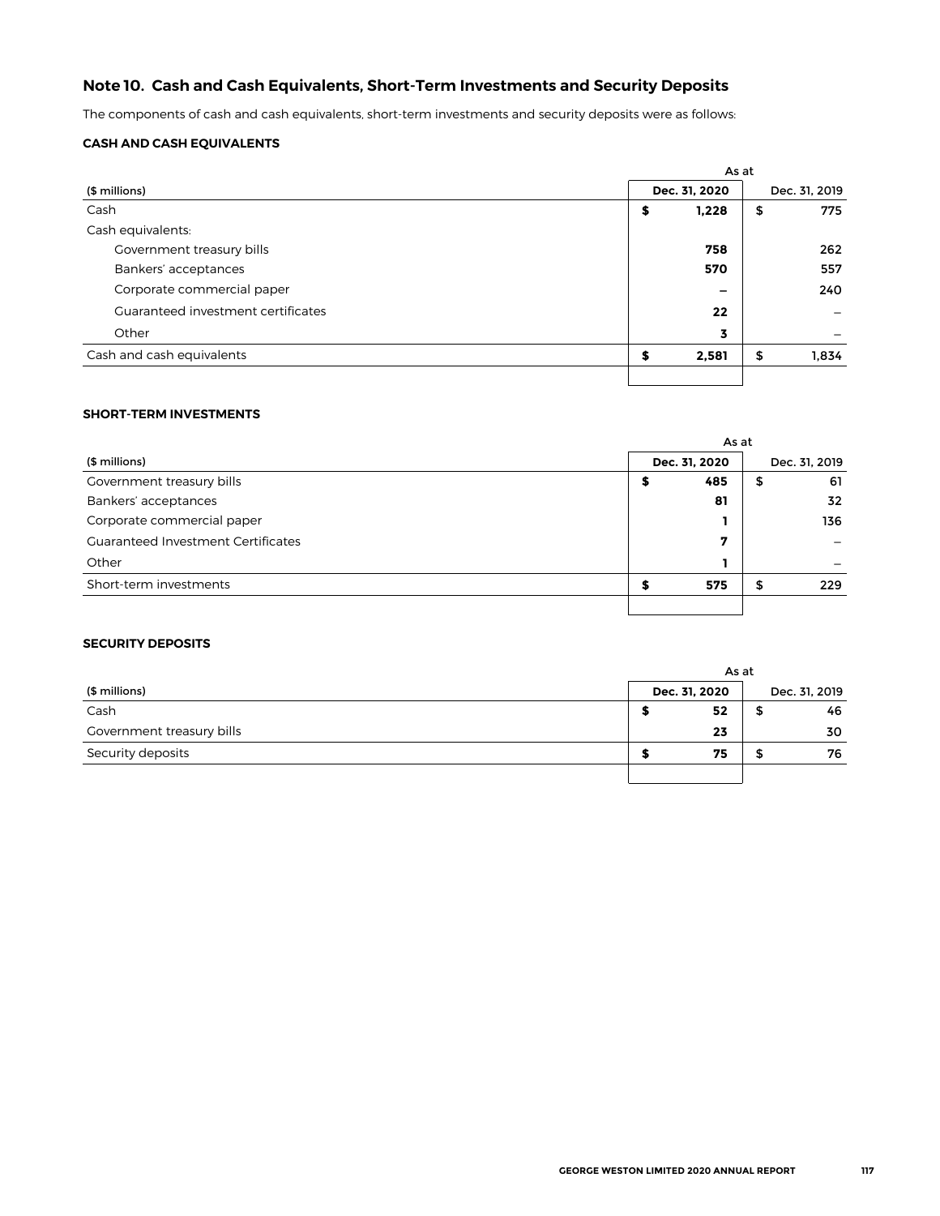## Note 10. Cash and Cash Equivalents, Short-Term Investments and Security Deposits

The components of cash and cash equivalents, short-term investments and security deposits were as follows:

### CASH AND CASH EQUIVALENTS

| | As at | |
|---|---|---|
| ($ millions) | **Dec. 31, 2020** | Dec. 31, 2019 |
| Cash | **$ 1,228** | $ 775 |
| Cash equivalents: | | |
| Government treasury bills | **758** | 262 |
| Bankers' acceptances | **570** | 557 |
| Corporate commercial paper | **–** | 240 |
| Guaranteed investment certificates | **22** | – |
| Other | **3** | – |
| Cash and cash equivalents | **$ 2,581** | $ 1,834 |

### SHORT-TERM INVESTMENTS

| | As at | |
|---|---|---|
| ($ millions) | **Dec. 31, 2020** | Dec. 31, 2019 |
| Government treasury bills | **$ 485** | $ 61 |
| Bankers' acceptances | **81** | 32 |
| Corporate commercial paper | **1** | 136 |
| Guaranteed Investment Certificates | **7** | – |
| Other | **1** | – |
| Short-term investments | **$ 575** | $ 229 |

### SECURITY DEPOSITS

| | As at | |
|---|---|---|
| ($ millions) | **Dec. 31, 2020** | Dec. 31, 2019 |
| Cash | **$ 52** | $ 46 |
| Government treasury bills | **23** | 30 |
| Security deposits | **$ 75** | $ 76 |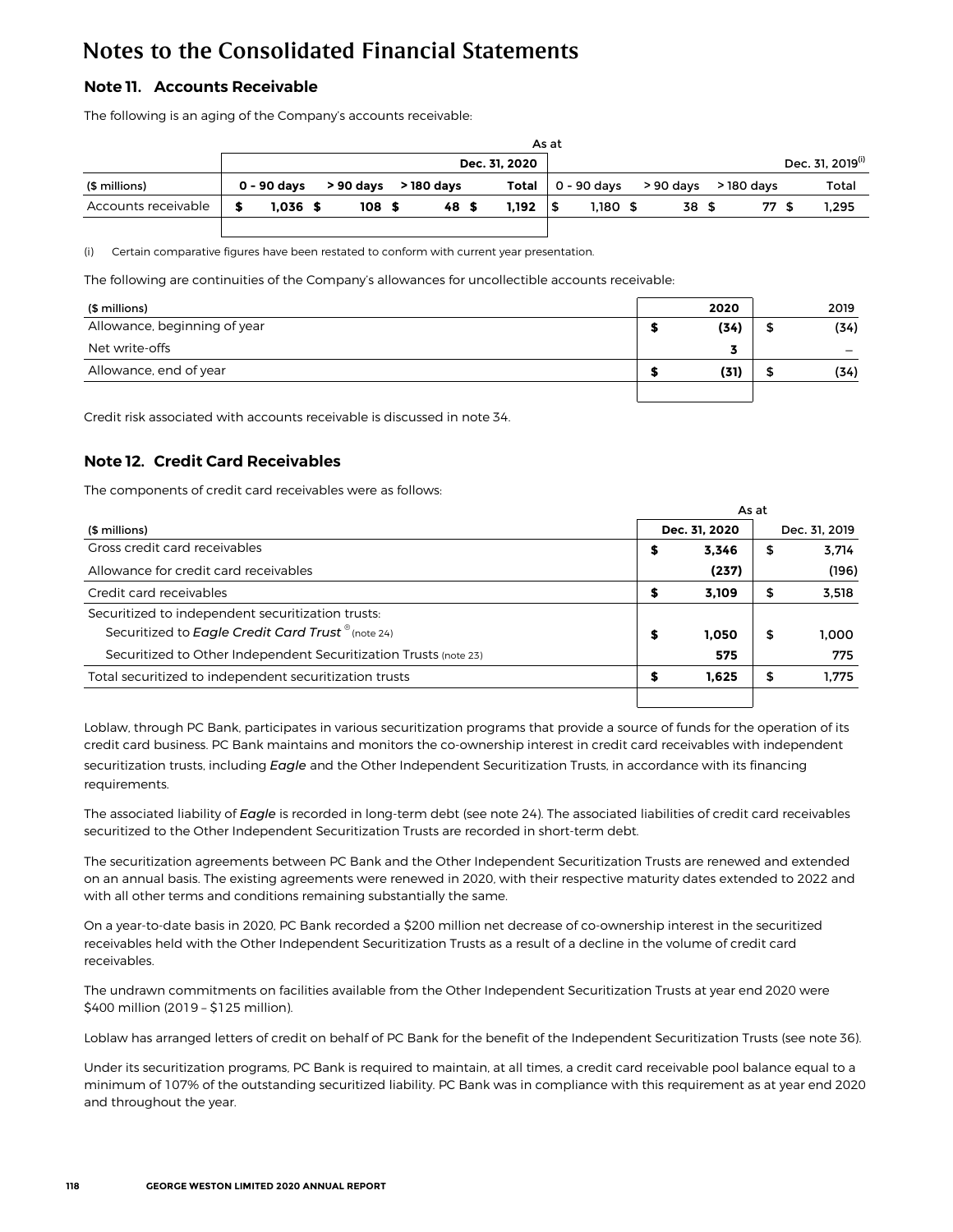# Notes to the Consolidated Financial Statements

## Note 11. Accounts Receivable

The following is an aging of the Company's accounts receivable:

| | As at | | | | | | | |
|---|---|---|---|---|---|---|---|---|
| | | | | **Dec. 31, 2020** | | | | Dec. 31, 2019[(i)] |
| ($ millions) | **0 - 90 days** | **> 90 days** | **> 180 days** | **Total** | 0 - 90 days | > 90 days | > 180 days | Total |
| Accounts receivable | **$ 1,036** | **$ 108** | **$ 48** | **$ 1,192** | $ 1,180 | $ 38 | $ 77 | $ 1,295 |

(i) Certain comparative figures have been restated to conform with current year presentation.

The following are continuities of the Company's allowances for uncollectible accounts receivable:

| ($ millions) | **2020** | 2019 |
|---|---|---|
| Allowance, beginning of year | **$ (34)** | $ (34) |
| Net write-offs | **3** | – |
| Allowance, end of year | **$ (31)** | $ (34) |

Credit risk associated with accounts receivable is discussed in note 34.

## Note 12. Credit Card Receivables

The components of credit card receivables were as follows:

| | As at | |
|---|---|---|
| ($ millions) | **Dec. 31, 2020** | Dec. 31, 2019 |
| Gross credit card receivables | **$ 3,346** | $ 3,714 |
| Allowance for credit card receivables | **(237)** | (196) |
| Credit card receivables | **$ 3,109** | $ 3,518 |
| Securitized to independent securitization trusts: | | |
| Securitized to *Eagle Credit Card Trust*® (note 24) | **$ 1,050** | $ 1,000 |
| Securitized to Other Independent Securitization Trusts (note 23) | **575** | 775 |
| Total securitized to independent securitization trusts | **$ 1,625** | $ 1,775 |

Loblaw, through PC Bank, participates in various securitization programs that provide a source of funds for the operation of its credit card business. PC Bank maintains and monitors the co-ownership interest in credit card receivables with independent securitization trusts, including *Eagle* and the Other Independent Securitization Trusts, in accordance with its financing requirements.

The associated liability of *Eagle* is recorded in long-term debt (see note 24). The associated liabilities of credit card receivables securitized to the Other Independent Securitization Trusts are recorded in short-term debt.

The securitization agreements between PC Bank and the Other Independent Securitization Trusts are renewed and extended on an annual basis. The existing agreements were renewed in 2020, with their respective maturity dates extended to 2022 and with all other terms and conditions remaining substantially the same.

On a year-to-date basis in 2020, PC Bank recorded a $200 million net decrease of co-ownership interest in the securitized receivables held with the Other Independent Securitization Trusts as a result of a decline in the volume of credit card receivables.

The undrawn commitments on facilities available from the Other Independent Securitization Trusts at year end 2020 were $400 million (2019 – $125 million).

Loblaw has arranged letters of credit on behalf of PC Bank for the benefit of the Independent Securitization Trusts (see note 36).

Under its securitization programs, PC Bank is required to maintain, at all times, a credit card receivable pool balance equal to a minimum of 107% of the outstanding securitized liability. PC Bank was in compliance with this requirement as at year end 2020 and throughout the year.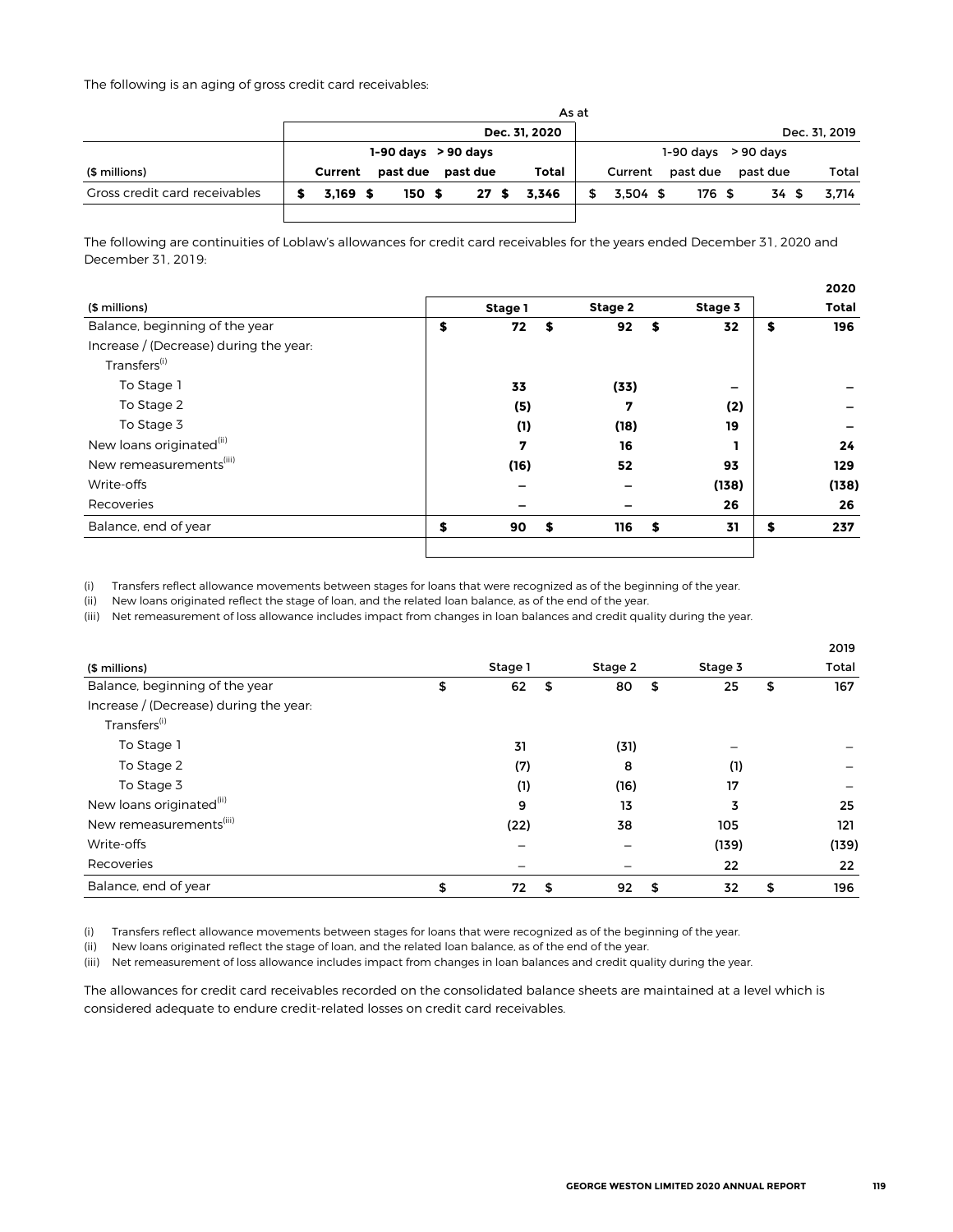The following is an aging of gross credit card receivables:

| | As at | | | | | | | |
|---|---|---|---|---|---|---|---|---|
| | | | | **Dec. 31, 2020** | | | | Dec. 31, 2019 |
| ($ millions) | **Current** | **1-90 days past due** | **> 90 days past due** | **Total** | Current | 1-90 days past due | > 90 days past due | Total |
| Gross credit card receivables | **$ 3,169** | **$ 150** | **$ 27** | **$ 3,346** | $ 3,504 | $ 176 | $ 34 | $ 3,714 |

The following are continuities of Loblaw's allowances for credit card receivables for the years ended December 31, 2020 and December 31, 2019:

| ($ millions) | **Stage 1** | **Stage 2** | **Stage 3** | **2020 Total** |
|---|---|---|---|---|
| Balance, beginning of the year | **$ 72** | **$ 92** | **$ 32** | **$ 196** |
| Increase / (Decrease) during the year: | | | | |
| Transfers[(i)] | | | | |
| To Stage 1 | **33** | **(33)** | **–** | **–** |
| To Stage 2 | **(5)** | **7** | **(2)** | **–** |
| To Stage 3 | **(1)** | **(18)** | **19** | **–** |
| New loans originated[(ii)] | **7** | **16** | **1** | **24** |
| New remeasurements[(iii)] | **(16)** | **52** | **93** | **129** |
| Write-offs | **–** | **–** | **(138)** | **(138)** |
| Recoveries | **–** | **–** | **26** | **26** |
| Balance, end of year | **$ 90** | **$ 116** | **$ 31** | **$ 237** |

(i) Transfers reflect allowance movements between stages for loans that were recognized as of the beginning of the year.
(ii) New loans originated reflect the stage of loan, and the related loan balance, as of the end of the year.
(iii) Net remeasurement of loss allowance includes impact from changes in loan balances and credit quality during the year.

| ($ millions) | Stage 1 | Stage 2 | Stage 3 | 2019 Total |
|---|---|---|---|---|
| Balance, beginning of the year | $ 62 | $ 80 | $ 25 | $ 167 |
| Increase / (Decrease) during the year: | | | | |
| Transfers[(i)] | | | | |
| To Stage 1 | 31 | (31) | – | – |
| To Stage 2 | (7) | 8 | (1) | – |
| To Stage 3 | (1) | (16) | 17 | – |
| New loans originated[(ii)] | 9 | 13 | 3 | 25 |
| New remeasurements[(iii)] | (22) | 38 | 105 | 121 |
| Write-offs | – | – | (139) | (139) |
| Recoveries | – | – | 22 | 22 |
| Balance, end of year | $ 72 | $ 92 | $ 32 | $ 196 |

(i) Transfers reflect allowance movements between stages for loans that were recognized as of the beginning of the year.
(ii) New loans originated reflect the stage of loan, and the related loan balance, as of the end of the year.
(iii) Net remeasurement of loss allowance includes impact from changes in loan balances and credit quality during the year.

The allowances for credit card receivables recorded on the consolidated balance sheets are maintained at a level which is considered adequate to endure credit-related losses on credit card receivables.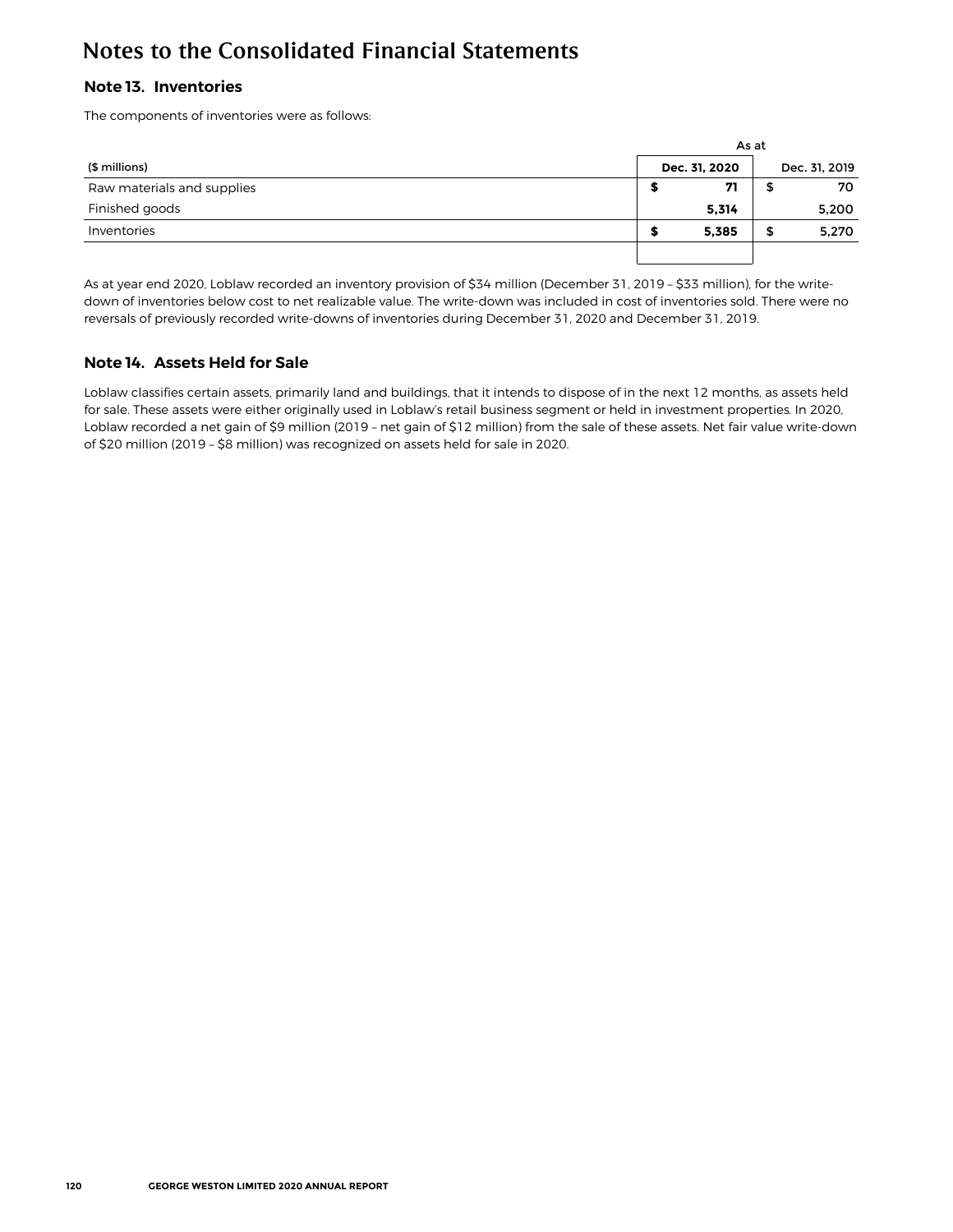# Notes to the Consolidated Financial Statements

## Note 13. Inventories

The components of inventories were as follows:

| | As at | |
|---|---|---|
| ($ millions) | **Dec. 31, 2020** | Dec. 31, 2019 |
| Raw materials and supplies | **$ 71** | $ 70 |
| Finished goods | **5,314** | 5,200 |
| Inventories | **$ 5,385** | $ 5,270 |

As at year end 2020, Loblaw recorded an inventory provision of $34 million (December 31, 2019 – $33 million), for the write-down of inventories below cost to net realizable value. The write-down was included in cost of inventories sold. There were no reversals of previously recorded write-downs of inventories during December 31, 2020 and December 31, 2019.

## Note 14. Assets Held for Sale

Loblaw classifies certain assets, primarily land and buildings, that it intends to dispose of in the next 12 months, as assets held for sale. These assets were either originally used in Loblaw's retail business segment or held in investment properties. In 2020, Loblaw recorded a net gain of $9 million (2019 – net gain of $12 million) from the sale of these assets. Net fair value write-down of $20 million (2019 – $8 million) was recognized on assets held for sale in 2020.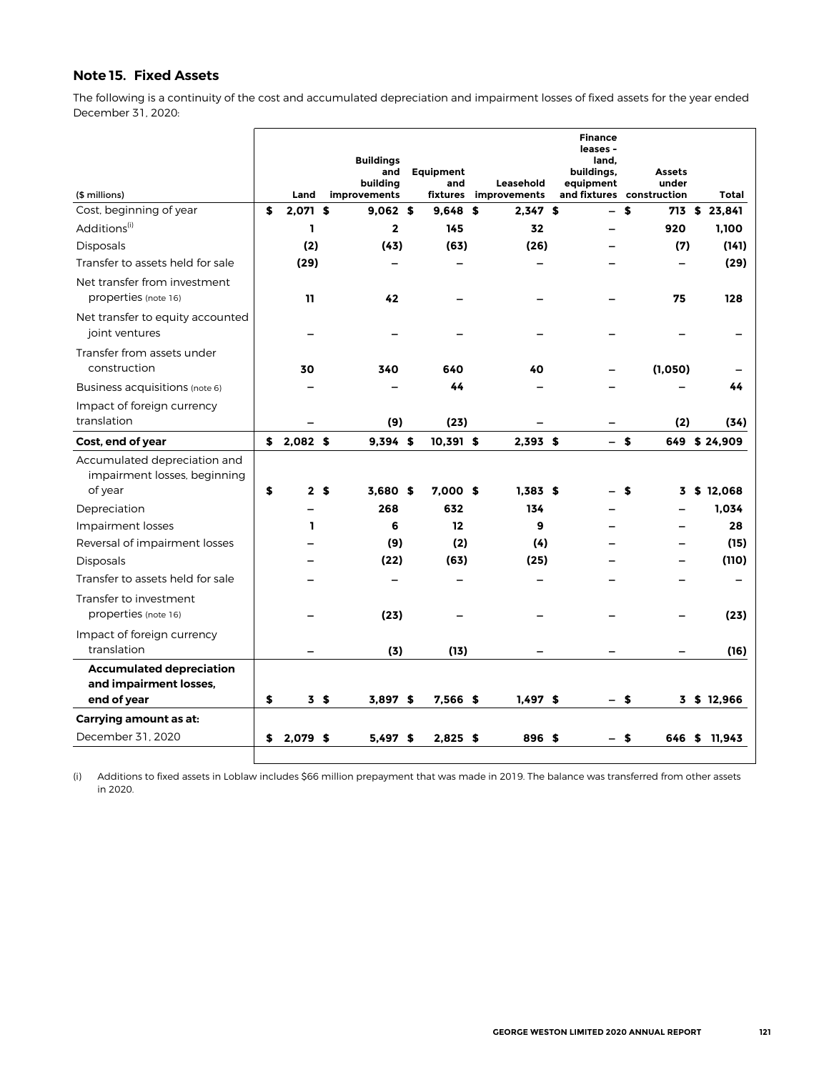## Note 15. Fixed Assets

The following is a continuity of the cost and accumulated depreciation and impairment losses of fixed assets for the year ended December 31, 2020:

| ($ millions) | Land | Buildings and building improvements | Equipment and fixtures | Leasehold improvements | Finance leases - land, buildings, equipment and fixtures | Assets under construction | Total |
|---|---|---|---|---|---|---|---|
| Cost, beginning of year | $ 2,071 | $ 9,062 | $ 9,648 | $ 2,347 | $ – | $ 713 | $ 23,841 |
| Additions[(i)] | 1 | 2 | 145 | 32 | – | 920 | 1,100 |
| Disposals | (2) | (43) | (63) | (26) | – | (7) | (141) |
| Transfer to assets held for sale | (29) | – | – | – | – | – | (29) |
| Net transfer from investment properties (note 16) | 11 | 42 | – | – | – | 75 | 128 |
| Net transfer to equity accounted joint ventures | – | – | – | – | – | – | – |
| Transfer from assets under construction | 30 | 340 | 640 | 40 | – | (1,050) | – |
| Business acquisitions (note 6) | – | – | 44 | – | – | – | 44 |
| Impact of foreign currency translation | – | (9) | (23) | – | – | (2) | (34) |
| **Cost, end of year** | $ 2,082 | $ 9,394 | $ 10,391 | $ 2,393 | $ – | $ 649 | $ 24,909 |
| Accumulated depreciation and impairment losses, beginning of year | $ 2 | $ 3,680 | $ 7,000 | $ 1,383 | $ – | $ 3 | $ 12,068 |
| Depreciation | – | 268 | 632 | 134 | – | – | 1,034 |
| Impairment losses | 1 | 6 | 12 | 9 | – | – | 28 |
| Reversal of impairment losses | – | (9) | (2) | (4) | – | – | (15) |
| Disposals | – | (22) | (63) | (25) | – | – | (110) |
| Transfer to assets held for sale | – | – | – | – | – | – | – |
| Transfer to investment properties (note 16) | – | (23) | – | – | – | – | (23) |
| Impact of foreign currency translation | – | (3) | (13) | – | – | – | (16) |
| **Accumulated depreciation and impairment losses, end of year** | $ 3 | $ 3,897 | $ 7,566 | $ 1,497 | $ – | $ 3 | $ 12,966 |
| **Carrying amount as at:** | | | | | | | |
| December 31, 2020 | $ 2,079 | $ 5,497 | $ 2,825 | $ 896 | $ – | $ 646 | $ 11,943 |

(i) Additions to fixed assets in Loblaw includes $66 million prepayment that was made in 2019. The balance was transferred from other assets in 2020.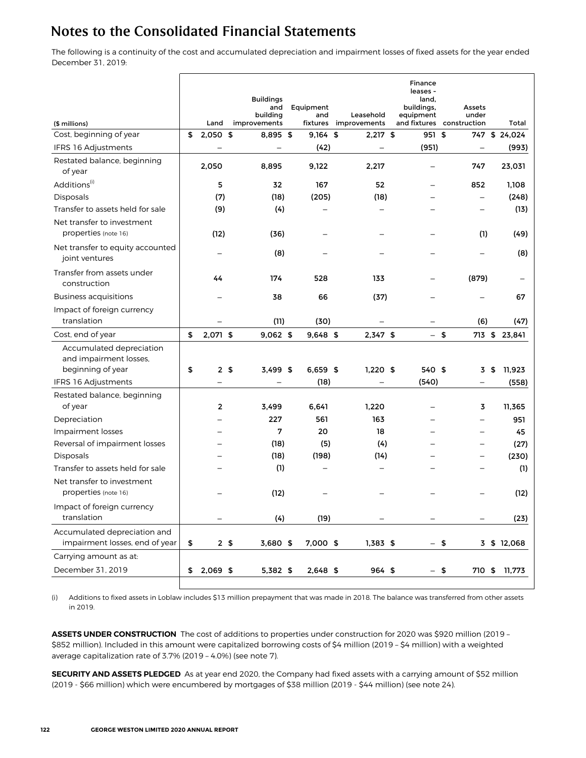# Notes to the Consolidated Financial Statements

The following is a continuity of the cost and accumulated depreciation and impairment losses of fixed assets for the year ended December 31, 2019:

| ($ millions) | Land | Buildings and building improvements | Equipment and fixtures | Leasehold improvements | Finance leases - land, buildings, equipment and fixtures | Assets under construction | Total |
|---|---|---|---|---|---|---|---|
| Cost, beginning of year | $ 2,050 | $ 8,895 | $ 9,164 | $ 2,217 | $ 951 | $ 747 | $ 24,024 |
| IFRS 16 Adjustments | – | – | (42) | – | (951) | – | (993) |
| Restated balance, beginning of year | 2,050 | 8,895 | 9,122 | 2,217 | – | 747 | 23,031 |
| Additions[(i)] | 5 | 32 | 167 | 52 | – | 852 | 1,108 |
| Disposals | (7) | (18) | (205) | (18) | – | – | (248) |
| Transfer to assets held for sale | (9) | (4) | – | – | – | – | (13) |
| Net transfer to investment properties (note 16) | (12) | (36) | – | – | – | (1) | (49) |
| Net transfer to equity accounted joint ventures | – | (8) | – | – | – | – | (8) |
| Transfer from assets under construction | 44 | 174 | 528 | 133 | – | (879) | – |
| Business acquisitions | – | 38 | 66 | (37) | – | – | 67 |
| Impact of foreign currency translation | – | (11) | (30) | – | – | (6) | (47) |
| Cost, end of year | $ 2,071 | $ 9,062 | $ 9,648 | $ 2,347 | $ – | $ 713 | $ 23,841 |
| Accumulated depreciation and impairment losses, beginning of year | $ 2 | $ 3,499 | $ 6,659 | $ 1,220 | $ 540 | $ 3 | $ 11,923 |
| IFRS 16 Adjustments | – | – | (18) | – | (540) | – | (558) |
| Restated balance, beginning of year | 2 | 3,499 | 6,641 | 1,220 | – | 3 | 11,365 |
| Depreciation | – | 227 | 561 | 163 | – | – | 951 |
| Impairment losses | – | 7 | 20 | 18 | – | – | 45 |
| Reversal of impairment losses | – | (18) | (5) | (4) | – | – | (27) |
| Disposals | – | (18) | (198) | (14) | – | – | (230) |
| Transfer to assets held for sale | – | (1) | – | – | – | – | (1) |
| Net transfer to investment properties (note 16) | – | (12) | – | – | – | – | (12) |
| Impact of foreign currency translation | – | (4) | (19) | – | – | – | (23) |
| Accumulated depreciation and impairment losses, end of year | $ 2 | $ 3,680 | $ 7,000 | $ 1,383 | $ – | $ 3 | $ 12,068 |
| Carrying amount as at: | | | | | | | |
| December 31, 2019 | $ 2,069 | $ 5,382 | $ 2,648 | $ 964 | $ – | $ 710 | $ 11,773 |

(i) Additions to fixed assets in Loblaw includes $13 million prepayment that was made in 2018. The balance was transferred from other assets in 2019.

**ASSETS UNDER CONSTRUCTION** The cost of additions to properties under construction for 2020 was $920 million (2019 – $852 million). Included in this amount were capitalized borrowing costs of $4 million (2019 – $4 million) with a weighted average capitalization rate of 3.7% (2019 – 4.0%) (see note 7).

**SECURITY AND ASSETS PLEDGED** As at year end 2020, the Company had fixed assets with a carrying amount of $52 million (2019 - $66 million) which were encumbered by mortgages of $38 million (2019 - $44 million) (see note 24).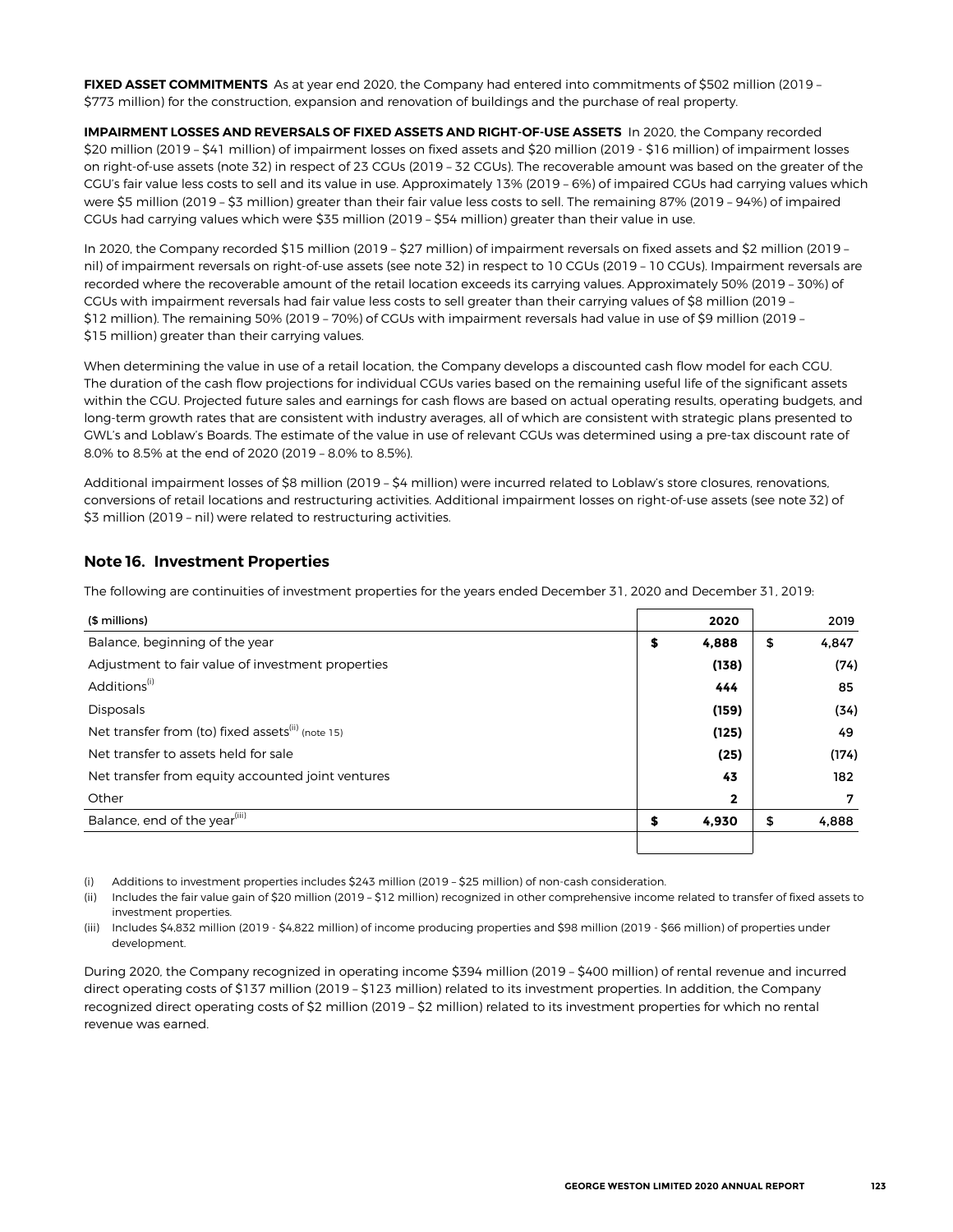**FIXED ASSET COMMITMENTS** As at year end 2020, the Company had entered into commitments of $502 million (2019 – $773 million) for the construction, expansion and renovation of buildings and the purchase of real property.

**IMPAIRMENT LOSSES AND REVERSALS OF FIXED ASSETS AND RIGHT-OF-USE ASSETS** In 2020, the Company recorded $20 million (2019 – $41 million) of impairment losses on fixed assets and $20 million (2019 - $16 million) of impairment losses on right-of-use assets (note 32) in respect of 23 CGUs (2019 – 32 CGUs). The recoverable amount was based on the greater of the CGU's fair value less costs to sell and its value in use. Approximately 13% (2019 – 6%) of impaired CGUs had carrying values which were $5 million (2019 – $3 million) greater than their fair value less costs to sell. The remaining 87% (2019 – 94%) of impaired CGUs had carrying values which were $35 million (2019 – $54 million) greater than their value in use.

In 2020, the Company recorded $15 million (2019 – $27 million) of impairment reversals on fixed assets and $2 million (2019 – nil) of impairment reversals on right-of-use assets (see note 32) in respect to 10 CGUs (2019 – 10 CGUs). Impairment reversals are recorded where the recoverable amount of the retail location exceeds its carrying values. Approximately 50% (2019 – 30%) of CGUs with impairment reversals had fair value less costs to sell greater than their carrying values of $8 million (2019 – $12 million). The remaining 50% (2019 – 70%) of CGUs with impairment reversals had value in use of $9 million (2019 – $15 million) greater than their carrying values.

When determining the value in use of a retail location, the Company develops a discounted cash flow model for each CGU. The duration of the cash flow projections for individual CGUs varies based on the remaining useful life of the significant assets within the CGU. Projected future sales and earnings for cash flows are based on actual operating results, operating budgets, and long-term growth rates that are consistent with industry averages, all of which are consistent with strategic plans presented to GWL's and Loblaw's Boards. The estimate of the value in use of relevant CGUs was determined using a pre-tax discount rate of 8.0% to 8.5% at the end of 2020 (2019 – 8.0% to 8.5%).

Additional impairment losses of $8 million (2019 – $4 million) were incurred related to Loblaw's store closures, renovations, conversions of retail locations and restructuring activities. Additional impairment losses on right-of-use assets (see note 32) of $3 million (2019 – nil) were related to restructuring activities.

## Note 16. Investment Properties

The following are continuities of investment properties for the years ended December 31, 2020 and December 31, 2019:

| ($ millions) | 2020 | 2019 |
|---|---|---|
| Balance, beginning of the year | **$ 4,888** | $ 4,847 |
| Adjustment to fair value of investment properties | **(138)** | (74) |
| Additions[(i)] | **444** | 85 |
| Disposals | **(159)** | (34) |
| Net transfer from (to) fixed assets[(ii)] (note 15) | **(125)** | 49 |
| Net transfer to assets held for sale | **(25)** | (174) |
| Net transfer from equity accounted joint ventures | **43** | 182 |
| Other | **2** | 7 |
| Balance, end of the year[(iii)] | **$ 4,930** | $ 4,888 |

(i) Additions to investment properties includes $243 million (2019 – $25 million) of non-cash consideration.

(ii) Includes the fair value gain of $20 million (2019 – $12 million) recognized in other comprehensive income related to transfer of fixed assets to investment properties.

(iii) Includes $4,832 million (2019 - $4,822 million) of income producing properties and $98 million (2019 - $66 million) of properties under development.

During 2020, the Company recognized in operating income $394 million (2019 – $400 million) of rental revenue and incurred direct operating costs of $137 million (2019 – $123 million) related to its investment properties. In addition, the Company recognized direct operating costs of $2 million (2019 – $2 million) related to its investment properties for which no rental revenue was earned.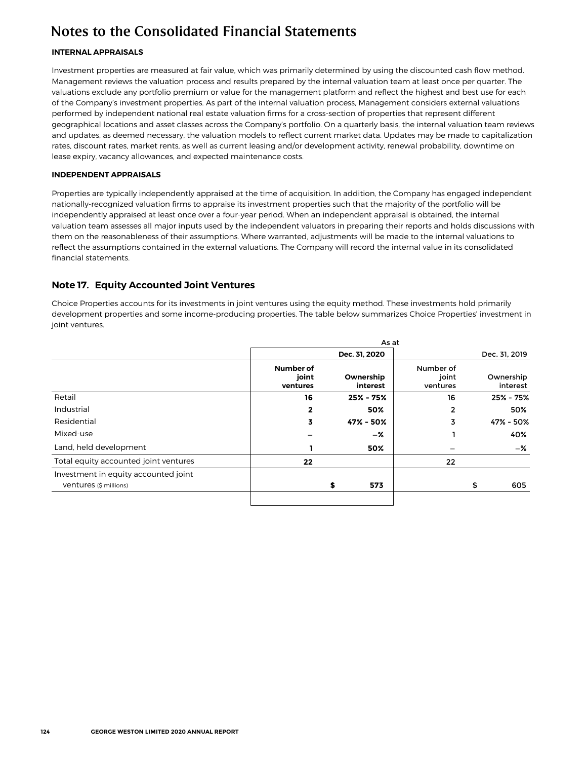# Notes to the Consolidated Financial Statements

**INTERNAL APPRAISALS**

Investment properties are measured at fair value, which was primarily determined by using the discounted cash flow method. Management reviews the valuation process and results prepared by the internal valuation team at least once per quarter. The valuations exclude any portfolio premium or value for the management platform and reflect the highest and best use for each of the Company's investment properties. As part of the internal valuation process, Management considers external valuations performed by independent national real estate valuation firms for a cross-section of properties that represent different geographical locations and asset classes across the Company's portfolio. On a quarterly basis, the internal valuation team reviews and updates, as deemed necessary, the valuation models to reflect current market data. Updates may be made to capitalization rates, discount rates, market rents, as well as current leasing and/or development activity, renewal probability, downtime on lease expiry, vacancy allowances, and expected maintenance costs.

**INDEPENDENT APPRAISALS**

Properties are typically independently appraised at the time of acquisition. In addition, the Company has engaged independent nationally-recognized valuation firms to appraise its investment properties such that the majority of the portfolio will be independently appraised at least once over a four-year period. When an independent appraisal is obtained, the internal valuation team assesses all major inputs used by the independent valuators in preparing their reports and holds discussions with them on the reasonableness of their assumptions. Where warranted, adjustments will be made to the internal valuations to reflect the assumptions contained in the external valuations. The Company will record the internal value in its consolidated financial statements.

## Note 17. Equity Accounted Joint Ventures

Choice Properties accounts for its investments in joint ventures using the equity method. These investments hold primarily development properties and some income-producing properties. The table below summarizes Choice Properties' investment in joint ventures.

| | As at | | | |
|---|---|---|---|---|
| | **Dec. 31, 2020** | | Dec. 31, 2019 | |
| | **Number of joint ventures** | **Ownership interest** | Number of joint ventures | Ownership interest |
| Retail | **16** | **25% - 75%** | 16 | 25% - 75% |
| Industrial | **2** | **50%** | 2 | 50% |
| Residential | **3** | **47% - 50%** | 3 | 47% - 50% |
| Mixed-use | **–** | **–%** | 1 | 40% |
| Land, held development | **1** | **50%** | – | –% |
| Total equity accounted joint ventures | **22** | | 22 | |
| Investment in equity accounted joint ventures ($ millions) | | **$ 573** | | $ 605 |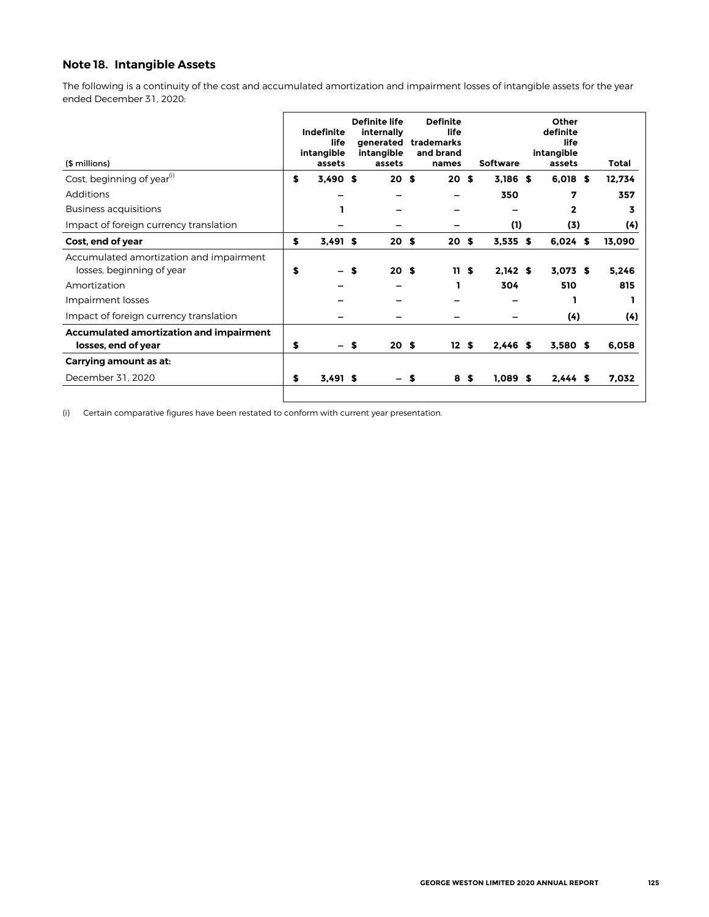## Note 18. Intangible Assets

The following is a continuity of the cost and accumulated amortization and impairment losses of intangible assets for the year ended December 31, 2020:

| ($ millions) | Indefinite life intangible assets | Definite life internally generated intangible assets | Definite life trademarks and brand names | Software | Other definite life intangible assets | Total |
|---|---|---|---|---|---|---|
| Cost, beginning of year[(i)] | $ 3,490 | $ 20 | $ 20 | $ 3,186 | $ 6,018 | $ 12,734 |
| Additions | – | – | – | 350 | 7 | 357 |
| Business acquisitions | 1 | – | – | – | 2 | 3 |
| Impact of foreign currency translation | – | – | – | (1) | (3) | (4) |
| **Cost, end of year** | **$ 3,491** | **$ 20** | **$ 20** | **$ 3,535** | **$ 6,024** | **$ 13,090** |
| Accumulated amortization and impairment losses, beginning of year | $ – | $ 20 | $ 11 | $ 2,142 | $ 3,073 | $ 5,246 |
| Amortization | – | – | 1 | 304 | 510 | 815 |
| Impairment losses | – | – | – | – | 1 | 1 |
| Impact of foreign currency translation | – | – | – | – | (4) | (4) |
| **Accumulated amortization and impairment losses, end of year** | **$ –** | **$ 20** | **$ 12** | **$ 2,446** | **$ 3,580** | **$ 6,058** |
| **Carrying amount as at:** | | | | | | |
| December 31, 2020 | **$ 3,491** | **$ –** | **$ 8** | **$ 1,089** | **$ 2,444** | **$ 7,032** |

(i) Certain comparative figures have been restated to conform with current year presentation.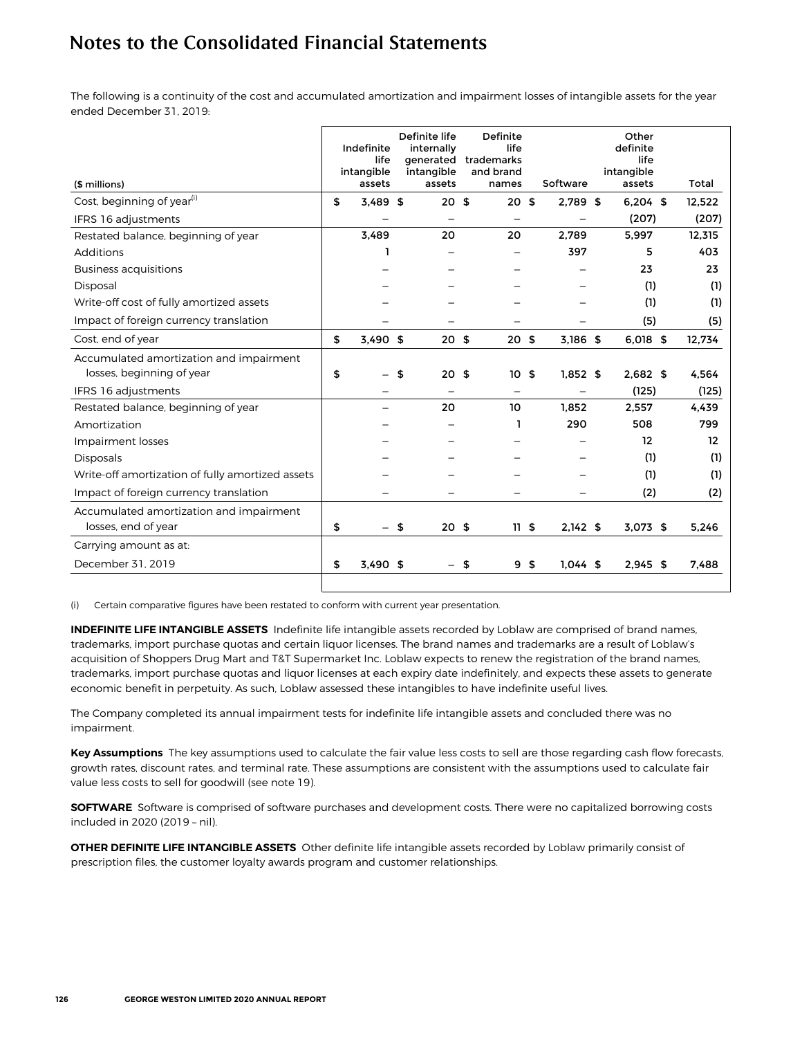# Notes to the Consolidated Financial Statements

The following is a continuity of the cost and accumulated amortization and impairment losses of intangible assets for the year ended December 31, 2019:

| ($ millions) | Indefinite life intangible assets | Definite life internally generated intangible assets | Definite life trademarks and brand names | Software | Other definite life intangible assets | Total |
|---|---|---|---|---|---|---|
| Cost, beginning of year[(i)] | $ 3,489 | $ 20 | $ 20 | $ 2,789 | $ 6,204 | $ 12,522 |
| IFRS 16 adjustments | – | – | – | – | (207) | (207) |
| Restated balance, beginning of year | 3,489 | 20 | 20 | 2,789 | 5,997 | 12,315 |
| Additions | 1 | – | – | 397 | 5 | 403 |
| Business acquisitions | – | – | – | – | 23 | 23 |
| Disposal | – | – | – | – | (1) | (1) |
| Write-off cost of fully amortized assets | – | – | – | – | (1) | (1) |
| Impact of foreign currency translation | – | – | – | – | (5) | (5) |
| Cost, end of year | $ 3,490 | $ 20 | $ 20 | $ 3,186 | $ 6,018 | $ 12,734 |
| Accumulated amortization and impairment losses, beginning of year | $ – | $ 20 | $ 10 | $ 1,852 | $ 2,682 | $ 4,564 |
| IFRS 16 adjustments | – | – | – | – | (125) | (125) |
| Restated balance, beginning of year | – | 20 | 10 | 1,852 | 2,557 | 4,439 |
| Amortization | – | – | 1 | 290 | 508 | 799 |
| Impairment losses | – | – | – | – | 12 | 12 |
| Disposals | – | – | – | – | (1) | (1) |
| Write-off amortization of fully amortized assets | – | – | – | – | (1) | (1) |
| Impact of foreign currency translation | – | – | – | – | (2) | (2) |
| Accumulated amortization and impairment losses, end of year | $ – | $ 20 | $ 11 | $ 2,142 | $ 3,073 | $ 5,246 |
| Carrying amount as at: | | | | | | |
| December 31, 2019 | $ 3,490 | $ – | $ 9 | $ 1,044 | $ 2,945 | $ 7,488 |

(i) Certain comparative figures have been restated to conform with current year presentation.

**INDEFINITE LIFE INTANGIBLE ASSETS** Indefinite life intangible assets recorded by Loblaw are comprised of brand names, trademarks, import purchase quotas and certain liquor licenses. The brand names and trademarks are a result of Loblaw's acquisition of Shoppers Drug Mart and T&T Supermarket Inc. Loblaw expects to renew the registration of the brand names, trademarks, import purchase quotas and liquor licenses at each expiry date indefinitely, and expects these assets to generate economic benefit in perpetuity. As such, Loblaw assessed these intangibles to have indefinite useful lives.

The Company completed its annual impairment tests for indefinite life intangible assets and concluded there was no impairment.

**Key Assumptions** The key assumptions used to calculate the fair value less costs to sell are those regarding cash flow forecasts, growth rates, discount rates, and terminal rate. These assumptions are consistent with the assumptions used to calculate fair value less costs to sell for goodwill (see note 19).

**SOFTWARE** Software is comprised of software purchases and development costs. There were no capitalized borrowing costs included in 2020 (2019 – nil).

**OTHER DEFINITE LIFE INTANGIBLE ASSETS** Other definite life intangible assets recorded by Loblaw primarily consist of prescription files, the customer loyalty awards program and customer relationships.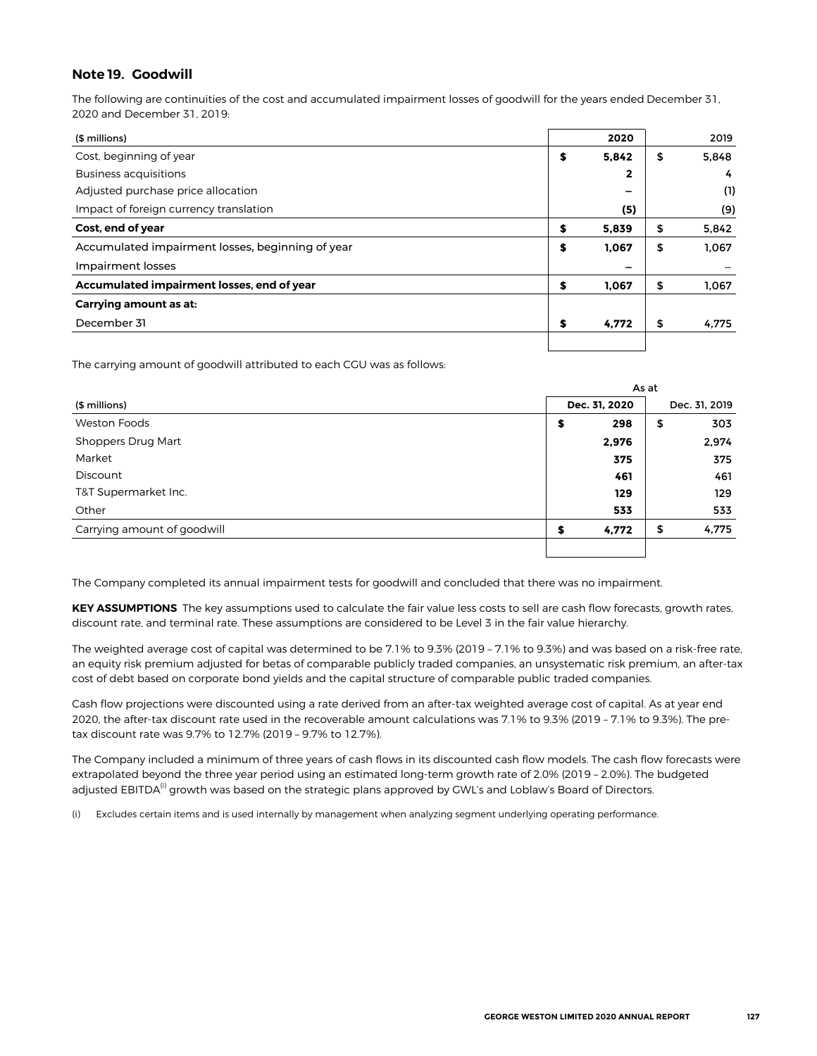## Note 19. Goodwill

The following are continuities of the cost and accumulated impairment losses of goodwill for the years ended December 31, 2020 and December 31, 2019:

| ($ millions) | 2020 | 2019 |
|---|---|---|
| Cost, beginning of year | $ 5,842 | $ 5,848 |
| Business acquisitions | 2 | 4 |
| Adjusted purchase price allocation | – | (1) |
| Impact of foreign currency translation | (5) | (9) |
| **Cost, end of year** | $ 5,839 | $ 5,842 |
| Accumulated impairment losses, beginning of year | $ 1,067 | $ 1,067 |
| Impairment losses | – | – |
| **Accumulated impairment losses, end of year** | $ 1,067 | $ 1,067 |
| **Carrying amount as at:** | | |
| December 31 | $ 4,772 | $ 4,775 |

The carrying amount of goodwill attributed to each CGU was as follows:

| | As at | |
|---|---|---|
| ($ millions) | Dec. 31, 2020 | Dec. 31, 2019 |
| Weston Foods | $ 298 | $ 303 |
| Shoppers Drug Mart | 2,976 | 2,974 |
| Market | 375 | 375 |
| Discount | 461 | 461 |
| T&T Supermarket Inc. | 129 | 129 |
| Other | 533 | 533 |
| Carrying amount of goodwill | $ 4,772 | $ 4,775 |

The Company completed its annual impairment tests for goodwill and concluded that there was no impairment.

**KEY ASSUMPTIONS** The key assumptions used to calculate the fair value less costs to sell are cash flow forecasts, growth rates, discount rate, and terminal rate. These assumptions are considered to be Level 3 in the fair value hierarchy.

The weighted average cost of capital was determined to be 7.1% to 9.3% (2019 – 7.1% to 9.3%) and was based on a risk-free rate, an equity risk premium adjusted for betas of comparable publicly traded companies, an unsystematic risk premium, an after-tax cost of debt based on corporate bond yields and the capital structure of comparable public traded companies.

Cash flow projections were discounted using a rate derived from an after-tax weighted average cost of capital. As at year end 2020, the after-tax discount rate used in the recoverable amount calculations was 7.1% to 9.3% (2019 – 7.1% to 9.3%). The pre-tax discount rate was 9.7% to 12.7% (2019 – 9.7% to 12.7%).

The Company included a minimum of three years of cash flows in its discounted cash flow models. The cash flow forecasts were extrapolated beyond the three year period using an estimated long-term growth rate of 2.0% (2019 – 2.0%). The budgeted adjusted EBITDA(i) growth was based on the strategic plans approved by GWL's and Loblaw's Board of Directors.

(i) Excludes certain items and is used internally by management when analyzing segment underlying operating performance.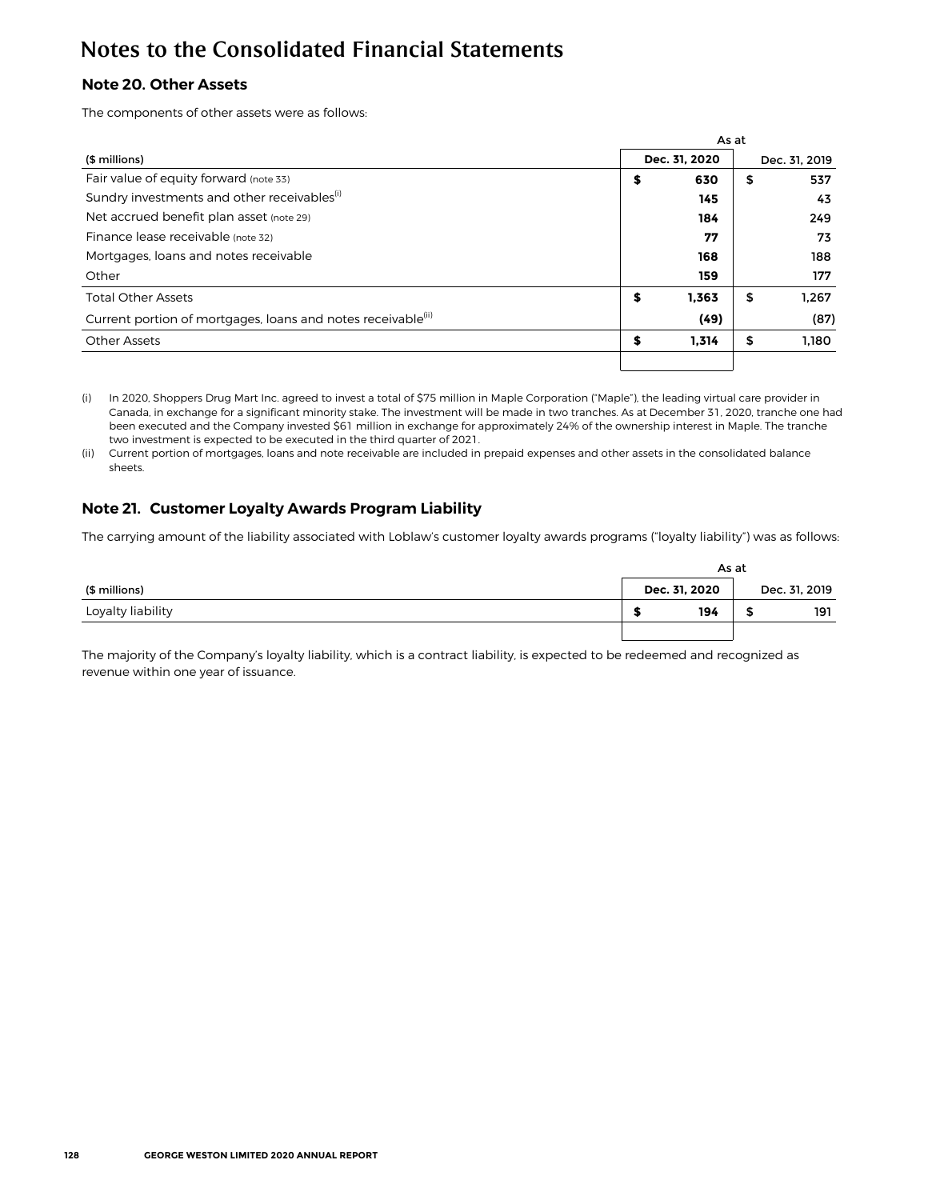# Notes to the Consolidated Financial Statements

## Note 20. Other Assets

The components of other assets were as follows:

| | As at | |
|---|---|---|
| ($ millions) | **Dec. 31, 2020** | Dec. 31, 2019 |
| Fair value of equity forward (note 33) | **$ 630** | $ 537 |
| Sundry investments and other receivables[(i)] | **145** | 43 |
| Net accrued benefit plan asset (note 29) | **184** | 249 |
| Finance lease receivable (note 32) | **77** | 73 |
| Mortgages, loans and notes receivable | **168** | 188 |
| Other | **159** | 177 |
| Total Other Assets | **$ 1,363** | $ 1,267 |
| Current portion of mortgages, loans and notes receivable[(ii)] | **(49)** | (87) |
| Other Assets | **$ 1,314** | $ 1,180 |

(i) In 2020, Shoppers Drug Mart Inc. agreed to invest a total of $75 million in Maple Corporation ("Maple"), the leading virtual care provider in Canada, in exchange for a significant minority stake. The investment will be made in two tranches. As at December 31, 2020, tranche one had been executed and the Company invested $61 million in exchange for approximately 24% of the ownership interest in Maple. The tranche two investment is expected to be executed in the third quarter of 2021.

(ii) Current portion of mortgages, loans and note receivable are included in prepaid expenses and other assets in the consolidated balance sheets.

## Note 21. Customer Loyalty Awards Program Liability

The carrying amount of the liability associated with Loblaw's customer loyalty awards programs ("loyalty liability") was as follows:

| | As at | |
|---|---|---|
| ($ millions) | **Dec. 31, 2020** | Dec. 31, 2019 |
| Loyalty liability | **$ 194** | $ 191 |

The majority of the Company's loyalty liability, which is a contract liability, is expected to be redeemed and recognized as revenue within one year of issuance.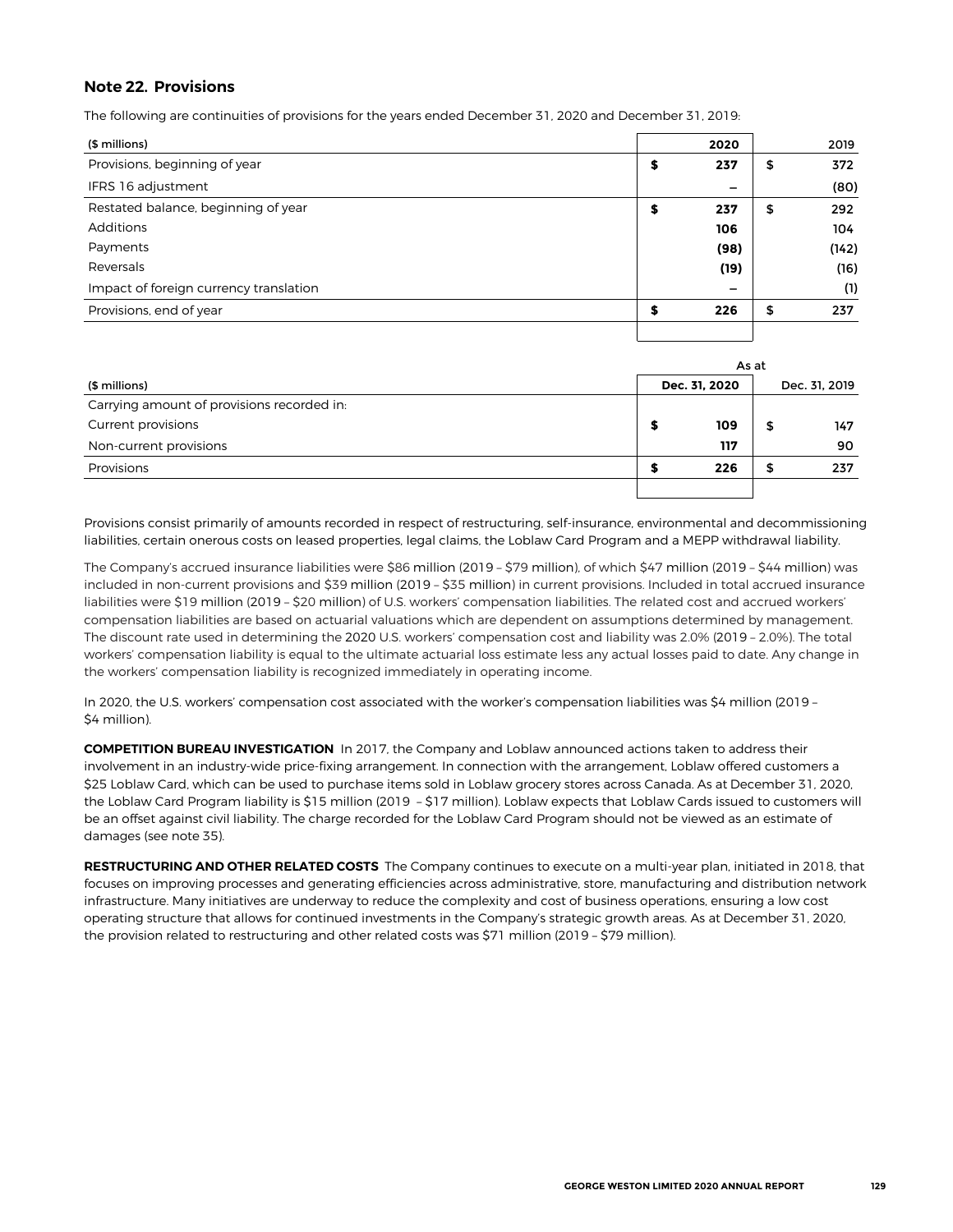## Note 22. Provisions

The following are continuities of provisions for the years ended December 31, 2020 and December 31, 2019:

| ($ millions) | 2020 | 2019 |
|---|---|---|
| Provisions, beginning of year | **$ 237** | $ 372 |
| IFRS 16 adjustment | **–** | (80) |
| Restated balance, beginning of year | **$ 237** | $ 292 |
| Additions | **106** | 104 |
| Payments | **(98)** | (142) |
| Reversals | **(19)** | (16) |
| Impact of foreign currency translation | **–** | (1) |
| Provisions, end of year | **$ 226** | $ 237 |

| | As at | |
|---|---|---|
| ($ millions) | **Dec. 31, 2020** | Dec. 31, 2019 |
| Carrying amount of provisions recorded in: | | |
| Current provisions | **$ 109** | $ 147 |
| Non-current provisions | **117** | 90 |
| Provisions | **$ 226** | $ 237 |

Provisions consist primarily of amounts recorded in respect of restructuring, self-insurance, environmental and decommissioning liabilities, certain onerous costs on leased properties, legal claims, the Loblaw Card Program and a MEPP withdrawal liability.

The Company's accrued insurance liabilities were $86 million (2019 – $79 million), of which $47 million (2019 – $44 million) was included in non-current provisions and $39 million (2019 – $35 million) in current provisions. Included in total accrued insurance liabilities were $19 million (2019 – $20 million) of U.S. workers' compensation liabilities. The related cost and accrued workers' compensation liabilities are based on actuarial valuations which are dependent on assumptions determined by management. The discount rate used in determining the 2020 U.S. workers' compensation cost and liability was 2.0% (2019 – 2.0%). The total workers' compensation liability is equal to the ultimate actuarial loss estimate less any actual losses paid to date. Any change in the workers' compensation liability is recognized immediately in operating income.

In 2020, the U.S. workers' compensation cost associated with the worker's compensation liabilities was $4 million (2019 – $4 million).

**COMPETITION BUREAU INVESTIGATION** In 2017, the Company and Loblaw announced actions taken to address their involvement in an industry-wide price-fixing arrangement. In connection with the arrangement, Loblaw offered customers a $25 Loblaw Card, which can be used to purchase items sold in Loblaw grocery stores across Canada. As at December 31, 2020, the Loblaw Card Program liability is $15 million (2019 – $17 million). Loblaw expects that Loblaw Cards issued to customers will be an offset against civil liability. The charge recorded for the Loblaw Card Program should not be viewed as an estimate of damages (see note 35).

**RESTRUCTURING AND OTHER RELATED COSTS** The Company continues to execute on a multi-year plan, initiated in 2018, that focuses on improving processes and generating efficiencies across administrative, store, manufacturing and distribution network infrastructure. Many initiatives are underway to reduce the complexity and cost of business operations, ensuring a low cost operating structure that allows for continued investments in the Company's strategic growth areas. As at December 31, 2020, the provision related to restructuring and other related costs was $71 million (2019 – $79 million).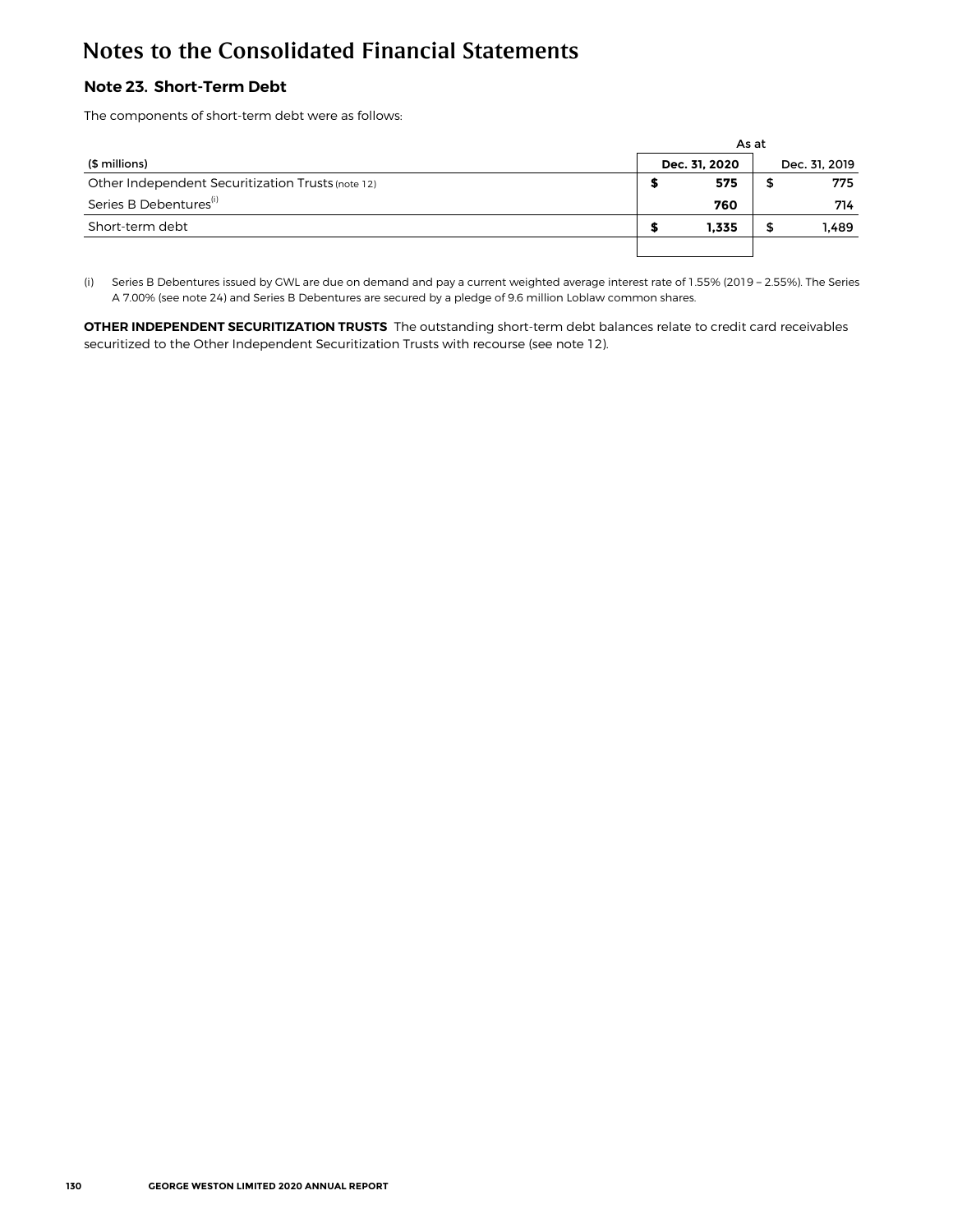# Notes to the Consolidated Financial Statements

## Note 23. Short-Term Debt

The components of short-term debt were as follows:

| | As at | |
|---|---|---|
| ($ millions) | **Dec. 31, 2020** | Dec. 31, 2019 |
| Other Independent Securitization Trusts (note 12) | **$ 575** | $ 775 |
| Series B Debentures[(i)] | **760** | 714 |
| Short-term debt | **$ 1,335** | $ 1,489 |

(i) Series B Debentures issued by GWL are due on demand and pay a current weighted average interest rate of 1.55% (2019 – 2.55%). The Series A 7.00% (see note 24) and Series B Debentures are secured by a pledge of 9.6 million Loblaw common shares.

**OTHER INDEPENDENT SECURITIZATION TRUSTS** The outstanding short-term debt balances relate to credit card receivables securitized to the Other Independent Securitization Trusts with recourse (see note 12).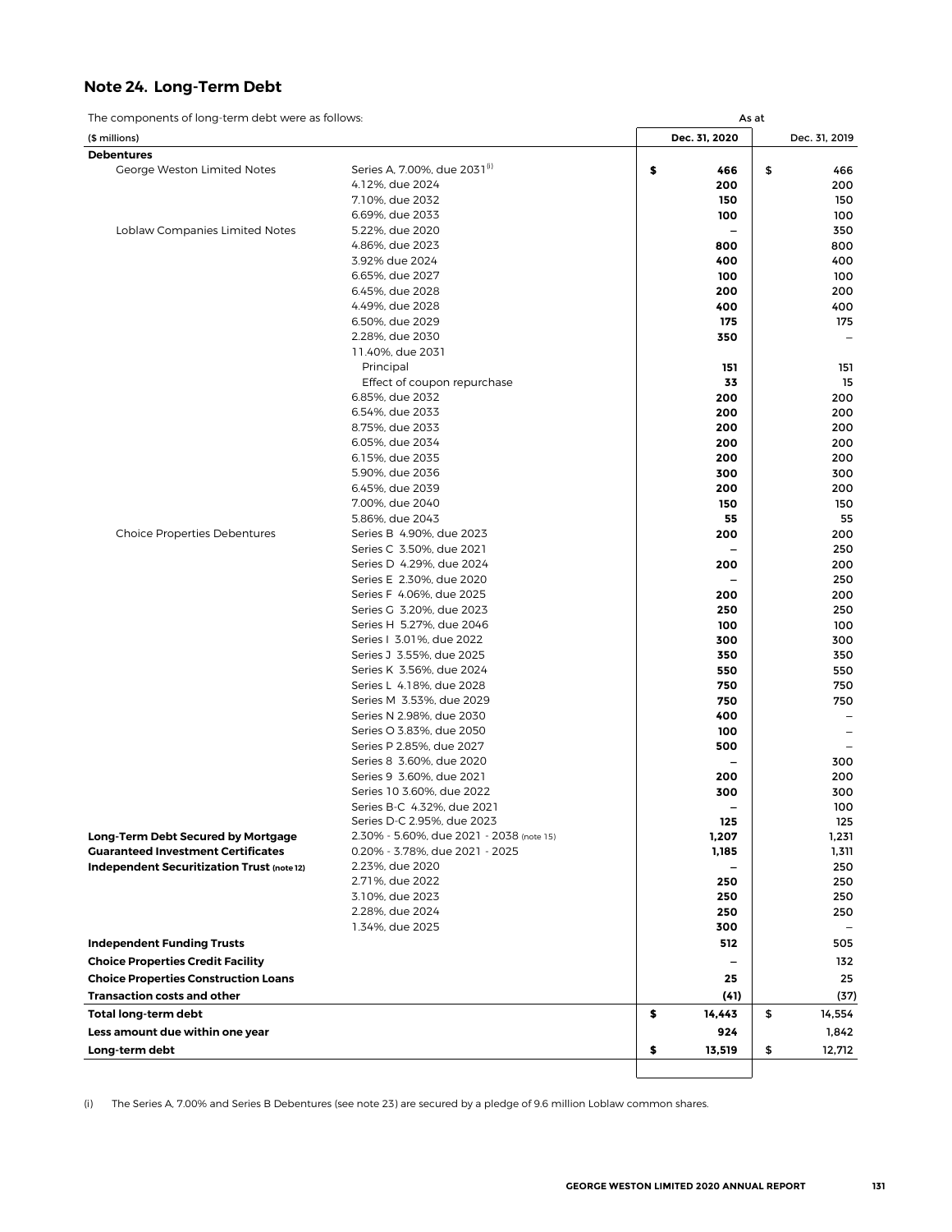## Note 24. Long-Term Debt

The components of long-term debt were as follows:

| ($ millions) | | As at Dec. 31, 2020 | Dec. 31, 2019 |
|---|---|---|---|
| **Debentures** | | | |
| George Weston Limited Notes | Series A, 7.00%, due 2031[(i)] | $ 466 | $ 466 |
| | 4.12%, due 2024 | 200 | 200 |
| | 7.10%, due 2032 | 150 | 150 |
| | 6.69%, due 2033 | 100 | 100 |
| Loblaw Companies Limited Notes | 5.22%, due 2020 | – | 350 |
| | 4.86%, due 2023 | 800 | 800 |
| | 3.92% due 2024 | 400 | 400 |
| | 6.65%, due 2027 | 100 | 100 |
| | 6.45%, due 2028 | 200 | 200 |
| | 4.49%, due 2028 | 400 | 400 |
| | 6.50%, due 2029 | 175 | 175 |
| | 2.28%, due 2030 | 350 | – |
| | 11.40%, due 2031 | | |
| | Principal | 151 | 151 |
| | Effect of coupon repurchase | 33 | 15 |
| | 6.85%, due 2032 | 200 | 200 |
| | 6.54%, due 2033 | 200 | 200 |
| | 8.75%, due 2033 | 200 | 200 |
| | 6.05%, due 2034 | 200 | 200 |
| | 6.15%, due 2035 | 200 | 200 |
| | 5.90%, due 2036 | 300 | 300 |
| | 6.45%, due 2039 | 200 | 200 |
| | 7.00%, due 2040 | 150 | 150 |
| | 5.86%, due 2043 | 55 | 55 |
| Choice Properties Debentures | Series B 4.90%, due 2023 | 200 | 200 |
| | Series C 3.50%, due 2021 | – | 250 |
| | Series D 4.29%, due 2024 | 200 | 200 |
| | Series E 2.30%, due 2020 | – | 250 |
| | Series F 4.06%, due 2025 | 200 | 200 |
| | Series G 3.20%, due 2023 | 250 | 250 |
| | Series H 5.27%, due 2046 | 100 | 100 |
| | Series I 3.01%, due 2022 | 300 | 300 |
| | Series J 3.55%, due 2025 | 350 | 350 |
| | Series K 3.56%, due 2024 | 550 | 550 |
| | Series L 4.18%, due 2028 | 750 | 750 |
| | Series M 3.53%, due 2029 | 750 | 750 |
| | Series N 2.98%, due 2030 | 400 | – |
| | Series O 3.83%, due 2050 | 100 | – |
| | Series P 2.85%, due 2027 | 500 | – |
| | Series 8 3.60%, due 2020 | – | 300 |
| | Series 9 3.60%, due 2021 | 200 | 200 |
| | Series 10 3.60%, due 2022 | 300 | 300 |
| | Series B-C 4.32%, due 2021 | – | 100 |
| | Series D-C 2.95%, due 2023 | 125 | 125 |
| **Long-Term Debt Secured by Mortgage** | 2.30% - 5.60%, due 2021 - 2038 (note 15) | 1,207 | 1,231 |
| **Guaranteed Investment Certificates** | 0.20% - 3.78%, due 2021 - 2025 | 1,185 | 1,311 |
| **Independent Securitization Trust (note 12)** | 2.23%, due 2020 | – | 250 |
| | 2.71%, due 2022 | 250 | 250 |
| | 3.10%, due 2023 | 250 | 250 |
| | 2.28%, due 2024 | 250 | 250 |
| | 1.34%, due 2025 | 300 | – |
| **Independent Funding Trusts** | | 512 | 505 |
| **Choice Properties Credit Facility** | | – | 132 |
| **Choice Properties Construction Loans** | | 25 | 25 |
| **Transaction costs and other** | | (41) | (37) |
| **Total long-term debt** | | $ 14,443 | $ 14,554 |
| **Less amount due within one year** | | 924 | 1,842 |
| **Long-term debt** | | $ 13,519 | $ 12,712 |

(i) The Series A, 7.00% and Series B Debentures (see note 23) are secured by a pledge of 9.6 million Loblaw common shares.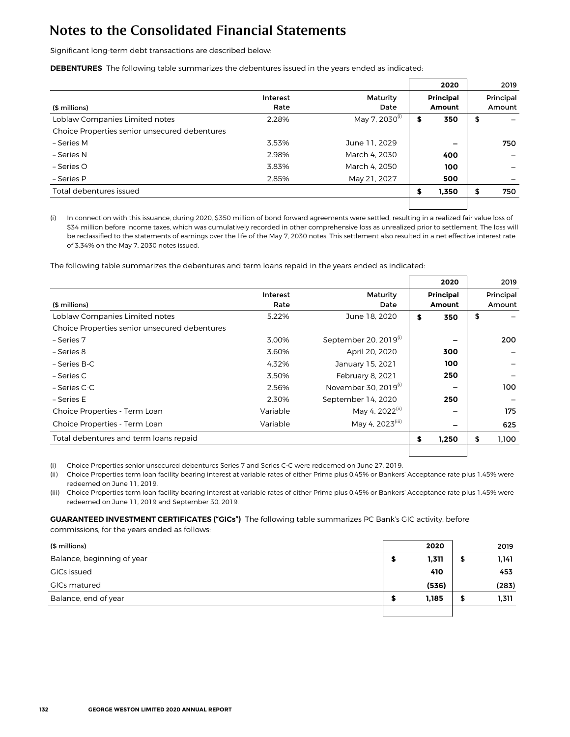# Notes to the Consolidated Financial Statements

Significant long-term debt transactions are described below:

**DEBENTURES** The following table summarizes the debentures issued in the years ended as indicated:

| ($ millions) | Interest Rate | Maturity Date | 2020 Principal Amount | 2019 Principal Amount |
|---|---|---|---|---|
| Loblaw Companies Limited notes | 2.28% | May 7, 2030[(i)] | **$ 350** | $ – |
| Choice Properties senior unsecured debentures | | | | |
| – Series M | 3.53% | June 11, 2029 | **–** | 750 |
| – Series N | 2.98% | March 4, 2030 | **400** | – |
| – Series O | 3.83% | March 4, 2050 | **100** | – |
| – Series P | 2.85% | May 21, 2027 | **500** | – |
| Total debentures issued | | | **$ 1,350** | $ 750 |

(i) In connection with this issuance, during 2020, $350 million of bond forward agreements were settled, resulting in a realized fair value loss of $34 million before income taxes, which was cumulatively recorded in other comprehensive loss as unrealized prior to settlement. The loss will be reclassified to the statements of earnings over the life of the May 7, 2030 notes. This settlement also resulted in a net effective interest rate of 3.34% on the May 7, 2030 notes issued.

The following table summarizes the debentures and term loans repaid in the years ended as indicated:

| ($ millions) | Interest Rate | Maturity Date | 2020 Principal Amount | 2019 Principal Amount |
|---|---|---|---|---|
| Loblaw Companies Limited notes | 5.22% | June 18, 2020 | **$ 350** | $ – |
| Choice Properties senior unsecured debentures | | | | |
| – Series 7 | 3.00% | September 20, 2019[(i)] | **–** | 200 |
| – Series 8 | 3.60% | April 20, 2020 | **300** | – |
| – Series B-C | 4.32% | January 15, 2021 | **100** | – |
| – Series C | 3.50% | February 8, 2021 | **250** | – |
| – Series C-C | 2.56% | November 30, 2019[(i)] | **–** | 100 |
| – Series E | 2.30% | September 14, 2020 | **250** | – |
| Choice Properties - Term Loan | Variable | May 4, 2022[(ii)] | **–** | 175 |
| Choice Properties - Term Loan | Variable | May 4, 2023[(iii)] | **–** | 625 |
| Total debentures and term loans repaid | | | **$ 1,250** | $ 1,100 |

(i) Choice Properties senior unsecured debentures Series 7 and Series C-C were redeemed on June 27, 2019.

(ii) Choice Properties term loan facility bearing interest at variable rates of either Prime plus 0.45% or Bankers' Acceptance rate plus 1.45% were redeemed on June 11, 2019.

(iii) Choice Properties term loan facility bearing interest at variable rates of either Prime plus 0.45% or Bankers' Acceptance rate plus 1.45% were redeemed on June 11, 2019 and September 30, 2019.

**GUARANTEED INVESTMENT CERTIFICATES ("GICs")** The following table summarizes PC Bank's GIC activity, before commissions, for the years ended as follows:

| ($ millions) | 2020 | 2019 |
|---|---|---|
| Balance, beginning of year | **$ 1,311** | $ 1,141 |
| GICs issued | **410** | 453 |
| GICs matured | **(536)** | (283) |
| Balance, end of year | **$ 1,185** | $ 1,311 |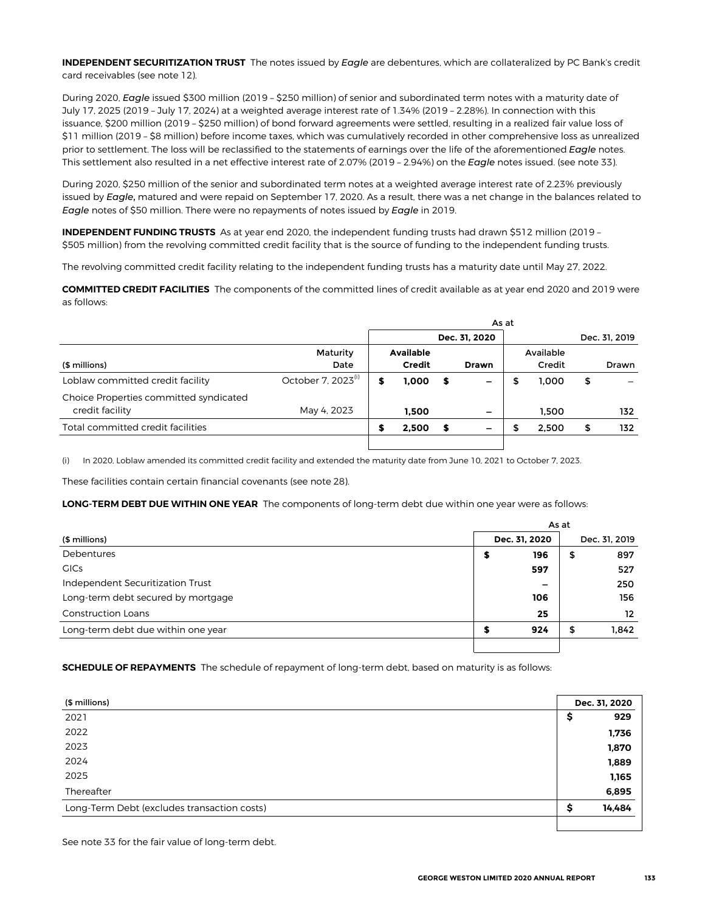**INDEPENDENT SECURITIZATION TRUST** The notes issued by *Eagle* are debentures, which are collateralized by PC Bank's credit card receivables (see note 12).

During 2020, *Eagle* issued $300 million (2019 – $250 million) of senior and subordinated term notes with a maturity date of July 17, 2025 (2019 – July 17, 2024) at a weighted average interest rate of 1.34% (2019 – 2.28%). In connection with this issuance, $200 million (2019 – $250 million) of bond forward agreements were settled, resulting in a realized fair value loss of $11 million (2019 – $8 million) before income taxes, which was cumulatively recorded in other comprehensive loss as unrealized prior to settlement. The loss will be reclassified to the statements of earnings over the life of the aforementioned *Eagle* notes. This settlement also resulted in a net effective interest rate of 2.07% (2019 – 2.94%) on the *Eagle* notes issued. (see note 33).

During 2020, $250 million of the senior and subordinated term notes at a weighted average interest rate of 2.23% previously issued by ***Eagle*****,** matured and were repaid on September 17, 2020. As a result, there was a net change in the balances related to *Eagle* notes of $50 million. There were no repayments of notes issued by *Eagle* in 2019.

**INDEPENDENT FUNDING TRUSTS** As at year end 2020, the independent funding trusts had drawn $512 million (2019 – $505 million) from the revolving committed credit facility that is the source of funding to the independent funding trusts.

The revolving committed credit facility relating to the independent funding trusts has a maturity date until May 27, 2022.

**COMMITTED CREDIT FACILITIES** The components of the committed lines of credit available as at year end 2020 and 2019 were as follows:

| | | As at | | | |
|---|---|---|---|---|---|
| | | | **Dec. 31, 2020** | | Dec. 31, 2019 |
| ($ millions) | Maturity Date | **Available Credit** | **Drawn** | Available Credit | Drawn |
| Loblaw committed credit facility | October 7, 2023[(i)] | **$ 1,000** | **$ –** | $ 1,000 | $ – |
| Choice Properties committed syndicated credit facility | May 4, 2023 | **1,500** | **–** | 1,500 | 132 |
| Total committed credit facilities | | **$ 2,500** | **$ –** | $ 2,500 | $ 132 |

(i) In 2020, Loblaw amended its committed credit facility and extended the maturity date from June 10, 2021 to October 7, 2023.

These facilities contain certain financial covenants (see note 28).

**LONG-TERM DEBT DUE WITHIN ONE YEAR** The components of long-term debt due within one year were as follows:

| | As at | |
|---|---|---|
| ($ millions) | **Dec. 31, 2020** | Dec. 31, 2019 |
| Debentures | **$ 196** | $ 897 |
| GICs | **597** | 527 |
| Independent Securitization Trust | **–** | 250 |
| Long-term debt secured by mortgage | **106** | 156 |
| Construction Loans | **25** | 12 |
| Long-term debt due within one year | **$ 924** | $ 1,842 |

**SCHEDULE OF REPAYMENTS** The schedule of repayment of long-term debt, based on maturity is as follows:

| ($ millions) | **Dec. 31, 2020** |
|---|---|
| 2021 | **$ 929** |
| 2022 | **1,736** |
| 2023 | **1,870** |
| 2024 | **1,889** |
| 2025 | **1,165** |
| Thereafter | **6,895** |
| Long-Term Debt (excludes transaction costs) | **$ 14,484** |

See note 33 for the fair value of long-term debt.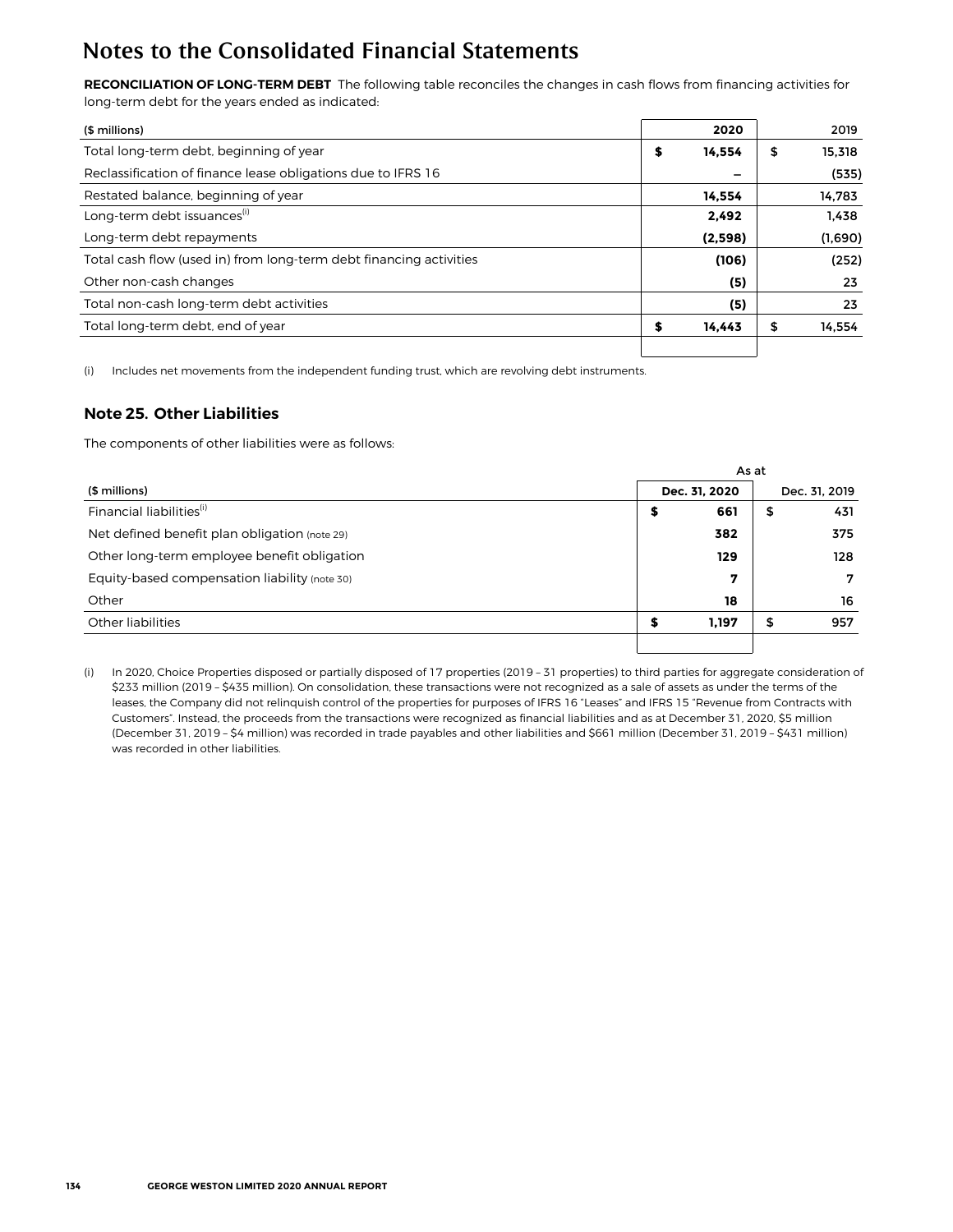# Notes to the Consolidated Financial Statements

**RECONCILIATION OF LONG-TERM DEBT** The following table reconciles the changes in cash flows from financing activities for long-term debt for the years ended as indicated:

| ($ millions) | 2020 | 2019 |
|---|---|---|
| Total long-term debt, beginning of year | $ 14,554 | $ 15,318 |
| Reclassification of finance lease obligations due to IFRS 16 | – | (535) |
| Restated balance, beginning of year | 14,554 | 14,783 |
| Long-term debt issuances[(i)] | 2,492 | 1,438 |
| Long-term debt repayments | (2,598) | (1,690) |
| Total cash flow (used in) from long-term debt financing activities | (106) | (252) |
| Other non-cash changes | (5) | 23 |
| Total non-cash long-term debt activities | (5) | 23 |
| Total long-term debt, end of year | $ 14,443 | $ 14,554 |

(i) Includes net movements from the independent funding trust, which are revolving debt instruments.

## Note 25. Other Liabilities

The components of other liabilities were as follows:

| | As at | |
|---|---|---|
| ($ millions) | Dec. 31, 2020 | Dec. 31, 2019 |
| Financial liabilities[(i)] | $ 661 | $ 431 |
| Net defined benefit plan obligation (note 29) | 382 | 375 |
| Other long-term employee benefit obligation | 129 | 128 |
| Equity-based compensation liability (note 30) | 7 | 7 |
| Other | 18 | 16 |
| Other liabilities | $ 1,197 | $ 957 |

(i) In 2020, Choice Properties disposed or partially disposed of 17 properties (2019 – 31 properties) to third parties for aggregate consideration of $233 million (2019 – $435 million). On consolidation, these transactions were not recognized as a sale of assets as under the terms of the leases, the Company did not relinquish control of the properties for purposes of IFRS 16 "Leases" and IFRS 15 "Revenue from Contracts with Customers". Instead, the proceeds from the transactions were recognized as financial liabilities and as at December 31, 2020, $5 million (December 31, 2019 – $4 million) was recorded in trade payables and other liabilities and $661 million (December 31, 2019 – $431 million) was recorded in other liabilities.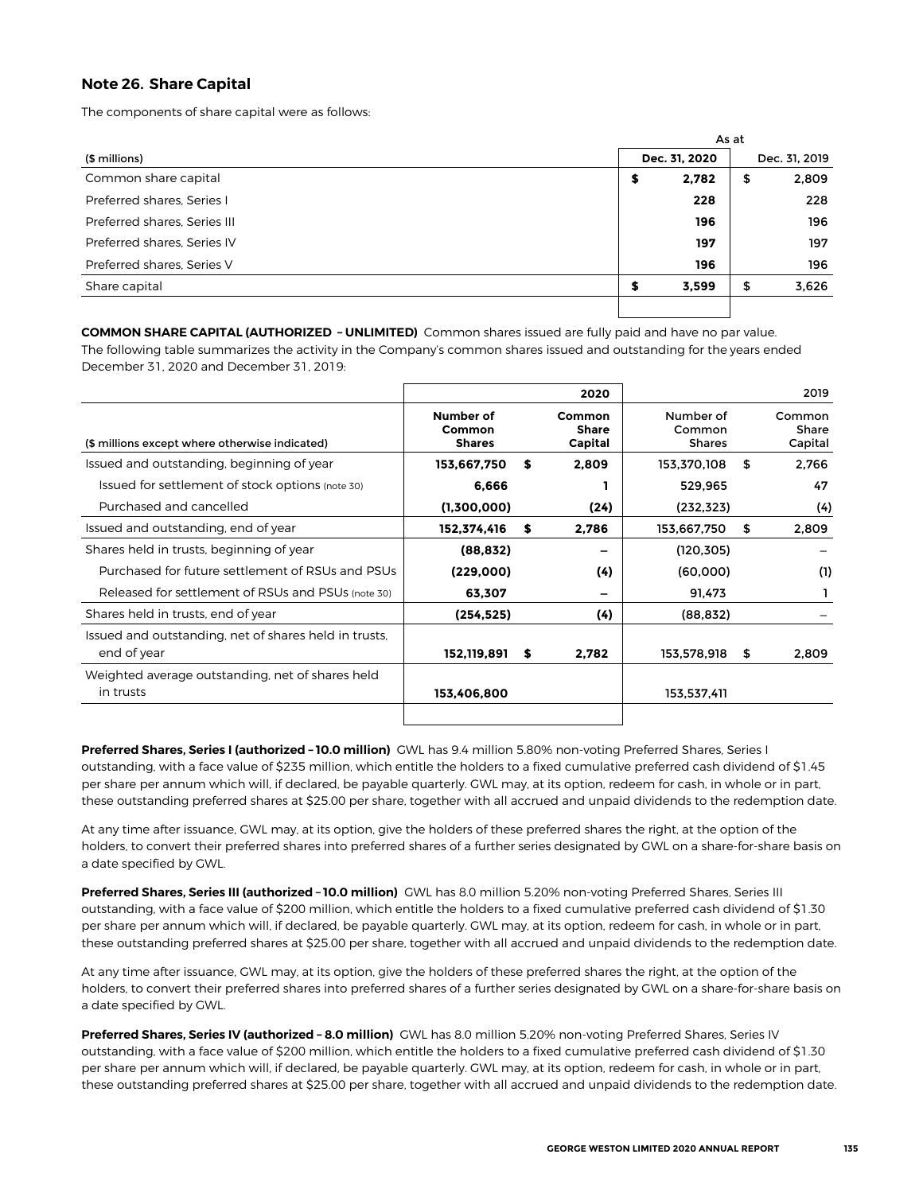## Note 26. Share Capital

The components of share capital were as follows:

| | As at | |
|---|---|---|
| ($ millions) | Dec. 31, 2020 | Dec. 31, 2019 |
| Common share capital | **$ 2,782** | $ 2,809 |
| Preferred shares, Series I | **228** | 228 |
| Preferred shares, Series III | **196** | 196 |
| Preferred shares, Series IV | **197** | 197 |
| Preferred shares, Series V | **196** | 196 |
| Share capital | **$ 3,599** | $ 3,626 |

**COMMON SHARE CAPITAL (AUTHORIZED – UNLIMITED)** Common shares issued are fully paid and have no par value. The following table summarizes the activity in the Company's common shares issued and outstanding for the years ended December 31, 2020 and December 31, 2019:

| | 2020 | | 2019 | |
|---|---|---|---|---|
| ($ millions except where otherwise indicated) | **Number of Common Shares** | **Common Share Capital** | Number of Common Shares | Common Share Capital |
| Issued and outstanding, beginning of year | **153,667,750** | **$ 2,809** | 153,370,108 | $ 2,766 |
| Issued for settlement of stock options (note 30) | **6,666** | **1** | 529,965 | 47 |
| Purchased and cancelled | **(1,300,000)** | **(24)** | (232,323) | (4) |
| Issued and outstanding, end of year | **152,374,416** | **$ 2,786** | 153,667,750 | $ 2,809 |
| Shares held in trusts, beginning of year | **(88,832)** | **–** | (120,305) | – |
| Purchased for future settlement of RSUs and PSUs | **(229,000)** | **(4)** | (60,000) | (1) |
| Released for settlement of RSUs and PSUs (note 30) | **63,307** | **–** | 91,473 | 1 |
| Shares held in trusts, end of year | **(254,525)** | **(4)** | (88,832) | – |
| Issued and outstanding, net of shares held in trusts, end of year | **152,119,891** | **$ 2,782** | 153,578,918 | $ 2,809 |
| Weighted average outstanding, net of shares held in trusts | **153,406,800** | | 153,537,411 | |

**Preferred Shares, Series I (authorized – 10.0 million)** GWL has 9.4 million 5.80% non-voting Preferred Shares, Series I outstanding, with a face value of $235 million, which entitle the holders to a fixed cumulative preferred cash dividend of $1.45 per share per annum which will, if declared, be payable quarterly. GWL may, at its option, redeem for cash, in whole or in part, these outstanding preferred shares at $25.00 per share, together with all accrued and unpaid dividends to the redemption date.

At any time after issuance, GWL may, at its option, give the holders of these preferred shares the right, at the option of the holders, to convert their preferred shares into preferred shares of a further series designated by GWL on a share-for-share basis on a date specified by GWL.

**Preferred Shares, Series III (authorized – 10.0 million)** GWL has 8.0 million 5.20% non-voting Preferred Shares, Series III outstanding, with a face value of $200 million, which entitle the holders to a fixed cumulative preferred cash dividend of $1.30 per share per annum which will, if declared, be payable quarterly. GWL may, at its option, redeem for cash, in whole or in part, these outstanding preferred shares at $25.00 per share, together with all accrued and unpaid dividends to the redemption date.

At any time after issuance, GWL may, at its option, give the holders of these preferred shares the right, at the option of the holders, to convert their preferred shares into preferred shares of a further series designated by GWL on a share-for-share basis on a date specified by GWL.

**Preferred Shares, Series IV (authorized – 8.0 million)** GWL has 8.0 million 5.20% non-voting Preferred Shares, Series IV outstanding, with a face value of $200 million, which entitle the holders to a fixed cumulative preferred cash dividend of $1.30 per share per annum which will, if declared, be payable quarterly. GWL may, at its option, redeem for cash, in whole or in part, these outstanding preferred shares at $25.00 per share, together with all accrued and unpaid dividends to the redemption date.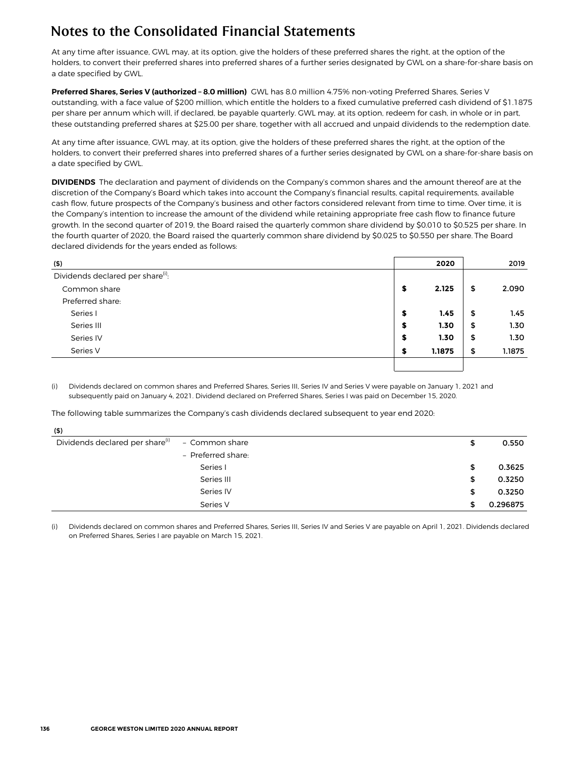# Notes to the Consolidated Financial Statements

At any time after issuance, GWL may, at its option, give the holders of these preferred shares the right, at the option of the holders, to convert their preferred shares into preferred shares of a further series designated by GWL on a share-for-share basis on a date specified by GWL.

**Preferred Shares, Series V (authorized – 8.0 million)** GWL has 8.0 million 4.75% non-voting Preferred Shares, Series V outstanding, with a face value of $200 million, which entitle the holders to a fixed cumulative preferred cash dividend of $1.1875 per share per annum which will, if declared, be payable quarterly. GWL may, at its option, redeem for cash, in whole or in part, these outstanding preferred shares at $25.00 per share, together with all accrued and unpaid dividends to the redemption date.

At any time after issuance, GWL may, at its option, give the holders of these preferred shares the right, at the option of the holders, to convert their preferred shares into preferred shares of a further series designated by GWL on a share-for-share basis on a date specified by GWL.

**DIVIDENDS** The declaration and payment of dividends on the Company's common shares and the amount thereof are at the discretion of the Company's Board which takes into account the Company's financial results, capital requirements, available cash flow, future prospects of the Company's business and other factors considered relevant from time to time. Over time, it is the Company's intention to increase the amount of the dividend while retaining appropriate free cash flow to finance future growth. In the second quarter of 2019, the Board raised the quarterly common share dividend by $0.010 to $0.525 per share. In the fourth quarter of 2020, the Board raised the quarterly common share dividend by $0.025 to $0.550 per share. The Board declared dividends for the years ended as follows:

| ($) | 2020 | 2019 |
|---|---|---|
| Dividends declared per share[(i)]: | | |
| Common share | **$ 2.125** | $ 2.090 |
| Preferred share: | | |
| Series I | **$ 1.45** | $ 1.45 |
| Series III | **$ 1.30** | $ 1.30 |
| Series IV | **$ 1.30** | $ 1.30 |
| Series V | **$ 1.1875** | $ 1.1875 |

(i) Dividends declared on common shares and Preferred Shares, Series III, Series IV and Series V were payable on January 1, 2021 and subsequently paid on January 4, 2021. Dividend declared on Preferred Shares, Series I was paid on December 15, 2020.

The following table summarizes the Company's cash dividends declared subsequent to year end 2020:

| ($) | | |
|---|---|---|
| Dividends declared per share[(i)] | – Common share | $ 0.550 |
| | – Preferred share: | |
| | Series I | $ 0.3625 |
| | Series III | $ 0.3250 |
| | Series IV | $ 0.3250 |
| | Series V | $ 0.296875 |

(i) Dividends declared on common shares and Preferred Shares, Series III, Series IV and Series V are payable on April 1, 2021. Dividends declared on Preferred Shares, Series I are payable on March 15, 2021.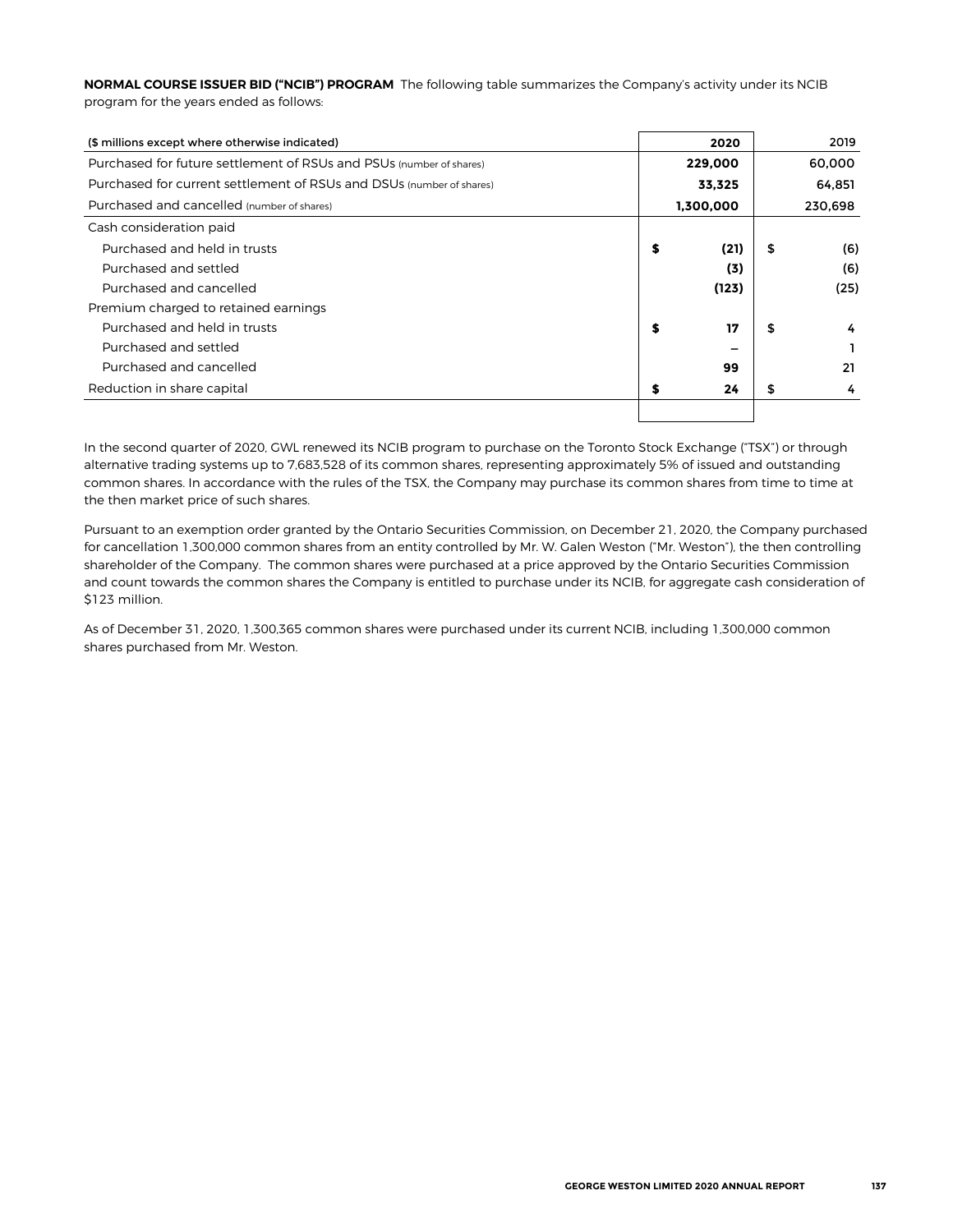**NORMAL COURSE ISSUER BID ("NCIB") PROGRAM** The following table summarizes the Company's activity under its NCIB program for the years ended as follows:

| ($ millions except where otherwise indicated) | 2020 | 2019 |
|---|---|---|
| Purchased for future settlement of RSUs and PSUs (number of shares) | **229,000** | 60,000 |
| Purchased for current settlement of RSUs and DSUs (number of shares) | **33,325** | 64,851 |
| Purchased and cancelled (number of shares) | **1,300,000** | 230,698 |
| Cash consideration paid | | |
| Purchased and held in trusts | **$ (21)** | $ (6) |
| Purchased and settled | **(3)** | (6) |
| Purchased and cancelled | **(123)** | (25) |
| Premium charged to retained earnings | | |
| Purchased and held in trusts | **$ 17** | $ 4 |
| Purchased and settled | **–** | 1 |
| Purchased and cancelled | **99** | 21 |
| Reduction in share capital | **$ 24** | $ 4 |

In the second quarter of 2020, GWL renewed its NCIB program to purchase on the Toronto Stock Exchange ("TSX") or through alternative trading systems up to 7,683,528 of its common shares, representing approximately 5% of issued and outstanding common shares. In accordance with the rules of the TSX, the Company may purchase its common shares from time to time at the then market price of such shares.

Pursuant to an exemption order granted by the Ontario Securities Commission, on December 21, 2020, the Company purchased for cancellation 1,300,000 common shares from an entity controlled by Mr. W. Galen Weston ("Mr. Weston"), the then controlling shareholder of the Company. The common shares were purchased at a price approved by the Ontario Securities Commission and count towards the common shares the Company is entitled to purchase under its NCIB, for aggregate cash consideration of $123 million.

As of December 31, 2020, 1,300,365 common shares were purchased under its current NCIB, including 1,300,000 common shares purchased from Mr. Weston.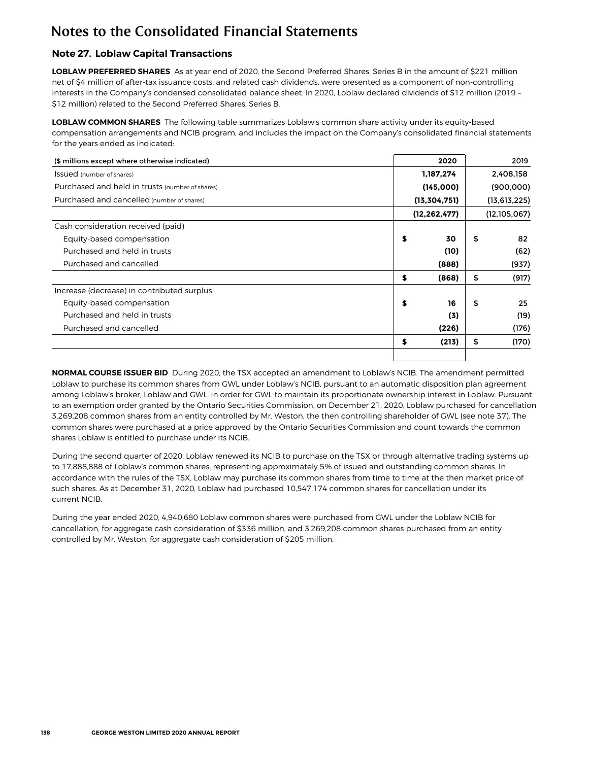# Notes to the Consolidated Financial Statements

## Note 27. Loblaw Capital Transactions

**LOBLAW PREFERRED SHARES** As at year end of 2020, the Second Preferred Shares, Series B in the amount of $221 million net of $4 million of after-tax issuance costs, and related cash dividends, were presented as a component of non-controlling interests in the Company's condensed consolidated balance sheet. In 2020, Loblaw declared dividends of $12 million (2019 – $12 million) related to the Second Preferred Shares, Series B.

**LOBLAW COMMON SHARES** The following table summarizes Loblaw's common share activity under its equity-based compensation arrangements and NCIB program, and includes the impact on the Company's consolidated financial statements for the years ended as indicated:

| ($ millions except where otherwise indicated) | 2020 | 2019 |
|---|---|---|
| Issued (number of shares) | **1,187,274** | 2,408,158 |
| Purchased and held in trusts (number of shares) | **(145,000)** | (900,000) |
| Purchased and cancelled (number of shares) | **(13,304,751)** | (13,613,225) |
| | **(12,262,477)** | (12,105,067) |
| Cash consideration received (paid) | | |
| Equity-based compensation | **$ 30** | $ 82 |
| Purchased and held in trusts | **(10)** | (62) |
| Purchased and cancelled | **(888)** | (937) |
| | **$ (868)** | $ (917) |
| Increase (decrease) in contributed surplus | | |
| Equity-based compensation | **$ 16** | $ 25 |
| Purchased and held in trusts | **(3)** | (19) |
| Purchased and cancelled | **(226)** | (176) |
| | **$ (213)** | $ (170) |

**NORMAL COURSE ISSUER BID** During 2020, the TSX accepted an amendment to Loblaw's NCIB. The amendment permitted Loblaw to purchase its common shares from GWL under Loblaw's NCIB, pursuant to an automatic disposition plan agreement among Loblaw's broker, Loblaw and GWL, in order for GWL to maintain its proportionate ownership interest in Loblaw. Pursuant to an exemption order granted by the Ontario Securities Commission, on December 21, 2020, Loblaw purchased for cancellation 3,269,208 common shares from an entity controlled by Mr. Weston, the then controlling shareholder of GWL (see note 37). The common shares were purchased at a price approved by the Ontario Securities Commission and count towards the common shares Loblaw is entitled to purchase under its NCIB.

During the second quarter of 2020, Loblaw renewed its NCIB to purchase on the TSX or through alternative trading systems up to 17,888,888 of Loblaw's common shares, representing approximately 5% of issued and outstanding common shares. In accordance with the rules of the TSX, Loblaw may purchase its common shares from time to time at the then market price of such shares. As at December 31, 2020, Loblaw had purchased 10,547,174 common shares for cancellation under its current NCIB.

During the year ended 2020, 4,940,680 Loblaw common shares were purchased from GWL under the Loblaw NCIB for cancellation, for aggregate cash consideration of $336 million, and 3,269,208 common shares purchased from an entity controlled by Mr. Weston, for aggregate cash consideration of $205 million.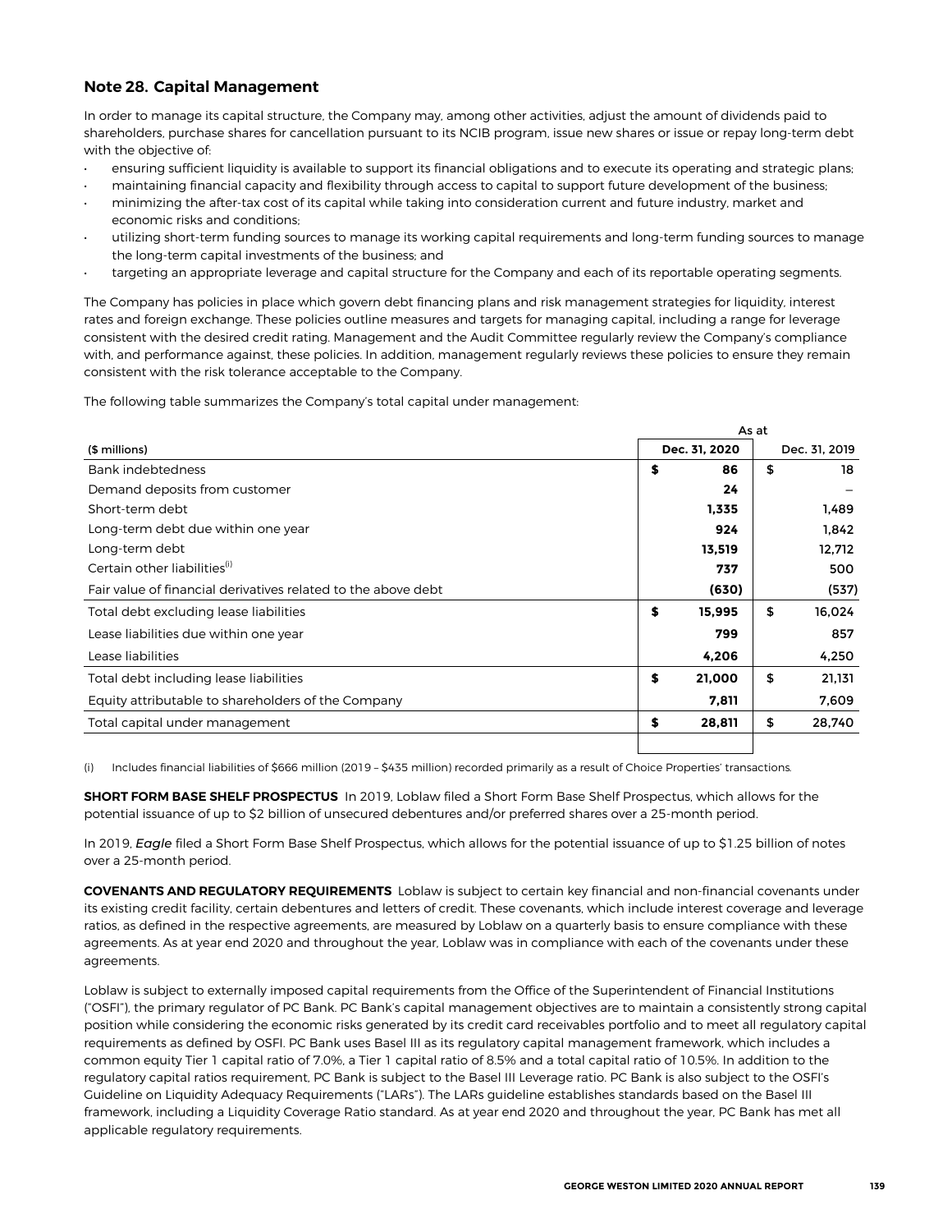## Note 28. Capital Management

In order to manage its capital structure, the Company may, among other activities, adjust the amount of dividends paid to shareholders, purchase shares for cancellation pursuant to its NCIB program, issue new shares or issue or repay long-term debt with the objective of:

- ensuring sufficient liquidity is available to support its financial obligations and to execute its operating and strategic plans;
- maintaining financial capacity and flexibility through access to capital to support future development of the business;
- minimizing the after-tax cost of its capital while taking into consideration current and future industry, market and economic risks and conditions;
- utilizing short-term funding sources to manage its working capital requirements and long-term funding sources to manage the long-term capital investments of the business; and
- targeting an appropriate leverage and capital structure for the Company and each of its reportable operating segments.

The Company has policies in place which govern debt financing plans and risk management strategies for liquidity, interest rates and foreign exchange. These policies outline measures and targets for managing capital, including a range for leverage consistent with the desired credit rating. Management and the Audit Committee regularly review the Company's compliance with, and performance against, these policies. In addition, management regularly reviews these policies to ensure they remain consistent with the risk tolerance acceptable to the Company.

The following table summarizes the Company's total capital under management:

| | As at | |
|---|---|---|
| ($ millions) | Dec. 31, 2020 | Dec. 31, 2019 |
| Bank indebtedness | **$ 86** | $ 18 |
| Demand deposits from customer | **24** | – |
| Short-term debt | **1,335** | 1,489 |
| Long-term debt due within one year | **924** | 1,842 |
| Long-term debt | **13,519** | 12,712 |
| Certain other liabilities[(i)] | **737** | 500 |
| Fair value of financial derivatives related to the above debt | **(630)** | (537) |
| Total debt excluding lease liabilities | **$ 15,995** | $ 16,024 |
| Lease liabilities due within one year | **799** | 857 |
| Lease liabilities | **4,206** | 4,250 |
| Total debt including lease liabilities | **$ 21,000** | $ 21,131 |
| Equity attributable to shareholders of the Company | **7,811** | 7,609 |
| Total capital under management | **$ 28,811** | $ 28,740 |

(i) Includes financial liabilities of $666 million (2019 – $435 million) recorded primarily as a result of Choice Properties' transactions.

**SHORT FORM BASE SHELF PROSPECTUS** In 2019, Loblaw filed a Short Form Base Shelf Prospectus, which allows for the potential issuance of up to $2 billion of unsecured debentures and/or preferred shares over a 25-month period.

In 2019, *Eagle* filed a Short Form Base Shelf Prospectus, which allows for the potential issuance of up to $1.25 billion of notes over a 25-month period.

**COVENANTS AND REGULATORY REQUIREMENTS** Loblaw is subject to certain key financial and non-financial covenants under its existing credit facility, certain debentures and letters of credit. These covenants, which include interest coverage and leverage ratios, as defined in the respective agreements, are measured by Loblaw on a quarterly basis to ensure compliance with these agreements. As at year end 2020 and throughout the year, Loblaw was in compliance with each of the covenants under these agreements.

Loblaw is subject to externally imposed capital requirements from the Office of the Superintendent of Financial Institutions ("OSFI"), the primary regulator of PC Bank. PC Bank's capital management objectives are to maintain a consistently strong capital position while considering the economic risks generated by its credit card receivables portfolio and to meet all regulatory capital requirements as defined by OSFI. PC Bank uses Basel III as its regulatory capital management framework, which includes a common equity Tier 1 capital ratio of 7.0%, a Tier 1 capital ratio of 8.5% and a total capital ratio of 10.5%. In addition to the regulatory capital ratios requirement, PC Bank is subject to the Basel III Leverage ratio. PC Bank is also subject to the OSFI's Guideline on Liquidity Adequacy Requirements ("LARs"). The LARs guideline establishes standards based on the Basel III framework, including a Liquidity Coverage Ratio standard. As at year end 2020 and throughout the year, PC Bank has met all applicable regulatory requirements.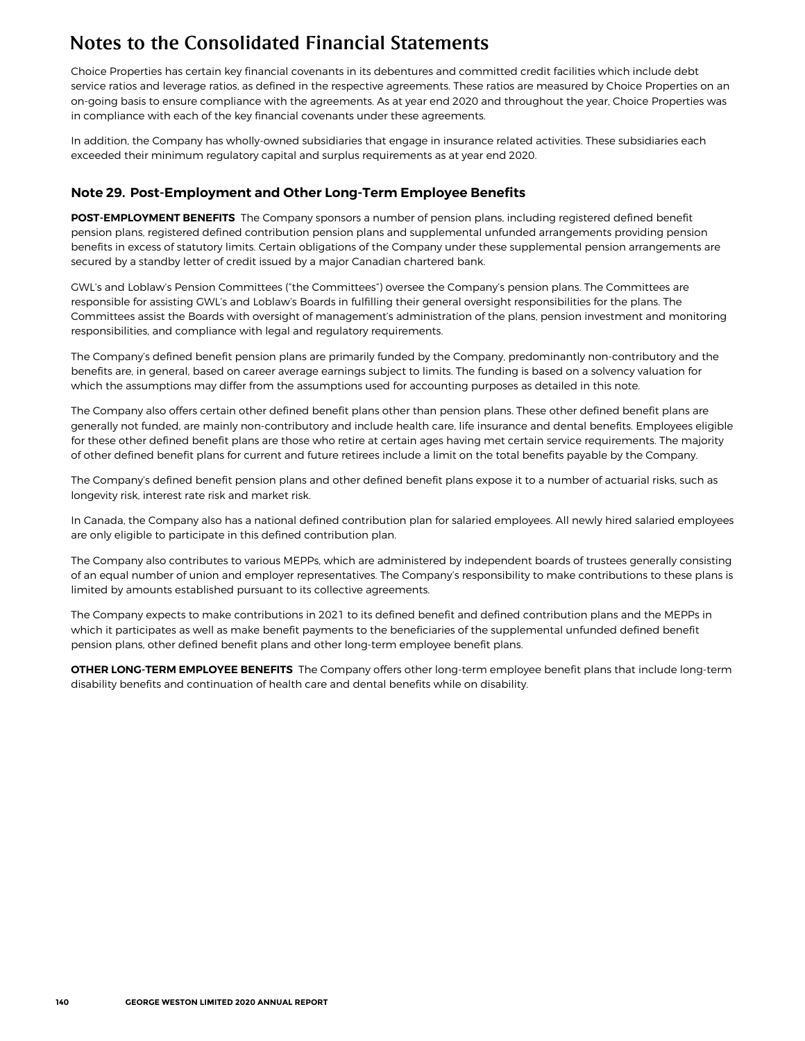# Notes to the Consolidated Financial Statements

Choice Properties has certain key financial covenants in its debentures and committed credit facilities which include debt service ratios and leverage ratios, as defined in the respective agreements. These ratios are measured by Choice Properties on an on-going basis to ensure compliance with the agreements. As at year end 2020 and throughout the year, Choice Properties was in compliance with each of the key financial covenants under these agreements.

In addition, the Company has wholly-owned subsidiaries that engage in insurance related activities. These subsidiaries each exceeded their minimum regulatory capital and surplus requirements as at year end 2020.

## Note 29. Post-Employment and Other Long-Term Employee Benefits

**POST-EMPLOYMENT BENEFITS** The Company sponsors a number of pension plans, including registered defined benefit pension plans, registered defined contribution pension plans and supplemental unfunded arrangements providing pension benefits in excess of statutory limits. Certain obligations of the Company under these supplemental pension arrangements are secured by a standby letter of credit issued by a major Canadian chartered bank.

GWL's and Loblaw's Pension Committees ("the Committees") oversee the Company's pension plans. The Committees are responsible for assisting GWL's and Loblaw's Boards in fulfilling their general oversight responsibilities for the plans. The Committees assist the Boards with oversight of management's administration of the plans, pension investment and monitoring responsibilities, and compliance with legal and regulatory requirements.

The Company's defined benefit pension plans are primarily funded by the Company, predominantly non-contributory and the benefits are, in general, based on career average earnings subject to limits. The funding is based on a solvency valuation for which the assumptions may differ from the assumptions used for accounting purposes as detailed in this note.

The Company also offers certain other defined benefit plans other than pension plans. These other defined benefit plans are generally not funded, are mainly non-contributory and include health care, life insurance and dental benefits. Employees eligible for these other defined benefit plans are those who retire at certain ages having met certain service requirements. The majority of other defined benefit plans for current and future retirees include a limit on the total benefits payable by the Company.

The Company's defined benefit pension plans and other defined benefit plans expose it to a number of actuarial risks, such as longevity risk, interest rate risk and market risk.

In Canada, the Company also has a national defined contribution plan for salaried employees. All newly hired salaried employees are only eligible to participate in this defined contribution plan.

The Company also contributes to various MEPPs, which are administered by independent boards of trustees generally consisting of an equal number of union and employer representatives. The Company's responsibility to make contributions to these plans is limited by amounts established pursuant to its collective agreements.

The Company expects to make contributions in 2021 to its defined benefit and defined contribution plans and the MEPPs in which it participates as well as make benefit payments to the beneficiaries of the supplemental unfunded defined benefit pension plans, other defined benefit plans and other long-term employee benefit plans.

**OTHER LONG-TERM EMPLOYEE BENEFITS** The Company offers other long-term employee benefit plans that include long-term disability benefits and continuation of health care and dental benefits while on disability.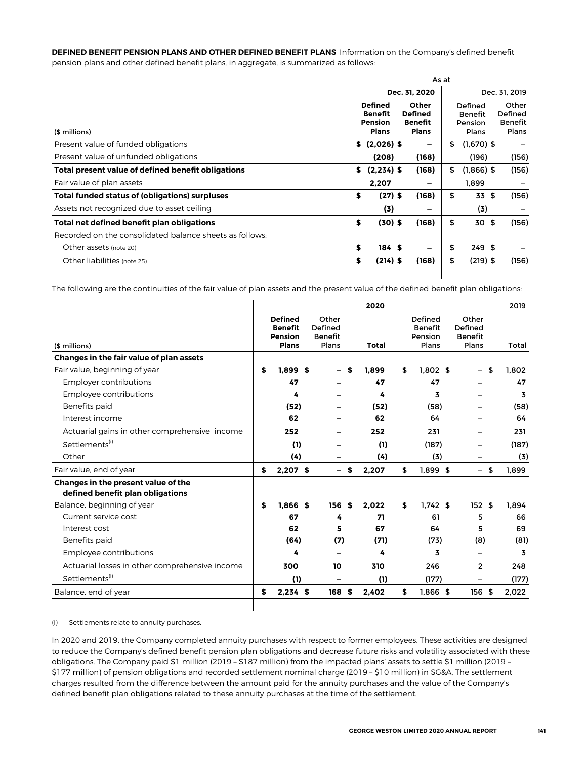**DEFINED BENEFIT PENSION PLANS AND OTHER DEFINED BENEFIT PLANS** Information on the Company's defined benefit pension plans and other defined benefit plans, in aggregate, is summarized as follows:

| | As at | | | |
|---|---|---|---|---|
| | Dec. 31, 2020 | | Dec. 31, 2019 | |
| ($ millions) | **Defined Benefit Pension Plans** | **Other Defined Benefit Plans** | Defined Benefit Pension Plans | Other Defined Benefit Plans |
| Present value of funded obligations | **$ (2,026) $** | **–** | $ (1,670) $ | – |
| Present value of unfunded obligations | **(208)** | **(168)** | (196) | (156) |
| **Total present value of defined benefit obligations** | **$ (2,234) $** | **(168)** | $ (1,866) $ | (156) |
| Fair value of plan assets | **2,207** | **–** | 1,899 | – |
| **Total funded status of (obligations) surpluses** | **$ (27) $** | **(168)** | $ 33 $ | (156) |
| Assets not recognized due to asset ceiling | **(3)** | **–** | (3) | – |
| **Total net defined benefit plan obligations** | **$ (30) $** | **(168)** | $ 30 $ | (156) |
| Recorded on the consolidated balance sheets as follows: | | | | |
| Other assets (note 20) | **$ 184 $** | **–** | $ 249 $ | – |
| Other liabilities (note 25) | **$ (214) $** | **(168)** | $ (219) $ | (156) |

The following are the continuities of the fair value of plan assets and the present value of the defined benefit plan obligations:

| | | | 2020 | | | 2019 |
|---|---|---|---|---|---|---|
| ($ millions) | **Defined Benefit Pension Plans** | Other Defined Benefit Plans | **Total** | Defined Benefit Pension Plans | Other Defined Benefit Plans | Total |
| **Changes in the fair value of plan assets** | | | | | | |
| Fair value, beginning of year | **$ 1,899 $** | **– $** | **1,899** | $ 1,802 $ | – $ | 1,802 |
| Employer contributions | **47** | **–** | **47** | 47 | – | 47 |
| Employee contributions | **4** | **–** | **4** | 3 | – | 3 |
| Benefits paid | **(52)** | **–** | **(52)** | (58) | – | (58) |
| Interest income | **62** | **–** | **62** | 64 | – | 64 |
| Actuarial gains in other comprehensive income | **252** | **–** | **252** | 231 | – | 231 |
| Settlements[(i)] | **(1)** | **–** | **(1)** | (187) | – | (187) |
| Other | **(4)** | **–** | **(4)** | (3) | – | (3) |
| Fair value, end of year | **$ 2,207 $** | **– $** | **2,207** | $ 1,899 $ | – $ | 1,899 |
| **Changes in the present value of the defined benefit plan obligations** | | | | | | |
| Balance, beginning of year | **$ 1,866 $** | **156 $** | **2,022** | $ 1,742 $ | 152 $ | 1,894 |
| Current service cost | **67** | **4** | **71** | 61 | 5 | 66 |
| Interest cost | **62** | **5** | **67** | 64 | 5 | 69 |
| Benefits paid | **(64)** | **(7)** | **(71)** | (73) | (8) | (81) |
| Employee contributions | **4** | **–** | **4** | 3 | – | 3 |
| Actuarial losses in other comprehensive income | **300** | **10** | **310** | 246 | 2 | 248 |
| Settlements[(i)] | **(1)** | **–** | **(1)** | (177) | – | (177) |
| Balance, end of year | **$ 2,234 $** | **168 $** | **2,402** | $ 1,866 $ | 156 $ | 2,022 |

(i) Settlements relate to annuity purchases.

In 2020 and 2019, the Company completed annuity purchases with respect to former employees. These activities are designed to reduce the Company's defined benefit pension plan obligations and decrease future risks and volatility associated with these obligations. The Company paid $1 million (2019 – $187 million) from the impacted plans' assets to settle $1 million (2019 – $177 million) of pension obligations and recorded settlement nominal charge (2019 – $10 million) in SG&A. The settlement charges resulted from the difference between the amount paid for the annuity purchases and the value of the Company's defined benefit plan obligations related to these annuity purchases at the time of the settlement.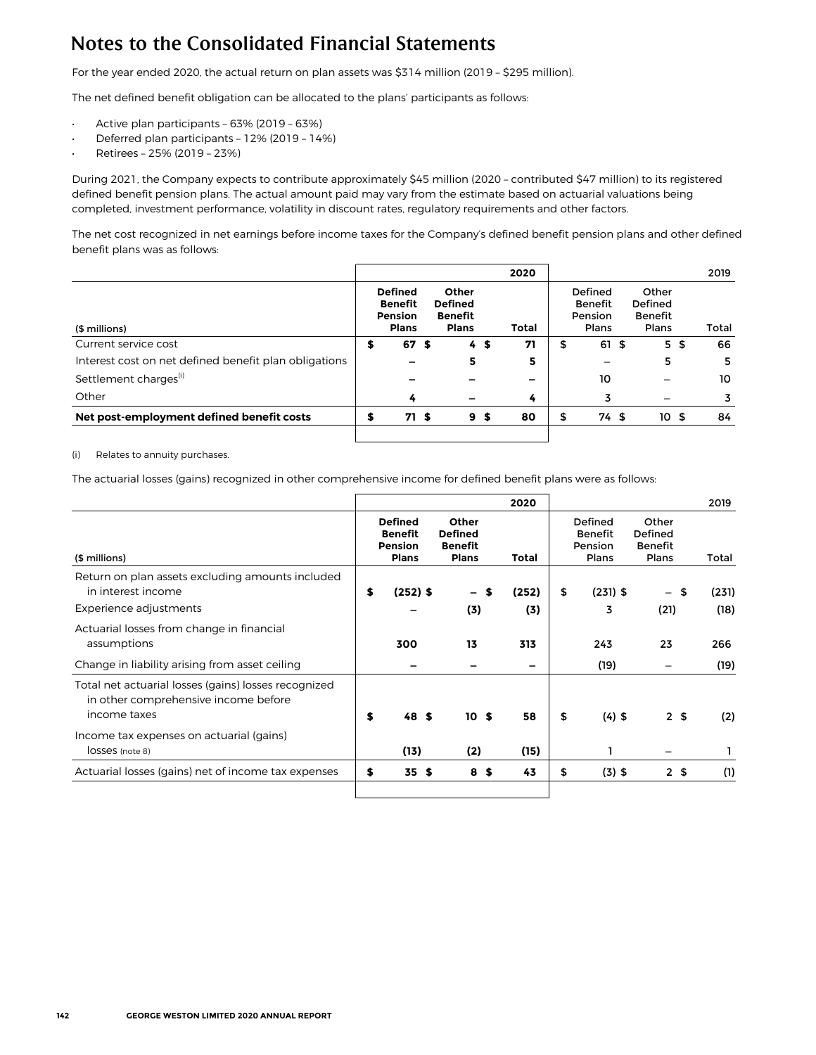# Notes to the Consolidated Financial Statements

For the year ended 2020, the actual return on plan assets was $314 million (2019 – $295 million).

The net defined benefit obligation can be allocated to the plans' participants as follows:

- Active plan participants – 63% (2019 – 63%)
- Deferred plan participants – 12% (2019 – 14%)
- Retirees – 25% (2019 – 23%)

During 2021, the Company expects to contribute approximately $45 million (2020 – contributed $47 million) to its registered defined benefit pension plans. The actual amount paid may vary from the estimate based on actuarial valuations being completed, investment performance, volatility in discount rates, regulatory requirements and other factors.

The net cost recognized in net earnings before income taxes for the Company's defined benefit pension plans and other defined benefit plans was as follows:

| | | | 2020 | | | 2019 |
|---|---|---|---|---|---|---|
| ($ millions) | **Defined Benefit Pension Plans** | **Other Defined Benefit Plans** | **Total** | Defined Benefit Pension Plans | Other Defined Benefit Plans | Total |
| Current service cost | **$ 67** | **$ 4** | **$ 71** | $ 61 | $ 5 | $ 66 |
| Interest cost on net defined benefit plan obligations | **–** | **5** | **5** | – | 5 | 5 |
| Settlement charges(i) | **–** | **–** | **–** | 10 | – | 10 |
| Other | **4** | **–** | **4** | 3 | – | 3 |
| **Net post-employment defined benefit costs** | **$ 71** | **$ 9** | **$ 80** | $ 74 | $ 10 | $ 84 |

(i) Relates to annuity purchases.

The actuarial losses (gains) recognized in other comprehensive income for defined benefit plans were as follows:

| | | | 2020 | | | 2019 |
|---|---|---|---|---|---|---|
| ($ millions) | **Defined Benefit Pension Plans** | **Other Defined Benefit Plans** | **Total** | Defined Benefit Pension Plans | Other Defined Benefit Plans | Total |
| Return on plan assets excluding amounts included in interest income | **$ (252)** | **$ –** | **$ (252)** | $ (231) | $ – | $ (231) |
| Experience adjustments | **–** | **(3)** | **(3)** | 3 | (21) | (18) |
| Actuarial losses from change in financial assumptions | **300** | **13** | **313** | 243 | 23 | 266 |
| Change in liability arising from asset ceiling | **–** | **–** | **–** | (19) | – | (19) |
| Total net actuarial losses (gains) losses recognized in other comprehensive income before income taxes | **$ 48** | **$ 10** | **$ 58** | $ (4) | $ 2 | $ (2) |
| Income tax expenses on actuarial (gains) losses (note 8) | **(13)** | **(2)** | **(15)** | 1 | – | 1 |
| Actuarial losses (gains) net of income tax expenses | **$ 35** | **$ 8** | **$ 43** | $ (3) | $ 2 | $ (1) |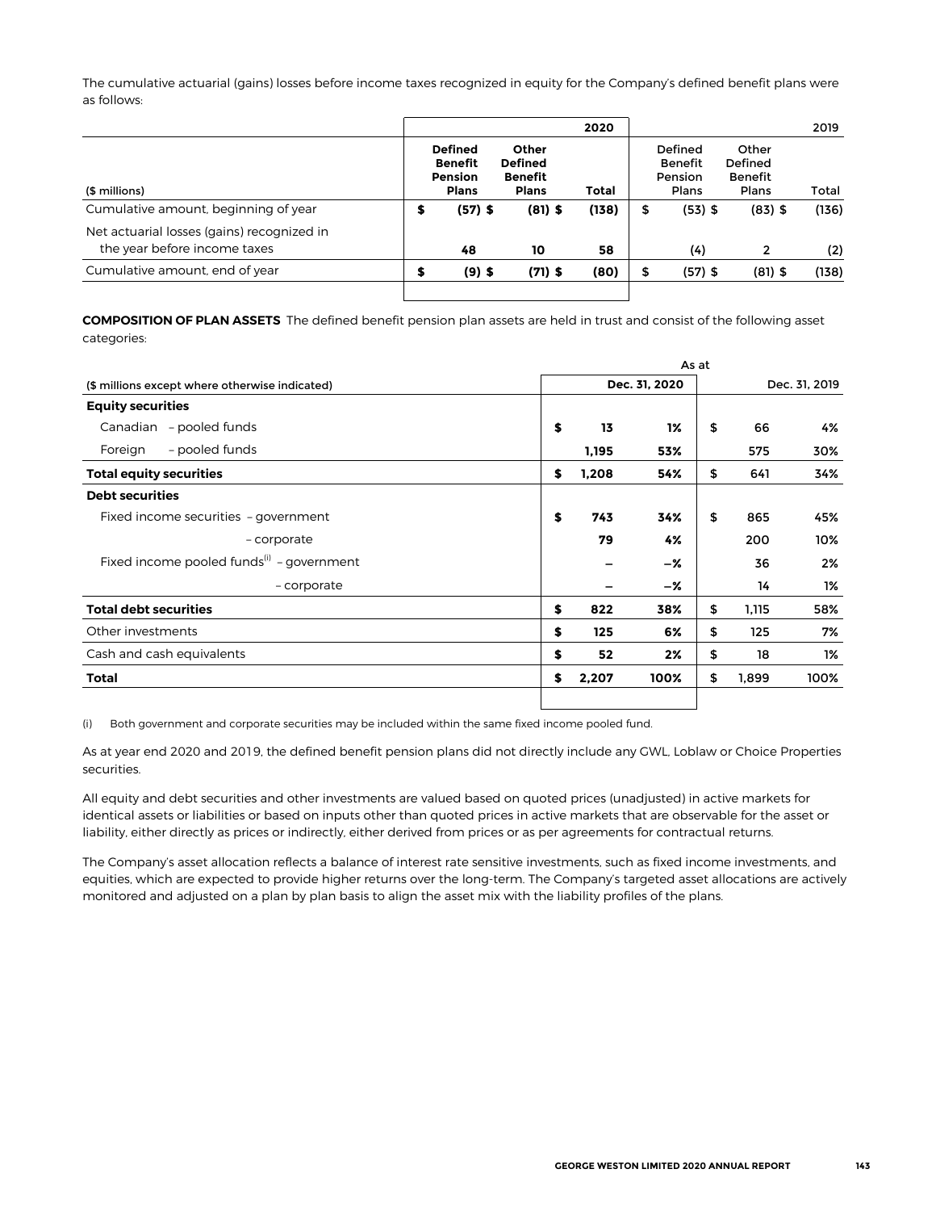The cumulative actuarial (gains) losses before income taxes recognized in equity for the Company's defined benefit plans were as follows:

| | | | 2020 | | | 2019 |
|---|---|---|---|---|---|---|
| ($ millions) | Defined Benefit Pension Plans | Other Defined Benefit Plans | Total | Defined Benefit Pension Plans | Other Defined Benefit Plans | Total |
| Cumulative amount, beginning of year | $ (57) | $ (81) | $ (138) | $ (53) | $ (83) | $ (136) |
| Net actuarial losses (gains) recognized in the year before income taxes | 48 | 10 | 58 | (4) | 2 | (2) |
| Cumulative amount, end of year | $ (9) | $ (71) | $ (80) | $ (57) | $ (81) | $ (138) |

**COMPOSITION OF PLAN ASSETS** The defined benefit pension plan assets are held in trust and consist of the following asset categories:

| | As at | | | |
|---|---|---|---|---|
| ($ millions except where otherwise indicated) | Dec. 31, 2020 | | Dec. 31, 2019 | |
| **Equity securities** | | | | |
| Canadian – pooled funds | $ 13 | 1% | $ 66 | 4% |
| Foreign – pooled funds | 1,195 | 53% | 575 | 30% |
| **Total equity securities** | $ 1,208 | 54% | $ 641 | 34% |
| **Debt securities** | | | | |
| Fixed income securities – government | $ 743 | 34% | $ 865 | 45% |
| – corporate | 79 | 4% | 200 | 10% |
| Fixed income pooled funds[(i)] – government | – | –% | 36 | 2% |
| – corporate | – | –% | 14 | 1% |
| **Total debt securities** | $ 822 | 38% | $ 1,115 | 58% |
| Other investments | $ 125 | 6% | $ 125 | 7% |
| Cash and cash equivalents | $ 52 | 2% | $ 18 | 1% |
| **Total** | $ 2,207 | 100% | $ 1,899 | 100% |

(i) Both government and corporate securities may be included within the same fixed income pooled fund.

As at year end 2020 and 2019, the defined benefit pension plans did not directly include any GWL, Loblaw or Choice Properties securities.

All equity and debt securities and other investments are valued based on quoted prices (unadjusted) in active markets for identical assets or liabilities or based on inputs other than quoted prices in active markets that are observable for the asset or liability, either directly as prices or indirectly, either derived from prices or as per agreements for contractual returns.

The Company's asset allocation reflects a balance of interest rate sensitive investments, such as fixed income investments, and equities, which are expected to provide higher returns over the long-term. The Company's targeted asset allocations are actively monitored and adjusted on a plan by plan basis to align the asset mix with the liability profiles of the plans.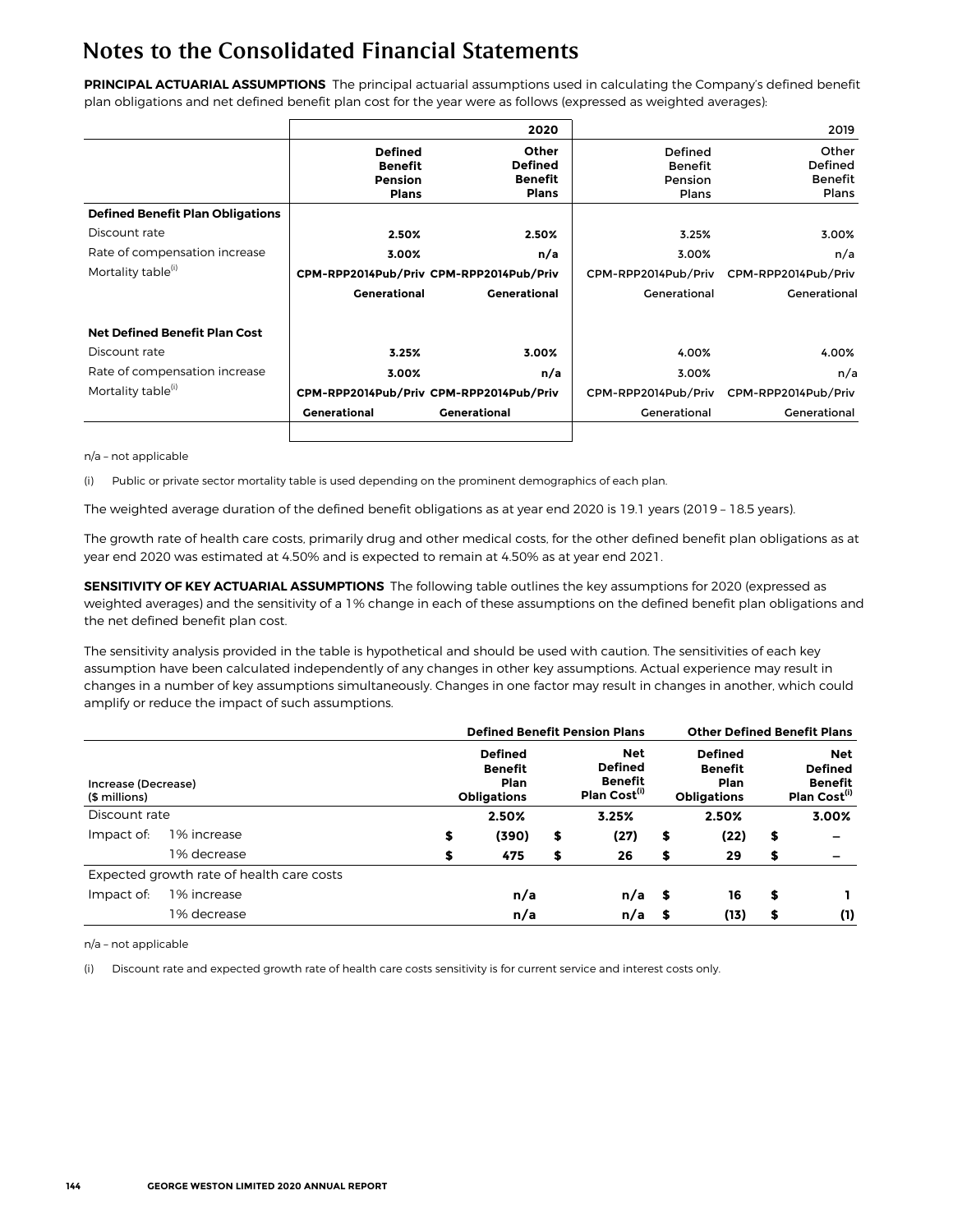# Notes to the Consolidated Financial Statements

**PRINCIPAL ACTUARIAL ASSUMPTIONS** The principal actuarial assumptions used in calculating the Company's defined benefit plan obligations and net defined benefit plan cost for the year were as follows (expressed as weighted averages):

| | 2020 | | 2019 | |
|---|---|---|---|---|
| | **Defined Benefit Pension Plans** | **Other Defined Benefit Plans** | Defined Benefit Pension Plans | Other Defined Benefit Plans |
| **Defined Benefit Plan Obligations** | | | | |
| Discount rate | **2.50%** | **2.50%** | 3.25% | 3.00% |
| Rate of compensation increase | **3.00%** | **n/a** | 3.00% | n/a |
| Mortality table[(i)] | **CPM-RPP2014Pub/Priv Generational** | **CPM-RPP2014Pub/Priv Generational** | CPM-RPP2014Pub/Priv Generational | CPM-RPP2014Pub/Priv Generational |
| **Net Defined Benefit Plan Cost** | | | | |
| Discount rate | **3.25%** | **3.00%** | 4.00% | 4.00% |
| Rate of compensation increase | **3.00%** | **n/a** | 3.00% | n/a |
| Mortality table[(i)] | **CPM-RPP2014Pub/Priv Generational** | **CPM-RPP2014Pub/Priv Generational** | CPM-RPP2014Pub/Priv Generational | CPM-RPP2014Pub/Priv Generational |

n/a – not applicable

(i) Public or private sector mortality table is used depending on the prominent demographics of each plan.

The weighted average duration of the defined benefit obligations as at year end 2020 is 19.1 years (2019 – 18.5 years).

The growth rate of health care costs, primarily drug and other medical costs, for the other defined benefit plan obligations as at year end 2020 was estimated at 4.50% and is expected to remain at 4.50% as at year end 2021.

**SENSITIVITY OF KEY ACTUARIAL ASSUMPTIONS** The following table outlines the key assumptions for 2020 (expressed as weighted averages) and the sensitivity of a 1% change in each of these assumptions on the defined benefit plan obligations and the net defined benefit plan cost.

The sensitivity analysis provided in the table is hypothetical and should be used with caution. The sensitivities of each key assumption have been calculated independently of any changes in other key assumptions. Actual experience may result in changes in a number of key assumptions simultaneously. Changes in one factor may result in changes in another, which could amplify or reduce the impact of such assumptions.

| | | **Defined Benefit Pension Plans** | | **Other Defined Benefit Plans** | |
|---|---|---|---|---|---|
| **Increase (Decrease) ($ millions)** | | **Defined Benefit Plan Obligations** | **Net Defined Benefit Plan Cost[(i)]** | **Defined Benefit Plan Obligations** | **Net Defined Benefit Plan Cost[(i)]** |
| Discount rate | | **2.50%** | **3.25%** | **2.50%** | **3.00%** |
| Impact of: | 1% increase | **$ (390)** | **$ (27)** | **$ (22)** | **$ –** |
| | 1% decrease | **$ 475** | **$ 26** | **$ 29** | **$ –** |
| Expected growth rate of health care costs | | | | | |
| Impact of: | 1% increase | **n/a** | **n/a** | **$ 16** | **$ 1** |
| | 1% decrease | **n/a** | **n/a** | **$ (13)** | **$ (1)** |

n/a – not applicable

(i) Discount rate and expected growth rate of health care costs sensitivity is for current service and interest costs only.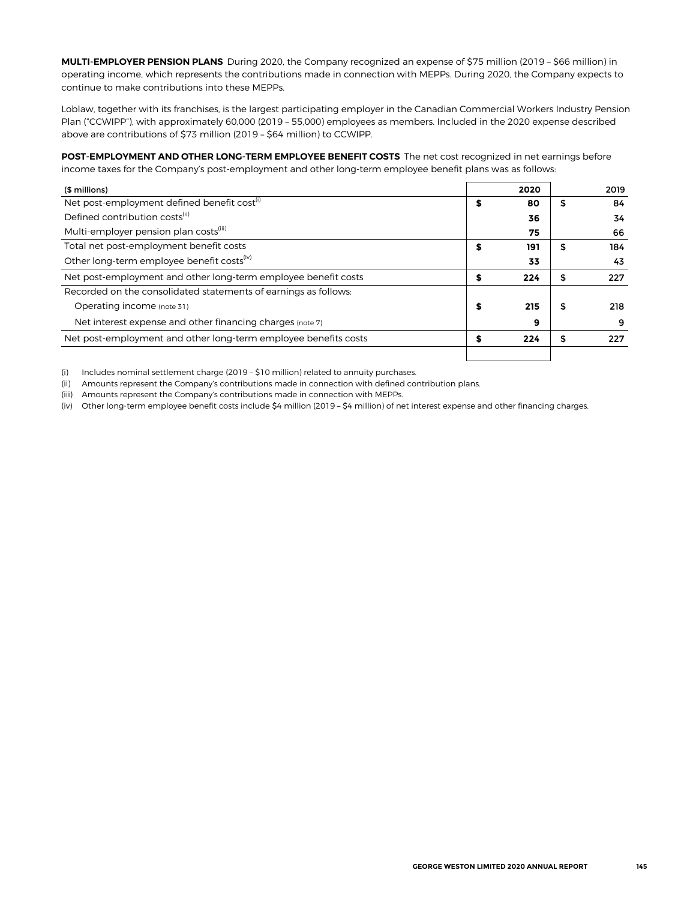**MULTI-EMPLOYER PENSION PLANS** During 2020, the Company recognized an expense of $75 million (2019 – $66 million) in operating income, which represents the contributions made in connection with MEPPs. During 2020, the Company expects to continue to make contributions into these MEPPs.

Loblaw, together with its franchises, is the largest participating employer in the Canadian Commercial Workers Industry Pension Plan ("CCWIPP"), with approximately 60,000 (2019 – 55,000) employees as members. Included in the 2020 expense described above are contributions of $73 million (2019 – $64 million) to CCWIPP.

**POST-EMPLOYMENT AND OTHER LONG-TERM EMPLOYEE BENEFIT COSTS** The net cost recognized in net earnings before income taxes for the Company's post-employment and other long-term employee benefit plans was as follows:

| ($ millions) | 2020 | 2019 |
|---|---|---|
| Net post-employment defined benefit cost(i) | $ 80 | $ 84 |
| Defined contribution costs(ii) | 36 | 34 |
| Multi-employer pension plan costs(iii) | 75 | 66 |
| Total net post-employment benefit costs | $ 191 | $ 184 |
| Other long-term employee benefit costs(iv) | 33 | 43 |
| Net post-employment and other long-term employee benefit costs | $ 224 | $ 227 |
| Recorded on the consolidated statements of earnings as follows: | | |
| Operating income (note 31) | $ 215 | $ 218 |
| Net interest expense and other financing charges (note 7) | 9 | 9 |
| Net post-employment and other long-term employee benefits costs | $ 224 | $ 227 |

(i) Includes nominal settlement charge (2019 – $10 million) related to annuity purchases.

(ii) Amounts represent the Company's contributions made in connection with defined contribution plans.

(iii) Amounts represent the Company's contributions made in connection with MEPPs.

(iv) Other long-term employee benefit costs include $4 million (2019 – $4 million) of net interest expense and other financing charges.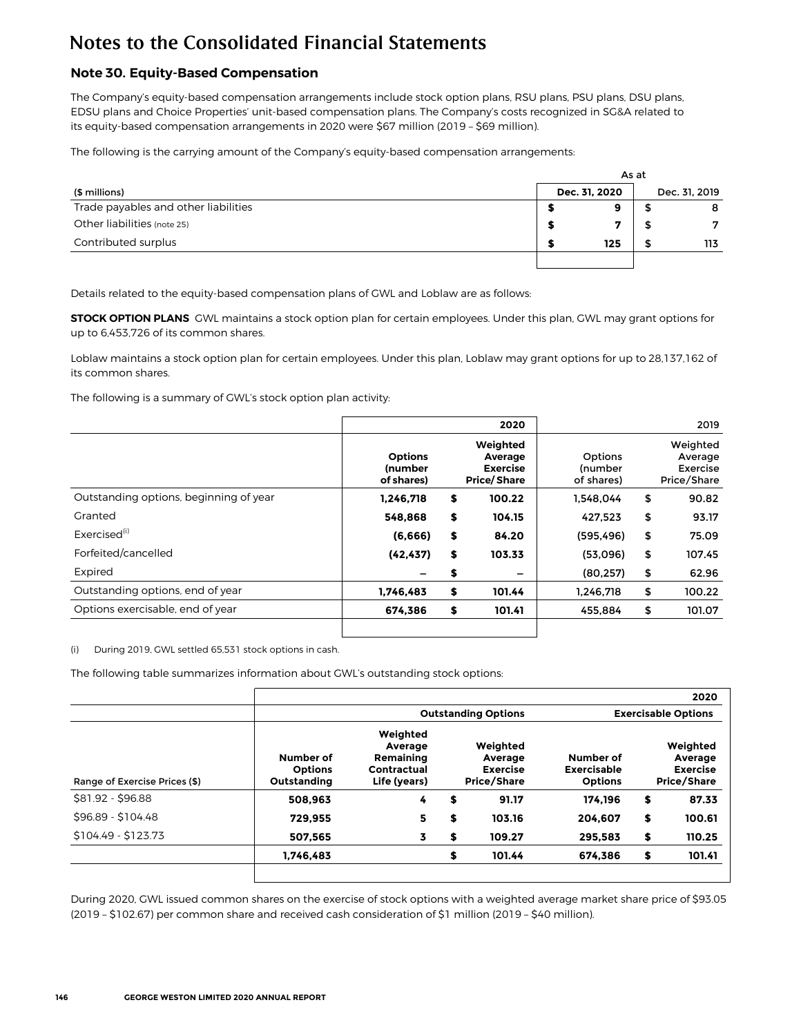# Notes to the Consolidated Financial Statements

## Note 30. Equity-Based Compensation

The Company's equity-based compensation arrangements include stock option plans, RSU plans, PSU plans, DSU plans, EDSU plans and Choice Properties' unit-based compensation plans. The Company's costs recognized in SG&A related to its equity-based compensation arrangements in 2020 were $67 million (2019 – $69 million).

The following is the carrying amount of the Company's equity-based compensation arrangements:

| ($ millions) | As at Dec. 31, 2020 | As at Dec. 31, 2019 |
|---|---|---|
| Trade payables and other liabilities | **$ 9** | $ 8 |
| Other liabilities (note 25) | **$ 7** | $ 7 |
| Contributed surplus | **$ 125** | $ 113 |

Details related to the equity-based compensation plans of GWL and Loblaw are as follows:

**STOCK OPTION PLANS** GWL maintains a stock option plan for certain employees. Under this plan, GWL may grant options for up to 6,453,726 of its common shares.

Loblaw maintains a stock option plan for certain employees. Under this plan, Loblaw may grant options for up to 28,137,162 of its common shares.

The following is a summary of GWL's stock option plan activity:

| | 2020 | | 2019 | |
|---|---|---|---|---|
| | **Options (number of shares)** | **Weighted Average Exercise Price/Share** | Options (number of shares) | Weighted Average Exercise Price/Share |
| Outstanding options, beginning of year | **1,246,718** | **$ 100.22** | 1,548,044 | $ 90.82 |
| Granted | **548,868** | **$ 104.15** | 427,523 | $ 93.17 |
| Exercised[(i)] | **(6,666)** | **$ 84.20** | (595,496) | $ 75.09 |
| Forfeited/cancelled | **(42,437)** | **$ 103.33** | (53,096) | $ 107.45 |
| Expired | **–** | **$ –** | (80,257) | $ 62.96 |
| Outstanding options, end of year | **1,746,483** | **$ 101.44** | 1,246,718 | $ 100.22 |
| Options exercisable, end of year | **674,386** | **$ 101.41** | 455,884 | $ 101.07 |

(i) During 2019, GWL settled 65,531 stock options in cash.

The following table summarizes information about GWL's outstanding stock options:

| | 2020 | | | | |
|---|---|---|---|---|---|
| | Outstanding Options | | | Exercisable Options | |
| Range of Exercise Prices ($) | **Number of Options Outstanding** | **Weighted Average Remaining Contractual Life (years)** | **Weighted Average Exercise Price/Share** | **Number of Exercisable Options** | **Weighted Average Exercise Price/Share** |
| $81.92 - $96.88 | **508,963** | **4** | **$ 91.17** | **174,196** | **$ 87.33** |
| $96.89 - $104.48 | **729,955** | **5** | **$ 103.16** | **204,607** | **$ 100.61** |
| $104.49 - $123.73 | **507,565** | **3** | **$ 109.27** | **295,583** | **$ 110.25** |
| | **1,746,483** | | **$ 101.44** | **674,386** | **$ 101.41** |

During 2020, GWL issued common shares on the exercise of stock options with a weighted average market share price of $93.05 (2019 – $102.67) per common share and received cash consideration of $1 million (2019 – $40 million).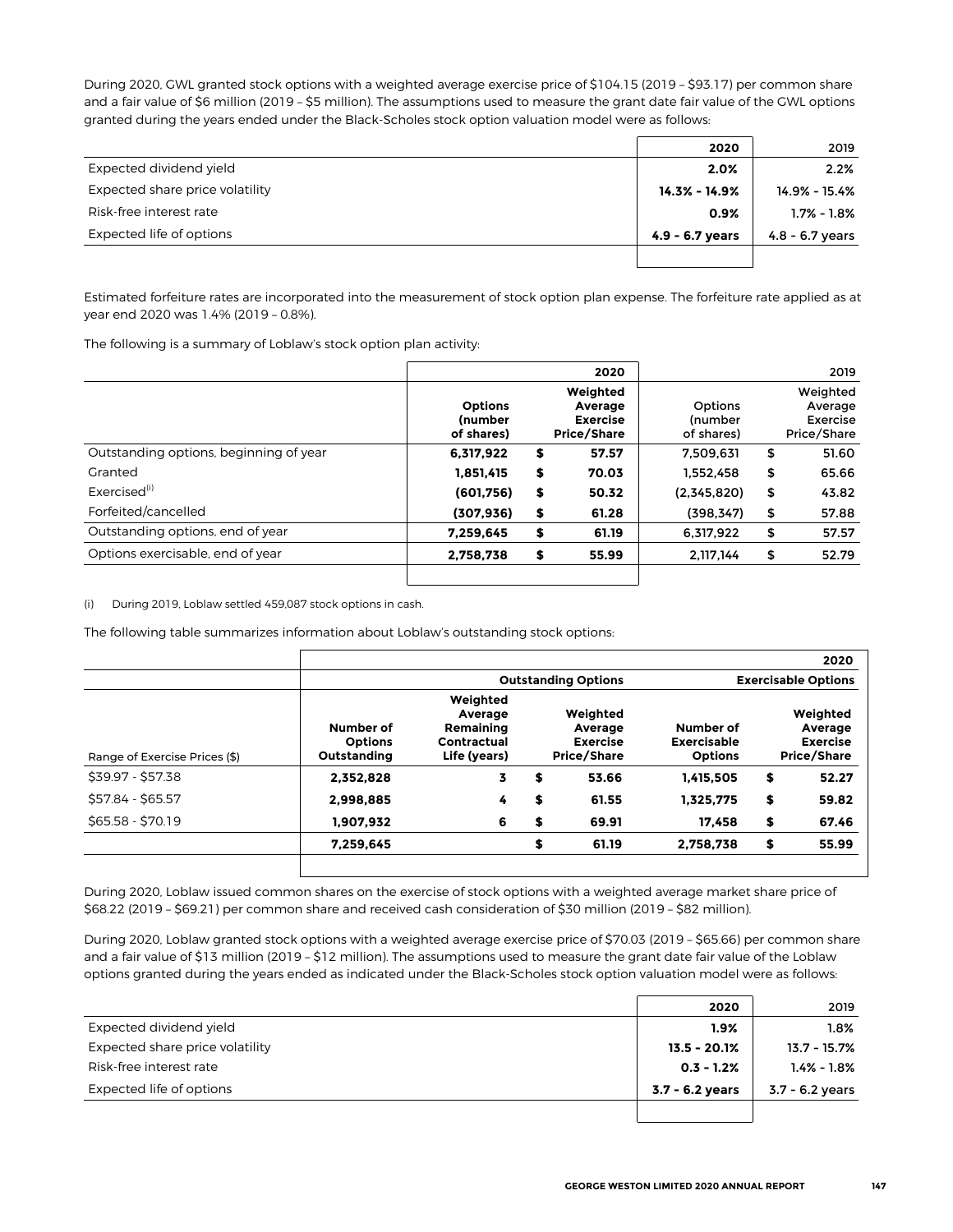During 2020, GWL granted stock options with a weighted average exercise price of $104.15 (2019 – $93.17) per common share and a fair value of $6 million (2019 – $5 million). The assumptions used to measure the grant date fair value of the GWL options granted during the years ended under the Black-Scholes stock option valuation model were as follows:

| | 2020 | 2019 |
|---|---|---|
| Expected dividend yield | **2.0%** | 2.2% |
| Expected share price volatility | **14.3% - 14.9%** | 14.9% - 15.4% |
| Risk-free interest rate | **0.9%** | 1.7% - 1.8% |
| Expected life of options | **4.9 - 6.7 years** | 4.8 - 6.7 years |

Estimated forfeiture rates are incorporated into the measurement of stock option plan expense. The forfeiture rate applied as at year end 2020 was 1.4% (2019 – 0.8%).

The following is a summary of Loblaw's stock option plan activity:

| | 2020 | | 2019 | |
|---|---|---|---|---|
| | **Options (number of shares)** | **Weighted Average Exercise Price/Share** | Options (number of shares) | Weighted Average Exercise Price/Share |
| Outstanding options, beginning of year | **6,317,922** | **$ 57.57** | 7,509,631 | $ 51.60 |
| Granted | **1,851,415** | **$ 70.03** | 1,552,458 | $ 65.66 |
| Exercised[(i)] | **(601,756)** | **$ 50.32** | (2,345,820) | $ 43.82 |
| Forfeited/cancelled | **(307,936)** | **$ 61.28** | (398,347) | $ 57.88 |
| Outstanding options, end of year | **7,259,645** | **$ 61.19** | 6,317,922 | $ 57.57 |
| Options exercisable, end of year | **2,758,738** | **$ 55.99** | 2,117,144 | $ 52.79 |

(i) During 2019, Loblaw settled 459,087 stock options in cash.

The following table summarizes information about Loblaw's outstanding stock options:

| | | | | | 2020 |
|---|---|---|---|---|---|
| | **Outstanding Options** | | | **Exercisable Options** | |
| Range of Exercise Prices ($) | **Number of Options Outstanding** | **Weighted Average Remaining Contractual Life (years)** | **Weighted Average Exercise Price/Share** | **Number of Exercisable Options** | **Weighted Average Exercise Price/Share** |
| $39.97 - $57.38 | **2,352,828** | **3** | **$ 53.66** | **1,415,505** | **$ 52.27** |
| $57.84 - $65.57 | **2,998,885** | **4** | **$ 61.55** | **1,325,775** | **$ 59.82** |
| $65.58 - $70.19 | **1,907,932** | **6** | **$ 69.91** | **17,458** | **$ 67.46** |
| | **7,259,645** | | **$ 61.19** | **2,758,738** | **$ 55.99** |

During 2020, Loblaw issued common shares on the exercise of stock options with a weighted average market share price of $68.22 (2019 – $69.21) per common share and received cash consideration of $30 million (2019 – $82 million).

During 2020, Loblaw granted stock options with a weighted average exercise price of $70.03 (2019 – $65.66) per common share and a fair value of $13 million (2019 – $12 million). The assumptions used to measure the grant date fair value of the Loblaw options granted during the years ended as indicated under the Black-Scholes stock option valuation model were as follows:

| | 2020 | 2019 |
|---|---|---|
| Expected dividend yield | **1.9%** | 1.8% |
| Expected share price volatility | **13.5 - 20.1%** | 13.7 - 15.7% |
| Risk-free interest rate | **0.3 - 1.2%** | 1.4% - 1.8% |
| Expected life of options | **3.7 - 6.2 years** | 3.7 - 6.2 years |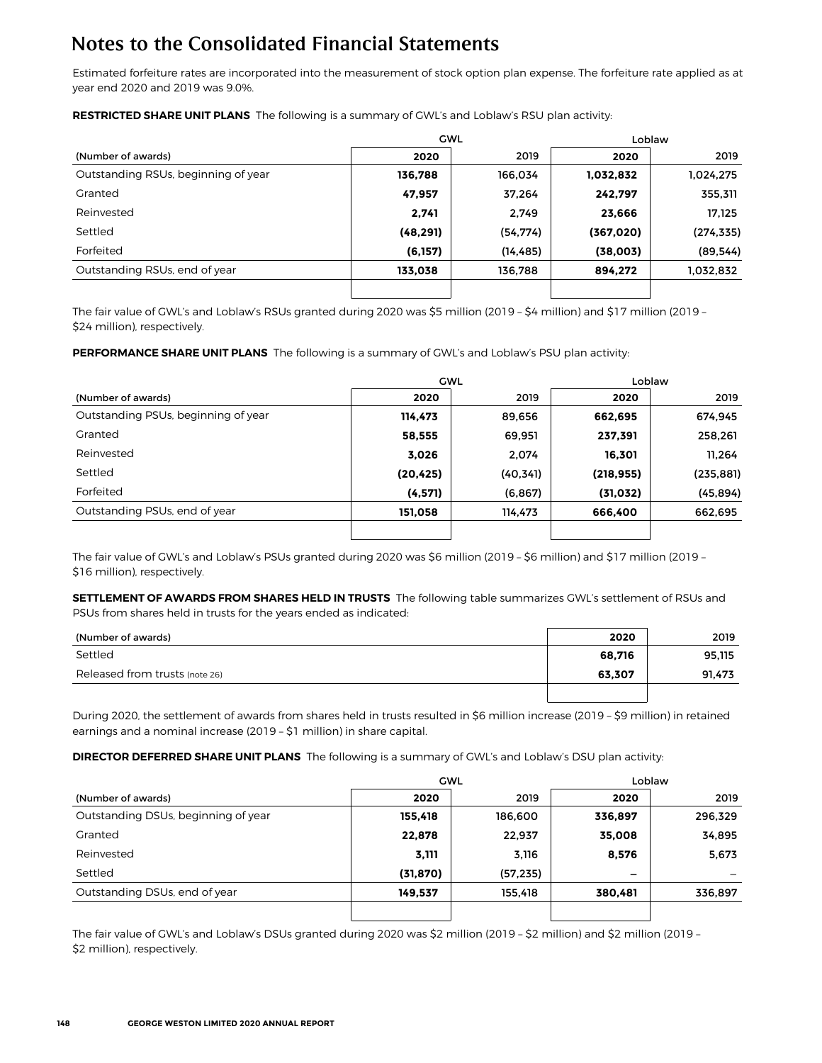# Notes to the Consolidated Financial Statements

Estimated forfeiture rates are incorporated into the measurement of stock option plan expense. The forfeiture rate applied as at year end 2020 and 2019 was 9.0%.

**RESTRICTED SHARE UNIT PLANS** The following is a summary of GWL's and Loblaw's RSU plan activity:

| | GWL | | Loblaw | |
|---|---|---|---|---|
| (Number of awards) | **2020** | 2019 | **2020** | 2019 |
| Outstanding RSUs, beginning of year | **136,788** | 166,034 | **1,032,832** | 1,024,275 |
| Granted | **47,957** | 37,264 | **242,797** | 355,311 |
| Reinvested | **2,741** | 2,749 | **23,666** | 17,125 |
| Settled | **(48,291)** | (54,774) | **(367,020)** | (274,335) |
| Forfeited | **(6,157)** | (14,485) | **(38,003)** | (89,544) |
| Outstanding RSUs, end of year | **133,038** | 136,788 | **894,272** | 1,032,832 |

The fair value of GWL's and Loblaw's RSUs granted during 2020 was \$5 million (2019 – \$4 million) and \$17 million (2019 – \$24 million), respectively.

**PERFORMANCE SHARE UNIT PLANS** The following is a summary of GWL's and Loblaw's PSU plan activity:

| | GWL | | Loblaw | |
|---|---|---|---|---|
| (Number of awards) | **2020** | 2019 | **2020** | 2019 |
| Outstanding PSUs, beginning of year | **114,473** | 89,656 | **662,695** | 674,945 |
| Granted | **58,555** | 69,951 | **237,391** | 258,261 |
| Reinvested | **3,026** | 2,074 | **16,301** | 11,264 |
| Settled | **(20,425)** | (40,341) | **(218,955)** | (235,881) |
| Forfeited | **(4,571)** | (6,867) | **(31,032)** | (45,894) |
| Outstanding PSUs, end of year | **151,058** | 114,473 | **666,400** | 662,695 |

The fair value of GWL's and Loblaw's PSUs granted during 2020 was \$6 million (2019 – \$6 million) and \$17 million (2019 – \$16 million), respectively.

**SETTLEMENT OF AWARDS FROM SHARES HELD IN TRUSTS** The following table summarizes GWL's settlement of RSUs and PSUs from shares held in trusts for the years ended as indicated:

| (Number of awards) | **2020** | 2019 |
|---|---|---|
| Settled | **68,716** | 95,115 |
| Released from trusts (note 26) | **63,307** | 91,473 |

During 2020, the settlement of awards from shares held in trusts resulted in \$6 million increase (2019 – \$9 million) in retained earnings and a nominal increase (2019 – \$1 million) in share capital.

**DIRECTOR DEFERRED SHARE UNIT PLANS** The following is a summary of GWL's and Loblaw's DSU plan activity:

| | GWL | | Loblaw | |
|---|---|---|---|---|
| (Number of awards) | **2020** | 2019 | **2020** | 2019 |
| Outstanding DSUs, beginning of year | **155,418** | 186,600 | **336,897** | 296,329 |
| Granted | **22,878** | 22,937 | **35,008** | 34,895 |
| Reinvested | **3,111** | 3,116 | **8,576** | 5,673 |
| Settled | **(31,870)** | (57,235) | **–** | – |
| Outstanding DSUs, end of year | **149,537** | 155,418 | **380,481** | 336,897 |

The fair value of GWL's and Loblaw's DSUs granted during 2020 was \$2 million (2019 – \$2 million) and \$2 million (2019 – \$2 million), respectively.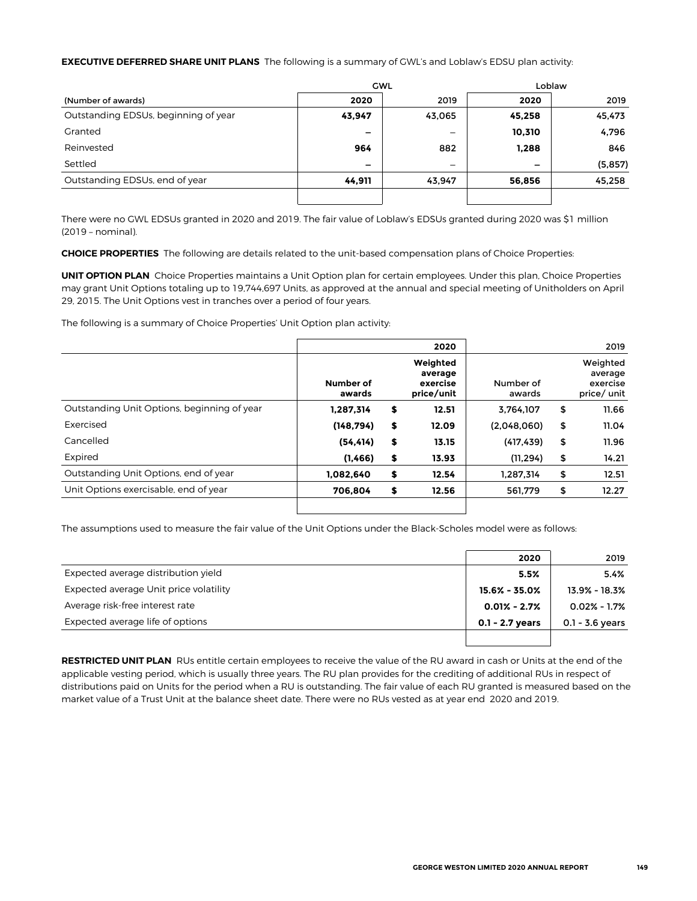**EXECUTIVE DEFERRED SHARE UNIT PLANS** The following is a summary of GWL's and Loblaw's EDSU plan activity:

| | GWL | | Loblaw | |
|---|---|---|---|---|
| (Number of awards) | **2020** | 2019 | **2020** | 2019 |
| Outstanding EDSUs, beginning of year | **43,947** | 43,065 | **45,258** | 45,473 |
| Granted | **–** | – | **10,310** | 4,796 |
| Reinvested | **964** | 882 | **1,288** | 846 |
| Settled | **–** | – | **–** | (5,857) |
| Outstanding EDSUs, end of year | **44,911** | 43,947 | **56,856** | 45,258 |

There were no GWL EDSUs granted in 2020 and 2019. The fair value of Loblaw's EDSUs granted during 2020 was $1 million (2019 – nominal).

**CHOICE PROPERTIES** The following are details related to the unit-based compensation plans of Choice Properties:

**UNIT OPTION PLAN** Choice Properties maintains a Unit Option plan for certain employees. Under this plan, Choice Properties may grant Unit Options totaling up to 19,744,697 Units, as approved at the annual and special meeting of Unitholders on April 29, 2015. The Unit Options vest in tranches over a period of four years.

The following is a summary of Choice Properties' Unit Option plan activity:

| | | **2020** | | 2019 |
|---|---|---|---|---|
| | **Number of awards** | **Weighted average exercise price/unit** | Number of awards | Weighted average exercise price/ unit |
| Outstanding Unit Options, beginning of year | **1,287,314** | **$ 12.51** | 3,764,107 | $ 11.66 |
| Exercised | **(148,794)** | **$ 12.09** | (2,048,060) | $ 11.04 |
| Cancelled | **(54,414)** | **$ 13.15** | (417,439) | $ 11.96 |
| Expired | **(1,466)** | **$ 13.93** | (11,294) | $ 14.21 |
| Outstanding Unit Options, end of year | **1,082,640** | **$ 12.54** | 1,287,314 | $ 12.51 |
| Unit Options exercisable, end of year | **706,804** | **$ 12.56** | 561,779 | $ 12.27 |

The assumptions used to measure the fair value of the Unit Options under the Black-Scholes model were as follows:

| | **2020** | 2019 |
|---|---|---|
| Expected average distribution yield | **5.5%** | 5.4% |
| Expected average Unit price volatility | **15.6% - 35.0%** | 13.9% - 18.3% |
| Average risk-free interest rate | **0.01% - 2.7%** | 0.02% - 1.7% |
| Expected average life of options | **0.1 - 2.7 years** | 0.1 - 3.6 years |

**RESTRICTED UNIT PLAN** RUs entitle certain employees to receive the value of the RU award in cash or Units at the end of the applicable vesting period, which is usually three years. The RU plan provides for the crediting of additional RUs in respect of distributions paid on Units for the period when a RU is outstanding. The fair value of each RU granted is measured based on the market value of a Trust Unit at the balance sheet date. There were no RUs vested as at year end 2020 and 2019.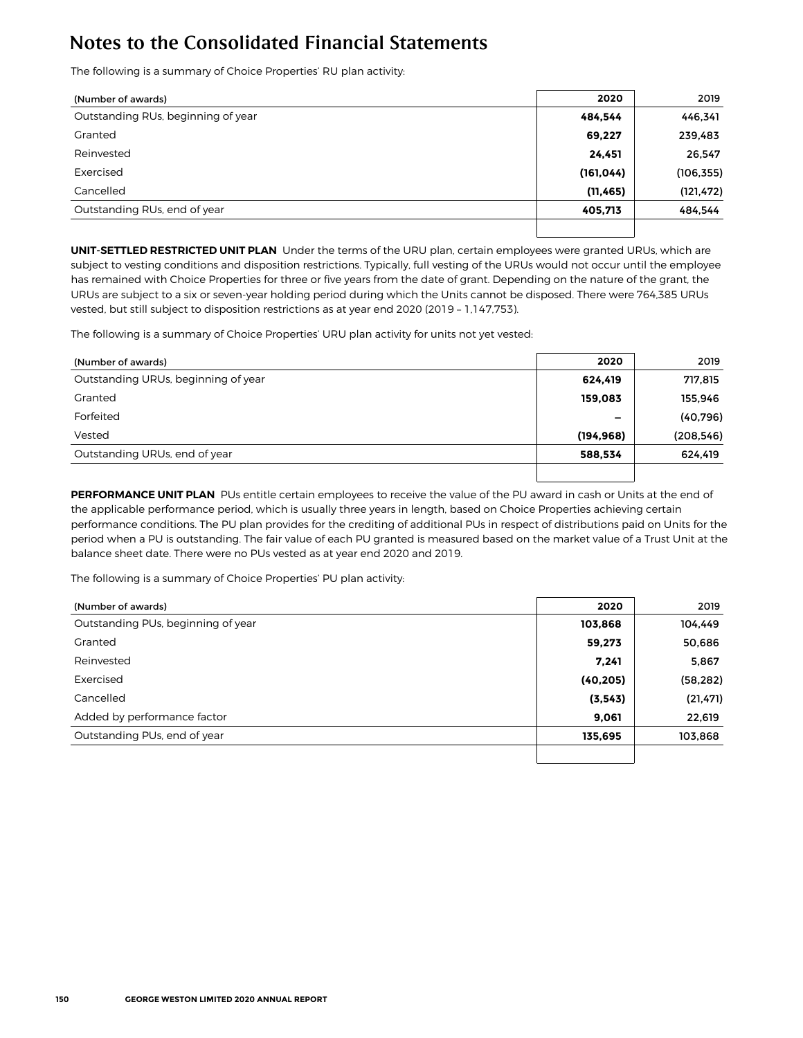# Notes to the Consolidated Financial Statements

The following is a summary of Choice Properties' RU plan activity:

| (Number of awards) | 2020 | 2019 |
|---|---|---|
| Outstanding RUs, beginning of year | **484,544** | 484,544 |
| Granted | **69,227** | 239,483 |
| Reinvested | **24,451** | 26,547 |
| Exercised | **(161,044)** | (106,355) |
| Cancelled | **(11,465)** | (121,472) |
| Outstanding RUs, end of year | **405,713** | 484,544 |

**UNIT-SETTLED RESTRICTED UNIT PLAN** Under the terms of the URU plan, certain employees were granted URUs, which are subject to vesting conditions and disposition restrictions. Typically, full vesting of the URUs would not occur until the employee has remained with Choice Properties for three or five years from the date of grant. Depending on the nature of the grant, the URUs are subject to a six or seven-year holding period during which the Units cannot be disposed. There were 764,385 URUs vested, but still subject to disposition restrictions as at year end 2020 (2019 – 1,147,753).

The following is a summary of Choice Properties' URU plan activity for units not yet vested:

| (Number of awards) | 2020 | 2019 |
|---|---|---|
| Outstanding URUs, beginning of year | **624,419** | 717,815 |
| Granted | **159,083** | 155,946 |
| Forfeited | **–** | (40,796) |
| Vested | **(194,968)** | (208,546) |
| Outstanding URUs, end of year | **588,534** | 624,419 |

**PERFORMANCE UNIT PLAN** PUs entitle certain employees to receive the value of the PU award in cash or Units at the end of the applicable performance period, which is usually three years in length, based on Choice Properties achieving certain performance conditions. The PU plan provides for the crediting of additional PUs in respect of distributions paid on Units for the period when a PU is outstanding. The fair value of each PU granted is measured based on the market value of a Trust Unit at the balance sheet date. There were no PUs vested as at year end 2020 and 2019.

The following is a summary of Choice Properties' PU plan activity:

| (Number of awards) | 2020 | 2019 |
|---|---|---|
| Outstanding PUs, beginning of year | **103,868** | 104,449 |
| Granted | **59,273** | 50,686 |
| Reinvested | **7,241** | 5,867 |
| Exercised | **(40,205)** | (58,282) |
| Cancelled | **(3,543)** | (21,471) |
| Added by performance factor | **9,061** | 22,619 |
| Outstanding PUs, end of year | **135,695** | 103,868 |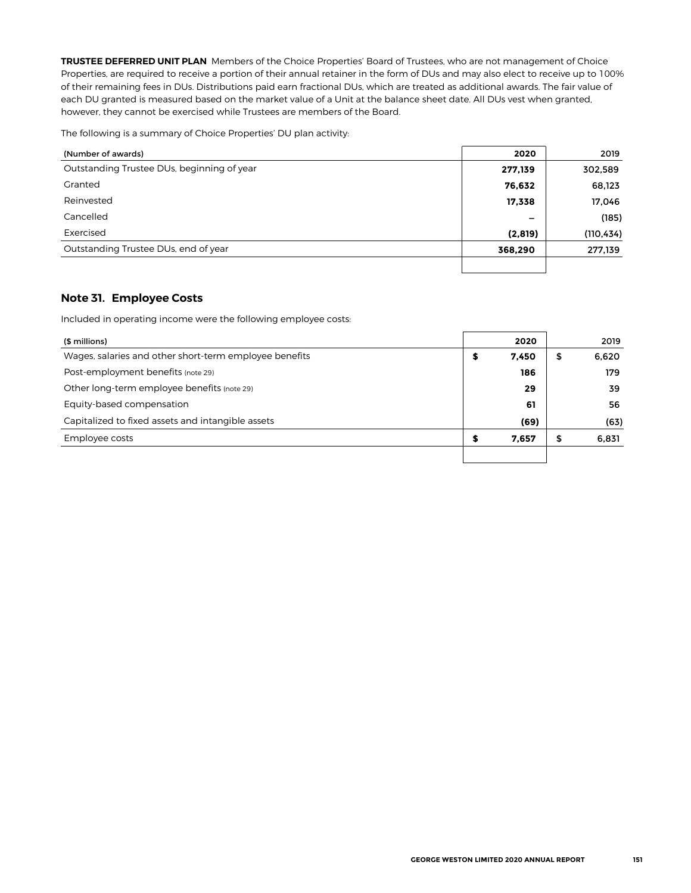**TRUSTEE DEFERRED UNIT PLAN** Members of the Choice Properties' Board of Trustees, who are not management of Choice Properties, are required to receive a portion of their annual retainer in the form of DUs and may also elect to receive up to 100% of their remaining fees in DUs. Distributions paid earn fractional DUs, which are treated as additional awards. The fair value of each DU granted is measured based on the market value of a Unit at the balance sheet date. All DUs vest when granted, however, they cannot be exercised while Trustees are members of the Board.

The following is a summary of Choice Properties' DU plan activity:

| (Number of awards) | 2020 | 2019 |
|---|---|---|
| Outstanding Trustee DUs, beginning of year | **277,139** | 302,589 |
| Granted | **76,632** | 68,123 |
| Reinvested | **17,338** | 17,046 |
| Cancelled | **–** | (185) |
| Exercised | **(2,819)** | (110,434) |
| Outstanding Trustee DUs, end of year | **368,290** | 277,139 |

## Note 31. Employee Costs

Included in operating income were the following employee costs:

| ($ millions) | 2020 | 2019 |
|---|---|---|
| Wages, salaries and other short-term employee benefits | **$ 7,450** | $ 6,620 |
| Post-employment benefits (note 29) | **186** | 179 |
| Other long-term employee benefits (note 29) | **29** | 39 |
| Equity-based compensation | **61** | 56 |
| Capitalized to fixed assets and intangible assets | **(69)** | (63) |
| Employee costs | **$ 7,657** | $ 6,831 |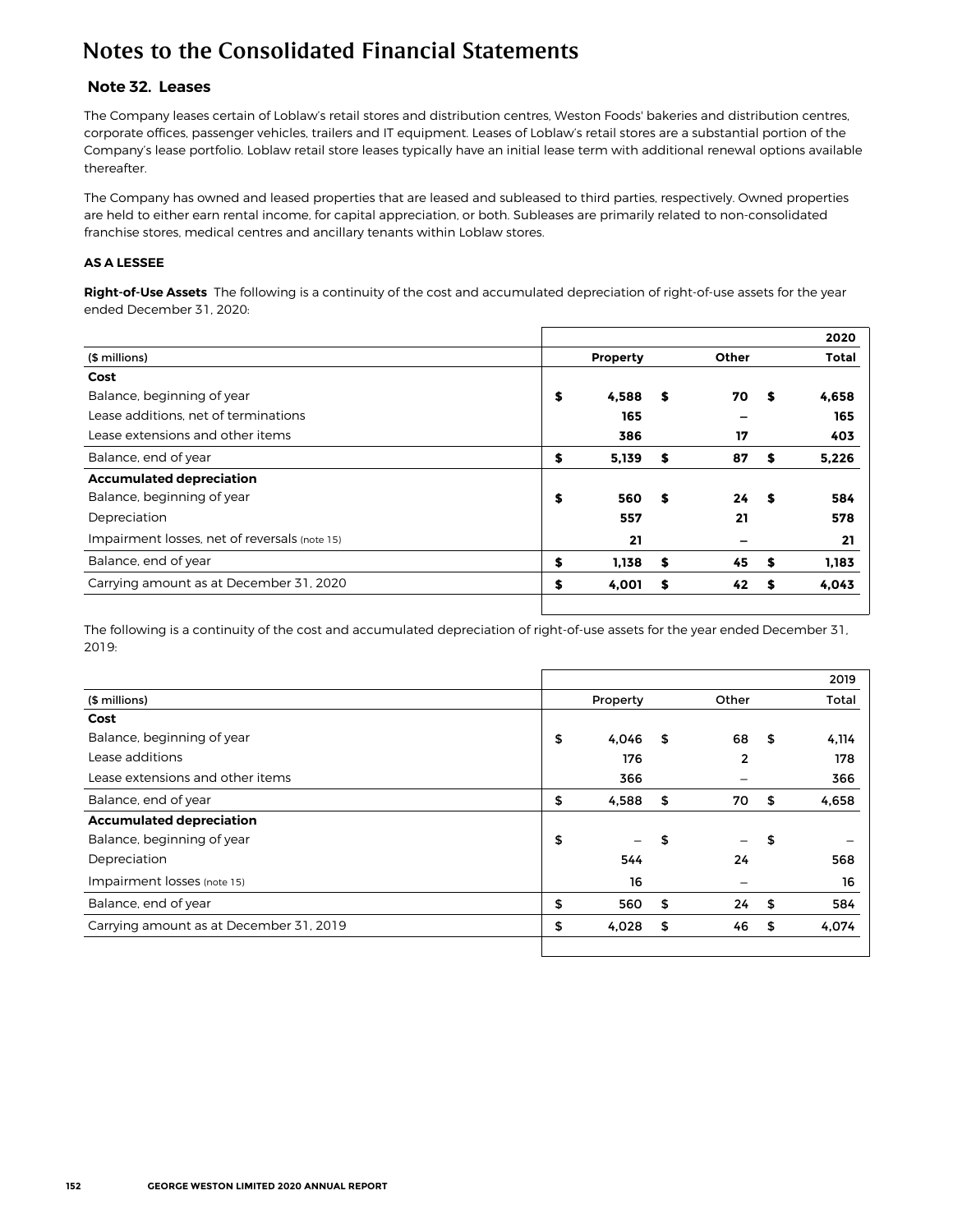# Notes to the Consolidated Financial Statements

## Note 32. Leases

The Company leases certain of Loblaw's retail stores and distribution centres, Weston Foods' bakeries and distribution centres, corporate offices, passenger vehicles, trailers and IT equipment. Leases of Loblaw's retail stores are a substantial portion of the Company's lease portfolio. Loblaw retail store leases typically have an initial lease term with additional renewal options available thereafter.

The Company has owned and leased properties that are leased and subleased to third parties, respectively. Owned properties are held to either earn rental income, for capital appreciation, or both. Subleases are primarily related to non-consolidated franchise stores, medical centres and ancillary tenants within Loblaw stores.

### AS A LESSEE

**Right-of-Use Assets** The following is a continuity of the cost and accumulated depreciation of right-of-use assets for the year ended December 31, 2020:

| | | | 2020 |
|---|---|---|---|
| ($ millions) | Property | Other | Total |
| **Cost** | | | |
| Balance, beginning of year | $ 4,588 | $ 70 | $ 4,658 |
| Lease additions, net of terminations | 165 | – | 165 |
| Lease extensions and other items | 386 | 17 | 403 |
| Balance, end of year | $ 5,139 | $ 87 | $ 5,226 |
| **Accumulated depreciation** | | | |
| Balance, beginning of year | $ 560 | $ 24 | $ 584 |
| Depreciation | 557 | 21 | 578 |
| Impairment losses, net of reversals (note 15) | 21 | – | 21 |
| Balance, end of year | $ 1,138 | $ 45 | $ 1,183 |
| Carrying amount as at December 31, 2020 | $ 4,001 | $ 42 | $ 4,043 |

The following is a continuity of the cost and accumulated depreciation of right-of-use assets for the year ended December 31, 2019:

| | | | 2019 |
|---|---|---|---|
| ($ millions) | Property | Other | Total |
| **Cost** | | | |
| Balance, beginning of year | $ 4,046 | $ 68 | $ 4,114 |
| Lease additions | 176 | 2 | 178 |
| Lease extensions and other items | 366 | – | 366 |
| Balance, end of year | $ 4,588 | $ 70 | $ 4,658 |
| **Accumulated depreciation** | | | |
| Balance, beginning of year | $ – | $ – | $ – |
| Depreciation | 544 | 24 | 568 |
| Impairment losses (note 15) | 16 | – | 16 |
| Balance, end of year | $ 560 | $ 24 | $ 584 |
| Carrying amount as at December 31, 2019 | $ 4,028 | $ 46 | $ 4,074 |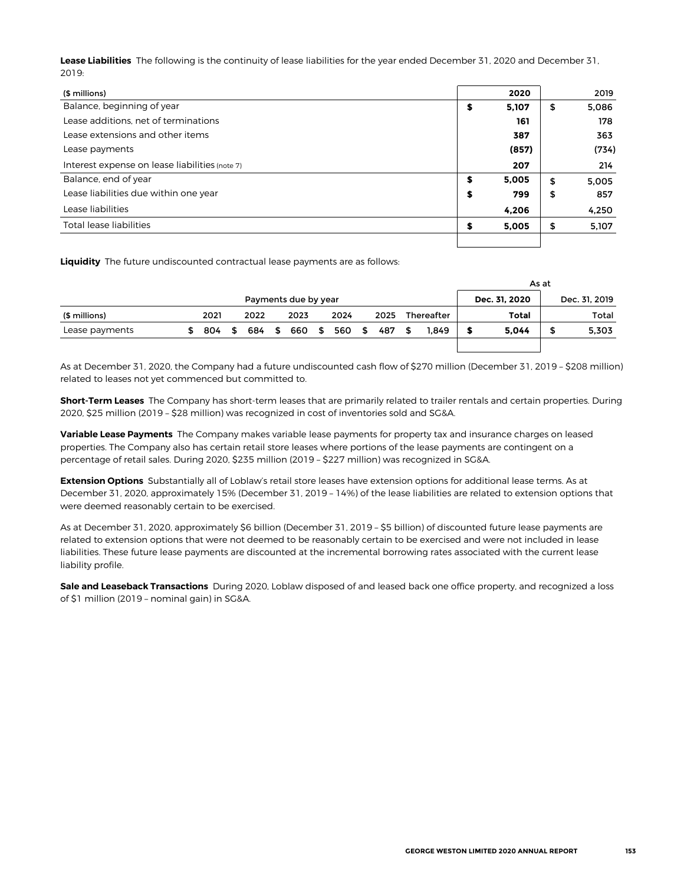**Lease Liabilities** The following is the continuity of lease liabilities for the year ended December 31, 2020 and December 31, 2019:

| ($ millions) | 2020 | 2019 |
|---|---|---|
| Balance, beginning of year | **$ 5,107** | $ 5,086 |
| Lease additions, net of terminations | **161** | 178 |
| Lease extensions and other items | **387** | 363 |
| Lease payments | **(857)** | (734) |
| Interest expense on lease liabilities (note 7) | **207** | 214 |
| Balance, end of year | **$ 5,005** | $ 5,005 |
| Lease liabilities due within one year | **$ 799** | $ 857 |
| Lease liabilities | **4,206** | 4,250 |
| Total lease liabilities | **$ 5,005** | $ 5,107 |

**Liquidity** The future undiscounted contractual lease payments are as follows:

| | Payments due by year | | | | | | As at | |
|---|---|---|---|---|---|---|---|---|
| | | | | | | | **Dec. 31, 2020** | Dec. 31, 2019 |
| ($ millions) | 2021 | 2022 | 2023 | 2024 | 2025 | Thereafter | **Total** | Total |
| Lease payments | $ 804 | $ 684 | $ 660 | $ 560 | $ 487 | $ 1,849 | **$ 5,044** | $ 5,303 |

As at December 31, 2020, the Company had a future undiscounted cash flow of $270 million (December 31, 2019 – $208 million) related to leases not yet commenced but committed to.

**Short-Term Leases** The Company has short-term leases that are primarily related to trailer rentals and certain properties. During 2020, $25 million (2019 – $28 million) was recognized in cost of inventories sold and SG&A.

**Variable Lease Payments** The Company makes variable lease payments for property tax and insurance charges on leased properties. The Company also has certain retail store leases where portions of the lease payments are contingent on a percentage of retail sales. During 2020, $235 million (2019 – $227 million) was recognized in SG&A.

**Extension Options** Substantially all of Loblaw's retail store leases have extension options for additional lease terms. As at December 31, 2020, approximately 15% (December 31, 2019 – 14%) of the lease liabilities are related to extension options that were deemed reasonably certain to be exercised.

As at December 31, 2020, approximately $6 billion (December 31, 2019 – $5 billion) of discounted future lease payments are related to extension options that were not deemed to be reasonably certain to be exercised and were not included in lease liabilities. These future lease payments are discounted at the incremental borrowing rates associated with the current lease liability profile.

**Sale and Leaseback Transactions** During 2020, Loblaw disposed of and leased back one office property, and recognized a loss of $1 million (2019 – nominal gain) in SG&A.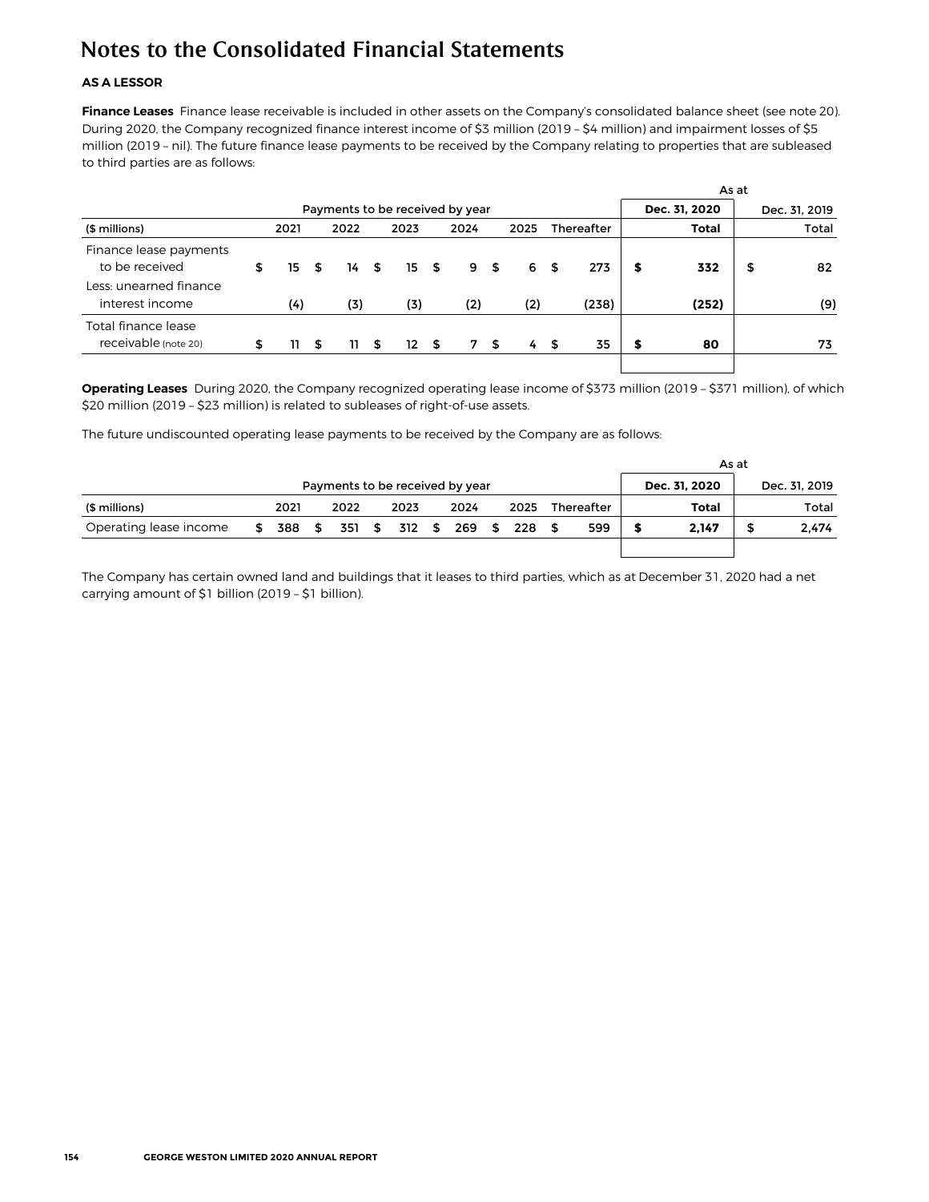# Notes to the Consolidated Financial Statements

**AS A LESSOR**

**Finance Leases** Finance lease receivable is included in other assets on the Company's consolidated balance sheet (see note 20). During 2020, the Company recognized finance interest income of $3 million (2019 – $4 million) and impairment losses of $5 million (2019 – nil). The future finance lease payments to be received by the Company relating to properties that are subleased to third parties are as follows:

| | Payments to be received by year | | | | | | As at Dec. 31, 2020 | As at Dec. 31, 2019 |
|---|---|---|---|---|---|---|---|---|
| ($ millions) | 2021 | 2022 | 2023 | 2024 | 2025 | Thereafter | **Total** | Total |
| Finance lease payments to be received | $ 15 | $ 14 | $ 15 | $ 9 | $ 6 | $ 273 | **$ 332** | $ 82 |
| Less: unearned finance interest income | (4) | (3) | (3) | (2) | (2) | (238) | **(252)** | (9) |
| Total finance lease receivable (note 20) | $ 11 | $ 11 | $ 12 | $ 7 | $ 4 | $ 35 | **$ 80** | 73 |

**Operating Leases** During 2020, the Company recognized operating lease income of $373 million (2019 – $371 million), of which $20 million (2019 – $23 million) is related to subleases of right-of-use assets.

The future undiscounted operating lease payments to be received by the Company are as follows:

| | Payments to be received by year | | | | | | As at Dec. 31, 2020 | As at Dec. 31, 2019 |
|---|---|---|---|---|---|---|---|---|
| ($ millions) | 2021 | 2022 | 2023 | 2024 | 2025 | Thereafter | **Total** | Total |
| Operating lease income | $ 388 | $ 351 | $ 312 | $ 269 | $ 228 | $ 599 | **$ 2,147** | $ 2,474 |

The Company has certain owned land and buildings that it leases to third parties, which as at December 31, 2020 had a net carrying amount of $1 billion (2019 – $1 billion).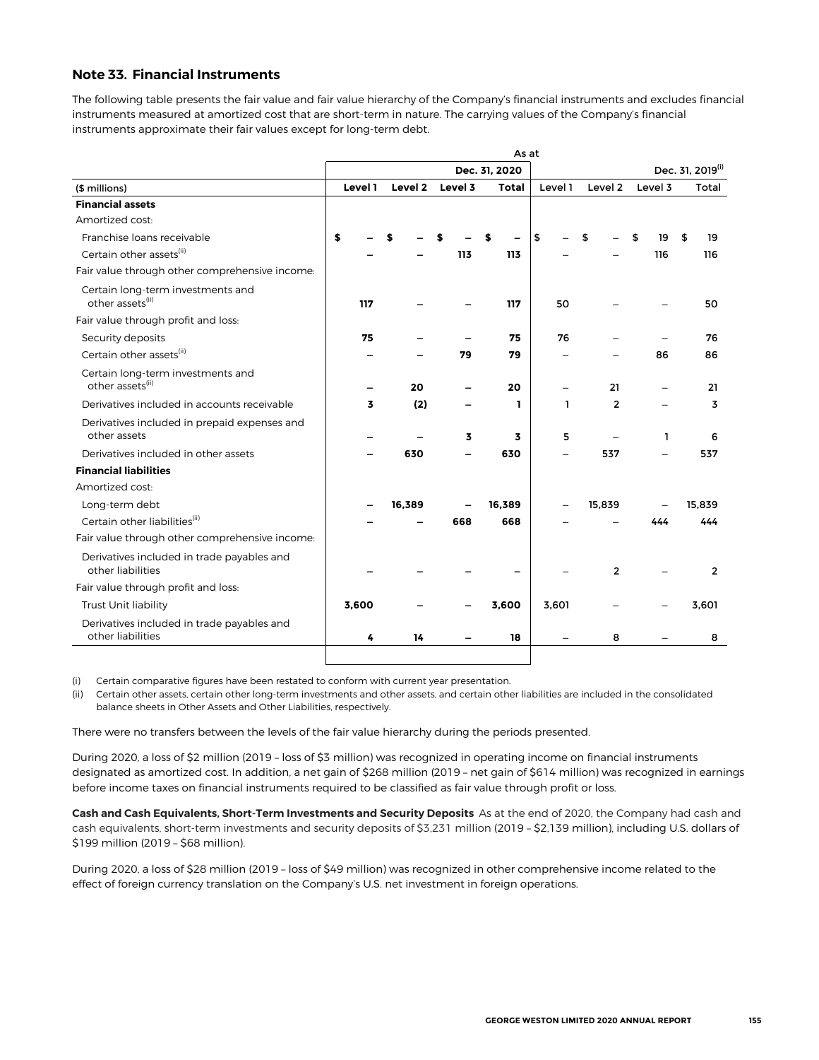## Note 33. Financial Instruments

The following table presents the fair value and fair value hierarchy of the Company's financial instruments and excludes financial instruments measured at amortized cost that are short-term in nature. The carrying values of the Company's financial instruments approximate their fair values except for long-term debt.

| | As at | | | | | | | |
|---|---|---|---|---|---|---|---|---|
| | | | | **Dec. 31, 2020** | | | | Dec. 31, 2019[(i)] |
| ($ millions) | **Level 1** | **Level 2** | **Level 3** | **Total** | Level 1 | Level 2 | Level 3 | Total |
| **Financial assets** | | | | | | | | |
| Amortized cost: | | | | | | | | |
| Franchise loans receivable | **$ –** | **$ –** | **$ –** | **$ –** | $ – | $ – | $ 19 | $ 19 |
| Certain other assets[(ii)] | **–** | **–** | **113** | **113** | – | – | 116 | 116 |
| Fair value through other comprehensive income: | | | | | | | | |
| Certain long-term investments and other assets[(ii)] | **117** | **–** | **–** | **117** | 50 | – | – | 50 |
| Fair value through profit and loss: | | | | | | | | |
| Security deposits | **75** | **–** | **–** | **75** | 76 | – | – | 76 |
| Certain other assets[(ii)] | **–** | **–** | **79** | **79** | – | – | 86 | 86 |
| Certain long-term investments and other assets[(ii)] | **–** | **20** | **–** | **20** | – | 21 | – | 21 |
| Derivatives included in accounts receivable | **3** | **(2)** | **–** | **1** | 1 | 2 | – | 3 |
| Derivatives included in prepaid expenses and other assets | **–** | **–** | **3** | **3** | 5 | – | 1 | 6 |
| Derivatives included in other assets | **–** | **630** | **–** | **630** | – | 537 | – | 537 |
| **Financial liabilities** | | | | | | | | |
| Amortized cost: | | | | | | | | |
| Long-term debt | **–** | **16,389** | **–** | **16,389** | – | 15,839 | – | 15,839 |
| Certain other liabilities[(ii)] | **–** | **–** | **668** | **668** | – | – | 444 | 444 |
| Fair value through other comprehensive income: | | | | | | | | |
| Derivatives included in trade payables and other liabilities | **–** | **–** | **–** | **–** | – | 2 | – | 2 |
| Fair value through profit and loss: | | | | | | | | |
| Trust Unit liability | **3,600** | **–** | **–** | **3,600** | 3,601 | – | – | 3,601 |
| Derivatives included in trade payables and other liabilities | **4** | **14** | **–** | **18** | – | 8 | – | 8 |

(i) Certain comparative figures have been restated to conform with current year presentation.

(ii) Certain other assets, certain other long-term investments and other assets, and certain other liabilities are included in the consolidated balance sheets in Other Assets and Other Liabilities, respectively.

There were no transfers between the levels of the fair value hierarchy during the periods presented.

During 2020, a loss of $2 million (2019 – loss of $3 million) was recognized in operating income on financial instruments designated as amortized cost. In addition, a net gain of $268 million (2019 – net gain of $614 million) was recognized in earnings before income taxes on financial instruments required to be classified as fair value through profit or loss.

**Cash and Cash Equivalents, Short-Term Investments and Security Deposits** As at the end of 2020, the Company had cash and cash equivalents, short-term investments and security deposits of $3,231 million (2019 – $2,139 million), including U.S. dollars of $199 million (2019 – $68 million).

During 2020, a loss of $28 million (2019 – loss of $49 million) was recognized in other comprehensive income related to the effect of foreign currency translation on the Company's U.S. net investment in foreign operations.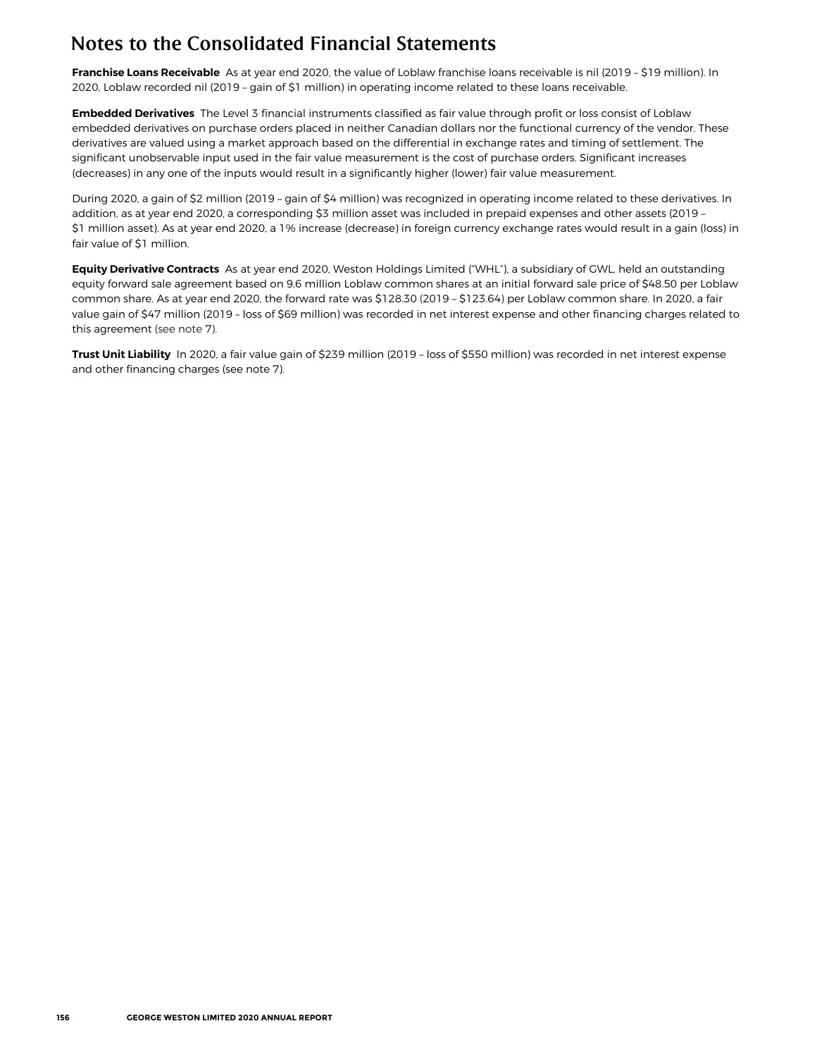# Notes to the Consolidated Financial Statements

**Franchise Loans Receivable** As at year end 2020, the value of Loblaw franchise loans receivable is nil (2019 – $19 million). In 2020, Loblaw recorded nil (2019 – gain of $1 million) in operating income related to these loans receivable.

**Embedded Derivatives** The Level 3 financial instruments classified as fair value through profit or loss consist of Loblaw embedded derivatives on purchase orders placed in neither Canadian dollars nor the functional currency of the vendor. These derivatives are valued using a market approach based on the differential in exchange rates and timing of settlement. The significant unobservable input used in the fair value measurement is the cost of purchase orders. Significant increases (decreases) in any one of the inputs would result in a significantly higher (lower) fair value measurement.

During 2020, a gain of $2 million (2019 – gain of $4 million) was recognized in operating income related to these derivatives. In addition, as at year end 2020, a corresponding $3 million asset was included in prepaid expenses and other assets (2019 – $1 million asset). As at year end 2020, a 1% increase (decrease) in foreign currency exchange rates would result in a gain (loss) in fair value of $1 million.

**Equity Derivative Contracts** As at year end 2020, Weston Holdings Limited ("WHL"), a subsidiary of GWL, held an outstanding equity forward sale agreement based on 9.6 million Loblaw common shares at an initial forward sale price of $48.50 per Loblaw common share. As at year end 2020, the forward rate was $128.30 (2019 – $123.64) per Loblaw common share. In 2020, a fair value gain of $47 million (2019 – loss of $69 million) was recorded in net interest expense and other financing charges related to this agreement (see note 7).

**Trust Unit Liability** In 2020, a fair value gain of $239 million (2019 – loss of $550 million) was recorded in net interest expense and other financing charges (see note 7).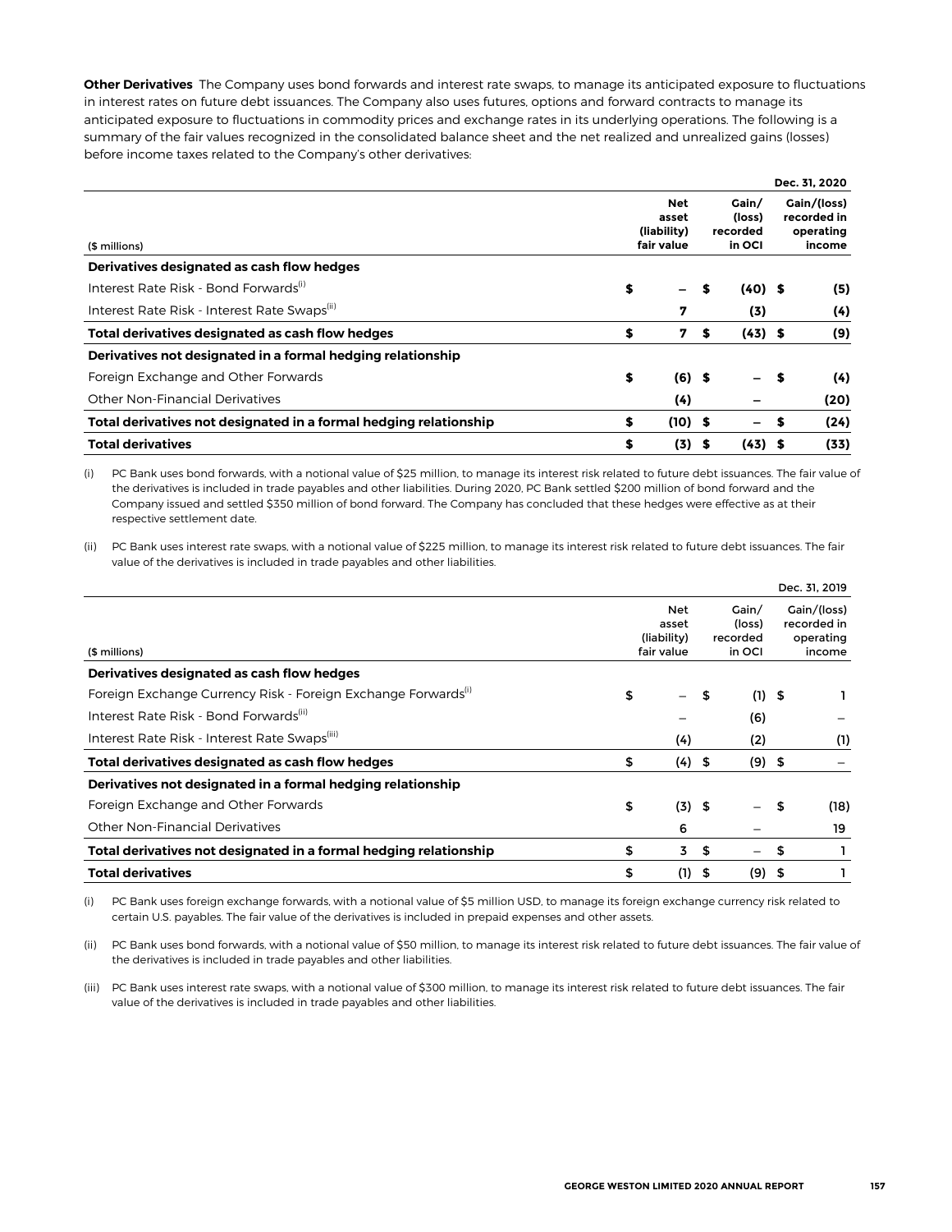**Other Derivatives** The Company uses bond forwards and interest rate swaps, to manage its anticipated exposure to fluctuations in interest rates on future debt issuances. The Company also uses futures, options and forward contracts to manage its anticipated exposure to fluctuations in commodity prices and exchange rates in its underlying operations. The following is a summary of the fair values recognized in the consolidated balance sheet and the net realized and unrealized gains (losses) before income taxes related to the Company's other derivatives:

| | | | Dec. 31, 2020 |
|---|---|---|---|
| ($ millions) | Net asset (liability) fair value | Gain/ (loss) recorded in OCI | Gain/(loss) recorded in operating income |
| **Derivatives designated as cash flow hedges** | | | |
| Interest Rate Risk - Bond Forwards[(i)] | $ – | $ (40) | $ (5) |
| Interest Rate Risk - Interest Rate Swaps[(ii)] | 7 | (3) | (4) |
| **Total derivatives designated as cash flow hedges** | **$ 7** | **$ (43)** | **$ (9)** |
| **Derivatives not designated in a formal hedging relationship** | | | |
| Foreign Exchange and Other Forwards | $ (6) | $ – | $ (4) |
| Other Non-Financial Derivatives | (4) | – | (20) |
| **Total derivatives not designated in a formal hedging relationship** | **$ (10)** | **$ –** | **$ (24)** |
| **Total derivatives** | **$ (3)** | **$ (43)** | **$ (33)** |

(i) PC Bank uses bond forwards, with a notional value of $25 million, to manage its interest risk related to future debt issuances. The fair value of the derivatives is included in trade payables and other liabilities. During 2020, PC Bank settled $200 million of bond forward and the Company issued and settled $350 million of bond forward. The Company has concluded that these hedges were effective as at their respective settlement date.

(ii) PC Bank uses interest rate swaps, with a notional value of $225 million, to manage its interest risk related to future debt issuances. The fair value of the derivatives is included in trade payables and other liabilities.

| | | | Dec. 31, 2019 |
|---|---|---|---|
| ($ millions) | Net asset (liability) fair value | Gain/ (loss) recorded in OCI | Gain/(loss) recorded in operating income |
| **Derivatives designated as cash flow hedges** | | | |
| Foreign Exchange Currency Risk - Foreign Exchange Forwards[(i)] | $ – | $ (1) | $ 1 |
| Interest Rate Risk - Bond Forwards[(ii)] | – | (6) | – |
| Interest Rate Risk - Interest Rate Swaps[(iii)] | (4) | (2) | (1) |
| **Total derivatives designated as cash flow hedges** | $ (4) | $ (9) | $ – |
| **Derivatives not designated in a formal hedging relationship** | | | |
| Foreign Exchange and Other Forwards | $ (3) | $ – | $ (18) |
| Other Non-Financial Derivatives | 6 | – | 19 |
| **Total derivatives not designated in a formal hedging relationship** | $ 3 | $ – | $ 1 |
| **Total derivatives** | $ (1) | $ (9) | $ 1 |

(i) PC Bank uses foreign exchange forwards, with a notional value of $5 million USD, to manage its foreign exchange currency risk related to certain U.S. payables. The fair value of the derivatives is included in prepaid expenses and other assets.

(ii) PC Bank uses bond forwards, with a notional value of $50 million, to manage its interest risk related to future debt issuances. The fair value of the derivatives is included in trade payables and other liabilities.

(iii) PC Bank uses interest rate swaps, with a notional value of $300 million, to manage its interest risk related to future debt issuances. The fair value of the derivatives is included in trade payables and other liabilities.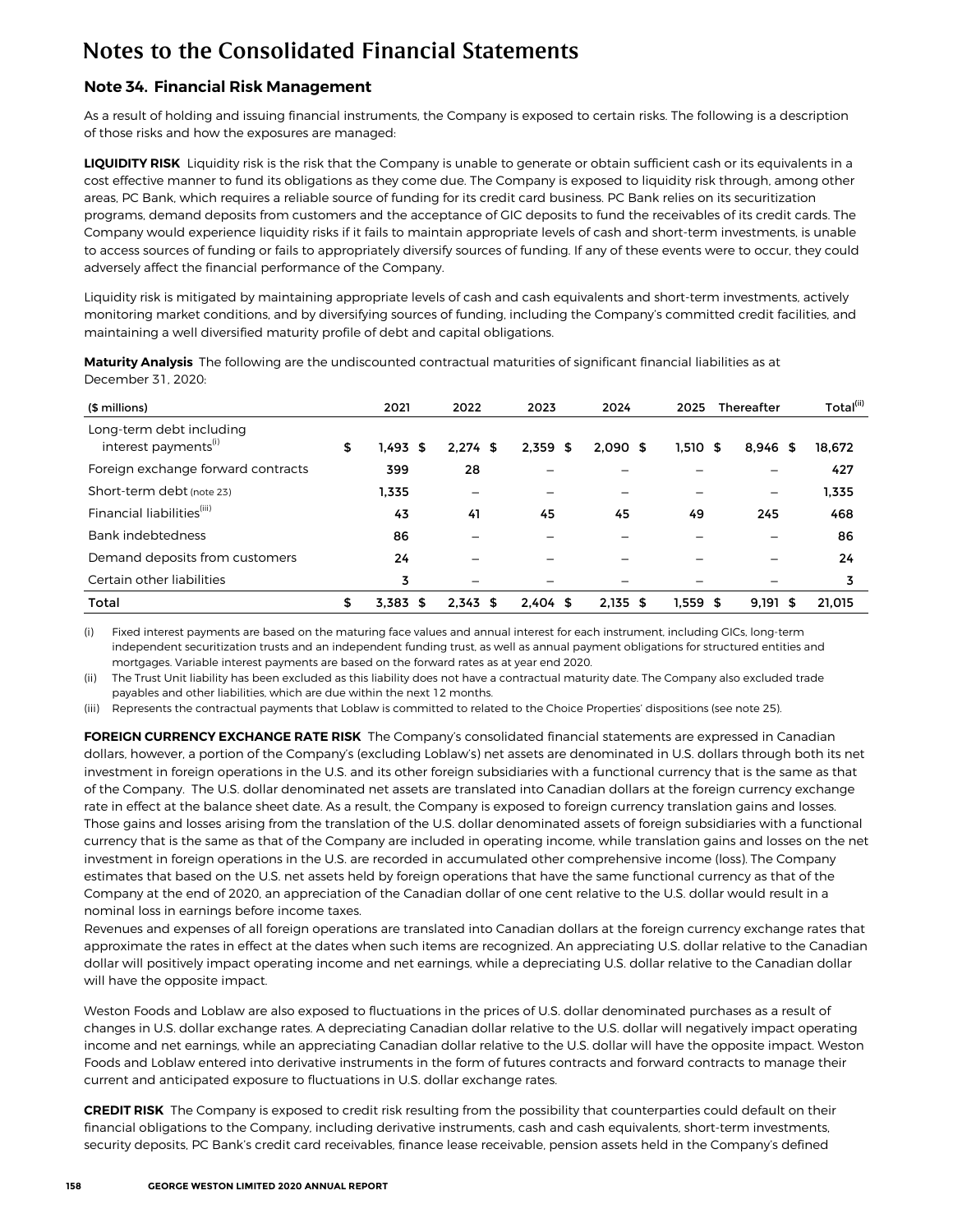# Notes to the Consolidated Financial Statements

## Note 34. Financial Risk Management

As a result of holding and issuing financial instruments, the Company is exposed to certain risks. The following is a description of those risks and how the exposures are managed:

**LIQUIDITY RISK** Liquidity risk is the risk that the Company is unable to generate or obtain sufficient cash or its equivalents in a cost effective manner to fund its obligations as they come due. The Company is exposed to liquidity risk through, among other areas, PC Bank, which requires a reliable source of funding for its credit card business. PC Bank relies on its securitization programs, demand deposits from customers and the acceptance of GIC deposits to fund the receivables of its credit cards. The Company would experience liquidity risks if it fails to maintain appropriate levels of cash and short-term investments, is unable to access sources of funding or fails to appropriately diversify sources of funding. If any of these events were to occur, they could adversely affect the financial performance of the Company.

Liquidity risk is mitigated by maintaining appropriate levels of cash and cash equivalents and short-term investments, actively monitoring market conditions, and by diversifying sources of funding, including the Company's committed credit facilities, and maintaining a well diversified maturity profile of debt and capital obligations.

**Maturity Analysis** The following are the undiscounted contractual maturities of significant financial liabilities as at December 31, 2020:

| ($ millions) | 2021 | 2022 | 2023 | 2024 | 2025 | Thereafter | Total[(ii)] |
|---|---|---|---|---|---|---|---|
| Long-term debt including interest payments[(i)] | $ 1,493 | $ 2,274 | $ 2,359 | $ 2,090 | $ 1,510 | $ 8,946 | $ 18,672 |
| Foreign exchange forward contracts | 399 | 28 | – | – | – | – | 427 |
| Short-term debt (note 23) | 1,335 | – | – | – | – | – | 1,335 |
| Financial liabilities[(iii)] | 43 | 41 | 45 | 45 | 49 | 245 | 468 |
| Bank indebtedness | 86 | – | – | – | – | – | 86 |
| Demand deposits from customers | 24 | – | – | – | – | – | 24 |
| Certain other liabilities | 3 | – | – | – | – | – | 3 |
| Total | $ 3,383 | $ 2,343 | $ 2,404 | $ 2,135 | $ 1,559 | $ 9,191 | $ 21,015 |

(i) Fixed interest payments are based on the maturing face values and annual interest for each instrument, including GICs, long-term independent securitization trusts and an independent funding trust, as well as annual payment obligations for structured entities and mortgages. Variable interest payments are based on the forward rates as at year end 2020.

(ii) The Trust Unit liability has been excluded as this liability does not have a contractual maturity date. The Company also excluded trade payables and other liabilities, which are due within the next 12 months.

(iii) Represents the contractual payments that Loblaw is committed to related to the Choice Properties' dispositions (see note 25).

**FOREIGN CURRENCY EXCHANGE RATE RISK** The Company's consolidated financial statements are expressed in Canadian dollars, however, a portion of the Company's (excluding Loblaw's) net assets are denominated in U.S. dollars through both its net investment in foreign operations in the U.S. and its other foreign subsidiaries with a functional currency that is the same as that of the Company. The U.S. dollar denominated net assets are translated into Canadian dollars at the foreign currency exchange rate in effect at the balance sheet date. As a result, the Company is exposed to foreign currency translation gains and losses. Those gains and losses arising from the translation of the U.S. dollar denominated assets of foreign subsidiaries with a functional currency that is the same as that of the Company are included in operating income, while translation gains and losses on the net investment in foreign operations in the U.S. are recorded in accumulated other comprehensive income (loss). The Company estimates that based on the U.S. net assets held by foreign operations that have the same functional currency as that of the Company at the end of 2020, an appreciation of the Canadian dollar of one cent relative to the U.S. dollar would result in a nominal loss in earnings before income taxes.

Revenues and expenses of all foreign operations are translated into Canadian dollars at the foreign currency exchange rates that approximate the rates in effect at the dates when such items are recognized. An appreciating U.S. dollar relative to the Canadian dollar will positively impact operating income and net earnings, while a depreciating U.S. dollar relative to the Canadian dollar will have the opposite impact.

Weston Foods and Loblaw are also exposed to fluctuations in the prices of U.S. dollar denominated purchases as a result of changes in U.S. dollar exchange rates. A depreciating Canadian dollar relative to the U.S. dollar will negatively impact operating income and net earnings, while an appreciating Canadian dollar relative to the U.S. dollar will have the opposite impact. Weston Foods and Loblaw entered into derivative instruments in the form of futures contracts and forward contracts to manage their current and anticipated exposure to fluctuations in U.S. dollar exchange rates.

**CREDIT RISK** The Company is exposed to credit risk resulting from the possibility that counterparties could default on their financial obligations to the Company, including derivative instruments, cash and cash equivalents, short-term investments, security deposits, PC Bank's credit card receivables, finance lease receivable, pension assets held in the Company's defined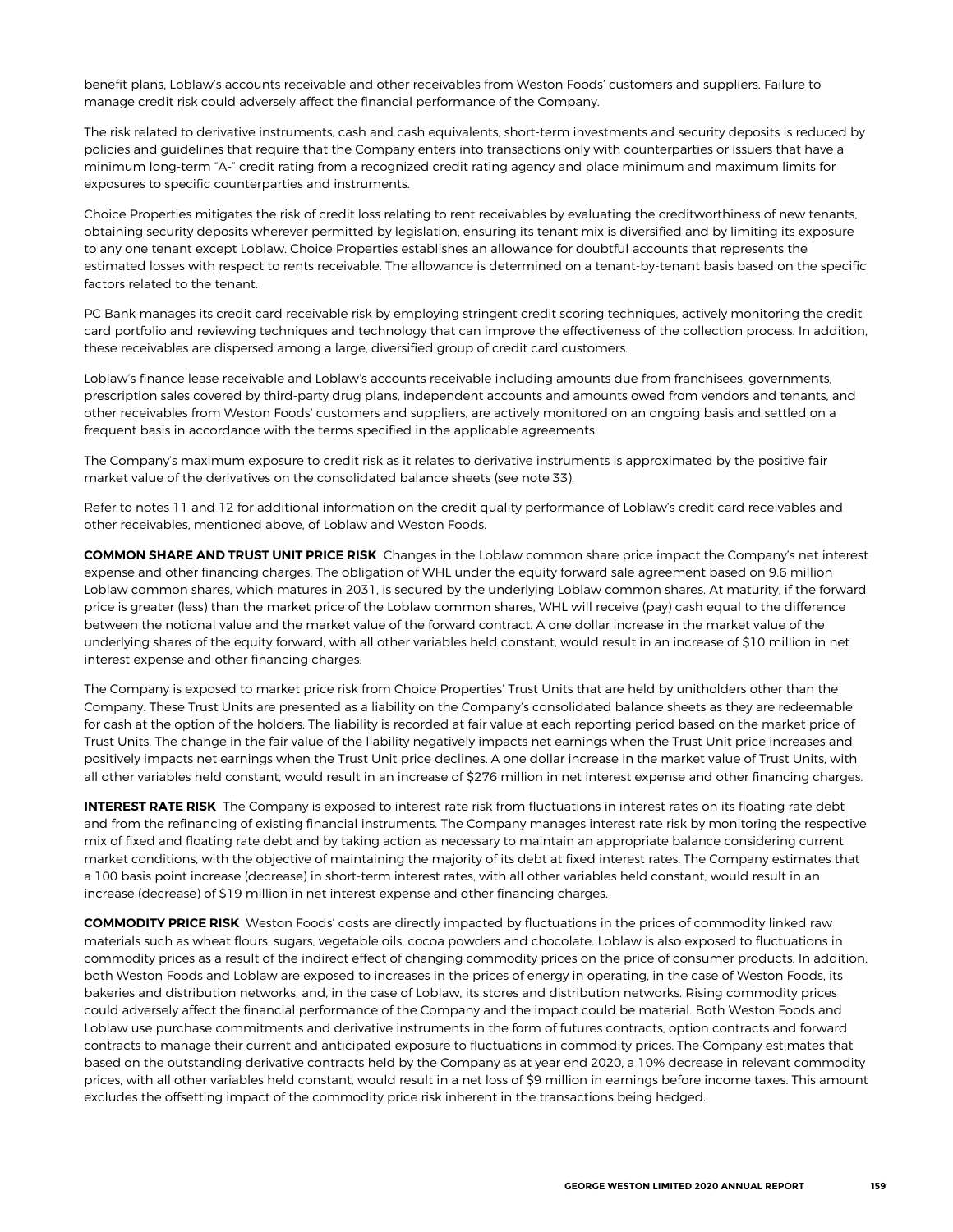benefit plans, Loblaw's accounts receivable and other receivables from Weston Foods' customers and suppliers. Failure to manage credit risk could adversely affect the financial performance of the Company.

The risk related to derivative instruments, cash and cash equivalents, short-term investments and security deposits is reduced by policies and guidelines that require that the Company enters into transactions only with counterparties or issuers that have a minimum long-term "A-" credit rating from a recognized credit rating agency and place minimum and maximum limits for exposures to specific counterparties and instruments.

Choice Properties mitigates the risk of credit loss relating to rent receivables by evaluating the creditworthiness of new tenants, obtaining security deposits wherever permitted by legislation, ensuring its tenant mix is diversified and by limiting its exposure to any one tenant except Loblaw. Choice Properties establishes an allowance for doubtful accounts that represents the estimated losses with respect to rents receivable. The allowance is determined on a tenant-by-tenant basis based on the specific factors related to the tenant.

PC Bank manages its credit card receivable risk by employing stringent credit scoring techniques, actively monitoring the credit card portfolio and reviewing techniques and technology that can improve the effectiveness of the collection process. In addition, these receivables are dispersed among a large, diversified group of credit card customers.

Loblaw's finance lease receivable and Loblaw's accounts receivable including amounts due from franchisees, governments, prescription sales covered by third-party drug plans, independent accounts and amounts owed from vendors and tenants, and other receivables from Weston Foods' customers and suppliers, are actively monitored on an ongoing basis and settled on a frequent basis in accordance with the terms specified in the applicable agreements.

The Company's maximum exposure to credit risk as it relates to derivative instruments is approximated by the positive fair market value of the derivatives on the consolidated balance sheets (see note 33).

Refer to notes 11 and 12 for additional information on the credit quality performance of Loblaw's credit card receivables and other receivables, mentioned above, of Loblaw and Weston Foods.

**COMMON SHARE AND TRUST UNIT PRICE RISK** Changes in the Loblaw common share price impact the Company's net interest expense and other financing charges. The obligation of WHL under the equity forward sale agreement based on 9.6 million Loblaw common shares, which matures in 2031, is secured by the underlying Loblaw common shares. At maturity, if the forward price is greater (less) than the market price of the Loblaw common shares, WHL will receive (pay) cash equal to the difference between the notional value and the market value of the forward contract. A one dollar increase in the market value of the underlying shares of the equity forward, with all other variables held constant, would result in an increase of $10 million in net interest expense and other financing charges.

The Company is exposed to market price risk from Choice Properties' Trust Units that are held by unitholders other than the Company. These Trust Units are presented as a liability on the Company's consolidated balance sheets as they are redeemable for cash at the option of the holders. The liability is recorded at fair value at each reporting period based on the market price of Trust Units. The change in the fair value of the liability negatively impacts net earnings when the Trust Unit price increases and positively impacts net earnings when the Trust Unit price declines. A one dollar increase in the market value of Trust Units, with all other variables held constant, would result in an increase of $276 million in net interest expense and other financing charges.

**INTEREST RATE RISK** The Company is exposed to interest rate risk from fluctuations in interest rates on its floating rate debt and from the refinancing of existing financial instruments. The Company manages interest rate risk by monitoring the respective mix of fixed and floating rate debt and by taking action as necessary to maintain an appropriate balance considering current market conditions, with the objective of maintaining the majority of its debt at fixed interest rates. The Company estimates that a 100 basis point increase (decrease) in short-term interest rates, with all other variables held constant, would result in an increase (decrease) of $19 million in net interest expense and other financing charges.

**COMMODITY PRICE RISK** Weston Foods' costs are directly impacted by fluctuations in the prices of commodity linked raw materials such as wheat flours, sugars, vegetable oils, cocoa powders and chocolate. Loblaw is also exposed to fluctuations in commodity prices as a result of the indirect effect of changing commodity prices on the price of consumer products. In addition, both Weston Foods and Loblaw are exposed to increases in the prices of energy in operating, in the case of Weston Foods, its bakeries and distribution networks, and, in the case of Loblaw, its stores and distribution networks. Rising commodity prices could adversely affect the financial performance of the Company and the impact could be material. Both Weston Foods and Loblaw use purchase commitments and derivative instruments in the form of futures contracts, option contracts and forward contracts to manage their current and anticipated exposure to fluctuations in commodity prices. The Company estimates that based on the outstanding derivative contracts held by the Company as at year end 2020, a 10% decrease in relevant commodity prices, with all other variables held constant, would result in a net loss of $9 million in earnings before income taxes. This amount excludes the offsetting impact of the commodity price risk inherent in the transactions being hedged.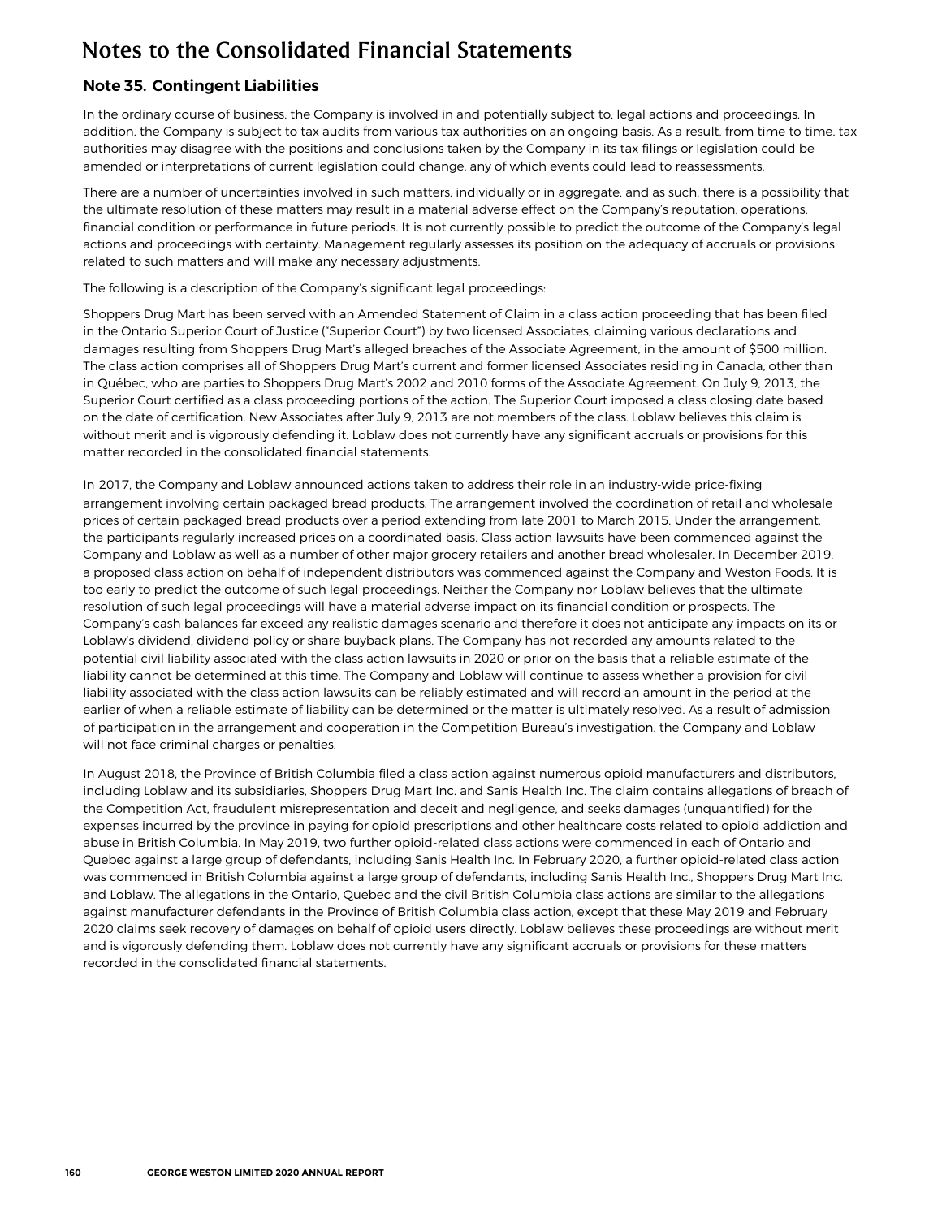# Notes to the Consolidated Financial Statements

### Note 35. Contingent Liabilities

In the ordinary course of business, the Company is involved in and potentially subject to, legal actions and proceedings. In addition, the Company is subject to tax audits from various tax authorities on an ongoing basis. As a result, from time to time, tax authorities may disagree with the positions and conclusions taken by the Company in its tax filings or legislation could be amended or interpretations of current legislation could change, any of which events could lead to reassessments.

There are a number of uncertainties involved in such matters, individually or in aggregate, and as such, there is a possibility that the ultimate resolution of these matters may result in a material adverse effect on the Company's reputation, operations, financial condition or performance in future periods. It is not currently possible to predict the outcome of the Company's legal actions and proceedings with certainty. Management regularly assesses its position on the adequacy of accruals or provisions related to such matters and will make any necessary adjustments.

The following is a description of the Company's significant legal proceedings:

Shoppers Drug Mart has been served with an Amended Statement of Claim in a class action proceeding that has been filed in the Ontario Superior Court of Justice ("Superior Court") by two licensed Associates, claiming various declarations and damages resulting from Shoppers Drug Mart's alleged breaches of the Associate Agreement, in the amount of $500 million. The class action comprises all of Shoppers Drug Mart's current and former licensed Associates residing in Canada, other than in Québec, who are parties to Shoppers Drug Mart's 2002 and 2010 forms of the Associate Agreement. On July 9, 2013, the Superior Court certified as a class proceeding portions of the action. The Superior Court imposed a class closing date based on the date of certification. New Associates after July 9, 2013 are not members of the class. Loblaw believes this claim is without merit and is vigorously defending it. Loblaw does not currently have any significant accruals or provisions for this matter recorded in the consolidated financial statements.

In 2017, the Company and Loblaw announced actions taken to address their role in an industry-wide price-fixing arrangement involving certain packaged bread products. The arrangement involved the coordination of retail and wholesale prices of certain packaged bread products over a period extending from late 2001 to March 2015. Under the arrangement, the participants regularly increased prices on a coordinated basis. Class action lawsuits have been commenced against the Company and Loblaw as well as a number of other major grocery retailers and another bread wholesaler. In December 2019, a proposed class action on behalf of independent distributors was commenced against the Company and Weston Foods. It is too early to predict the outcome of such legal proceedings. Neither the Company nor Loblaw believes that the ultimate resolution of such legal proceedings will have a material adverse impact on its financial condition or prospects. The Company's cash balances far exceed any realistic damages scenario and therefore it does not anticipate any impacts on its or Loblaw's dividend, dividend policy or share buyback plans. The Company has not recorded any amounts related to the potential civil liability associated with the class action lawsuits in 2020 or prior on the basis that a reliable estimate of the liability cannot be determined at this time. The Company and Loblaw will continue to assess whether a provision for civil liability associated with the class action lawsuits can be reliably estimated and will record an amount in the period at the earlier of when a reliable estimate of liability can be determined or the matter is ultimately resolved. As a result of admission of participation in the arrangement and cooperation in the Competition Bureau's investigation, the Company and Loblaw will not face criminal charges or penalties.

In August 2018, the Province of British Columbia filed a class action against numerous opioid manufacturers and distributors, including Loblaw and its subsidiaries, Shoppers Drug Mart Inc. and Sanis Health Inc. The claim contains allegations of breach of the Competition Act, fraudulent misrepresentation and deceit and negligence, and seeks damages (unquantified) for the expenses incurred by the province in paying for opioid prescriptions and other healthcare costs related to opioid addiction and abuse in British Columbia. In May 2019, two further opioid-related class actions were commenced in each of Ontario and Quebec against a large group of defendants, including Sanis Health Inc. In February 2020, a further opioid-related class action was commenced in British Columbia against a large group of defendants, including Sanis Health Inc., Shoppers Drug Mart Inc. and Loblaw. The allegations in the Ontario, Quebec and the civil British Columbia class actions are similar to the allegations against manufacturer defendants in the Province of British Columbia class action, except that these May 2019 and February 2020 claims seek recovery of damages on behalf of opioid users directly. Loblaw believes these proceedings are without merit and is vigorously defending them. Loblaw does not currently have any significant accruals or provisions for these matters recorded in the consolidated financial statements.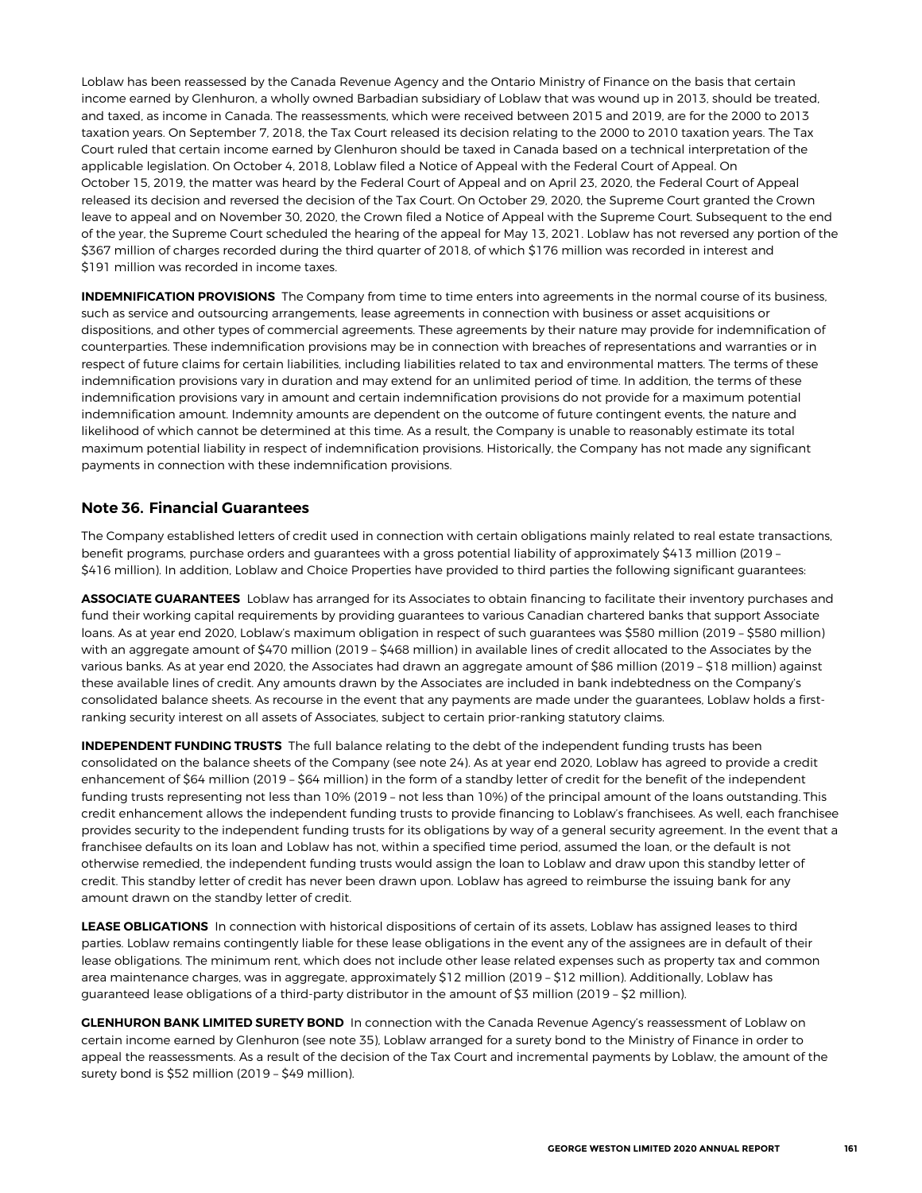Loblaw has been reassessed by the Canada Revenue Agency and the Ontario Ministry of Finance on the basis that certain income earned by Glenhuron, a wholly owned Barbadian subsidiary of Loblaw that was wound up in 2013, should be treated, and taxed, as income in Canada. The reassessments, which were received between 2015 and 2019, are for the 2000 to 2013 taxation years. On September 7, 2018, the Tax Court released its decision relating to the 2000 to 2010 taxation years. The Tax Court ruled that certain income earned by Glenhuron should be taxed in Canada based on a technical interpretation of the applicable legislation. On October 4, 2018, Loblaw filed a Notice of Appeal with the Federal Court of Appeal. On October 15, 2019, the matter was heard by the Federal Court of Appeal and on April 23, 2020, the Federal Court of Appeal released its decision and reversed the decision of the Tax Court. On October 29, 2020, the Supreme Court granted the Crown leave to appeal and on November 30, 2020, the Crown filed a Notice of Appeal with the Supreme Court. Subsequent to the end of the year, the Supreme Court scheduled the hearing of the appeal for May 13, 2021. Loblaw has not reversed any portion of the $367 million of charges recorded during the third quarter of 2018, of which $176 million was recorded in interest and $191 million was recorded in income taxes.

**INDEMNIFICATION PROVISIONS** The Company from time to time enters into agreements in the normal course of its business, such as service and outsourcing arrangements, lease agreements in connection with business or asset acquisitions or dispositions, and other types of commercial agreements. These agreements by their nature may provide for indemnification of counterparties. These indemnification provisions may be in connection with breaches of representations and warranties or in respect of future claims for certain liabilities, including liabilities related to tax and environmental matters. The terms of these indemnification provisions vary in duration and may extend for an unlimited period of time. In addition, the terms of these indemnification provisions vary in amount and certain indemnification provisions do not provide for a maximum potential indemnification amount. Indemnity amounts are dependent on the outcome of future contingent events, the nature and likelihood of which cannot be determined at this time. As a result, the Company is unable to reasonably estimate its total maximum potential liability in respect of indemnification provisions. Historically, the Company has not made any significant payments in connection with these indemnification provisions.

## Note 36. Financial Guarantees

The Company established letters of credit used in connection with certain obligations mainly related to real estate transactions, benefit programs, purchase orders and guarantees with a gross potential liability of approximately $413 million (2019 – $416 million). In addition, Loblaw and Choice Properties have provided to third parties the following significant guarantees:

**ASSOCIATE GUARANTEES** Loblaw has arranged for its Associates to obtain financing to facilitate their inventory purchases and fund their working capital requirements by providing guarantees to various Canadian chartered banks that support Associate loans. As at year end 2020, Loblaw's maximum obligation in respect of such guarantees was $580 million (2019 – $580 million) with an aggregate amount of $470 million (2019 – $468 million) in available lines of credit allocated to the Associates by the various banks. As at year end 2020, the Associates had drawn an aggregate amount of $86 million (2019 – $18 million) against these available lines of credit. Any amounts drawn by the Associates are included in bank indebtedness on the Company's consolidated balance sheets. As recourse in the event that any payments are made under the guarantees, Loblaw holds a first-ranking security interest on all assets of Associates, subject to certain prior-ranking statutory claims.

**INDEPENDENT FUNDING TRUSTS** The full balance relating to the debt of the independent funding trusts has been consolidated on the balance sheets of the Company (see note 24). As at year end 2020, Loblaw has agreed to provide a credit enhancement of $64 million (2019 – $64 million) in the form of a standby letter of credit for the benefit of the independent funding trusts representing not less than 10% (2019 – not less than 10%) of the principal amount of the loans outstanding. This credit enhancement allows the independent funding trusts to provide financing to Loblaw's franchisees. As well, each franchisee provides security to the independent funding trusts for its obligations by way of a general security agreement. In the event that a franchisee defaults on its loan and Loblaw has not, within a specified time period, assumed the loan, or the default is not otherwise remedied, the independent funding trusts would assign the loan to Loblaw and draw upon this standby letter of credit. This standby letter of credit has never been drawn upon. Loblaw has agreed to reimburse the issuing bank for any amount drawn on the standby letter of credit.

**LEASE OBLIGATIONS** In connection with historical dispositions of certain of its assets, Loblaw has assigned leases to third parties. Loblaw remains contingently liable for these lease obligations in the event any of the assignees are in default of their lease obligations. The minimum rent, which does not include other lease related expenses such as property tax and common area maintenance charges, was in aggregate, approximately $12 million (2019 – $12 million). Additionally, Loblaw has guaranteed lease obligations of a third-party distributor in the amount of $3 million (2019 – $2 million).

**GLENHURON BANK LIMITED SURETY BOND** In connection with the Canada Revenue Agency's reassessment of Loblaw on certain income earned by Glenhuron (see note 35), Loblaw arranged for a surety bond to the Ministry of Finance in order to appeal the reassessments. As a result of the decision of the Tax Court and incremental payments by Loblaw, the amount of the surety bond is $52 million (2019 – $49 million).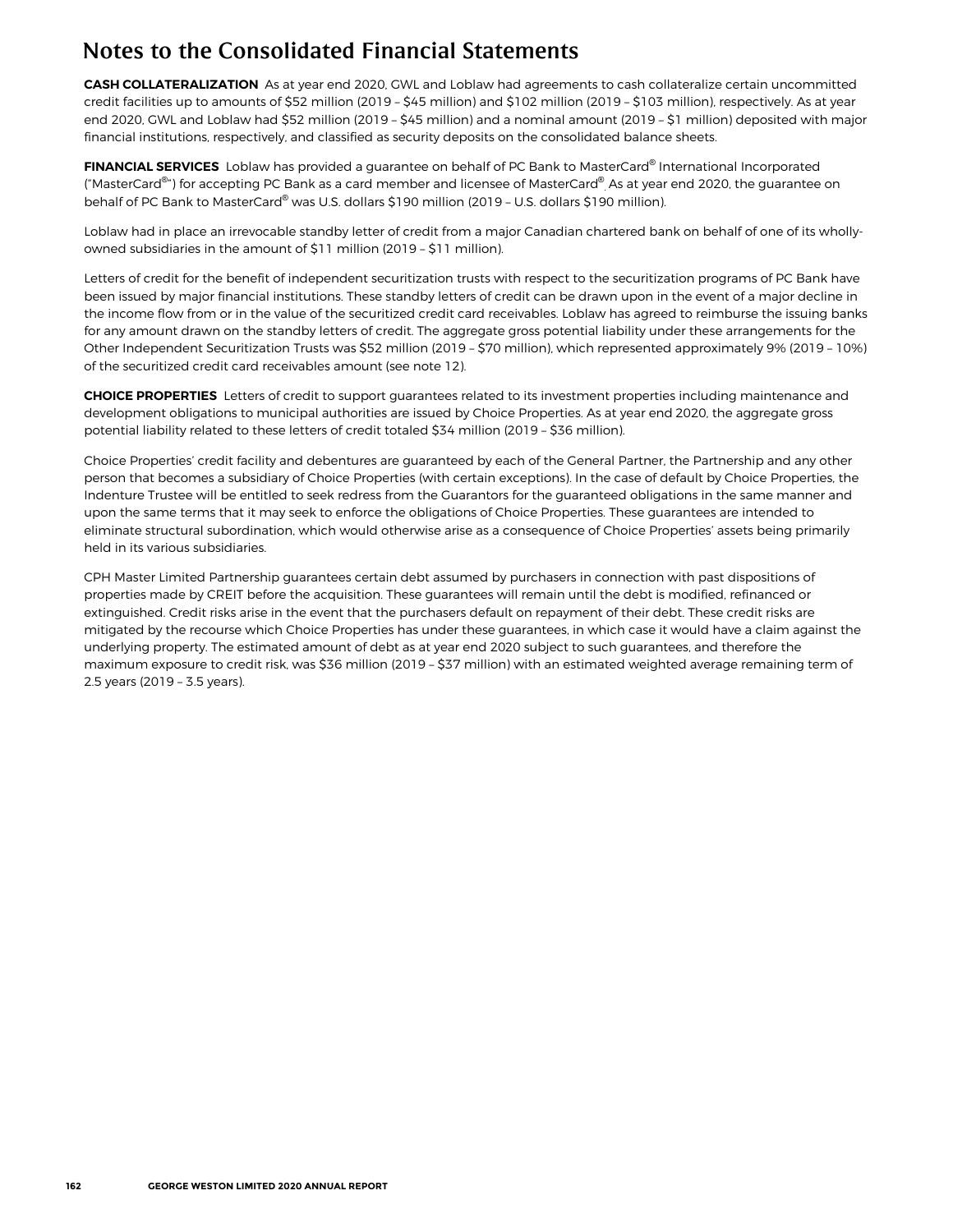# Notes to the Consolidated Financial Statements

**CASH COLLATERALIZATION** As at year end 2020, GWL and Loblaw had agreements to cash collateralize certain uncommitted credit facilities up to amounts of \$52 million (2019 – \$45 million) and \$102 million (2019 – \$103 million), respectively. As at year end 2020, GWL and Loblaw had \$52 million (2019 – \$45 million) and a nominal amount (2019 – \$1 million) deposited with major financial institutions, respectively, and classified as security deposits on the consolidated balance sheets.

**FINANCIAL SERVICES** Loblaw has provided a guarantee on behalf of PC Bank to MasterCard® International Incorporated ("MasterCard®") for accepting PC Bank as a card member and licensee of MasterCard®. As at year end 2020, the guarantee on behalf of PC Bank to MasterCard® was U.S. dollars \$190 million (2019 – U.S. dollars \$190 million).

Loblaw had in place an irrevocable standby letter of credit from a major Canadian chartered bank on behalf of one of its wholly-owned subsidiaries in the amount of \$11 million (2019 – \$11 million).

Letters of credit for the benefit of independent securitization trusts with respect to the securitization programs of PC Bank have been issued by major financial institutions. These standby letters of credit can be drawn upon in the event of a major decline in the income flow from or in the value of the securitized credit card receivables. Loblaw has agreed to reimburse the issuing banks for any amount drawn on the standby letters of credit. The aggregate gross potential liability under these arrangements for the Other Independent Securitization Trusts was \$52 million (2019 – \$70 million), which represented approximately 9% (2019 – 10%) of the securitized credit card receivables amount (see note 12).

**CHOICE PROPERTIES** Letters of credit to support guarantees related to its investment properties including maintenance and development obligations to municipal authorities are issued by Choice Properties. As at year end 2020, the aggregate gross potential liability related to these letters of credit totaled \$34 million (2019 – \$36 million).

Choice Properties' credit facility and debentures are guaranteed by each of the General Partner, the Partnership and any other person that becomes a subsidiary of Choice Properties (with certain exceptions). In the case of default by Choice Properties, the Indenture Trustee will be entitled to seek redress from the Guarantors for the guaranteed obligations in the same manner and upon the same terms that it may seek to enforce the obligations of Choice Properties. These guarantees are intended to eliminate structural subordination, which would otherwise arise as a consequence of Choice Properties' assets being primarily held in its various subsidiaries.

CPH Master Limited Partnership guarantees certain debt assumed by purchasers in connection with past dispositions of properties made by CREIT before the acquisition. These guarantees will remain until the debt is modified, refinanced or extinguished. Credit risks arise in the event that the purchasers default on repayment of their debt. These credit risks are mitigated by the recourse which Choice Properties has under these guarantees, in which case it would have a claim against the underlying property. The estimated amount of debt as at year end 2020 subject to such guarantees, and therefore the maximum exposure to credit risk, was \$36 million (2019 – \$37 million) with an estimated weighted average remaining term of 2.5 years (2019 – 3.5 years).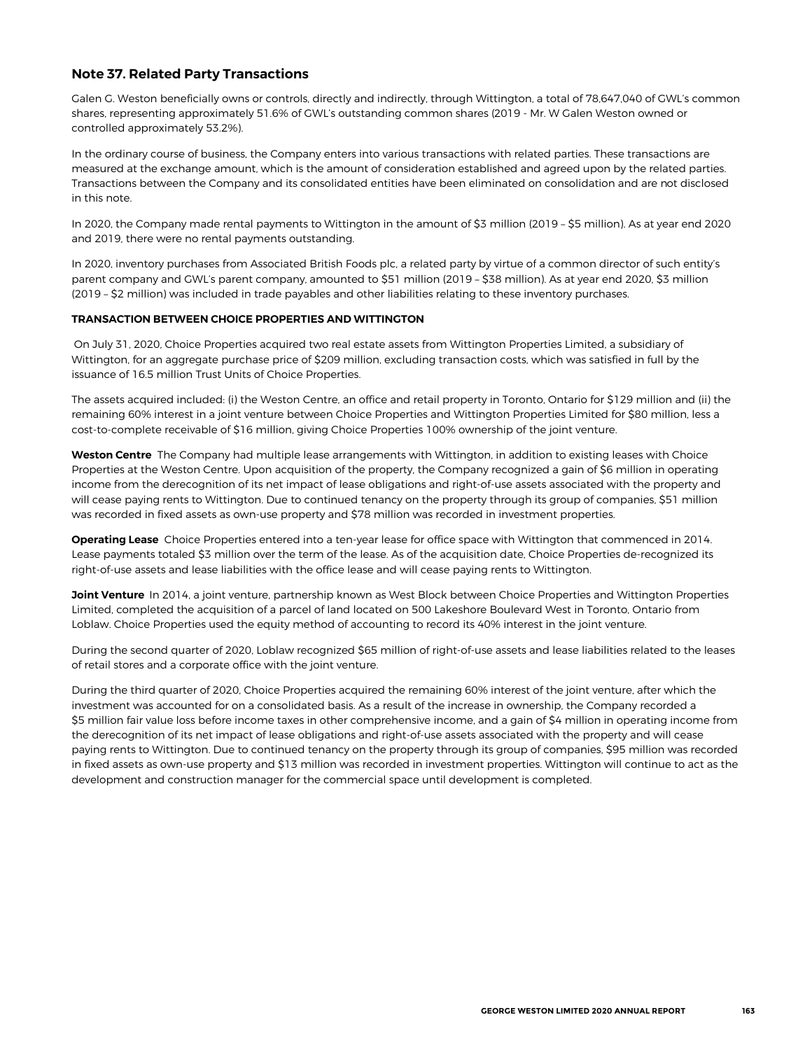## Note 37. Related Party Transactions

Galen G. Weston beneficially owns or controls, directly and indirectly, through Wittington, a total of 78,647,040 of GWL's common shares, representing approximately 51.6% of GWL's outstanding common shares (2019 - Mr. W Galen Weston owned or controlled approximately 53.2%).

In the ordinary course of business, the Company enters into various transactions with related parties. These transactions are measured at the exchange amount, which is the amount of consideration established and agreed upon by the related parties. Transactions between the Company and its consolidated entities have been eliminated on consolidation and are not disclosed in this note.

In 2020, the Company made rental payments to Wittington in the amount of $3 million (2019 – $5 million). As at year end 2020 and 2019, there were no rental payments outstanding.

In 2020, inventory purchases from Associated British Foods plc, a related party by virtue of a common director of such entity's parent company and GWL's parent company, amounted to $51 million (2019 – $38 million). As at year end 2020, $3 million (2019 – $2 million) was included in trade payables and other liabilities relating to these inventory purchases.

**TRANSACTION BETWEEN CHOICE PROPERTIES AND WITTINGTON**

On July 31, 2020, Choice Properties acquired two real estate assets from Wittington Properties Limited, a subsidiary of Wittington, for an aggregate purchase price of $209 million, excluding transaction costs, which was satisfied in full by the issuance of 16.5 million Trust Units of Choice Properties.

The assets acquired included: (i) the Weston Centre, an office and retail property in Toronto, Ontario for $129 million and (ii) the remaining 60% interest in a joint venture between Choice Properties and Wittington Properties Limited for $80 million, less a cost-to-complete receivable of $16 million, giving Choice Properties 100% ownership of the joint venture.

**Weston Centre** The Company had multiple lease arrangements with Wittington, in addition to existing leases with Choice Properties at the Weston Centre. Upon acquisition of the property, the Company recognized a gain of $6 million in operating income from the derecognition of its net impact of lease obligations and right-of-use assets associated with the property and will cease paying rents to Wittington. Due to continued tenancy on the property through its group of companies, $51 million was recorded in fixed assets as own-use property and $78 million was recorded in investment properties.

**Operating Lease** Choice Properties entered into a ten-year lease for office space with Wittington that commenced in 2014. Lease payments totaled $3 million over the term of the lease. As of the acquisition date, Choice Properties de-recognized its right-of-use assets and lease liabilities with the office lease and will cease paying rents to Wittington.

**Joint Venture** In 2014, a joint venture, partnership known as West Block between Choice Properties and Wittington Properties Limited, completed the acquisition of a parcel of land located on 500 Lakeshore Boulevard West in Toronto, Ontario from Loblaw. Choice Properties used the equity method of accounting to record its 40% interest in the joint venture.

During the second quarter of 2020, Loblaw recognized $65 million of right-of-use assets and lease liabilities related to the leases of retail stores and a corporate office with the joint venture.

During the third quarter of 2020, Choice Properties acquired the remaining 60% interest of the joint venture, after which the investment was accounted for on a consolidated basis. As a result of the increase in ownership, the Company recorded a $5 million fair value loss before income taxes in other comprehensive income, and a gain of $4 million in operating income from the derecognition of its net impact of lease obligations and right-of-use assets associated with the property and will cease paying rents to Wittington. Due to continued tenancy on the property through its group of companies, $95 million was recorded in fixed assets as own-use property and $13 million was recorded in investment properties. Wittington will continue to act as the development and construction manager for the commercial space until development is completed.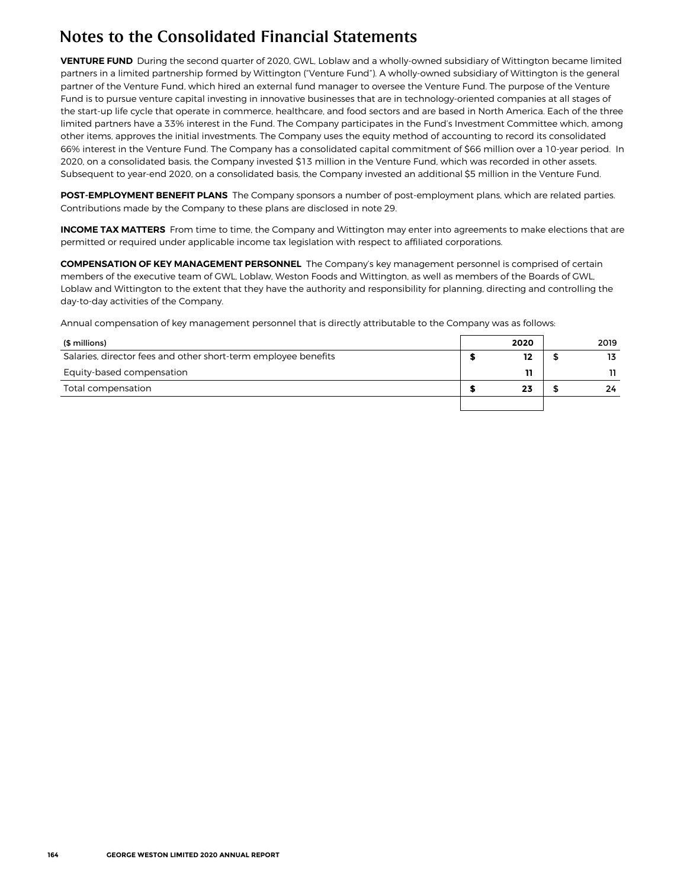# Notes to the Consolidated Financial Statements

**VENTURE FUND** During the second quarter of 2020, GWL, Loblaw and a wholly-owned subsidiary of Wittington became limited partners in a limited partnership formed by Wittington ("Venture Fund"). A wholly-owned subsidiary of Wittington is the general partner of the Venture Fund, which hired an external fund manager to oversee the Venture Fund. The purpose of the Venture Fund is to pursue venture capital investing in innovative businesses that are in technology-oriented companies at all stages of the start-up life cycle that operate in commerce, healthcare, and food sectors and are based in North America. Each of the three limited partners have a 33% interest in the Fund. The Company participates in the Fund's Investment Committee which, among other items, approves the initial investments. The Company uses the equity method of accounting to record its consolidated 66% interest in the Venture Fund. The Company has a consolidated capital commitment of $66 million over a 10-year period. In 2020, on a consolidated basis, the Company invested $13 million in the Venture Fund, which was recorded in other assets. Subsequent to year-end 2020, on a consolidated basis, the Company invested an additional $5 million in the Venture Fund.

**POST-EMPLOYMENT BENEFIT PLANS** The Company sponsors a number of post-employment plans, which are related parties. Contributions made by the Company to these plans are disclosed in note 29.

**INCOME TAX MATTERS** From time to time, the Company and Wittington may enter into agreements to make elections that are permitted or required under applicable income tax legislation with respect to affiliated corporations.

**COMPENSATION OF KEY MANAGEMENT PERSONNEL** The Company's key management personnel is comprised of certain members of the executive team of GWL, Loblaw, Weston Foods and Wittington, as well as members of the Boards of GWL, Loblaw and Wittington to the extent that they have the authority and responsibility for planning, directing and controlling the day-to-day activities of the Company.

Annual compensation of key management personnel that is directly attributable to the Company was as follows:

| ($ millions) | 2020 | 2019 |
|---|---|---|
| Salaries, director fees and other short-term employee benefits | **$ 12** | $ 13 |
| Equity-based compensation | **11** | 11 |
| Total compensation | **$ 23** | $ 24 |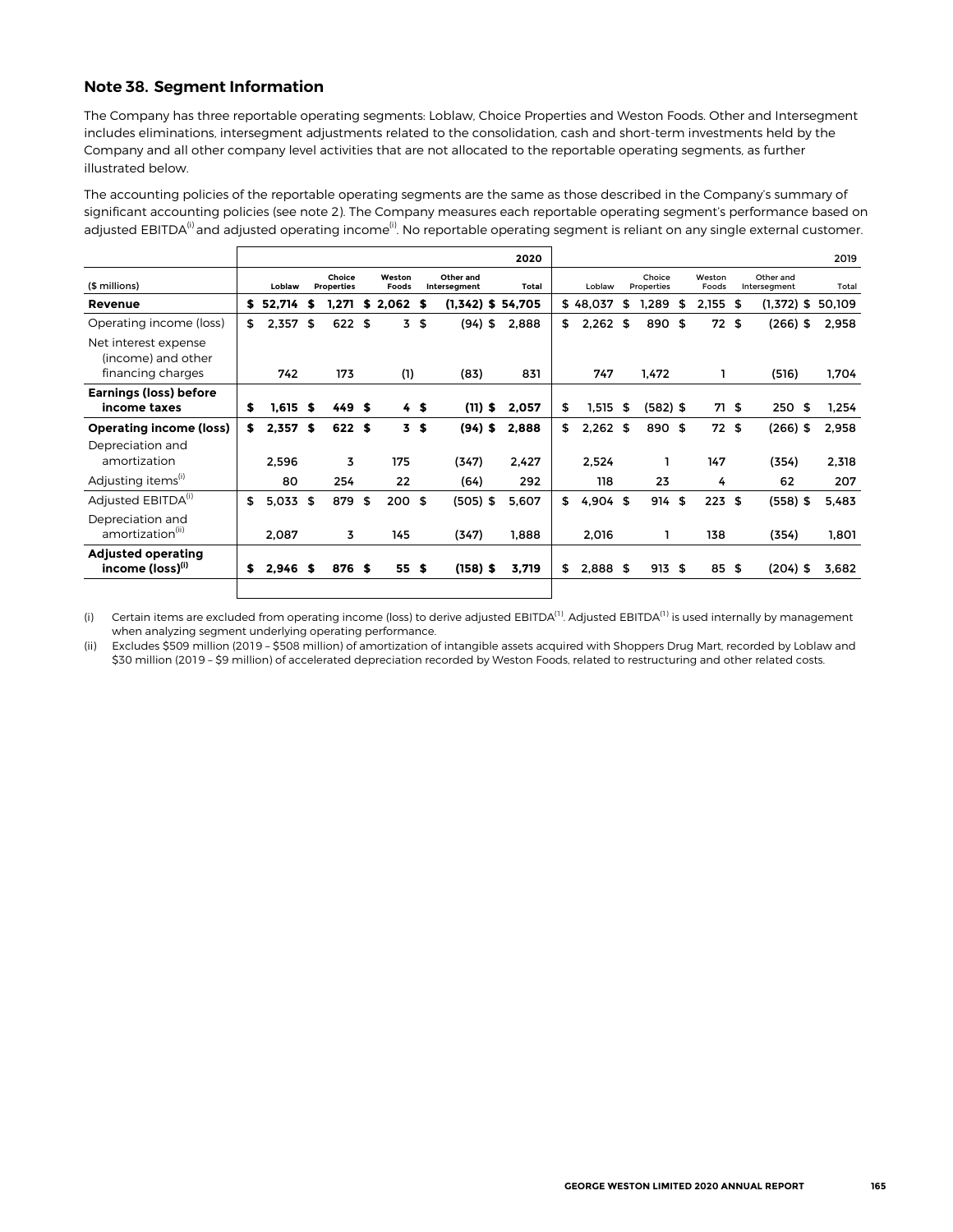## Note 38. Segment Information

The Company has three reportable operating segments: Loblaw, Choice Properties and Weston Foods. Other and Intersegment includes eliminations, intersegment adjustments related to the consolidation, cash and short-term investments held by the Company and all other company level activities that are not allocated to the reportable operating segments, as further illustrated below.

The accounting policies of the reportable operating segments are the same as those described in the Company's summary of significant accounting policies (see note 2). The Company measures each reportable operating segment's performance based on adjusted EBITDA[(i)] and adjusted operating income[(i)]. No reportable operating segment is reliant on any single external customer.

| | | | | | 2020 | | | | | 2019 |
|---|---|---|---|---|---|---|---|---|---|---|
| ($ millions) | Loblaw | Choice Properties | Weston Foods | Other and Intersegment | Total | Loblaw | Choice Properties | Weston Foods | Other and Intersegment | Total |
| **Revenue** | **$ 52,714** | **$ 1,271** | **$ 2,062** | **$ (1,342)** | **$ 54,705** | $ 48,037 | $ 1,289 | $ 2,155 | $ (1,372) | $ 50,109 |
| Operating income (loss) | $ 2,357 | $ 622 | $ 3 | $ (94) | $ 2,888 | $ 2,262 | $ 890 | $ 72 | $ (266) | $ 2,958 |
| Net interest expense (income) and other financing charges | 742 | 173 | (1) | (83) | 831 | 747 | 1,472 | 1 | (516) | 1,704 |
| **Earnings (loss) before income taxes** | **$ 1,615** | **$ 449** | **$ 4** | **$ (11)** | **$ 2,057** | $ 1,515 | $ (582) | $ 71 | $ 250 | $ 1,254 |
| **Operating income (loss)** | **$ 2,357** | **$ 622** | **$ 3** | **$ (94)** | **$ 2,888** | $ 2,262 | $ 890 | $ 72 | $ (266) | $ 2,958 |
| Depreciation and amortization | 2,596 | 3 | 175 | (347) | 2,427 | 2,524 | 1 | 147 | (354) | 2,318 |
| Adjusting items[(i)] | 80 | 254 | 22 | (64) | 292 | 118 | 23 | 4 | 62 | 207 |
| Adjusted EBITDA[(i)] | $ 5,033 | $ 879 | $ 200 | $ (505) | $ 5,607 | $ 4,904 | $ 914 | $ 223 | $ (558) | $ 5,483 |
| Depreciation and amortization[(ii)] | 2,087 | 3 | 145 | (347) | 1,888 | 2,016 | 1 | 138 | (354) | 1,801 |
| **Adjusted operating income (loss)[(i)]** | **$ 2,946** | **$ 876** | **$ 55** | **$ (158)** | **$ 3,719** | $ 2,888 | $ 913 | $ 85 | $ (204) | $ 3,682 |

(i) Certain items are excluded from operating income (loss) to derive adjusted EBITDA[(1)]. Adjusted EBITDA[(1)] is used internally by management when analyzing segment underlying operating performance.

(ii) Excludes $509 million (2019 – $508 million) of amortization of intangible assets acquired with Shoppers Drug Mart, recorded by Loblaw and $30 million (2019 – $9 million) of accelerated depreciation recorded by Weston Foods, related to restructuring and other related costs.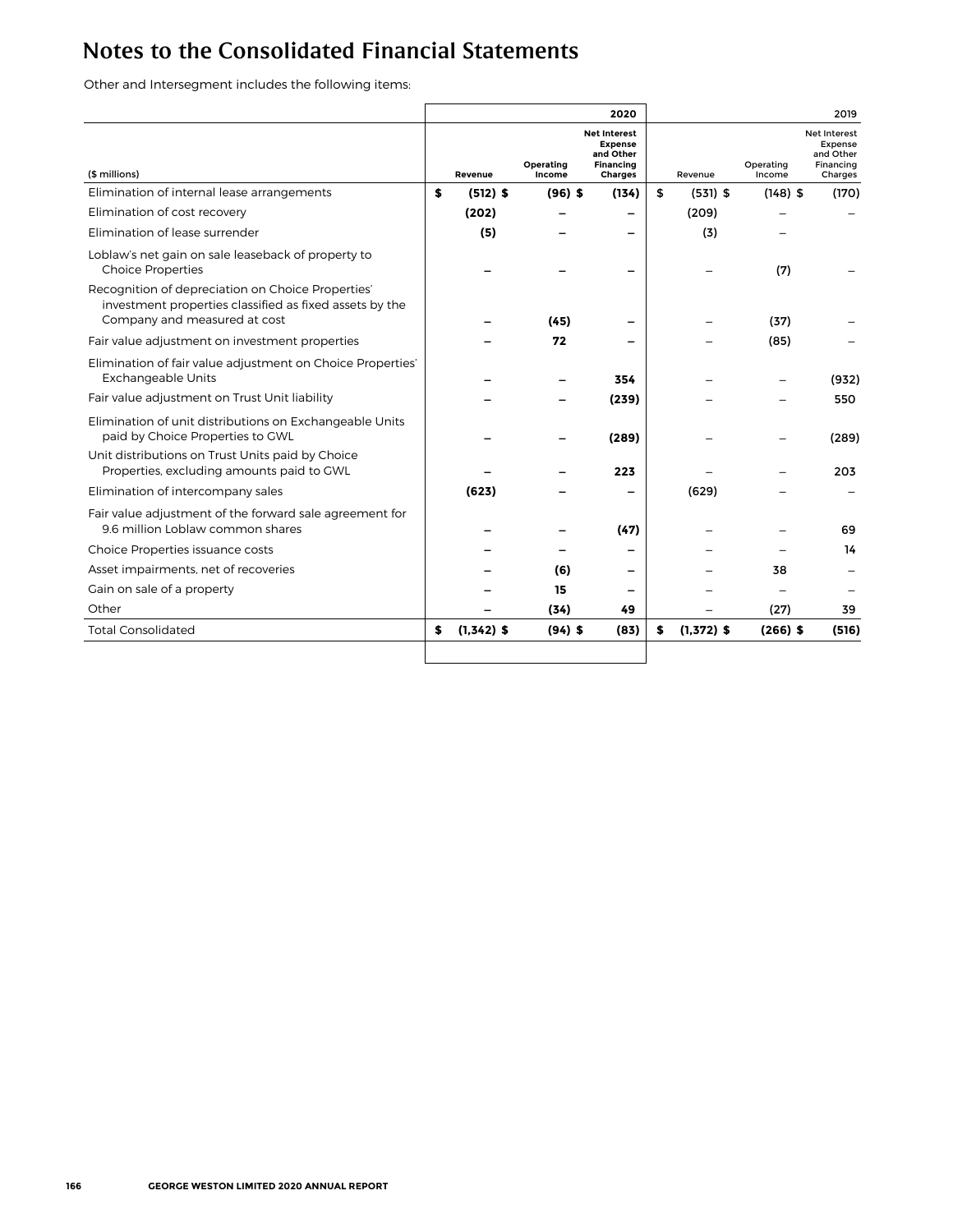# Notes to the Consolidated Financial Statements

Other and Intersegment includes the following items:

| ($ millions) | 2020 | | | 2019 | | |
|---|---|---|---|---|---|---|
| | **Revenue** | **Operating Income** | **Net Interest Expense and Other Financing Charges** | Revenue | Operating Income | Net Interest Expense and Other Financing Charges |
| Elimination of internal lease arrangements | **$ (512)** | **$ (96)** | **$ (134)** | $ (531) | $ (148) | $ (170) |
| Elimination of cost recovery | **(202)** | **–** | **–** | (209) | – | – |
| Elimination of lease surrender | **(5)** | **–** | **–** | (3) | – | |
| Loblaw's net gain on sale leaseback of property to Choice Properties | **–** | **–** | **–** | – | (7) | – |
| Recognition of depreciation on Choice Properties' investment properties classified as fixed assets by the Company and measured at cost | **–** | **(45)** | **–** | – | (37) | – |
| Fair value adjustment on investment properties | **–** | **72** | **–** | – | (85) | – |
| Elimination of fair value adjustment on Choice Properties' Exchangeable Units | **–** | **–** | **354** | – | – | (932) |
| Fair value adjustment on Trust Unit liability | **–** | **–** | **(239)** | – | – | 550 |
| Elimination of unit distributions on Exchangeable Units paid by Choice Properties to GWL | **–** | **–** | **(289)** | – | – | (289) |
| Unit distributions on Trust Units paid by Choice Properties, excluding amounts paid to GWL | **–** | **–** | **223** | – | – | 203 |
| Elimination of intercompany sales | **(623)** | **–** | **–** | (629) | – | – |
| Fair value adjustment of the forward sale agreement for 9.6 million Loblaw common shares | **–** | **–** | **(47)** | – | – | 69 |
| Choice Properties issuance costs | **–** | **–** | **–** | – | – | 14 |
| Asset impairments, net of recoveries | **–** | **(6)** | **–** | – | 38 | – |
| Gain on sale of a property | **–** | **15** | **–** | – | – | – |
| Other | **–** | **(34)** | **49** | – | (27) | 39 |
| Total Consolidated | **$ (1,342)** | **$ (94)** | **$ (83)** | $ (1,372) | $ (266) | $ (516) |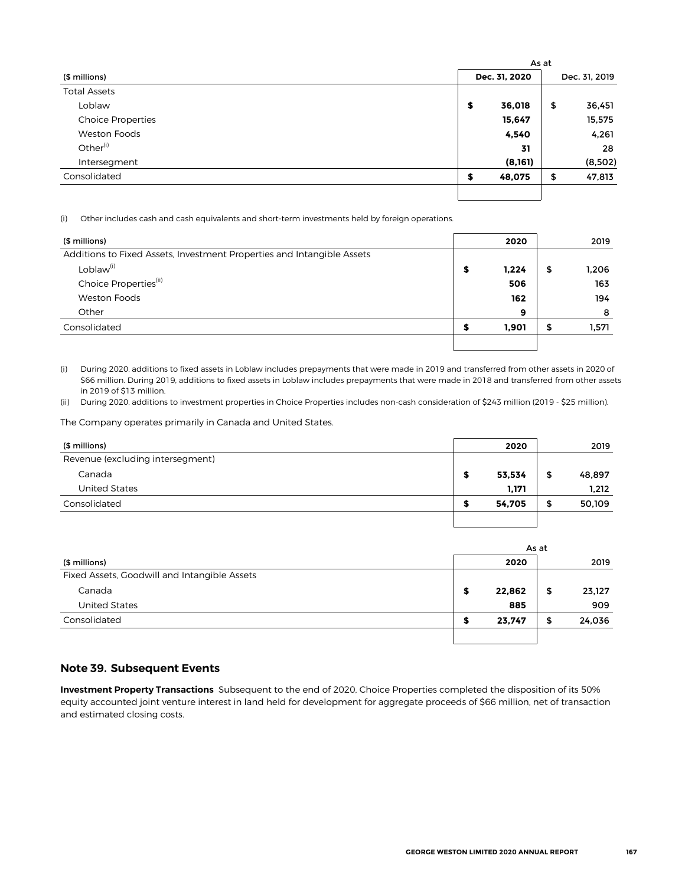| | As at | |
|---|---|---|
| ($ millions) | Dec. 31, 2020 | Dec. 31, 2019 |
| Total Assets | | |
| Loblaw | **$ 36,018** | $ 36,451 |
| Choice Properties | **15,647** | 15,575 |
| Weston Foods | **4,540** | 4,261 |
| Other[(i)] | **31** | 28 |
| Intersegment | **(8,161)** | (8,502) |
| Consolidated | **$ 48,075** | $ 47,813 |

(i) Other includes cash and cash equivalents and short-term investments held by foreign operations.

| ($ millions) | 2020 | 2019 |
|---|---|---|
| Additions to Fixed Assets, Investment Properties and Intangible Assets | | |
| Loblaw[(i)] | **$ 1,224** | $ 1,206 |
| Choice Properties[(ii)] | **506** | 163 |
| Weston Foods | **162** | 194 |
| Other | **9** | 8 |
| Consolidated | **$ 1,901** | $ 1,571 |

(i) During 2020, additions to fixed assets in Loblaw includes prepayments that were made in 2019 and transferred from other assets in 2020 of $66 million. During 2019, additions to fixed assets in Loblaw includes prepayments that were made in 2018 and transferred from other assets in 2019 of $13 million.

(ii) During 2020, additions to investment properties in Choice Properties includes non-cash consideration of $243 million (2019 - $25 million).

The Company operates primarily in Canada and United States.

| ($ millions) | 2020 | 2019 |
|---|---|---|
| Revenue (excluding intersegment) | | |
| Canada | **$ 53,534** | $ 48,897 |
| United States | **1,171** | 1,212 |
| Consolidated | **$ 54,705** | $ 50,109 |

| | As at | |
|---|---|---|
| ($ millions) | 2020 | 2019 |
| Fixed Assets, Goodwill and Intangible Assets | | |
| Canada | **$ 22,862** | $ 23,127 |
| United States | **885** | 909 |
| Consolidated | **$ 23,747** | $ 24,036 |

## Note 39. Subsequent Events

**Investment Property Transactions** Subsequent to the end of 2020, Choice Properties completed the disposition of its 50% equity accounted joint venture interest in land held for development for aggregate proceeds of $66 million, net of transaction and estimated closing costs.